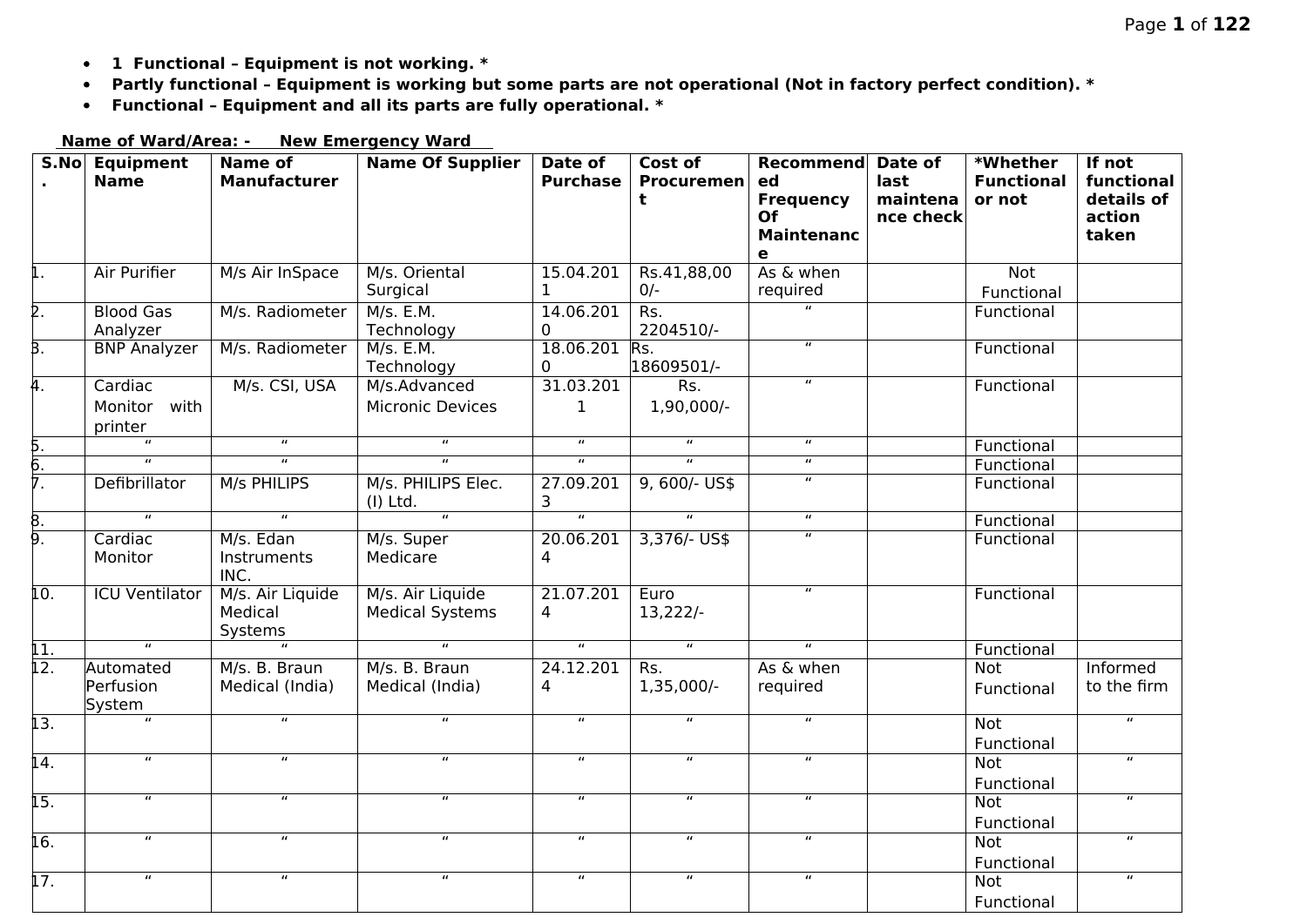- **1 Functional – Equipment is not working. ***
- **Partly functional – Equipment is working but some parts are not operational (Not in factory perfect condition). ***
- **Functional – Equipment and all its parts are fully operational. ***

**Name of Ward/Area: - New Emergency Ward**

| S.No. | Equipment Name | Name of Manufacturer | Name Of Supplier | Date of Purchase | Cost of Procurement | Recommended Frequency Of Maintenance | Date of last maintenance check | *Whether Functional or not | If not functional details of action taken |
|---|---|---|---|---|---|---|---|---|---|
| 1. | Air Purifier | M/s Air InSpace | M/s. Oriental Surgical | 15.04.2011 | Rs.41,88,000/- | As & when required | | Not Functional | |
| 2. | Blood Gas Analyzer | M/s. Radiometer | M/s. E.M. Technology | 14.06.2010 | Rs. 2204510/- | " | | Functional | |
| 3. | BNP Analyzer | M/s. Radiometer | M/s. E.M. Technology | 18.06.2010 | Rs. 18609501/- | " | | Functional | |
| 4. | Cardiac Monitor with printer | M/s. CSI, USA | M/s.Advanced Micronic Devices | 31.03.2011 | Rs. 1,90,000/- | " | | Functional | |
| 5. | " | " | " | " | " | " | | Functional | |
| 6. | " | " | " | " | " | " | | Functional | |
| 7. | Defibrillator | M/s PHILIPS | M/s. PHILIPS Elec. (I) Ltd. | 27.09.2013 | 9, 600/- US$ | " | | Functional | |
| 8. | " | " | " | " | " | " | | Functional | |
| 9. | Cardiac Monitor | M/s. Edan Instruments INC. | M/s. Super Medicare | 20.06.2014 | 3,376/- US$ | " | | Functional | |
| 10. | ICU Ventilator | M/s. Air Liquide Medical Systems | M/s. Air Liquide Medical Systems | 21.07.2014 | Euro 13,222/- | " | | Functional | |
| 11. | " | " | " | " | " | " | | Functional | |
| 12. | Automated Perfusion System | M/s. B. Braun Medical (India) | M/s. B. Braun Medical (India) | 24.12.2014 | Rs. 1,35,000/- | As & when required | | Not Functional | Informed to the firm |
| 13. | " | " | " | " | " | " | | Not Functional | " |
| 14. | " | " | " | " | " | " | | Not Functional | " |
| 15. | " | " | " | " | " | " | | Not Functional | " |
| 16. | " | " | " | " | " | " | | Not Functional | " |
| 17. | " | " | " | " | " | " | | Not Functional | " |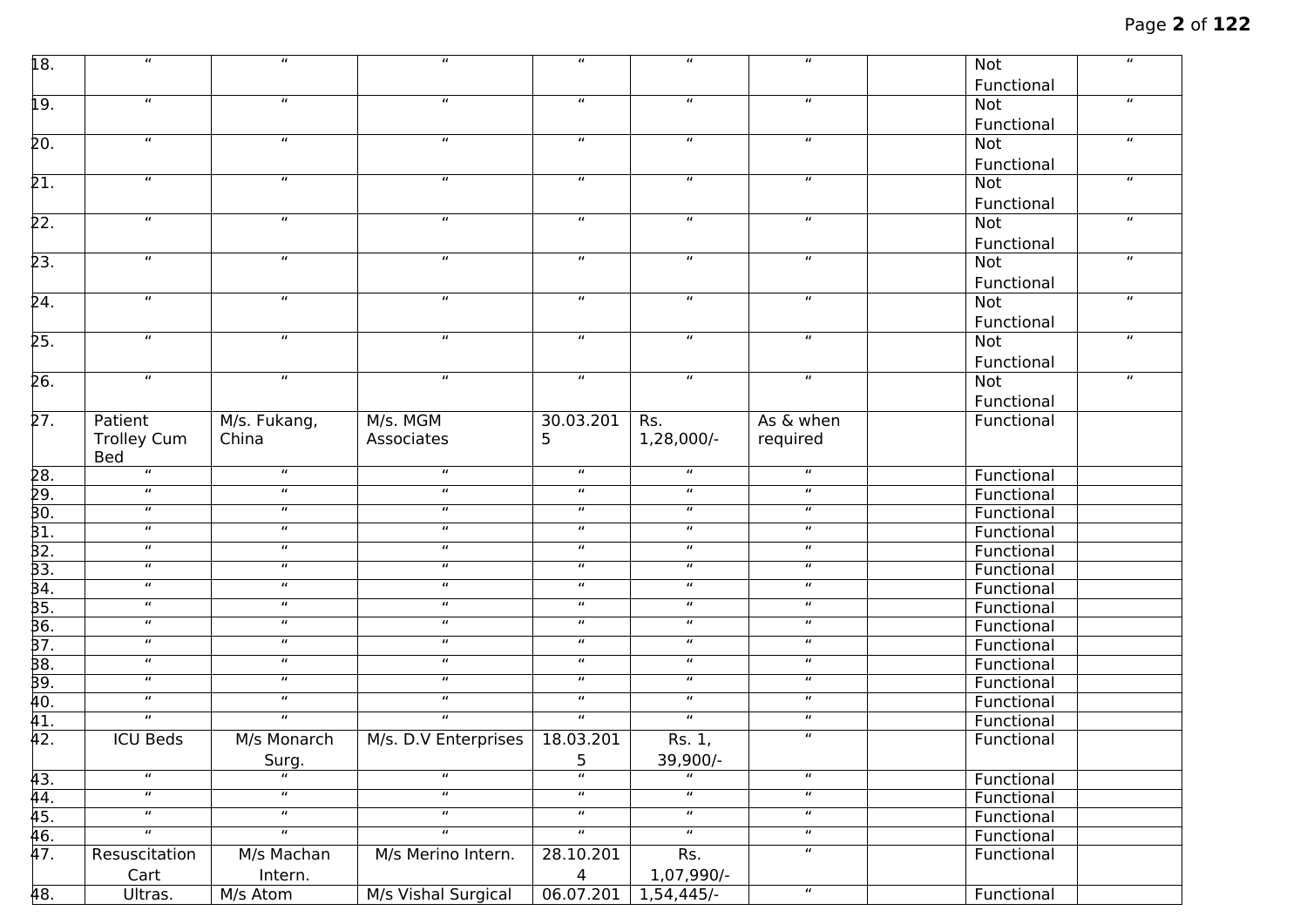| 18. | " | " | " | " | " | " | | Not Functional | " |
|---|---|---|---|---|---|---|---|---|---|
| 19. | " | " | " | " | " | " | | Not Functional | " |
| 20. | " | " | " | " | " | " | | Not Functional | " |
| 21. | " | " | " | " | " | " | | Not Functional | " |
| 22. | " | " | " | " | " | " | | Not Functional | " |
| 23. | " | " | " | " | " | " | | Not Functional | " |
| 24. | " | " | " | " | " | " | | Not Functional | " |
| 25. | " | " | " | " | " | " | | Not Functional | " |
| 26. | " | " | " | " | " | " | | Not Functional | " |
| 27. | Patient Trolley Cum Bed | M/s. Fukang, China | M/s. MGM Associates | 30.03.2015 | Rs. 1,28,000/- | As & when required | | Functional | |
| 28. | " | " | " | " | " | " | | Functional | |
| 29. | " | " | " | " | " | " | | Functional | |
| 30. | " | " | " | " | " | " | | Functional | |
| 31. | " | " | " | " | " | " | | Functional | |
| 32. | " | " | " | " | " | " | | Functional | |
| 33. | " | " | " | " | " | " | | Functional | |
| 34. | " | " | " | " | " | " | | Functional | |
| 35. | " | " | " | " | " | " | | Functional | |
| 36. | " | " | " | " | " | " | | Functional | |
| 37. | " | " | " | " | " | " | | Functional | |
| 38. | " | " | " | " | " | " | | Functional | |
| 39. | " | " | " | " | " | " | | Functional | |
| 40. | " | " | " | " | " | " | | Functional | |
| 41. | " | " | " | " | " | " | | Functional | |
| 42. | ICU Beds | M/s Monarch Surg. | M/s. D.V Enterprises | 18.03.2015 | Rs. 1, 39,900/- | " | | Functional | |
| 43. | " | " | " | " | " | " | | Functional | |
| 44. | " | " | " | " | " | " | | Functional | |
| 45. | " | " | " | " | " | " | | Functional | |
| 46. | " | " | " | " | " | " | | Functional | |
| 47. | Resuscitation Cart | M/s Machan Intern. | M/s Merino Intern. | 28.10.2014 | Rs. 1,07,990/- | " | | Functional | |
| 48. | Ultras. | M/s Atom | M/s Vishal Surgical | 06.07.201 | 1,54,445/- | " | | Functional | |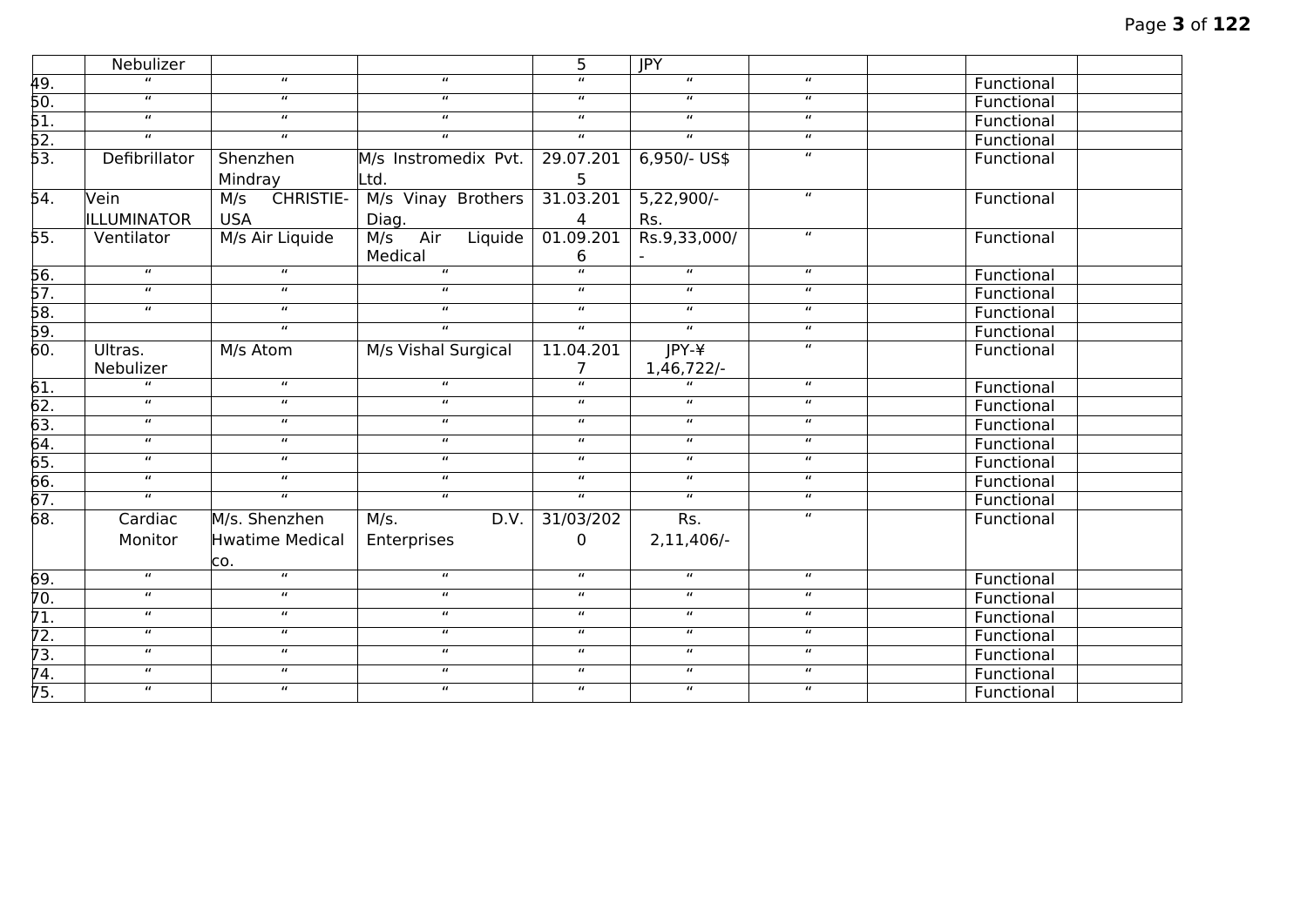|  | Nebulizer |  |  | 5 | JPY |  |  |  |  |
|---|---|---|---|---|---|---|---|---|---|
| 49. | " | " | " | " | " | " |  | Functional |  |
| 50. | " | " | " | " | " | " |  | Functional |  |
| 51. | " | " | " | " | " | " |  | Functional |  |
| 52. | " | " | " | " | " | " |  | Functional |  |
| 53. | Defibrillator | Shenzhen Mindray | M/s Instromedix Pvt. Ltd. | 29.07.2015 | 6,950/- US$ | " |  | Functional |  |
| 54. | Vein ILLUMINATOR | M/s CHRISTIE-USA | M/s Vinay Brothers Diag. | 31.03.2014 | 5,22,900/- Rs. | " |  | Functional |  |
| 55. | Ventilator | M/s Air Liquide | M/s Air Liquide Medical | 01.09.2016 | Rs.9,33,000/- | " |  | Functional |  |
| 56. | " | " | " | " | " | " |  | Functional |  |
| 57. | " | " | " | " | " | " |  | Functional |  |
| 58. | " | " | " | " | " | " |  | Functional |  |
| 59. |  | " | " | " | " | " |  | Functional |  |
| 60. | Ultras. Nebulizer | M/s Atom | M/s Vishal Surgical | 11.04.2017 | JPY-¥ 1,46,722/- | " |  | Functional |  |
| 61. | " | " | " | " | " | " |  | Functional |  |
| 62. | " | " | " | " | " | " |  | Functional |  |
| 63. | " | " | " | " | " | " |  | Functional |  |
| 64. | " | " | " | " | " | " |  | Functional |  |
| 65. | " | " | " | " | " | " |  | Functional |  |
| 66. | " | " | " | " | " | " |  | Functional |  |
| 67. | " | " | " | " | " | " |  | Functional |  |
| 68. | Cardiac Monitor | M/s. Shenzhen Hwatime Medical co. | M/s. D.V. Enterprises | 31/03/2020 | Rs. 2,11,406/- | " |  | Functional |  |
| 69. | " | " | " | " | " | " |  | Functional |  |
| 70. | " | " | " | " | " | " |  | Functional |  |
| 71. | " | " | " | " | " | " |  | Functional |  |
| 72. | " | " | " | " | " | " |  | Functional |  |
| 73. | " | " | " | " | " | " |  | Functional |  |
| 74. | " | " | " | " | " | " |  | Functional |  |
| 75. | " | " | " | " | " | " |  | Functional |  |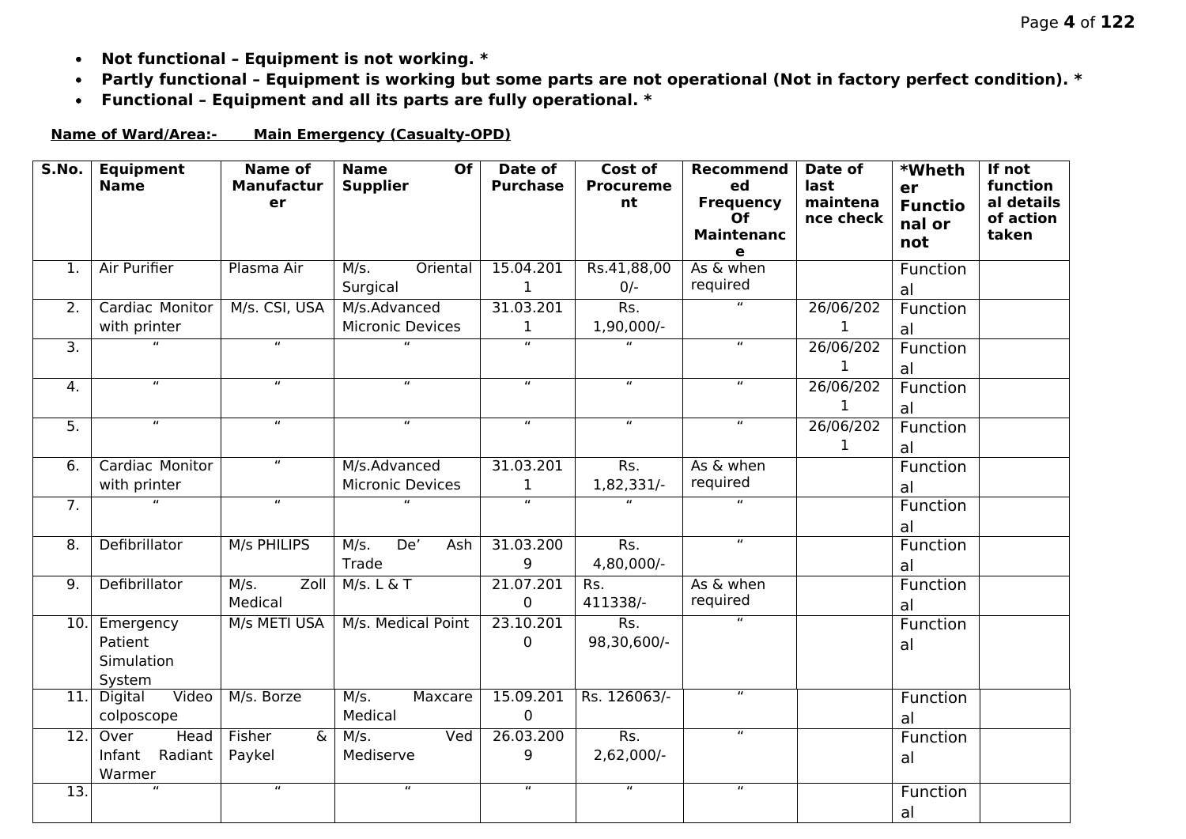- **Not functional – Equipment is not working. ***
- **Partly functional – Equipment is working but some parts are not operational (Not in factory perfect condition). ***
- **Functional – Equipment and all its parts are fully operational. ***

**Name of Ward/Area:- Main Emergency (Casualty-OPD)**

| S.No. | Equipment Name | Name of Manufacturer | Name Of Supplier | Date of Purchase | Cost of Procurement | Recommended Frequency Of Maintenance | Date of last maintenance check | *Whether Functional or not | If not functional details of action taken |
|---|---|---|---|---|---|---|---|---|---|
| 1. | Air Purifier | Plasma Air | M/s. Oriental Surgical | 15.04.2011 | Rs.41,88,000/- | As & when required | | Functional | |
| 2. | Cardiac Monitor with printer | M/s. CSI, USA | M/s.Advanced Micronic Devices | 31.03.2011 | Rs. 1,90,000/- | " | 26/06/2021 | Functional | |
| 3. | " | " | " | " | " | " | 26/06/2021 | Functional | |
| 4. | " | " | " | " | " | " | 26/06/2021 | Functional | |
| 5. | " | " | " | " | " | " | 26/06/2021 | Functional | |
| 6. | Cardiac Monitor with printer | " | M/s.Advanced Micronic Devices | 31.03.2011 | Rs. 1,82,331/- | As & when required | | Functional | |
| 7. | " | " | " | " | " | " | | Functional | |
| 8. | Defibrillator | M/s PHILIPS | M/s. De' Ash Trade | 31.03.2009 | Rs. 4,80,000/- | " | | Functional | |
| 9. | Defibrillator | M/s. Zoll Medical | M/s. L & T | 21.07.2010 | Rs. 411338/- | As & when required | | Functional | |
| 10. | Emergency Patient Simulation System | M/s METI USA | M/s. Medical Point | 23.10.2010 | Rs. 98,30,600/- | " | | Functional | |
| 11. | Digital Video colposcope | M/s. Borze | M/s. Maxcare Medical | 15.09.2010 | Rs. 126063/- | " | | Functional | |
| 12. | Over Head Infant Radiant Warmer | Fisher & Paykel | M/s. Ved Mediserve | 26.03.2009 | Rs. 2,62,000/- | " | | Functional | |
| 13. | " | " | " | " | " | " | | Functional | |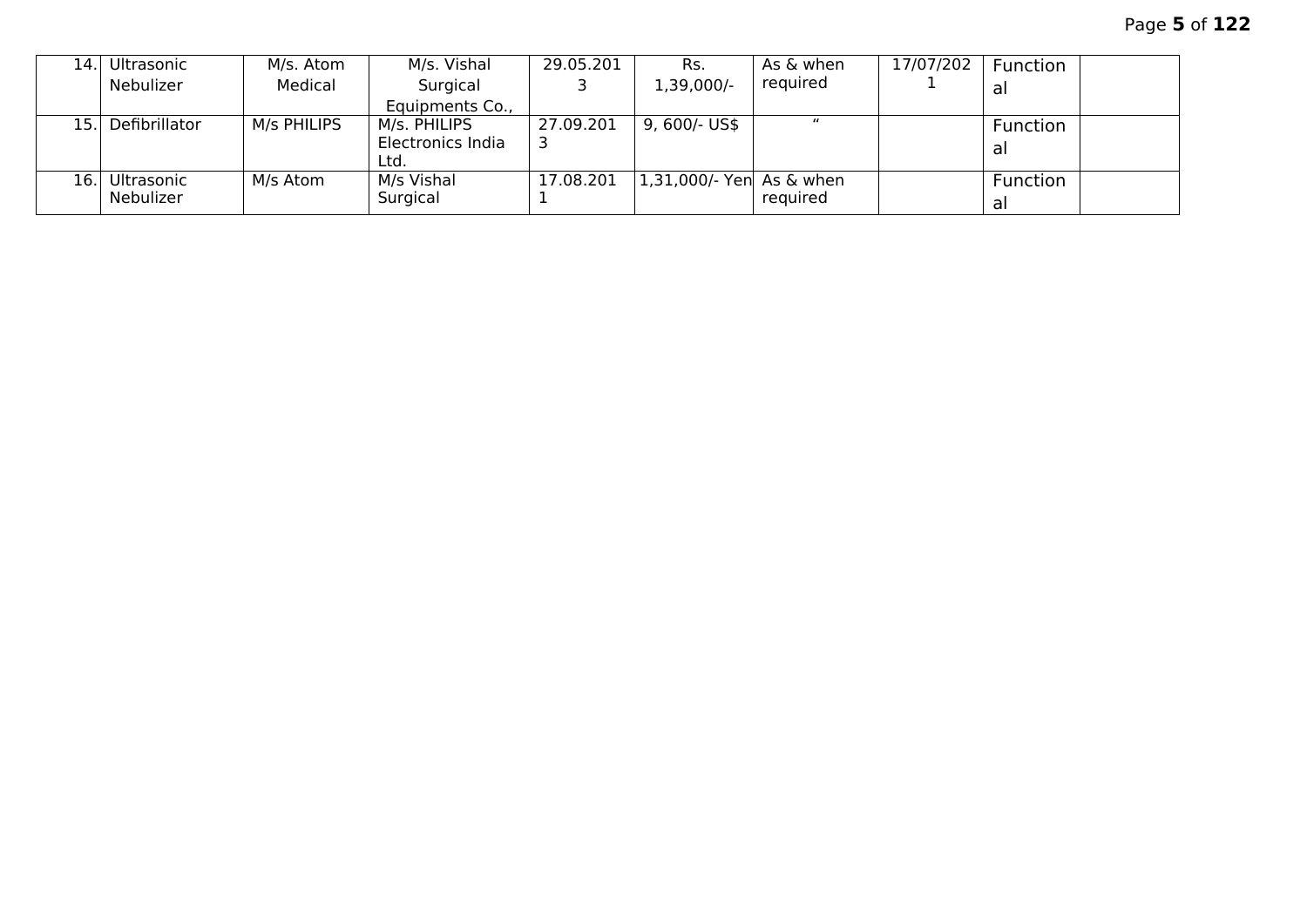| 14. | Ultrasonic Nebulizer | M/s. Atom Medical | M/s. Vishal Surgical Equipments Co., | 29.05.2013 | Rs. 1,39,000/- | As & when required | 17/07/2021 | Functional | |
|---|---|---|---|---|---|---|---|---|---|
| 15. | Defibrillator | M/s PHILIPS | M/s. PHILIPS Electronics India Ltd. | 27.09.2013 | 9, 600/- US$ | " | | Functional | |
| 16. | Ultrasonic Nebulizer | M/s Atom | M/s Vishal Surgical | 17.08.2011 | 1,31,000/- Yen | As & when required | | Functional | |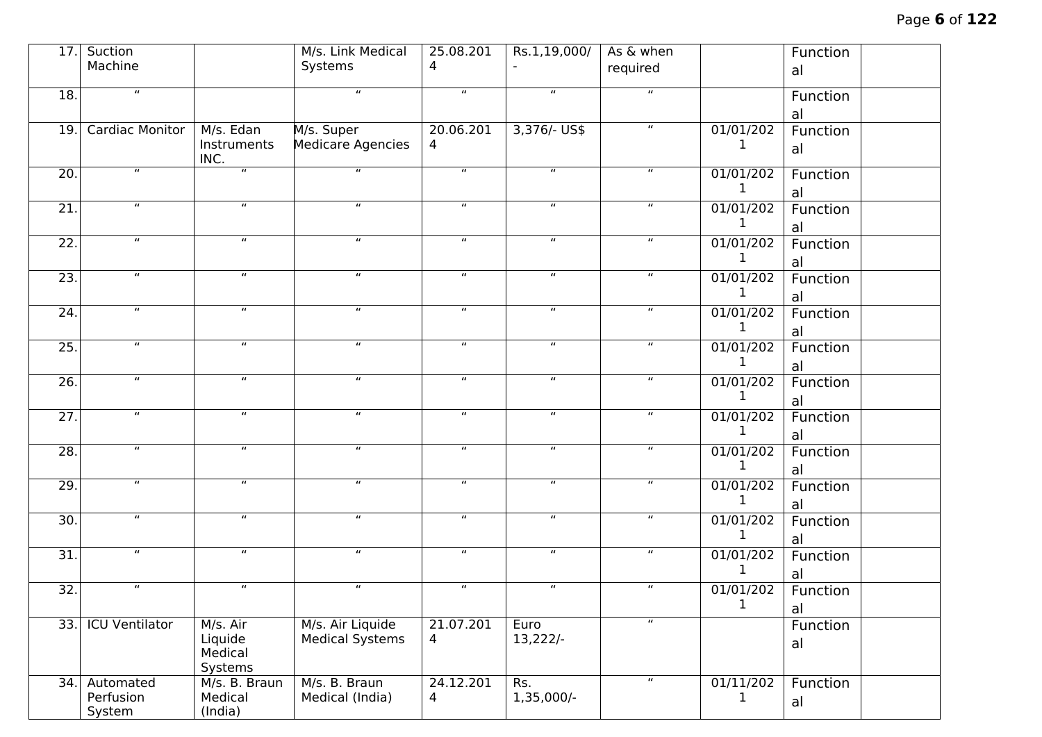| 17. | Suction Machine | | M/s. Link Medical Systems | 25.08.2014 | Rs.1,19,000/- | As & when required | | Functional | |
|---|---|---|---|---|---|---|---|---|---|
| 18. | " | | " | " | " | " | | Functional | |
| 19. | Cardiac Monitor | M/s. Edan Instruments INC. | M/s. Super Medicare Agencies | 20.06.2014 | 3,376/- US$ | " | 01/01/2021 | Functional | |
| 20. | " | " | " | " | " | " | 01/01/2021 | Functional | |
| 21. | " | " | " | " | " | " | 01/01/2021 | Functional | |
| 22. | " | " | " | " | " | " | 01/01/2021 | Functional | |
| 23. | " | " | " | " | " | " | 01/01/2021 | Functional | |
| 24. | " | " | " | " | " | " | 01/01/2021 | Functional | |
| 25. | " | " | " | " | " | " | 01/01/2021 | Functional | |
| 26. | " | " | " | " | " | " | 01/01/2021 | Functional | |
| 27. | " | " | " | " | " | " | 01/01/2021 | Functional | |
| 28. | " | " | " | " | " | " | 01/01/2021 | Functional | |
| 29. | " | " | " | " | " | " | 01/01/2021 | Functional | |
| 30. | " | " | " | " | " | " | 01/01/2021 | Functional | |
| 31. | " | " | " | " | " | " | 01/01/2021 | Functional | |
| 32. | " | " | " | " | " | " | 01/01/2021 | Functional | |
| 33. | ICU Ventilator | M/s. Air Liquide Medical Systems | M/s. Air Liquide Medical Systems | 21.07.2014 | Euro 13,222/- | " | | Functional | |
| 34. | Automated Perfusion System | M/s. B. Braun Medical (India) | M/s. B. Braun Medical (India) | 24.12.2014 | Rs. 1,35,000/- | " | 01/11/2021 | Functional | |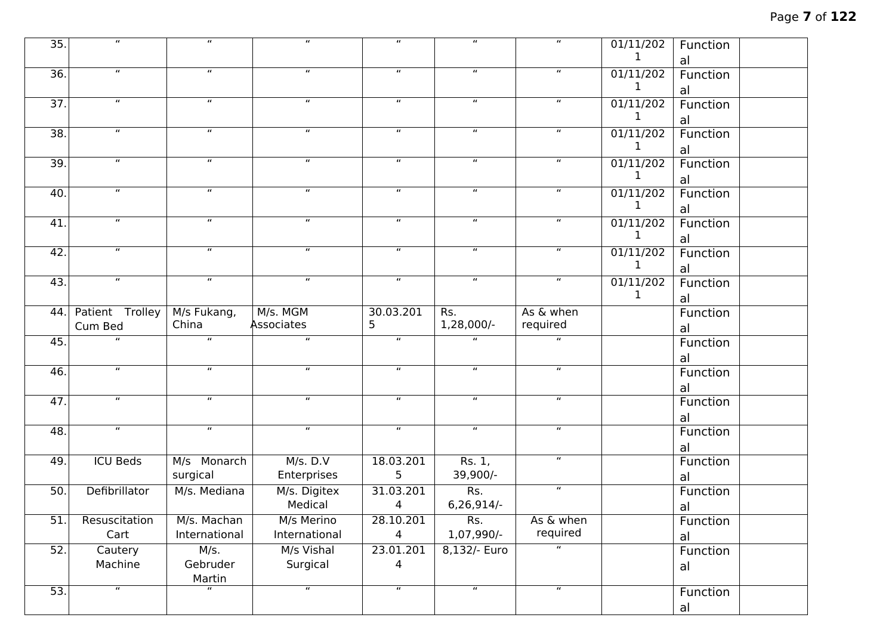| 35. | “ | “ | “ | “ | “ | “ | 01/11/2021 | Functional | |
|---|---|---|---|---|---|---|---|---|---|
| 36. | “ | “ | “ | “ | “ | “ | 01/11/2021 | Functional | |
| 37. | “ | “ | “ | “ | “ | “ | 01/11/2021 | Functional | |
| 38. | “ | “ | “ | “ | “ | “ | 01/11/2021 | Functional | |
| 39. | “ | “ | “ | “ | “ | “ | 01/11/2021 | Functional | |
| 40. | “ | “ | “ | “ | “ | “ | 01/11/2021 | Functional | |
| 41. | “ | “ | “ | “ | “ | “ | 01/11/2021 | Functional | |
| 42. | “ | “ | “ | “ | “ | “ | 01/11/2021 | Functional | |
| 43. | “ | “ | “ | “ | “ | “ | 01/11/2021 | Functional | |
| 44. | Patient Trolley Cum Bed | M/s Fukang, China | M/s. MGM Associates | 30.03.2015 | Rs. 1,28,000/- | As & when required | | Functional | |
| 45. | “ | “ | “ | “ | “ | “ | | Functional | |
| 46. | “ | “ | “ | “ | “ | “ | | Functional | |
| 47. | “ | “ | “ | “ | “ | “ | | Functional | |
| 48. | “ | “ | “ | “ | “ | “ | | Functional | |
| 49. | ICU Beds | M/s Monarch surgical | M/s. D.V Enterprises | 18.03.2015 | Rs. 1, 39,900/- | “ | | Functional | |
| 50. | Defibrillator | M/s. Mediana | M/s. Digitex Medical | 31.03.2014 | Rs. 6,26,914/- | “ | | Functional | |
| 51. | Resuscitation Cart | M/s. Machan International | M/s Merino International | 28.10.2014 | Rs. 1,07,990/- | As & when required | | Functional | |
| 52. | Cautery Machine | M/s. Gebruder Martin | M/s Vishal Surgical | 23.01.2014 | 8,132/- Euro | “ | | Functional | |
| 53. | “ | “ | “ | “ | “ | “ | | Functional | |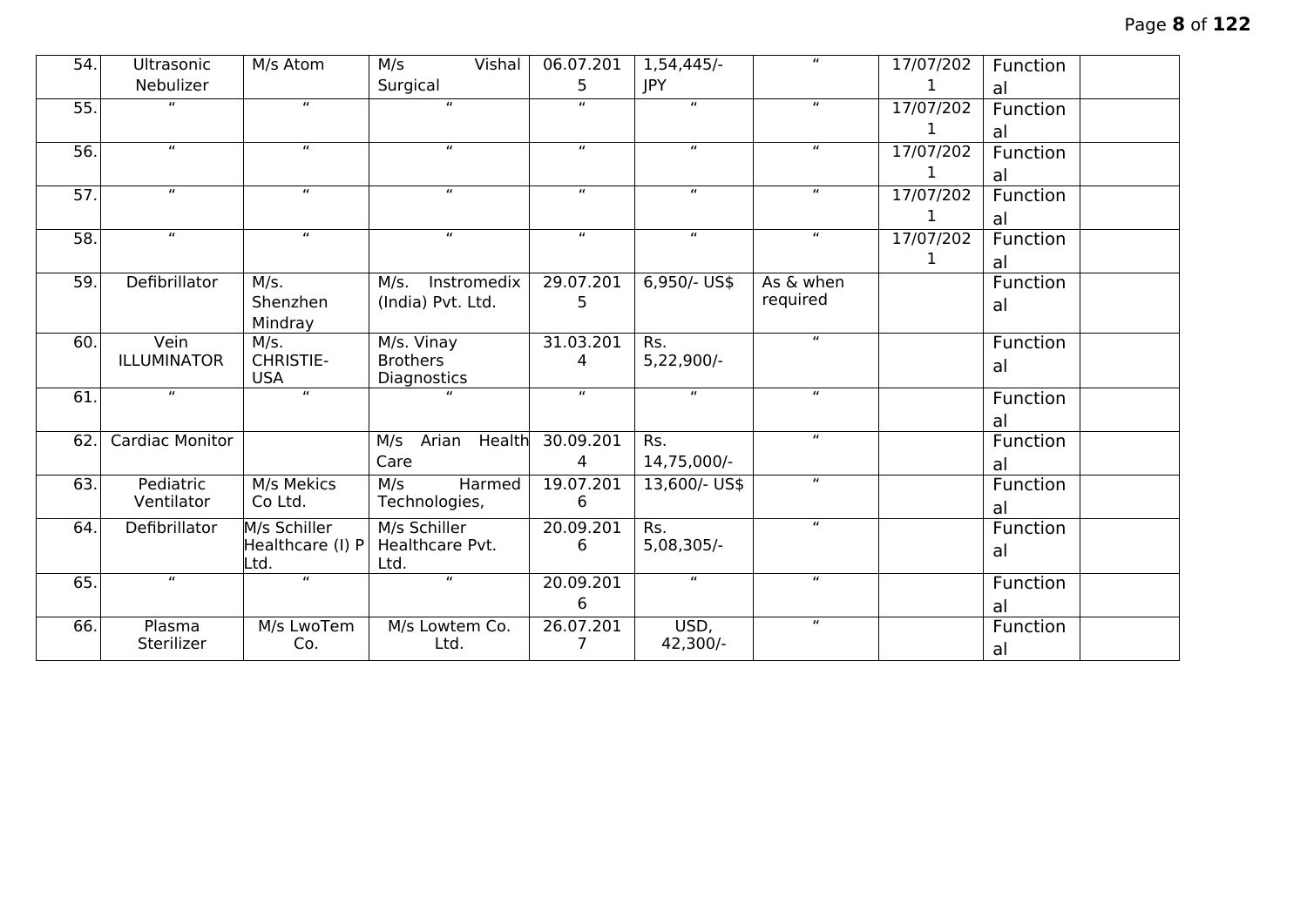| 54. | Ultrasonic Nebulizer | M/s Atom | M/s Vishal Surgical | 06.07.2015 | 1,54,445/- JPY | " | 17/07/2021 | Functional | |
|---|---|---|---|---|---|---|---|---|---|
| 55. | " | " | " | " | " | " | 17/07/2021 | Functional | |
| 56. | " | " | " | " | " | " | 17/07/2021 | Functional | |
| 57. | " | " | " | " | " | " | 17/07/2021 | Functional | |
| 58. | " | " | " | " | " | " | 17/07/2021 | Functional | |
| 59. | Defibrillator | M/s. Shenzhen Mindray | M/s. Instromedix (India) Pvt. Ltd. | 29.07.2015 | 6,950/- US$ | As & when required | | Functional | |
| 60. | Vein ILLUMINATOR | M/s. CHRISTIE-USA | M/s. Vinay Brothers Diagnostics | 31.03.2014 | Rs. 5,22,900/- | " | | Functional | |
| 61. | " | " | " | " | " | " | | Functional | |
| 62. | Cardiac Monitor | | M/s Arian Health Care | 30.09.2014 | Rs. 14,75,000/- | " | | Functional | |
| 63. | Pediatric Ventilator | M/s Mekics Co Ltd. | M/s Harmed Technologies, | 19.07.2016 | 13,600/- US$ | " | | Functional | |
| 64. | Defibrillator | M/s Schiller Healthcare (I) P Ltd. | M/s Schiller Healthcare Pvt. Ltd. | 20.09.2016 | Rs. 5,08,305/- | " | | Functional | |
| 65. | " | " | " | 20.09.2016 | " | " | | Functional | |
| 66. | Plasma Sterilizer | M/s LwoTem Co. | M/s Lowtem Co. Ltd. | 26.07.2017 | USD, 42,300/- | " | | Functional | |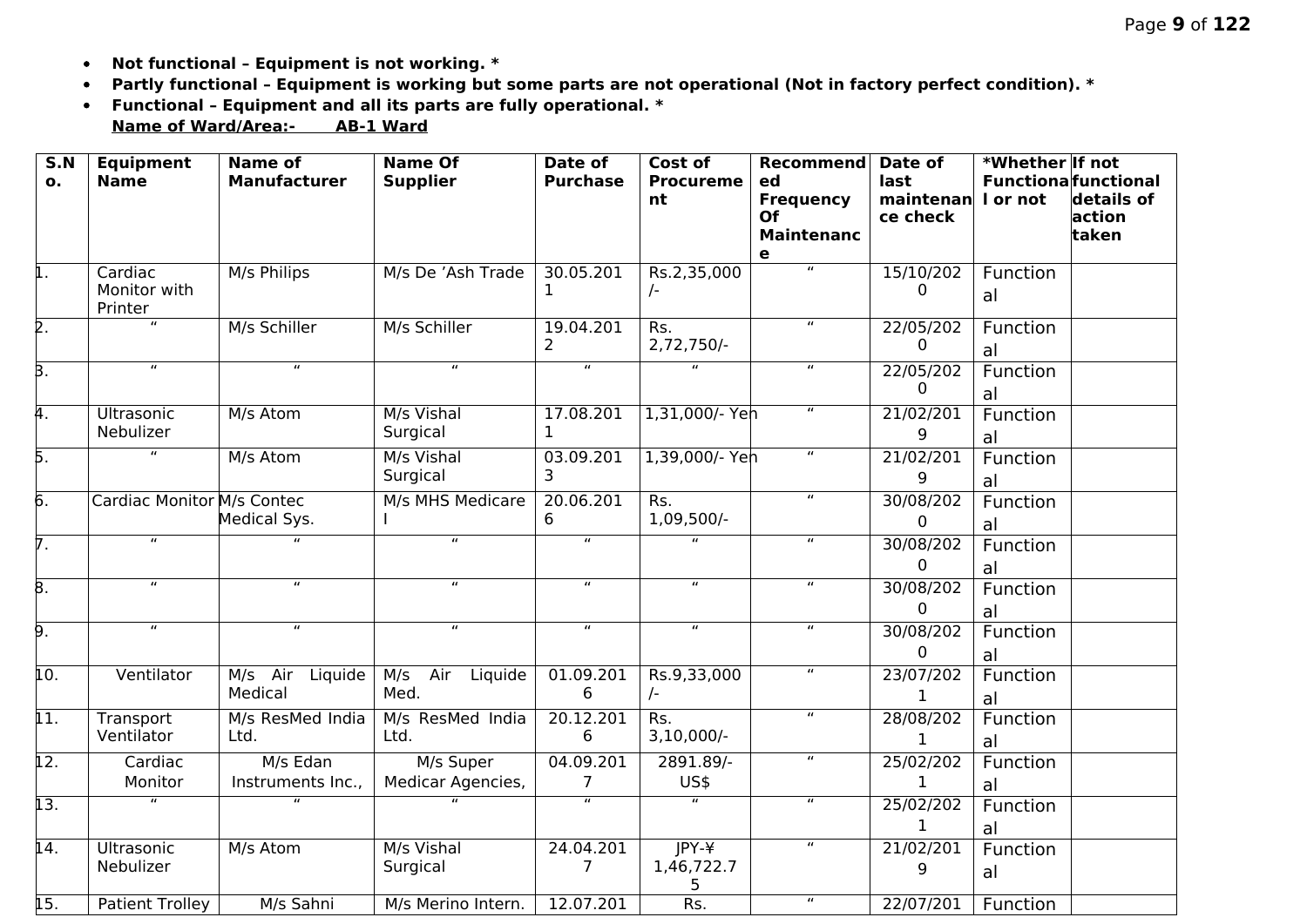- **Not functional – Equipment is not working. ***
- **Partly functional – Equipment is working but some parts are not operational (Not in factory perfect condition). ***
- **Functional – Equipment and all its parts are fully operational. ***

**Name of Ward/Area:- AB-1 Ward**

| S.No. | Equipment Name | Name of Manufacturer | Name Of Supplier | Date of Purchase | Cost of Procurement | Recommended Frequency Of Maintenance | Date of last maintenance check | *Whether Functional or not | If not functional details of action taken |
|---|---|---|---|---|---|---|---|---|---|
| 1. | Cardiac Monitor with Printer | M/s Philips | M/s De 'Ash Trade | 30.05.2011 | Rs.2,35,000/- | " | 15/10/2020 | Functional | |
| 2. | " | M/s Schiller | M/s Schiller | 19.04.2012 | Rs. 2,72,750/- | " | 22/05/2020 | Functional | |
| 3. | " | " | " | " | " | " | 22/05/2020 | Functional | |
| 4. | Ultrasonic Nebulizer | M/s Atom | M/s Vishal Surgical | 17.08.2011 | 1,31,000/- Yen | " | 21/02/2019 | Functional | |
| 5. | " | M/s Atom | M/s Vishal Surgical | 03.09.2013 | 1,39,000/- Yen | " | 21/02/2019 | Functional | |
| 6. | Cardiac Monitor | M/s Contec Medical Sys. | M/s MHS Medicare I | 20.06.2016 | Rs. 1,09,500/- | " | 30/08/2020 | Functional | |
| 7. | " | " | " | " | " | " | 30/08/2020 | Functional | |
| 8. | " | " | " | " | " | " | 30/08/2020 | Functional | |
| 9. | " | " | " | " | " | " | 30/08/2020 | Functional | |
| 10. | Ventilator | M/s Air Liquide Medical | M/s Air Liquide Med. | 01.09.2016 | Rs.9,33,000/- | " | 23/07/2021 | Functional | |
| 11. | Transport Ventilator | M/s ResMed India Ltd. | M/s ResMed India Ltd. | 20.12.2016 | Rs. 3,10,000/- | " | 28/08/2021 | Functional | |
| 12. | Cardiac Monitor | M/s Edan Instruments Inc., | M/s Super Medicar Agencies, | 04.09.2017 | 2891.89/- US$ | " | 25/02/2021 | Functional | |
| 13. | " | " | " | " | " | " | 25/02/2021 | Functional | |
| 14. | Ultrasonic Nebulizer | M/s Atom | M/s Vishal Surgical | 24.04.2017 | JPY-¥ 1,46,722.75 | " | 21/02/2019 | Functional | |
| 15. | Patient Trolley | M/s Sahni | M/s Merino Intern. | 12.07.201 | Rs. | " | 22/07/201 | Function | |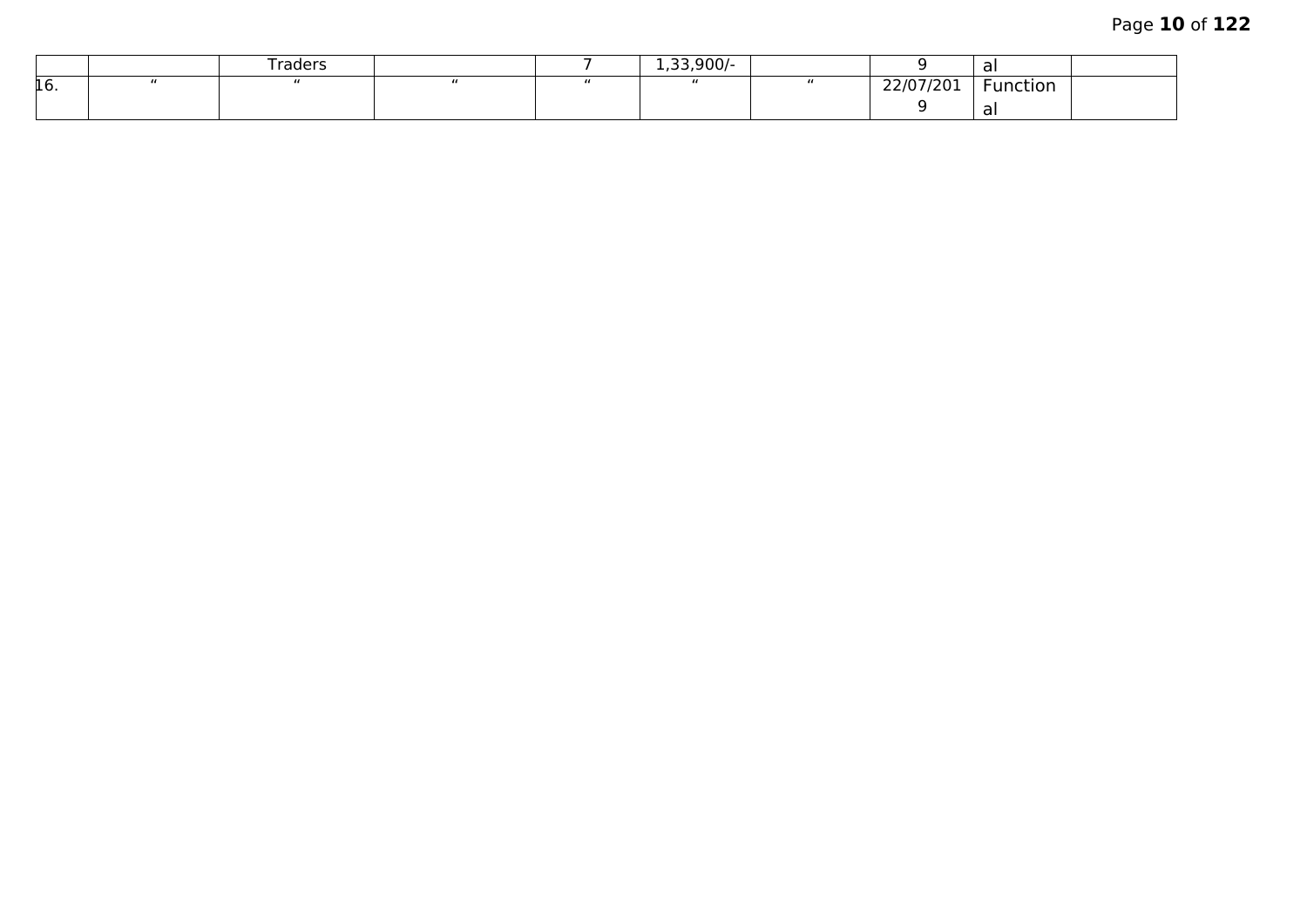|  |  | Traders |  | 7 | 1,33,900/- |  | 9 | al |  |
|---|---|---|---|---|---|---|---|---|---|
| 16. | " | " | " | " | " | " | 22/07/2019 | Functional |  |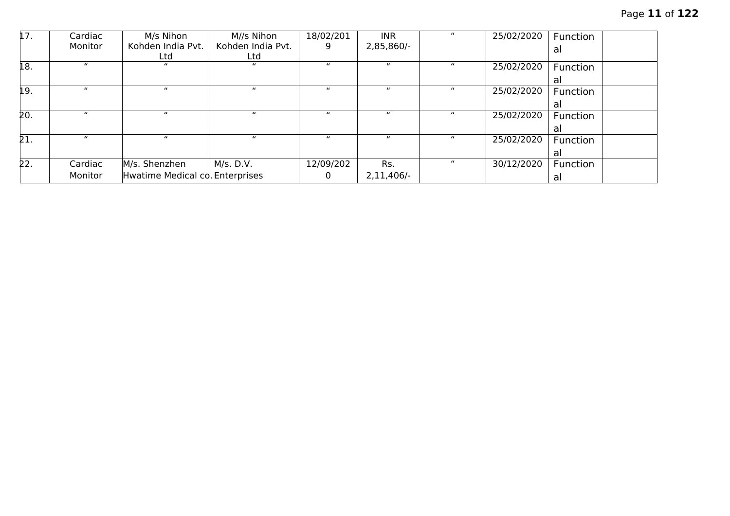| | | | | | | | | | |
|---|---|---|---|---|---|---|---|---|---|
| 17. | Cardiac Monitor | M/s Nihon Kohden India Pvt. Ltd | M//s Nihon Kohden India Pvt. Ltd | 18/02/2019 | INR 2,85,860/- | " | 25/02/2020 | Functional | |
| 18. | " | " | " | " | " | " | 25/02/2020 | Functional | |
| 19. | " | " | " | " | " | " | 25/02/2020 | Functional | |
| 20. | " | " | " | " | " | " | 25/02/2020 | Functional | |
| 21. | " | " | " | " | " | " | 25/02/2020 | Functional | |
| 22. | Cardiac Monitor | M/s. Shenzhen Hwatime Medical co. | M/s. D.V. Enterprises | 12/09/2020 | Rs. 2,11,406/- | " | 30/12/2020 | Functional | |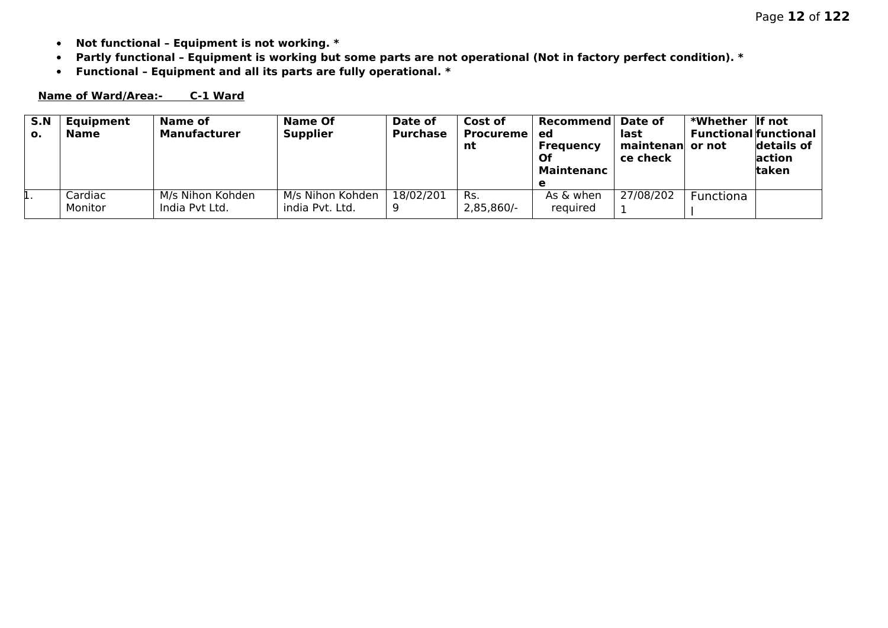- **Not functional – Equipment is not working. ***
- **Partly functional – Equipment is working but some parts are not operational (Not in factory perfect condition). ***
- **Functional – Equipment and all its parts are fully operational. ***

**Name of Ward/Area:- C-1 Ward**

| S.No. | Equipment Name | Name of Manufacturer | Name Of Supplier | Date of Purchase | Cost of Procurement | Recommended Frequency Of Maintenance | Date of last maintenance check | *Whether Functional or not | If not functional details of action taken |
|---|---|---|---|---|---|---|---|---|---|
| 1. | Cardiac Monitor | M/s Nihon Kohden India Pvt Ltd. | M/s Nihon Kohden india Pvt. Ltd. | 18/02/2019 | Rs. 2,85,860/- | As & when required | 27/08/2021 | Functional | |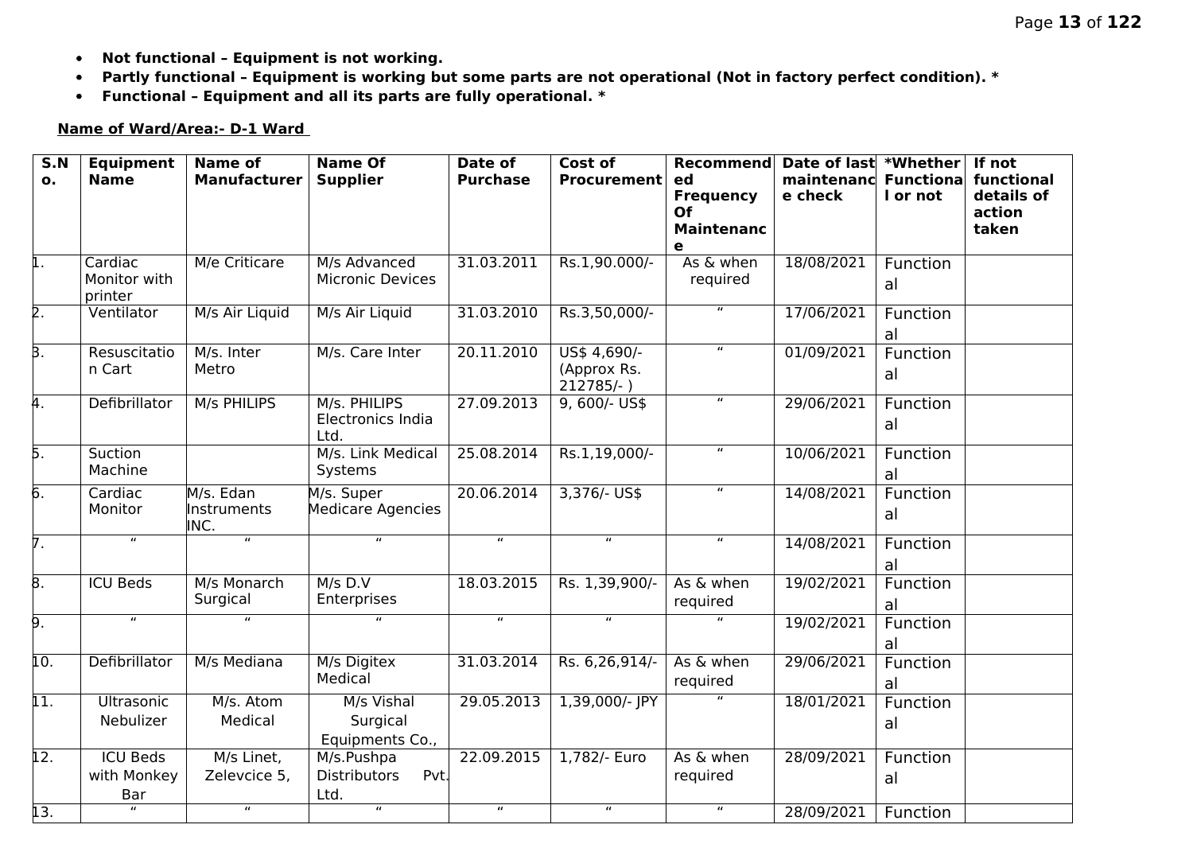- **Not functional – Equipment is not working.**
- **Partly functional – Equipment is working but some parts are not operational (Not in factory perfect condition). ***
- **Functional – Equipment and all its parts are fully operational. ***

**Name of Ward/Area:- D-1 Ward**

| S.No. | Equipment Name | Name of Manufacturer | Name Of Supplier | Date of Purchase | Cost of Procurement | Recommended Frequency Of Maintenance | Date of last maintenance check | *Whether Functional or not | If not functional details of action taken |
|---|---|---|---|---|---|---|---|---|---|
| 1. | Cardiac Monitor with printer | M/e Criticare | M/s Advanced Micronic Devices | 31.03.2011 | Rs.1,90.000/- | As & when required | 18/08/2021 | Functional | |
| 2. | Ventilator | M/s Air Liquid | M/s Air Liquid | 31.03.2010 | Rs.3,50,000/- | " | 17/06/2021 | Functional | |
| 3. | Resuscitation Cart | M/s. Inter Metro | M/s. Care Inter | 20.11.2010 | US$ 4,690/- (Approx Rs. 212785/- ) | " | 01/09/2021 | Functional | |
| 4. | Defibrillator | M/s PHILIPS | M/s. PHILIPS Electronics India Ltd. | 27.09.2013 | 9, 600/- US$ | " | 29/06/2021 | Functional | |
| 5. | Suction Machine | | M/s. Link Medical Systems | 25.08.2014 | Rs.1,19,000/- | " | 10/06/2021 | Functional | |
| 6. | Cardiac Monitor | M/s. Edan Instruments INC. | M/s. Super Medicare Agencies | 20.06.2014 | 3,376/- US$ | " | 14/08/2021 | Functional | |
| 7. | " | " | " | " | " | " | 14/08/2021 | Functional | |
| 8. | ICU Beds | M/s Monarch Surgical | M/s D.V Enterprises | 18.03.2015 | Rs. 1,39,900/- | As & when required | 19/02/2021 | Functional | |
| 9. | " | " | " | " | " | " | 19/02/2021 | Functional | |
| 10. | Defibrillator | M/s Mediana | M/s Digitex Medical | 31.03.2014 | Rs. 6,26,914/- | As & when required | 29/06/2021 | Functional | |
| 11. | Ultrasonic Nebulizer | M/s. Atom Medical | M/s Vishal Surgical Equipments Co., | 29.05.2013 | 1,39,000/- JPY | " | 18/01/2021 | Functional | |
| 12. | ICU Beds with Monkey Bar | M/s Linet, Zelevcice 5, | M/s.Pushpa Distributors Pvt. Ltd. | 22.09.2015 | 1,782/- Euro | As & when required | 28/09/2021 | Functional | |
| 13. | " | " | " | " | " | " | 28/09/2021 | Function | |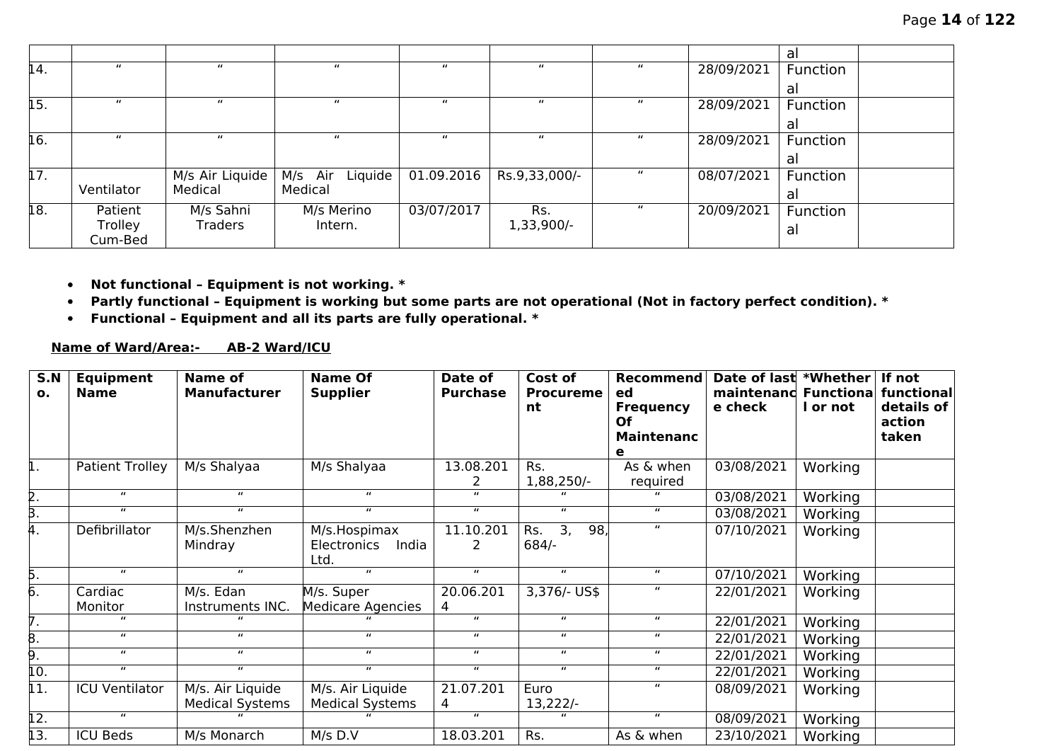|  |  |  |  |  |  |  |  | al |  |
|---|---|---|---|---|---|---|---|---|---|
| 14. | " | " | " | " | " | " | 28/09/2021 | Functional |  |
| 15. | " | " | " | " | " | " | 28/09/2021 | Functional |  |
| 16. | " | " | " | " | " | " | 28/09/2021 | Functional |  |
| 17. | Ventilator | M/s Air Liquide Medical | M/s Air Liquide Medical | 01.09.2016 | Rs.9,33,000/- | " | 08/07/2021 | Functional |  |
| 18. | Patient Trolley Cum-Bed | M/s Sahni Traders | M/s Merino Intern. | 03/07/2017 | Rs. 1,33,900/- | " | 20/09/2021 | Functional |  |

- **Not functional – Equipment is not working. ***
- **Partly functional – Equipment is working but some parts are not operational (Not in factory perfect condition). ***
- **Functional – Equipment and all its parts are fully operational. ***

**Name of Ward/Area:- AB-2 Ward/ICU**

| S.No. | Equipment Name | Name of Manufacturer | Name Of Supplier | Date of Purchase | Cost of Procurement | Recommended Frequency Of Maintenance | Date of last maintenance check | *Whether Functional or not | If not functional details of action taken |
|---|---|---|---|---|---|---|---|---|---|
| 1. | Patient Trolley | M/s Shalyaa | M/s Shalyaa | 13.08.2012 | Rs. 1,88,250/- | As & when required | 03/08/2021 | Working |  |
| 2. | " | " | " | " | " | " | 03/08/2021 | Working |  |
| 3. | " | " | " | " | " | " | 03/08/2021 | Working |  |
| 4. | Defibrillator | M/s.Shenzhen Mindray | M/s.Hospimax Electronics India Ltd. | 11.10.2012 | Rs. 3, 98, 684/- | " | 07/10/2021 | Working |  |
| 5. | " | " | " | " | " | " | 07/10/2021 | Working |  |
| 6. | Cardiac Monitor | M/s. Edan Instruments INC. | M/s. Super Medicare Agencies | 20.06.2014 | 3,376/- US$ | " | 22/01/2021 | Working |  |
| 7. | " | " | " | " | " | " | 22/01/2021 | Working |  |
| 8. | " | " | " | " | " | " | 22/01/2021 | Working |  |
| 9. | " | " | " | " | " | " | 22/01/2021 | Working |  |
| 10. | " | " | " | " | " | " | 22/01/2021 | Working |  |
| 11. | ICU Ventilator | M/s. Air Liquide Medical Systems | M/s. Air Liquide Medical Systems | 21.07.2014 | Euro 13,222/- | " | 08/09/2021 | Working |  |
| 12. | " | " | " | " | " | " | 08/09/2021 | Working |  |
| 13. | ICU Beds | M/s Monarch | M/s D.V | 18.03.201 | Rs. | As & when | 23/10/2021 | Working |  |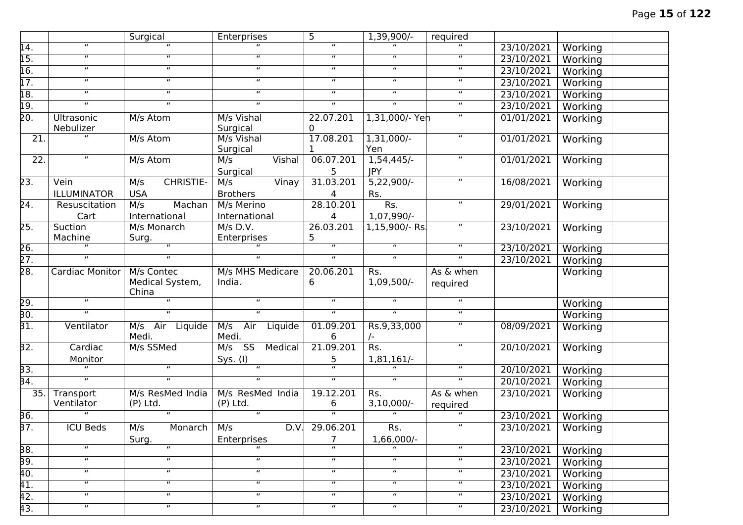|  |  |  |  |  |  |  |  |  |  |
|---|---|---|---|---|---|---|---|---|---|
|  |  | Surgical | Enterprises | 5 | 1,39,900/- | required |  |  |  |
| 14. | " | " | " | " | " | " | 23/10/2021 | Working |  |
| 15. | " | " | " | " | " | " | 23/10/2021 | Working |  |
| 16. | " | " | " | " | " | " | 23/10/2021 | Working |  |
| 17. | " | " | " | " | " | " | 23/10/2021 | Working |  |
| 18. | " | " | " | " | " | " | 23/10/2021 | Working |  |
| 19. | " | " | " | " | " | " | 23/10/2021 | Working |  |
| 20. | Ultrasonic Nebulizer | M/s Atom | M/s Vishal Surgical | 22.07.2010 | 1,31,000/- Yen | " | 01/01/2021 | Working |  |
| 21. | " | M/s Atom | M/s Vishal Surgical | 17.08.2011 | 1,31,000/- Yen | " | 01/01/2021 | Working |  |
| 22. | " | M/s Atom | M/s Vishal Surgical | 06.07.2015 | 1,54,445/- JPY | " | 01/01/2021 | Working |  |
| 23. | Vein ILLUMINATOR | M/s CHRISTIE-USA | M/s Vinay Brothers | 31.03.2014 | 5,22,900/- Rs. | " | 16/08/2021 | Working |  |
| 24. | Resuscitation Cart | M/s Machan International | M/s Merino International | 28.10.2014 | Rs. 1,07,990/- | " | 29/01/2021 | Working |  |
| 25. | Suction Machine | M/s Monarch Surg. | M/s D.V. Enterprises | 26.03.2015 | 1,15,900/- Rs. | " | 23/10/2021 | Working |  |
| 26. | " | " | " | " | " | " | 23/10/2021 | Working |  |
| 27. | " | " | " | " | " | " | 23/10/2021 | Working |  |
| 28. | Cardiac Monitor | M/s Contec Medical System, China | M/s MHS Medicare India. | 20.06.2016 | Rs. 1,09,500/- | As & when required |  | Working |  |
| 29. | " | " | " | " | " | " |  | Working |  |
| 30. | " | " | " | " | " | " |  | Working |  |
| 31. | Ventilator | M/s Air Liquide Medi. | M/s Air Liquide Medi. | 01.09.2016 | Rs.9,33,000/- | " | 08/09/2021 | Working |  |
| 32. | Cardiac Monitor | M/s SSMed | M/s SS Medical Sys. (I) | 21.09.2015 | Rs. 1,81,161/- | " | 20/10/2021 | Working |  |
| 33. | " | " | " | " | " | " | 20/10/2021 | Working |  |
| 34. | " | " | " | " | " | " | 20/10/2021 | Working |  |
| 35. | Transport Ventilator | M/s ResMed India (P) Ltd. | M/s ResMed India (P) Ltd. | 19.12.2016 | Rs. 3,10,000/- | As & when required | 23/10/2021 | Working |  |
| 36. | " | " | " | " | " | " | 23/10/2021 | Working |  |
| 37. | ICU Beds | M/s Monarch Surg. | M/s D.V. Enterprises | 29.06.2017 | Rs. 1,66,000/- | " | 23/10/2021 | Working |  |
| 38. | " | " | " | " | " | " | 23/10/2021 | Working |  |
| 39. | " | " | " | " | " | " | 23/10/2021 | Working |  |
| 40. | " | " | " | " | " | " | 23/10/2021 | Working |  |
| 41. | " | " | " | " | " | " | 23/10/2021 | Working |  |
| 42. | " | " | " | " | " | " | 23/10/2021 | Working |  |
| 43. | " | " | " | " | " | " | 23/10/2021 | Working |  |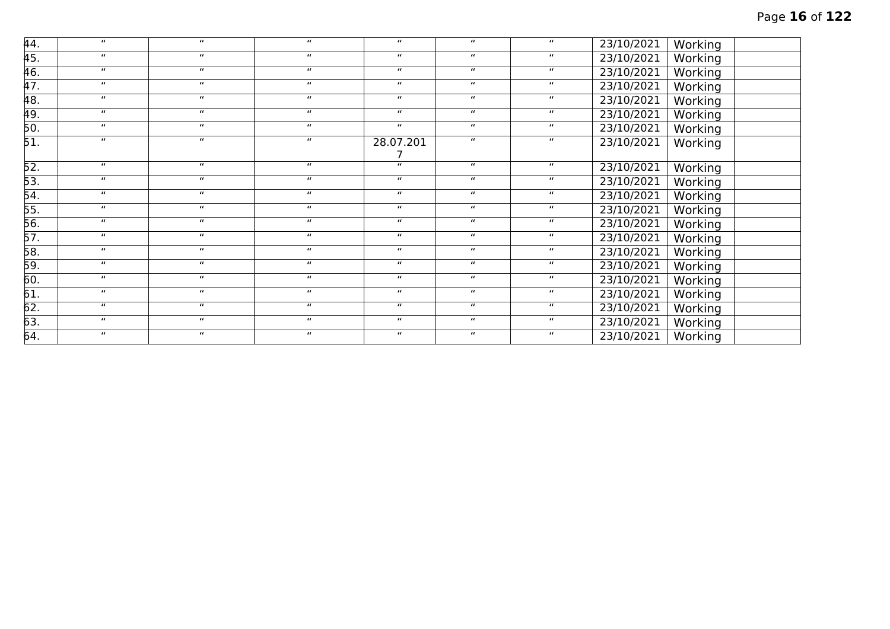| | | | | | | | | | |
|---|---|---|---|---|---|---|---|---|---|
| 44. | " | " | " | " | " | " | 23/10/2021 | Working | |
| 45. | " | " | " | " | " | " | 23/10/2021 | Working | |
| 46. | " | " | " | " | " | " | 23/10/2021 | Working | |
| 47. | " | " | " | " | " | " | 23/10/2021 | Working | |
| 48. | " | " | " | " | " | " | 23/10/2021 | Working | |
| 49. | " | " | " | " | " | " | 23/10/2021 | Working | |
| 50. | " | " | " | " | " | " | 23/10/2021 | Working | |
| 51. | " | " | " | 28.07.2017 | " | " | 23/10/2021 | Working | |
| 52. | " | " | " | " | " | " | 23/10/2021 | Working | |
| 53. | " | " | " | " | " | " | 23/10/2021 | Working | |
| 54. | " | " | " | " | " | " | 23/10/2021 | Working | |
| 55. | " | " | " | " | " | " | 23/10/2021 | Working | |
| 56. | " | " | " | " | " | " | 23/10/2021 | Working | |
| 57. | " | " | " | " | " | " | 23/10/2021 | Working | |
| 58. | " | " | " | " | " | " | 23/10/2021 | Working | |
| 59. | " | " | " | " | " | " | 23/10/2021 | Working | |
| 60. | " | " | " | " | " | " | 23/10/2021 | Working | |
| 61. | " | " | " | " | " | " | 23/10/2021 | Working | |
| 62. | " | " | " | " | " | " | 23/10/2021 | Working | |
| 63. | " | " | " | " | " | " | 23/10/2021 | Working | |
| 64. | " | " | " | " | " | " | 23/10/2021 | Working | |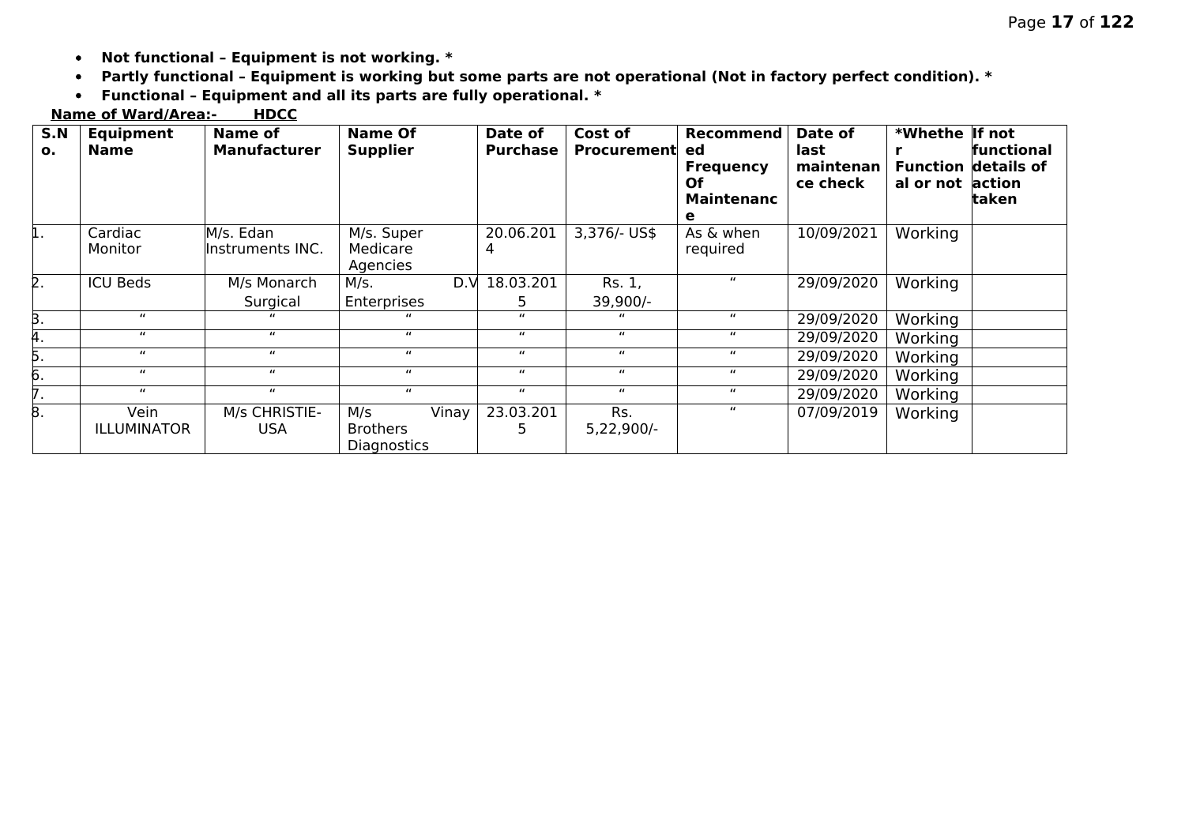- **Not functional – Equipment is not working. ***
- **Partly functional – Equipment is working but some parts are not operational (Not in factory perfect condition). ***
- **Functional – Equipment and all its parts are fully operational. ***

**Name of Ward/Area:- HDCC**

| S.No. | Equipment Name | Name of Manufacturer | Name Of Supplier | Date of Purchase | Cost of Procurement | Recommended Frequency Of Maintenance | Date of last maintenance check | *Whether Functional or not | If not functional details of action taken |
|---|---|---|---|---|---|---|---|---|---|
| 1. | Cardiac Monitor | M/s. Edan Instruments INC. | M/s. Super Medicare Agencies | 20.06.2014 | 3,376/- US$ | As & when required | 10/09/2021 | Working | |
| 2. | ICU Beds | M/s Monarch Surgical | M/s. D.V Enterprises | 18.03.2015 | Rs. 1, 39,900/- | " | 29/09/2020 | Working | |
| 3. | " | " | " | " | " | " | 29/09/2020 | Working | |
| 4. | " | " | " | " | " | " | 29/09/2020 | Working | |
| 5. | " | " | " | " | " | " | 29/09/2020 | Working | |
| 6. | " | " | " | " | " | " | 29/09/2020 | Working | |
| 7. | " | " | " | " | " | " | 29/09/2020 | Working | |
| 8. | Vein ILLUMINATOR | M/s CHRISTIE-USA | M/s Vinay Brothers Diagnostics | 23.03.2015 | Rs. 5,22,900/- | " | 07/09/2019 | Working | |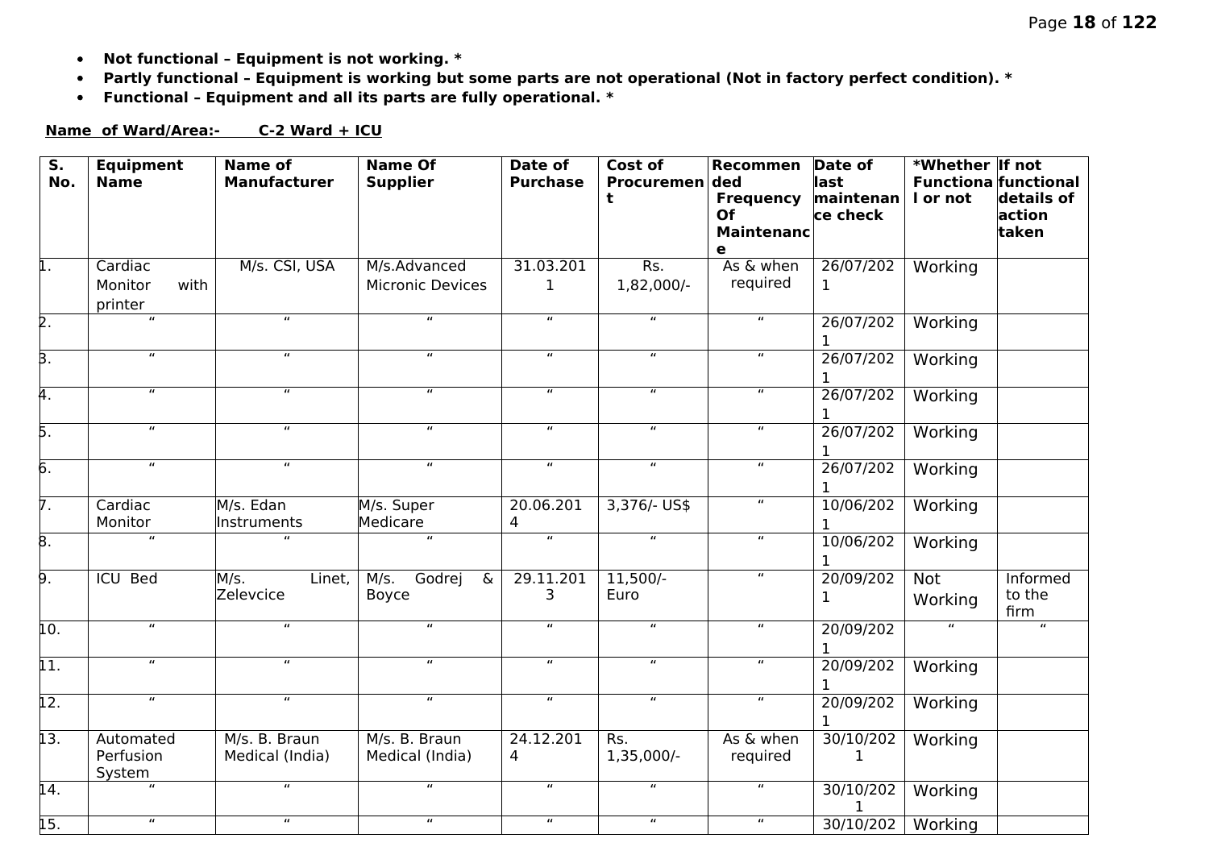- **Not functional – Equipment is not working. ***
- **Partly functional – Equipment is working but some parts are not operational (Not in factory perfect condition). ***
- **Functional – Equipment and all its parts are fully operational. ***

**Name of Ward/Area:- C-2 Ward + ICU**

| S. No. | Equipment Name | Name of Manufacturer | Name Of Supplier | Date of Purchase | Cost of Procurement | Recommended Frequency Of Maintenance | Date of last maintenance check | *Whether Functional or not | If not functional details of action taken |
|---|---|---|---|---|---|---|---|---|---|
| 1. | Cardiac Monitor with printer | M/s. CSI, USA | M/s.Advanced Micronic Devices | 31.03.2011 | Rs. 1,82,000/- | As & when required | 26/07/2021 | Working | |
| 2. | " | " | " | " | " | " | 26/07/2021 | Working | |
| 3. | " | " | " | " | " | " | 26/07/2021 | Working | |
| 4. | " | " | " | " | " | " | 26/07/2021 | Working | |
| 5. | " | " | " | " | " | " | 26/07/2021 | Working | |
| 6. | " | " | " | " | " | " | 26/07/2021 | Working | |
| 7. | Cardiac Monitor | M/s. Edan Instruments | M/s. Super Medicare | 20.06.2014 | 3,376/- US$ | " | 10/06/2021 | Working | |
| 8. | " | " | " | " | " | " | 10/06/2021 | Working | |
| 9. | ICU Bed | M/s. Linet, Zelevcice | M/s. Godrej & Boyce | 29.11.2013 | 11,500/- Euro | " | 20/09/2021 | Not Working | Informed to the firm |
| 10. | " | " | " | " | " | " | 20/09/2021 | " | " |
| 11. | " | " | " | " | " | " | 20/09/2021 | Working | |
| 12. | " | " | " | " | " | " | 20/09/2021 | Working | |
| 13. | Automated Perfusion System | M/s. B. Braun Medical (India) | M/s. B. Braun Medical (India) | 24.12.2014 | Rs. 1,35,000/- | As & when required | 30/10/2021 | Working | |
| 14. | " | " | " | " | " | " | 30/10/2021 | Working | |
| 15. | " | " | " | " | " | " | 30/10/202 | Working | |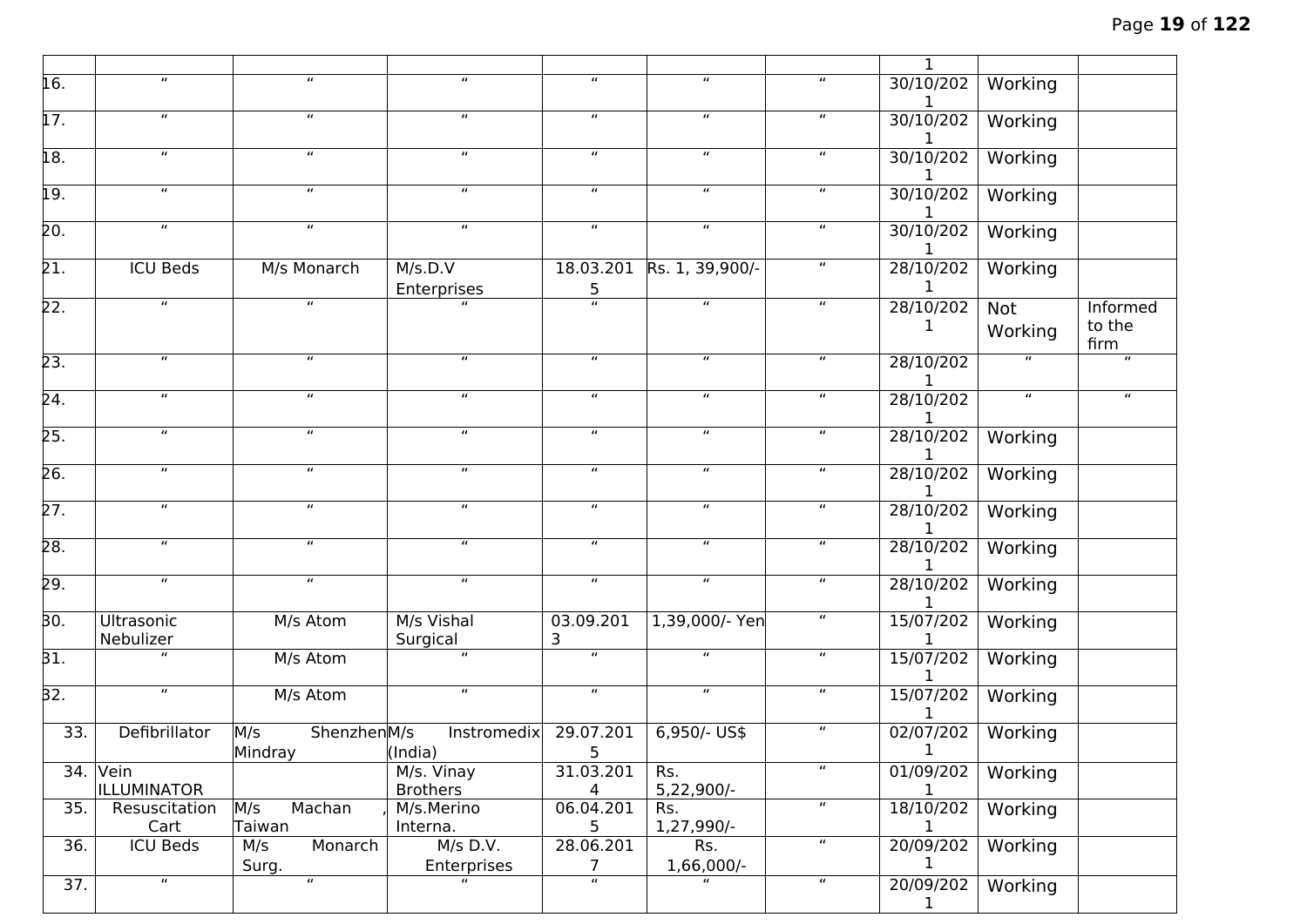| | | | | | | | | | |
|---|---|---|---|---|---|---|---|---|---|
| | “ | | | | | | 1 | | |
| 16. | “ | “ | “ | “ | “ | “ | 30/10/2021 | Working | |
| 17. | “ | “ | “ | “ | “ | “ | 30/10/2021 | Working | |
| 18. | “ | “ | “ | “ | “ | “ | 30/10/2021 | Working | |
| 19. | “ | “ | “ | “ | “ | “ | 30/10/2021 | Working | |
| 20. | “ | “ | “ | “ | “ | “ | 30/10/2021 | Working | |
| 21. | ICU Beds | M/s Monarch | M/s.D.V Enterprises | 18.03.2015 | Rs. 1, 39,900/- | “ | 28/10/2021 | Working | |
| 22. | “ | “ | “ | “ | “ | “ | 28/10/2021 | Not Working | Informed to the firm |
| 23. | “ | “ | “ | “ | “ | “ | 28/10/2021 | “ | “ |
| 24. | “ | “ | “ | “ | “ | “ | 28/10/2021 | “ | “ |
| 25. | “ | “ | “ | “ | “ | “ | 28/10/2021 | Working | |
| 26. | “ | “ | “ | “ | “ | “ | 28/10/2021 | Working | |
| 27. | “ | “ | “ | “ | “ | “ | 28/10/2021 | Working | |
| 28. | “ | “ | “ | “ | “ | “ | 28/10/2021 | Working | |
| 29. | “ | “ | “ | “ | “ | “ | 28/10/2021 | Working | |
| 30. | Ultrasonic Nebulizer | M/s Atom | M/s Vishal Surgical | 03.09.2013 | 1,39,000/- Yen | “ | 15/07/2021 | Working | |
| 31. | “ | M/s Atom | “ | “ | “ | “ | 15/07/2021 | Working | |
| 32. | “ | M/s Atom | “ | “ | “ | “ | 15/07/2021 | Working | |
| 33. | Defibrillator | M/s Shenzhen Mindray | M/s Instromedix (India) | 29.07.2015 | 6,950/- US$ | “ | 02/07/2021 | Working | |
| 34. | Vein ILLUMINATOR | | M/s. Vinay Brothers | 31.03.2014 | Rs. 5,22,900/- | “ | 01/09/2021 | Working | |
| 35. | Resuscitation Cart | M/s Machan , Taiwan | M/s.Merino Interna. | 06.04.2015 | Rs. 1,27,990/- | “ | 18/10/2021 | Working | |
| 36. | ICU Beds | M/s Monarch Surg. | M/s D.V. Enterprises | 28.06.2017 | Rs. 1,66,000/- | “ | 20/09/2021 | Working | |
| 37. | “ | “ | “ | “ | “ | “ | 20/09/2021 | Working | |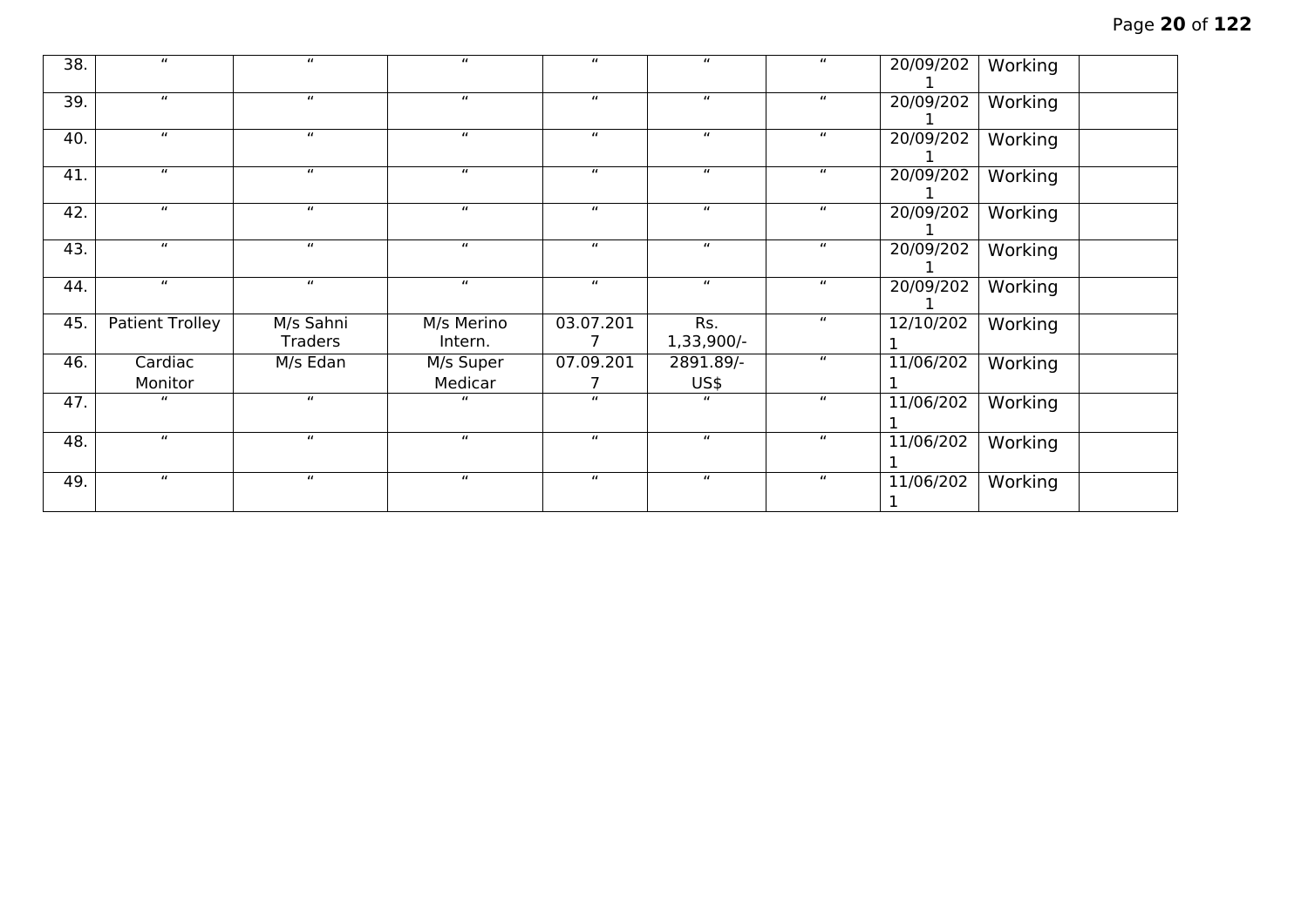| | | | | | | | | | |
|---|---|---|---|---|---|---|---|---|---|
| 38. | " | " | " | " | " | " | 20/09/2021 | Working | |
| 39. | " | " | " | " | " | " | 20/09/2021 | Working | |
| 40. | " | " | " | " | " | " | 20/09/2021 | Working | |
| 41. | " | " | " | " | " | " | 20/09/2021 | Working | |
| 42. | " | " | " | " | " | " | 20/09/2021 | Working | |
| 43. | " | " | " | " | " | " | 20/09/2021 | Working | |
| 44. | " | " | " | " | " | " | 20/09/2021 | Working | |
| 45. | Patient Trolley | M/s Sahni Traders | M/s Merino Intern. | 03.07.2017 | Rs. 1,33,900/- | " | 12/10/2021 | Working | |
| 46. | Cardiac Monitor | M/s Edan | M/s Super Medicar | 07.09.2017 | 2891.89/- US$ | " | 11/06/2021 | Working | |
| 47. | " | " | " | " | " | " | 11/06/2021 | Working | |
| 48. | " | " | " | " | " | " | 11/06/2021 | Working | |
| 49. | " | " | " | " | " | " | 11/06/2021 | Working | |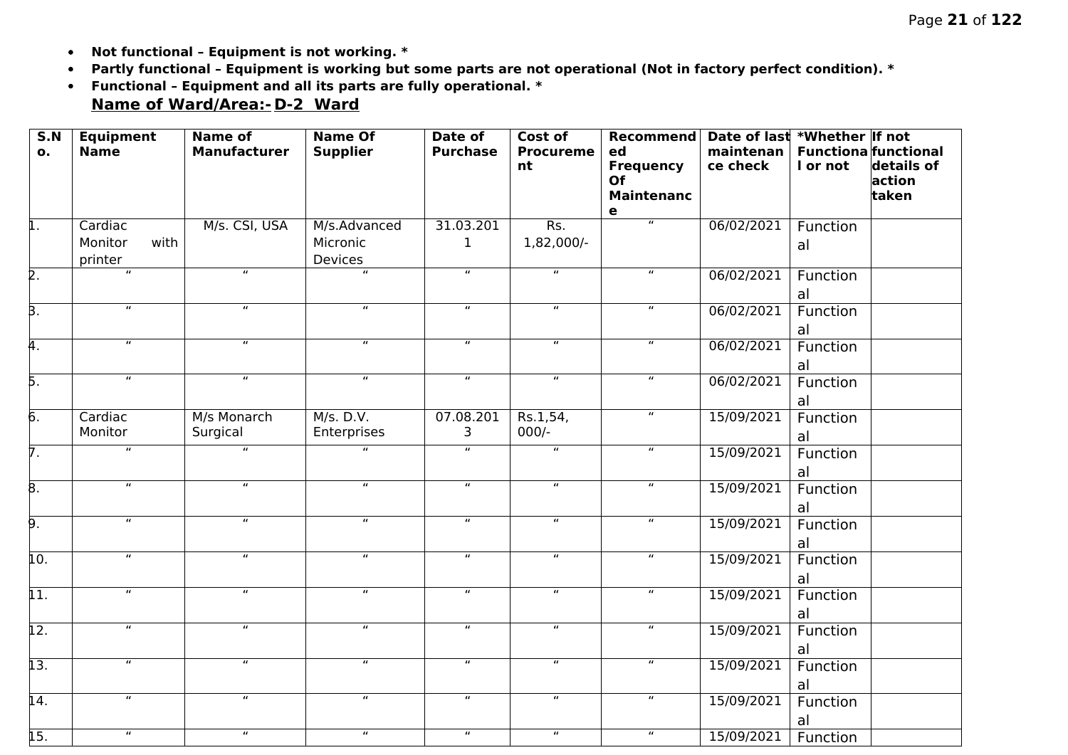- **Not functional – Equipment is not working. ***
- **Partly functional – Equipment is working but some parts are not operational (Not in factory perfect condition). ***
- **Functional – Equipment and all its parts are fully operational. ***

**Name of Ward/Area:- D-2 Ward**

| S.No. | Equipment Name | Name of Manufacturer | Name Of Supplier | Date of Purchase | Cost of Procurement | Recommended Frequency Of Maintenance | Date of last maintenance check | *Whether Functional or not | If not functional details of action taken |
|---|---|---|---|---|---|---|---|---|---|
| 1. | Cardiac Monitor with printer | M/s. CSI, USA | M/s.Advanced Micronic Devices | 31.03.2011 | Rs. 1,82,000/- | " | 06/02/2021 | Functional | |
| 2. | " | " | " | " | " | " | 06/02/2021 | Functional | |
| 3. | " | " | " | " | " | " | 06/02/2021 | Functional | |
| 4. | " | " | " | " | " | " | 06/02/2021 | Functional | |
| 5. | " | " | " | " | " | " | 06/02/2021 | Functional | |
| 6. | Cardiac Monitor | M/s Monarch Surgical | M/s. D.V. Enterprises | 07.08.2013 | Rs.1,54, 000/- | " | 15/09/2021 | Functional | |
| 7. | " | " | " | " | " | " | 15/09/2021 | Functional | |
| 8. | " | " | " | " | " | " | 15/09/2021 | Functional | |
| 9. | " | " | " | " | " | " | 15/09/2021 | Functional | |
| 10. | " | " | " | " | " | " | 15/09/2021 | Functional | |
| 11. | " | " | " | " | " | " | 15/09/2021 | Functional | |
| 12. | " | " | " | " | " | " | 15/09/2021 | Functional | |
| 13. | " | " | " | " | " | " | 15/09/2021 | Functional | |
| 14. | " | " | " | " | " | " | 15/09/2021 | Functional | |
| 15. | " | " | " | " | " | " | 15/09/2021 | Function | |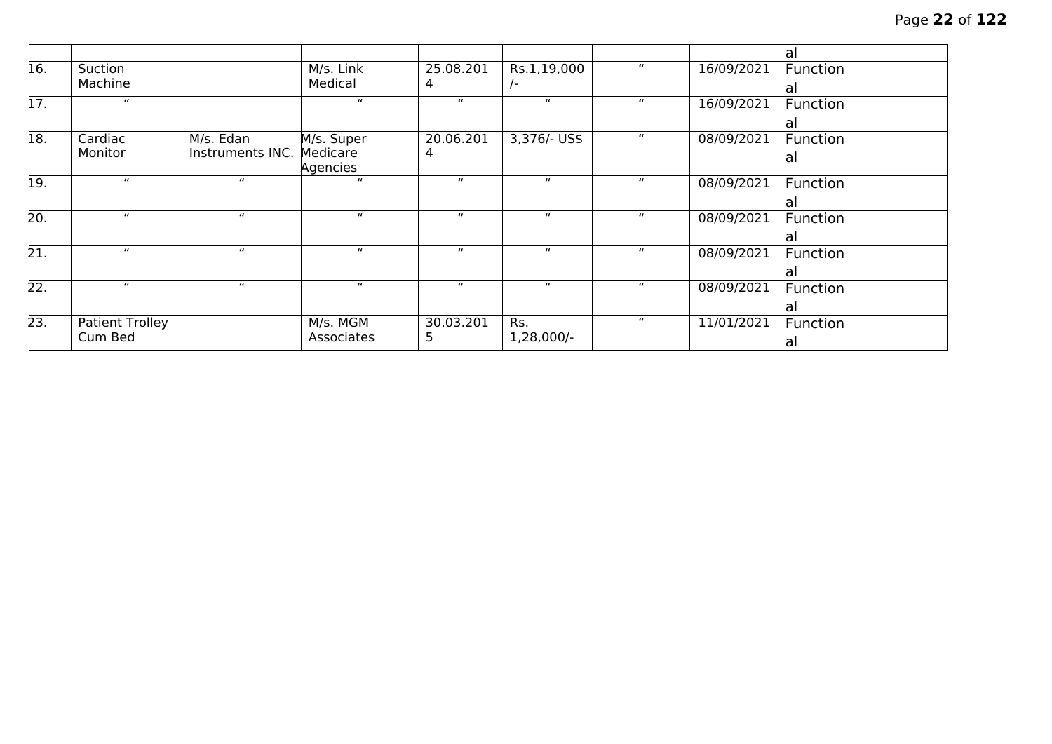| | | | | | | | | | |
|---|---|---|---|---|---|---|---|---|---|
| | | | | | | | | al | |
| 16. | Suction Machine | | M/s. Link Medical | 25.08.2014 | Rs.1,19,000/- | " | 16/09/2021 | Functional | |
| 17. | " | | " | " | " | " | 16/09/2021 | Functional | |
| 18. | Cardiac Monitor | M/s. Edan Instruments INC. | M/s. Super Medicare Agencies | 20.06.2014 | 3,376/- US$ | " | 08/09/2021 | Functional | |
| 19. | " | " | " | " | " | " | 08/09/2021 | Functional | |
| 20. | " | " | " | " | " | " | 08/09/2021 | Functional | |
| 21. | " | " | " | " | " | " | 08/09/2021 | Functional | |
| 22. | " | " | " | " | " | " | 08/09/2021 | Functional | |
| 23. | Patient Trolley Cum Bed | | M/s. MGM Associates | 30.03.2015 | Rs. 1,28,000/- | " | 11/01/2021 | Functional | |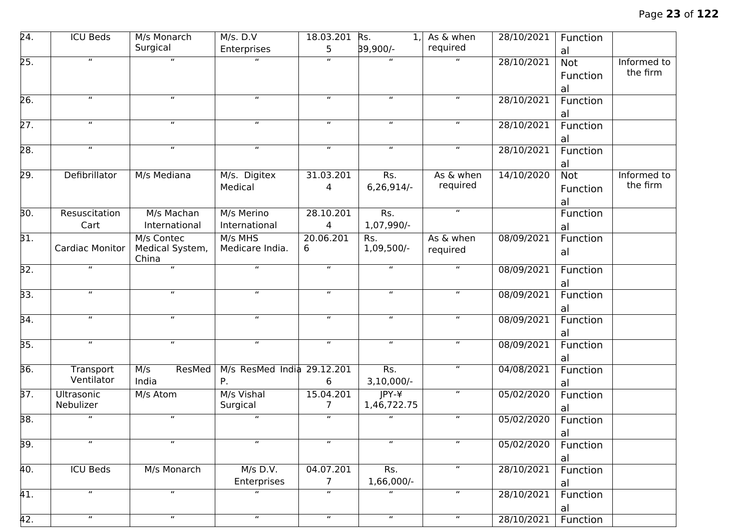| 24. | ICU Beds | M/s Monarch Surgical | M/s. D.V Enterprises | 18.03.2015 | Rs. 1,39,900/- | As & when required | 28/10/2021 | Functional | |
|---|---|---|---|---|---|---|---|---|---|
| 25. | " | " | " | " | " | " | 28/10/2021 | Not Functional | Informed to the firm |
| 26. | " | " | " | " | " | " | 28/10/2021 | Functional | |
| 27. | " | " | " | " | " | " | 28/10/2021 | Functional | |
| 28. | " | " | " | " | " | " | 28/10/2021 | Functional | |
| 29. | Defibrillator | M/s Mediana | M/s. Digitex Medical | 31.03.2014 | Rs. 6,26,914/- | As & when required | 14/10/2020 | Not Functional | Informed to the firm |
| 30. | Resuscitation Cart | M/s Machan International | M/s Merino International | 28.10.2014 | Rs. 1,07,990/- | " | | Functional | |
| 31. | Cardiac Monitor | M/s Contec Medical System, China | M/s MHS Medicare India. | 20.06.2016 | Rs. 1,09,500/- | As & when required | 08/09/2021 | Functional | |
| 32. | " | " | " | " | " | " | 08/09/2021 | Functional | |
| 33. | " | " | " | " | " | " | 08/09/2021 | Functional | |
| 34. | " | " | " | " | " | " | 08/09/2021 | Functional | |
| 35. | " | " | " | " | " | " | 08/09/2021 | Functional | |
| 36. | Transport Ventilator | M/s ResMed India | M/s ResMed India P. | 29.12.2016 | Rs. 3,10,000/- | " | 04/08/2021 | Functional | |
| 37. | Ultrasonic Nebulizer | M/s Atom | M/s Vishal Surgical | 15.04.2017 | JPY-¥ 1,46,722.75 | " | 05/02/2020 | Functional | |
| 38. | " | " | " | " | " | " | 05/02/2020 | Functional | |
| 39. | " | " | " | " | " | " | 05/02/2020 | Functional | |
| 40. | ICU Beds | M/s Monarch | M/s D.V. Enterprises | 04.07.2017 | Rs. 1,66,000/- | " | 28/10/2021 | Functional | |
| 41. | " | " | " | " | " | " | 28/10/2021 | Functional | |
| 42. | " | " | " | " | " | " | 28/10/2021 | Function | |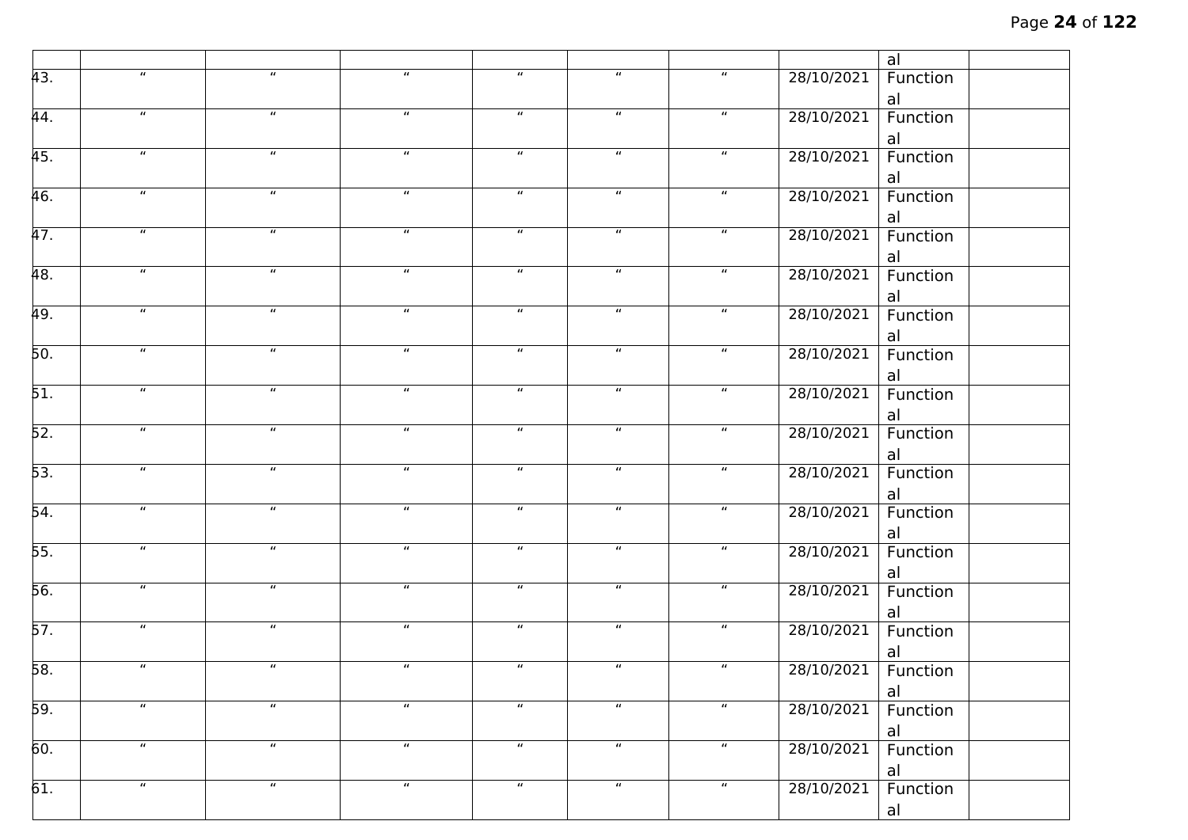| | | | | | | | | | |
|---|---|---|---|---|---|---|---|---|---|
| | | | | | | | | al | |
| 43. | " | " | " | " | " | " | 28/10/2021 | Functional | |
| 44. | " | " | " | " | " | " | 28/10/2021 | Functional | |
| 45. | " | " | " | " | " | " | 28/10/2021 | Functional | |
| 46. | " | " | " | " | " | " | 28/10/2021 | Functional | |
| 47. | " | " | " | " | " | " | 28/10/2021 | Functional | |
| 48. | " | " | " | " | " | " | 28/10/2021 | Functional | |
| 49. | " | " | " | " | " | " | 28/10/2021 | Functional | |
| 50. | " | " | " | " | " | " | 28/10/2021 | Functional | |
| 51. | " | " | " | " | " | " | 28/10/2021 | Functional | |
| 52. | " | " | " | " | " | " | 28/10/2021 | Functional | |
| 53. | " | " | " | " | " | " | 28/10/2021 | Functional | |
| 54. | " | " | " | " | " | " | 28/10/2021 | Functional | |
| 55. | " | " | " | " | " | " | 28/10/2021 | Functional | |
| 56. | " | " | " | " | " | " | 28/10/2021 | Functional | |
| 57. | " | " | " | " | " | " | 28/10/2021 | Functional | |
| 58. | " | " | " | " | " | " | 28/10/2021 | Functional | |
| 59. | " | " | " | " | " | " | 28/10/2021 | Functional | |
| 60. | " | " | " | " | " | " | 28/10/2021 | Functional | |
| 61. | " | " | " | " | " | " | 28/10/2021 | Functional | |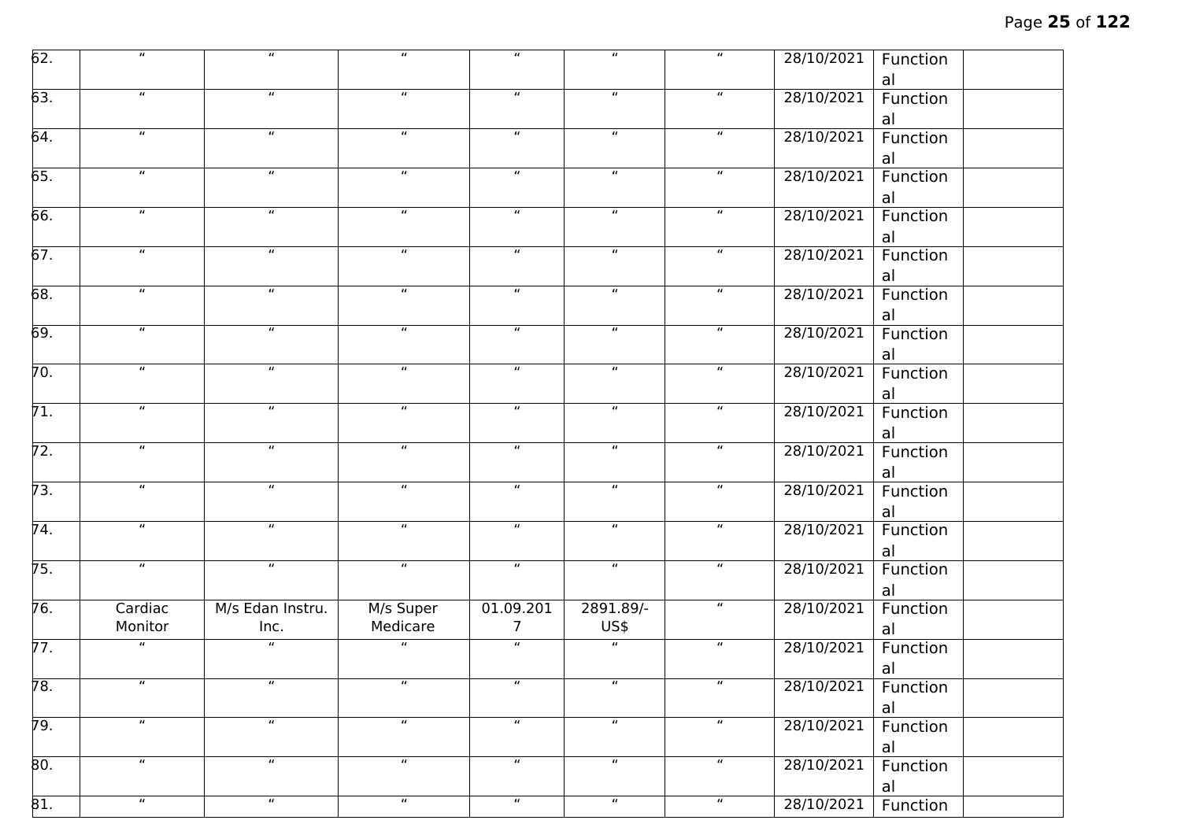| | | | | | | | | | |
|---|---|---|---|---|---|---|---|---|---|
| 62. | " | " | " | " | " | " | 28/10/2021 | Functional | |
| 63. | " | " | " | " | " | " | 28/10/2021 | Functional | |
| 64. | " | " | " | " | " | " | 28/10/2021 | Functional | |
| 65. | " | " | " | " | " | " | 28/10/2021 | Functional | |
| 66. | " | " | " | " | " | " | 28/10/2021 | Functional | |
| 67. | " | " | " | " | " | " | 28/10/2021 | Functional | |
| 68. | " | " | " | " | " | " | 28/10/2021 | Functional | |
| 69. | " | " | " | " | " | " | 28/10/2021 | Functional | |
| 70. | " | " | " | " | " | " | 28/10/2021 | Functional | |
| 71. | " | " | " | " | " | " | 28/10/2021 | Functional | |
| 72. | " | " | " | " | " | " | 28/10/2021 | Functional | |
| 73. | " | " | " | " | " | " | 28/10/2021 | Functional | |
| 74. | " | " | " | " | " | " | 28/10/2021 | Functional | |
| 75. | " | " | " | " | " | " | 28/10/2021 | Functional | |
| 76. | Cardiac Monitor | M/s Edan Instru. Inc. | M/s Super Medicare | 01.09.2017 | 2891.89/- US$ | " | 28/10/2021 | Functional | |
| 77. | " | " | " | " | " | " | 28/10/2021 | Functional | |
| 78. | " | " | " | " | " | " | 28/10/2021 | Functional | |
| 79. | " | " | " | " | " | " | 28/10/2021 | Functional | |
| 80. | " | " | " | " | " | " | 28/10/2021 | Functional | |
| 81. | " | " | " | " | " | " | 28/10/2021 | Function | |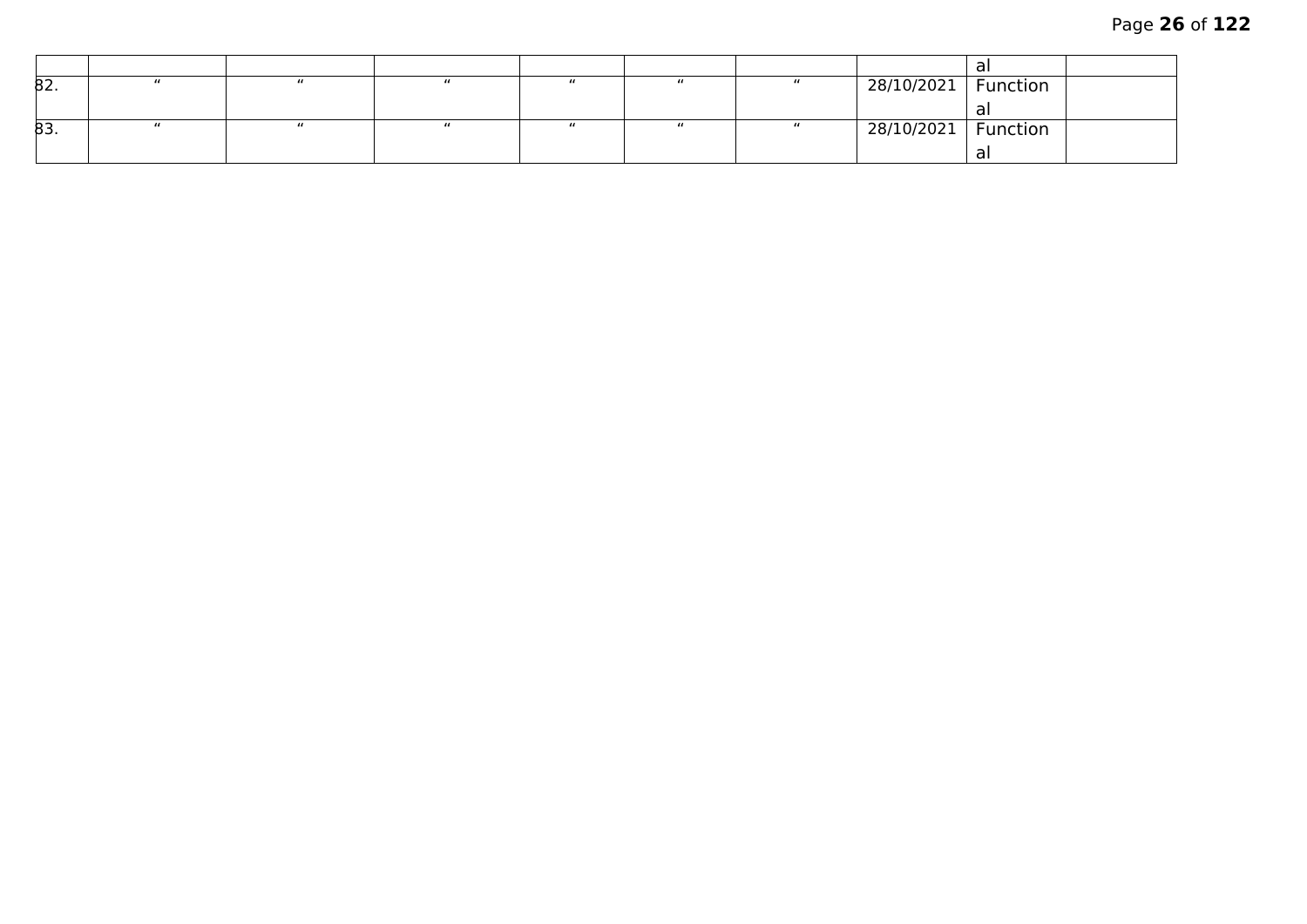| | | | | | | | | | |
|---|---|---|---|---|---|---|---|---|---|
| | | | | | | | | al | |
| 82. | " | " | " | " | " | " | 28/10/2021 | Functional | |
| 83. | " | " | " | " | " | " | 28/10/2021 | Functional | |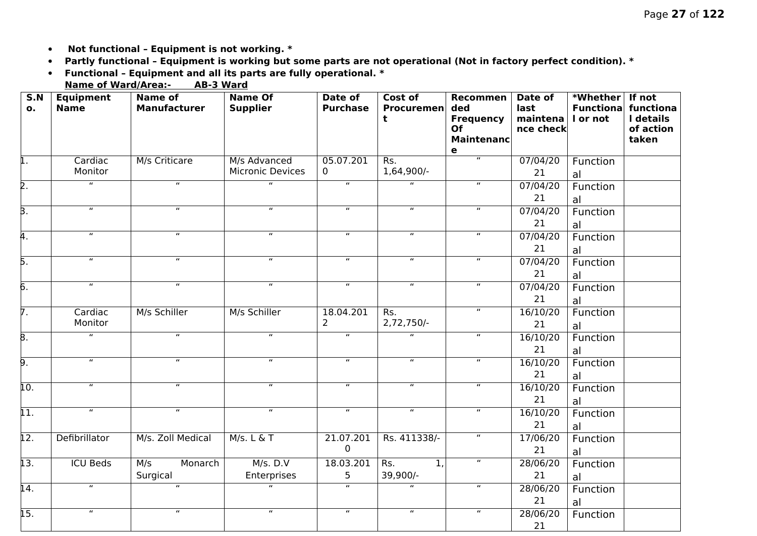- **Not functional – Equipment is not working. ***
- **Partly functional – Equipment is working but some parts are not operational (Not in factory perfect condition). ***
- **Functional – Equipment and all its parts are fully operational. ***

**Name of Ward/Area:- AB-3 Ward**

| S.No. | Equipment Name | Name of Manufacturer | Name Of Supplier | Date of Purchase | Cost of Procurement | Recommended Frequency Of Maintenance | Date of last maintenance check | *Whether Functional or not | If not functional details of action taken |
|---|---|---|---|---|---|---|---|---|---|
| 1. | Cardiac Monitor | M/s Criticare | M/s Advanced Micronic Devices | 05.07.2010 | Rs. 1,64,900/- | " | 07/04/2021 | Functional | |
| 2. | " | " | " | " | " | " | 07/04/2021 | Functional | |
| 3. | " | " | " | " | " | " | 07/04/2021 | Functional | |
| 4. | " | " | " | " | " | " | 07/04/2021 | Functional | |
| 5. | " | " | " | " | " | " | 07/04/2021 | Functional | |
| 6. | " | " | " | " | " | " | 07/04/2021 | Functional | |
| 7. | Cardiac Monitor | M/s Schiller | M/s Schiller | 18.04.2012 | Rs. 2,72,750/- | " | 16/10/2021 | Functional | |
| 8. | " | " | " | " | " | " | 16/10/2021 | Functional | |
| 9. | " | " | " | " | " | " | 16/10/2021 | Functional | |
| 10. | " | " | " | " | " | " | 16/10/2021 | Functional | |
| 11. | " | " | " | " | " | " | 16/10/2021 | Functional | |
| 12. | Defibrillator | M/s. Zoll Medical | M/s. L & T | 21.07.2010 | Rs. 411338/- | " | 17/06/2021 | Functional | |
| 13. | ICU Beds | M/s Monarch Surgical | M/s. D.V Enterprises | 18.03.2015 | Rs. 1, 39,900/- | " | 28/06/2021 | Functional | |
| 14. | " | " | " | " | " | " | 28/06/2021 | Functional | |
| 15. | " | " | " | " | " | " | 28/06/2021 | Function | |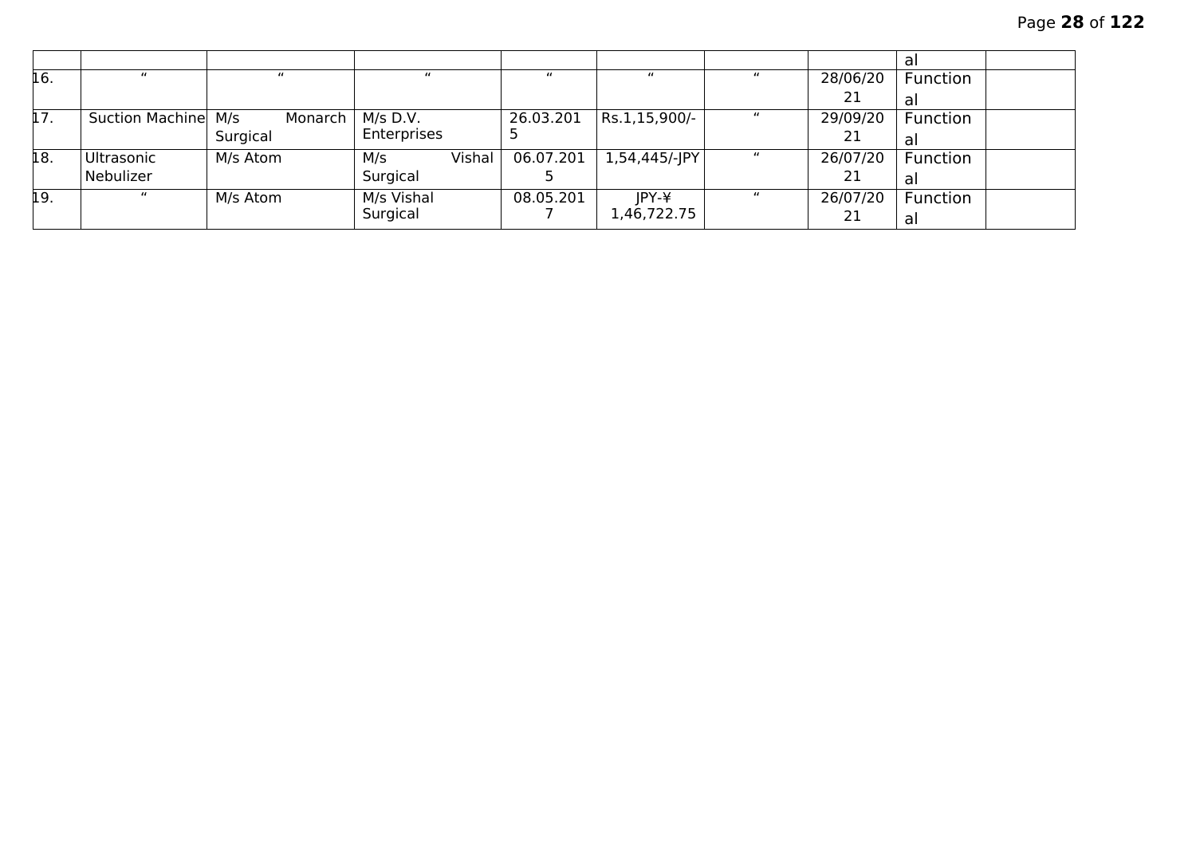| | | | | | | | | | al | |
|---|---|---|---|---|---|---|---|---|---|---|
| 16. | " | " | " | " | " | " | 28/06/2021 | Functional | |
| 17. | Suction Machine | M/s Monarch Surgical | M/s D.V. Enterprises | 26.03.2015 | Rs.1,15,900/- | " | 29/09/2021 | Functional | |
| 18. | Ultrasonic Nebulizer | M/s Atom | M/s Vishal Surgical | 06.07.2015 | 1,54,445/-JPY | " | 26/07/2021 | Functional | |
| 19. | " | M/s Atom | M/s Vishal Surgical | 08.05.2017 | JPY-¥ 1,46,722.75 | " | 26/07/2021 | Functional | |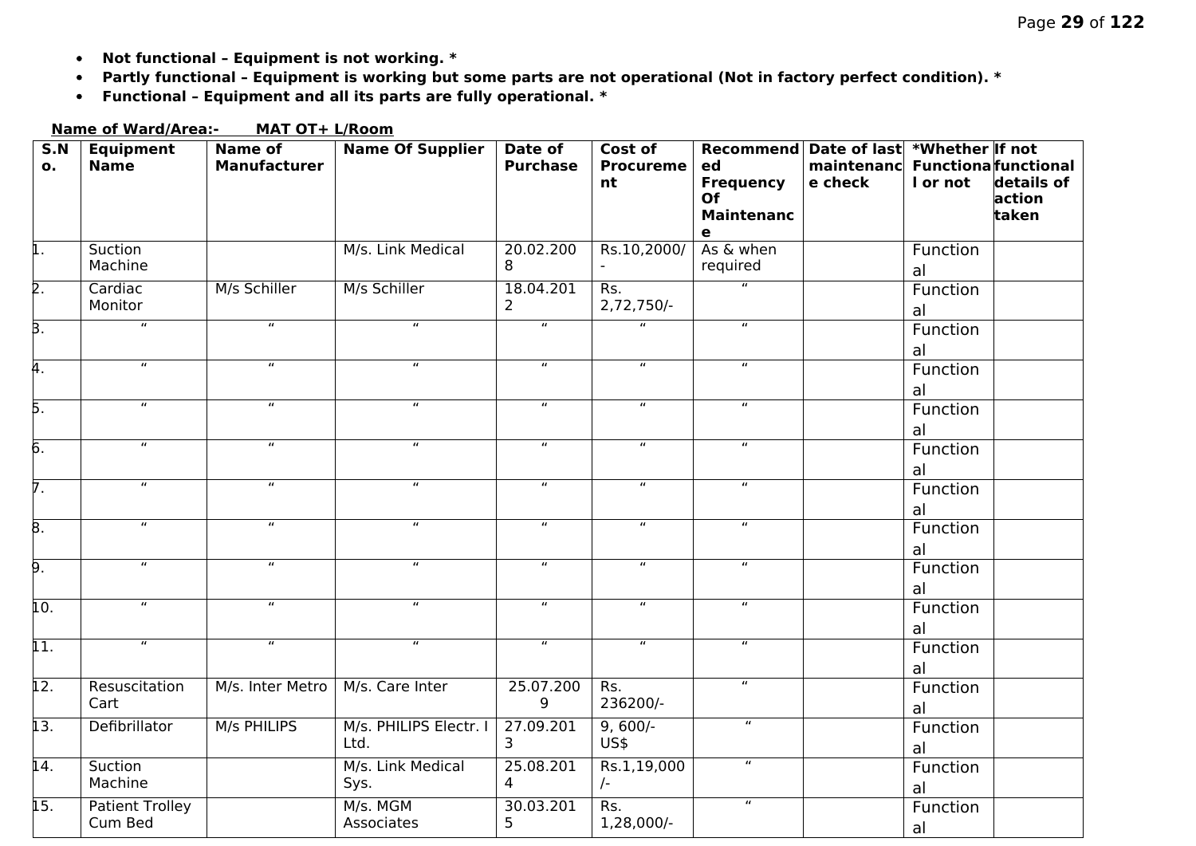- **Not functional – Equipment is not working. ***
- **Partly functional – Equipment is working but some parts are not operational (Not in factory perfect condition). ***
- **Functional – Equipment and all its parts are fully operational. ***

**Name of Ward/Area:- MAT OT+ L/Room**

| S.No. | Equipment Name | Name of Manufacturer | Name Of Supplier | Date of Purchase | Cost of Procurement | Recommended Frequency Of Maintenance | Date of last maintenance check | *Whether Functional or not | If not functional details of action taken |
|---|---|---|---|---|---|---|---|---|---|
| 1. | Suction Machine | | M/s. Link Medical | 20.02.2008 | Rs.10,2000/- | As & when required | | Functional | |
| 2. | Cardiac Monitor | M/s Schiller | M/s Schiller | 18.04.2012 | Rs. 2,72,750/- | " | | Functional | |
| 3. | " | " | " | " | " | " | | Functional | |
| 4. | " | " | " | " | " | " | | Functional | |
| 5. | " | " | " | " | " | " | | Functional | |
| 6. | " | " | " | " | " | " | | Functional | |
| 7. | " | " | " | " | " | " | | Functional | |
| 8. | " | " | " | " | " | " | | Functional | |
| 9. | " | " | " | " | " | " | | Functional | |
| 10. | " | " | " | " | " | " | | Functional | |
| 11. | " | " | " | " | " | " | | Functional | |
| 12. | Resuscitation Cart | M/s. Inter Metro | M/s. Care Inter | 25.07.2009 | Rs. 236200/- | " | | Functional | |
| 13. | Defibrillator | M/s PHILIPS | M/s. PHILIPS Electr. I Ltd. | 27.09.2013 | 9, 600/- US$ | " | | Functional | |
| 14. | Suction Machine | | M/s. Link Medical Sys. | 25.08.2014 | Rs.1,19,000/- | " | | Functional | |
| 15. | Patient Trolley Cum Bed | | M/s. MGM Associates | 30.03.2015 | Rs. 1,28,000/- | " | | Functional | |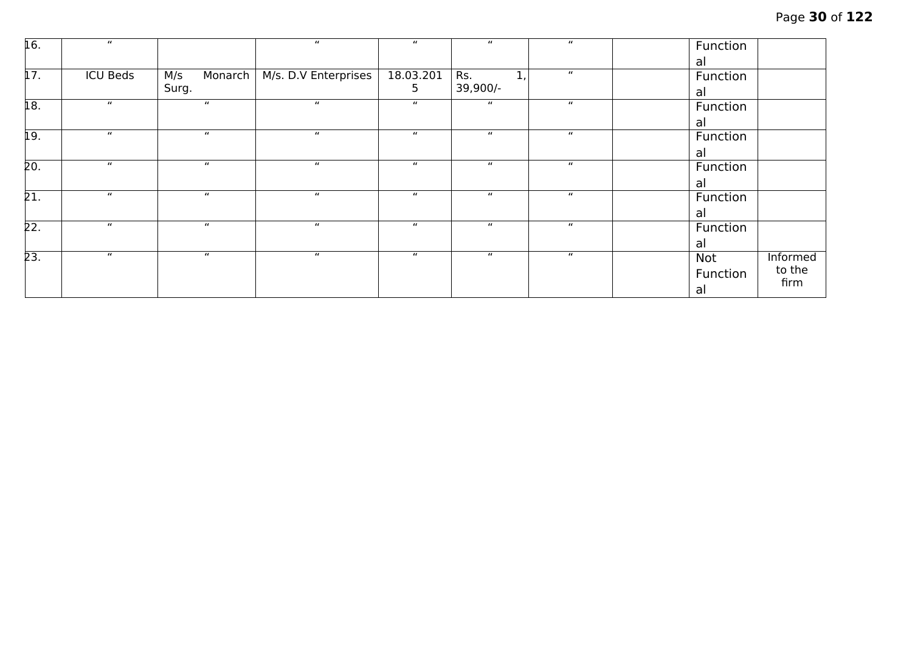| 16. | " | | " | " | " | " | | Functional | |
|---|---|---|---|---|---|---|---|---|---|
| 17. | ICU Beds | M/s Monarch Surg. | M/s. D.V Enterprises | 18.03.2015 | Rs. 1,39,900/- | " | | Functional | |
| 18. | " | " | " | " | " | " | | Functional | |
| 19. | " | " | " | " | " | " | | Functional | |
| 20. | " | " | " | " | " | " | | Functional | |
| 21. | " | " | " | " | " | " | | Functional | |
| 22. | " | " | " | " | " | " | | Functional | |
| 23. | " | " | " | " | " | " | | Not Functional | Informed to the firm |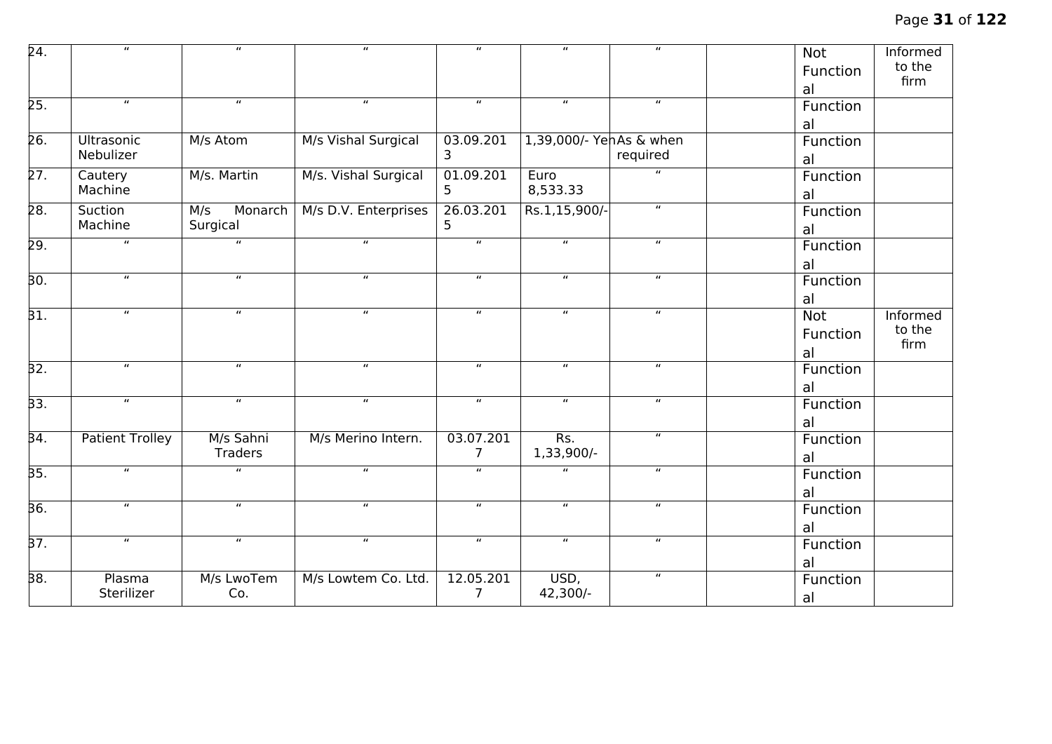| | | | | | | | | | |
|---|---|---|---|---|---|---|---|---|---|
| 24. | " | " | " | " | " | " | | Not Functional | Informed to the firm |
| 25. | " | " | " | " | " | " | | Functional | |
| 26. | Ultrasonic Nebulizer | M/s Atom | M/s Vishal Surgical | 03.09.2013 | 1,39,000/- Yen | As & when required | | Functional | |
| 27. | Cautery Machine | M/s. Martin | M/s. Vishal Surgical | 01.09.2015 | Euro 8,533.33 | " | | Functional | |
| 28. | Suction Machine | M/s Monarch Surgical | M/s D.V. Enterprises | 26.03.2015 | Rs.1,15,900/- | " | | Functional | |
| 29. | " | " | " | " | " | " | | Functional | |
| 30. | " | " | " | " | " | " | | Functional | |
| 31. | " | " | " | " | " | " | | Not Functional | Informed to the firm |
| 32. | " | " | " | " | " | " | | Functional | |
| 33. | " | " | " | " | " | " | | Functional | |
| 34. | Patient Trolley | M/s Sahni Traders | M/s Merino Intern. | 03.07.2017 | Rs. 1,33,900/- | " | | Functional | |
| 35. | " | " | " | " | " | " | | Functional | |
| 36. | " | " | " | " | " | " | | Functional | |
| 37. | " | " | " | " | " | " | | Functional | |
| 38. | Plasma Sterilizer | M/s LwoTem Co. | M/s Lowtem Co. Ltd. | 12.05.2017 | USD, 42,300/- | " | | Functional | |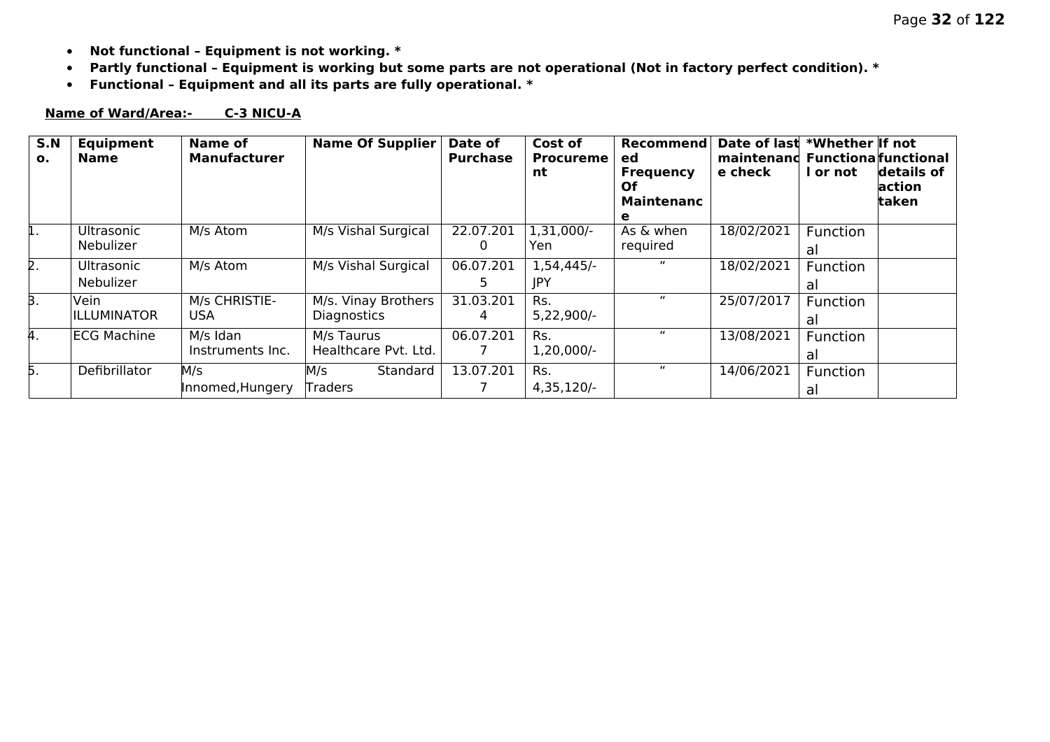- **Not functional – Equipment is not working. ***
- **Partly functional – Equipment is working but some parts are not operational (Not in factory perfect condition). ***
- **Functional – Equipment and all its parts are fully operational. ***

**Name of Ward/Area:- C-3 NICU-A**

| S.No. | Equipment Name | Name of Manufacturer | Name Of Supplier | Date of Purchase | Cost of Procurement | Recommended Frequency Of Maintenance | Date of last maintenance check | *Whether Functional or not | If not functional details of action taken |
|---|---|---|---|---|---|---|---|---|---|
| 1. | Ultrasonic Nebulizer | M/s Atom | M/s Vishal Surgical | 22.07.2010 | 1,31,000/- Yen | As & when required | 18/02/2021 | Functional | |
| 2. | Ultrasonic Nebulizer | M/s Atom | M/s Vishal Surgical | 06.07.2015 | 1,54,445/- JPY | " | 18/02/2021 | Functional | |
| 3. | Vein ILLUMINATOR | M/s CHRISTIE-USA | M/s. Vinay Brothers Diagnostics | 31.03.2014 | Rs. 5,22,900/- | " | 25/07/2017 | Functional | |
| 4. | ECG Machine | M/s Idan Instruments Inc. | M/s Taurus Healthcare Pvt. Ltd. | 06.07.2017 | Rs. 1,20,000/- | " | 13/08/2021 | Functional | |
| 5. | Defibrillator | M/s Innomed,Hungery | M/s Standard Traders | 13.07.2017 | Rs. 4,35,120/- | " | 14/06/2021 | Functional | |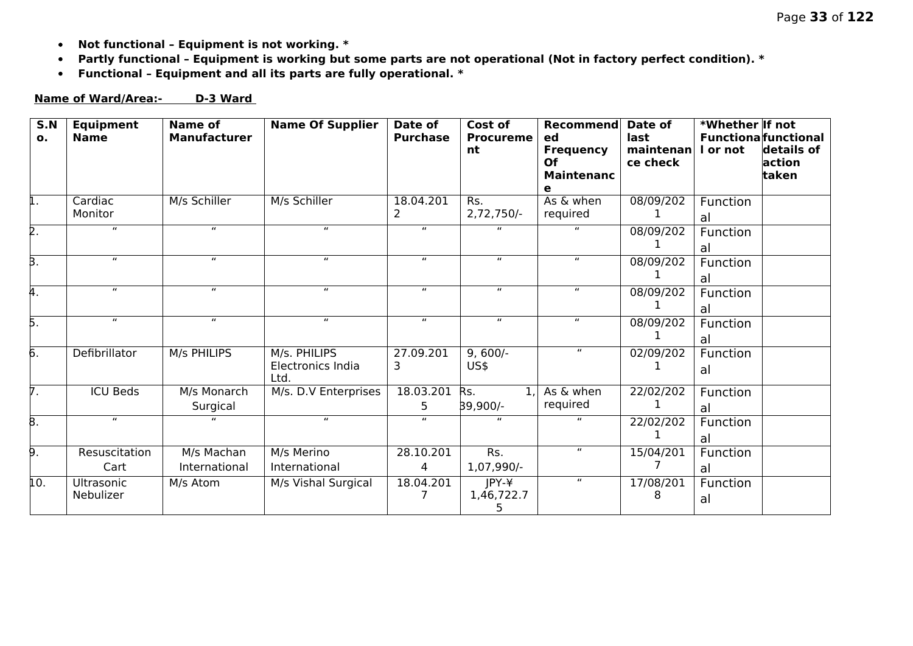- **Not functional – Equipment is not working. ***
- **Partly functional – Equipment is working but some parts are not operational (Not in factory perfect condition). ***
- **Functional – Equipment and all its parts are fully operational. ***

**Name of Ward/Area:- D-3 Ward**

| S.No. | Equipment Name | Name of Manufacturer | Name Of Supplier | Date of Purchase | Cost of Procurement | Recommended Frequency Of Maintenance | Date of last maintenance check | *Whether Functional or not | If not functional details of action taken |
|---|---|---|---|---|---|---|---|---|---|
| 1. | Cardiac Monitor | M/s Schiller | M/s Schiller | 18.04.2012 | Rs. 2,72,750/- | As & when required | 08/09/2021 | Functional | |
| 2. | " | " | " | " | " | " | 08/09/2021 | Functional | |
| 3. | " | " | " | " | " | " | 08/09/2021 | Functional | |
| 4. | " | " | " | " | " | " | 08/09/2021 | Functional | |
| 5. | " | " | " | " | " | " | 08/09/2021 | Functional | |
| 6. | Defibrillator | M/s PHILIPS | M/s. PHILIPS Electronics India Ltd. | 27.09.2013 | 9, 600/- US$ | " | 02/09/2021 | Functional | |
| 7. | ICU Beds | M/s Monarch Surgical | M/s. D.V Enterprises | 18.03.2015 | Rs. 1, 39,900/- | As & when required | 22/02/2021 | Functional | |
| 8. | " | " | " | " | " | " | 22/02/2021 | Functional | |
| 9. | Resuscitation Cart | M/s Machan International | M/s Merino International | 28.10.2014 | Rs. 1,07,990/- | " | 15/04/2017 | Functional | |
| 10. | Ultrasonic Nebulizer | M/s Atom | M/s Vishal Surgical | 18.04.2017 | JPY-¥ 1,46,722.75 | " | 17/08/2018 | Functional | |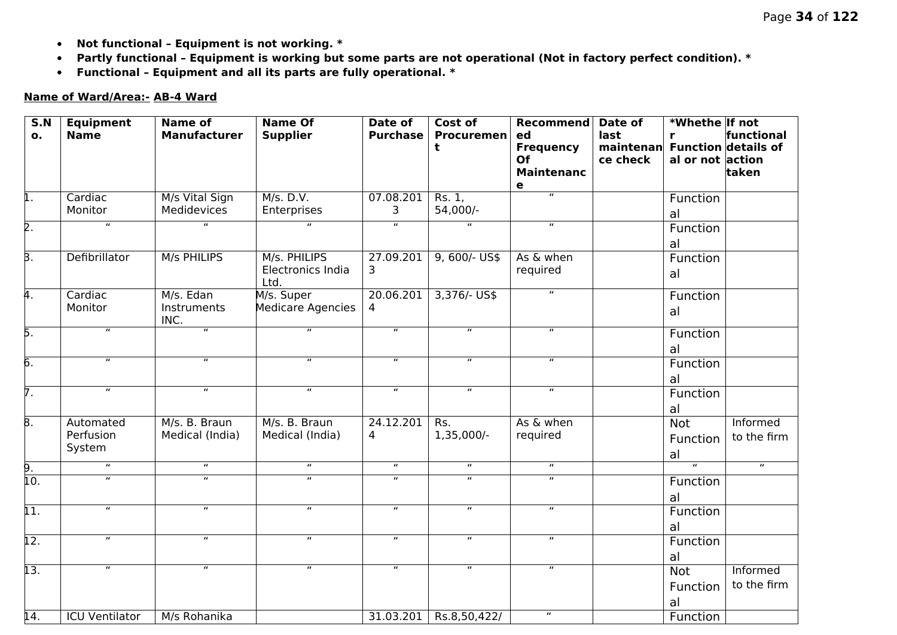- **Not functional – Equipment is not working. ***
- **Partly functional – Equipment is working but some parts are not operational (Not in factory perfect condition). ***
- **Functional – Equipment and all its parts are fully operational. ***

**Name of Ward/Area:- AB-4 Ward**

| S.No. | Equipment Name | Name of Manufacturer | Name Of Supplier | Date of Purchase | Cost of Procurement | Recommended Frequency Of Maintenance | Date of last maintenance check | *Whether Functional or not | If not functional details of action taken |
|---|---|---|---|---|---|---|---|---|---|
| 1. | Cardiac Monitor | M/s Vital Sign Medidevices | M/s. D.V. Enterprises | 07.08.2013 | Rs. 1, 54,000/- | " | | Functional | |
| 2. | " | " | " | " | " | " | | Functional | |
| 3. | Defibrillator | M/s PHILIPS | M/s. PHILIPS Electronics India Ltd. | 27.09.2013 | 9, 600/- US$ | As & when required | | Functional | |
| 4. | Cardiac Monitor | M/s. Edan Instruments INC. | M/s. Super Medicare Agencies | 20.06.2014 | 3,376/- US$ | " | | Functional | |
| 5. | " | " | " | " | " | " | | Functional | |
| 6. | " | " | " | " | " | " | | Functional | |
| 7. | " | " | " | " | " | " | | Functional | |
| 8. | Automated Perfusion System | M/s. B. Braun Medical (India) | M/s. B. Braun Medical (India) | 24.12.2014 | Rs. 1,35,000/- | As & when required | | Not Functional | Informed to the firm |
| 9. | " | " | " | " | " | " | | " | " |
| 10. | " | " | " | " | " | " | | Functional | |
| 11. | " | " | " | " | " | " | | Functional | |
| 12. | " | " | " | " | " | " | | Functional | |
| 13. | " | " | " | " | " | " | | Not Functional | Informed to the firm |
| 14. | ICU Ventilator | M/s Rohanika | | 31.03.201 | Rs.8,50,422/ | " | | Function | |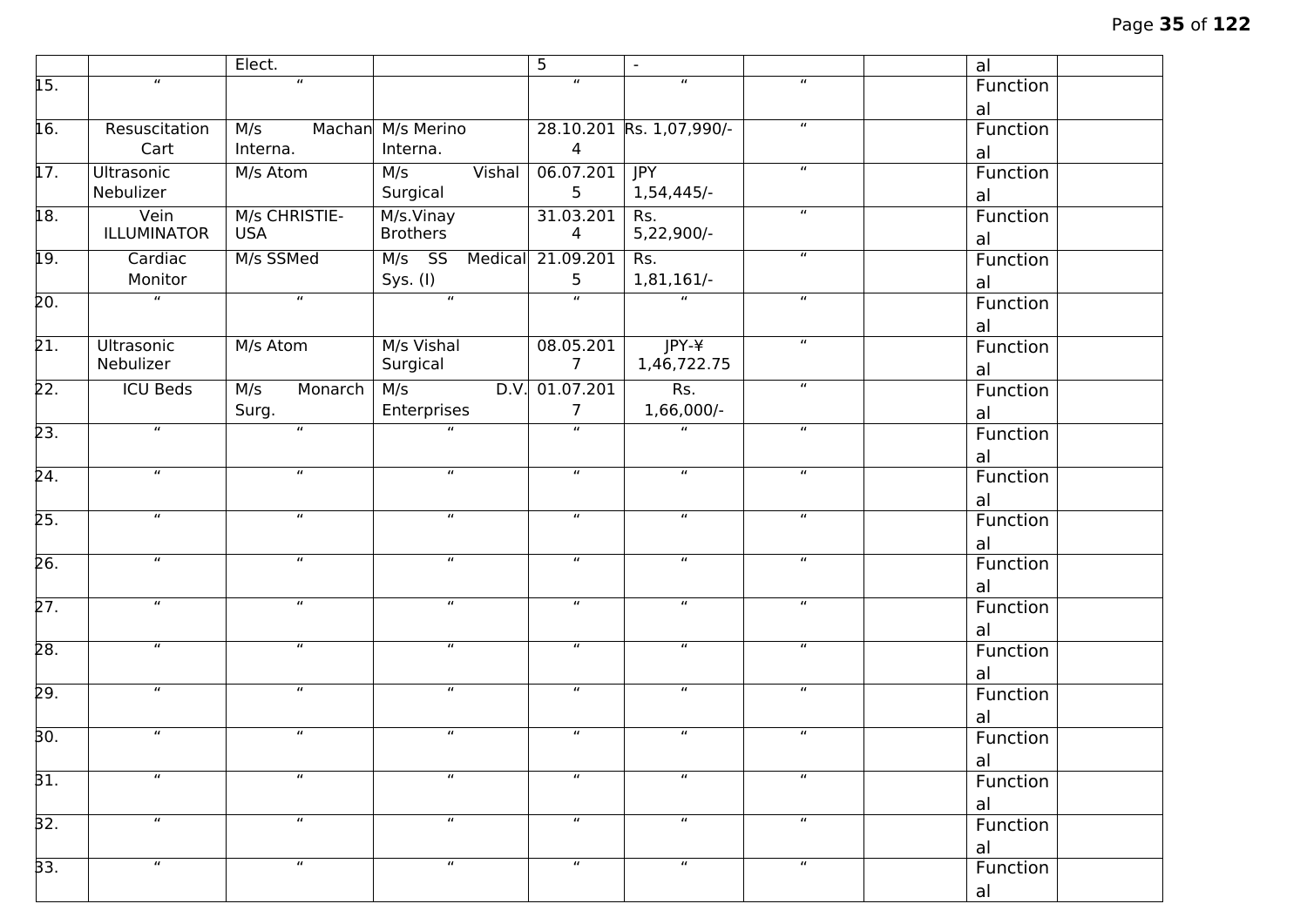| | | Elect. | | 5 | - | | | al | |
|---|---|---|---|---|---|---|---|---|---|
| 15. | " | " | | " | " | " | | Functional | |
| 16. | Resuscitation Cart | M/s Machan Interna. | M/s Merino Interna. | 28.10.2014 | Rs. 1,07,990/- | " | | Functional | |
| 17. | Ultrasonic Nebulizer | M/s Atom | M/s Vishal Surgical | 06.07.2015 | JPY 1,54,445/- | " | | Functional | |
| 18. | Vein ILLUMINATOR | M/s CHRISTIE-USA | M/s.Vinay Brothers | 31.03.2014 | Rs. 5,22,900/- | " | | Functional | |
| 19. | Cardiac Monitor | M/s SSMed | M/s SS Medical Sys. (I) | 21.09.2015 | Rs. 1,81,161/- | " | | Functional | |
| 20. | " | " | " | " | " | " | | Functional | |
| 21. | Ultrasonic Nebulizer | M/s Atom | M/s Vishal Surgical | 08.05.2017 | JPY-¥ 1,46,722.75 | " | | Functional | |
| 22. | ICU Beds | M/s Monarch Surg. | M/s D.V. Enterprises | 01.07.2017 | Rs. 1,66,000/- | " | | Functional | |
| 23. | " | " | " | " | " | " | | Functional | |
| 24. | " | " | " | " | " | " | | Functional | |
| 25. | " | " | " | " | " | " | | Functional | |
| 26. | " | " | " | " | " | " | | Functional | |
| 27. | " | " | " | " | " | " | | Functional | |
| 28. | " | " | " | " | " | " | | Functional | |
| 29. | " | " | " | " | " | " | | Functional | |
| 30. | " | " | " | " | " | " | | Functional | |
| 31. | " | " | " | " | " | " | | Functional | |
| 32. | " | " | " | " | " | " | | Functional | |
| 33. | " | " | " | " | " | " | | Functional | |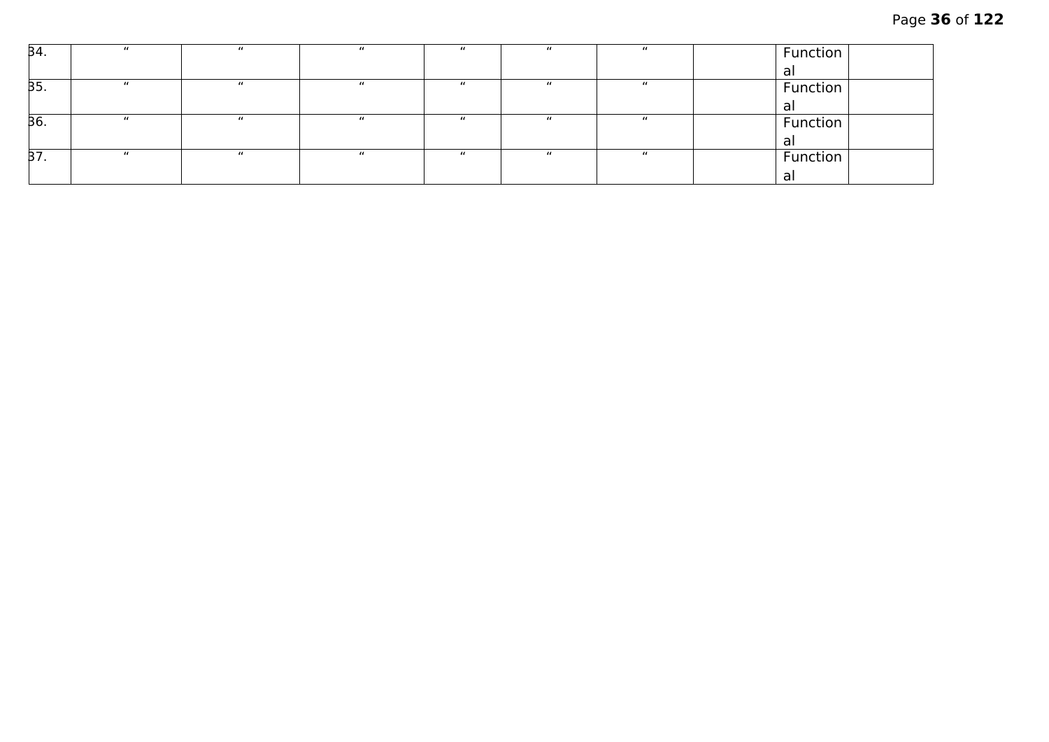| | | | | | | | | | |
|---|---|---|---|---|---|---|---|---|---|
| 34. | " | " | " | " | " | " | | Functional | |
| 35. | " | " | " | " | " | " | | Functional | |
| 36. | " | " | " | " | " | " | | Functional | |
| 37. | " | " | " | " | " | " | | Functional | |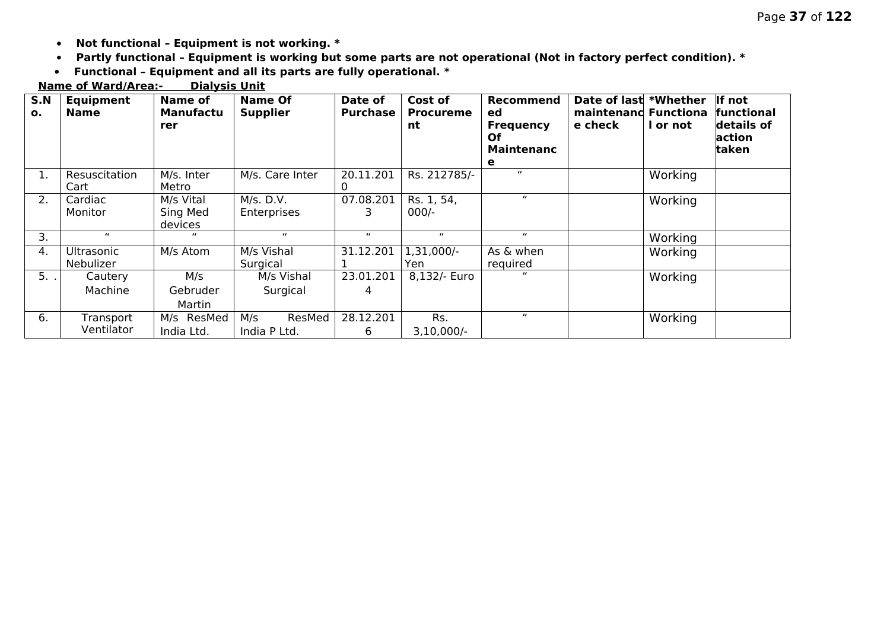- **Not functional – Equipment is not working. ***
- **Partly functional – Equipment is working but some parts are not operational (Not in factory perfect condition). ***
- **Functional – Equipment and all its parts are fully operational. ***

**Name of Ward/Area:- Dialysis Unit**

| S.No. | Equipment Name | Name of Manufacturer | Name Of Supplier | Date of Purchase | Cost of Procurement | Recommended Frequency Of Maintenance | Date of last maintenance check | *Whether Functional or not | If not functional details of action taken |
|---|---|---|---|---|---|---|---|---|---|
| 1. | Resuscitation Cart | M/s. Inter Metro | M/s. Care Inter | 20.11.2010 | Rs. 212785/- | " | | Working | |
| 2. | Cardiac Monitor | M/s Vital Sing Med devices | M/s. D.V. Enterprises | 07.08.2013 | Rs. 1, 54, 000/- | " | | Working | |
| 3. | " | " | " | " | " | " | | Working | |
| 4. | Ultrasonic Nebulizer | M/s Atom | M/s Vishal Surgical | 31.12.2011 | 1,31,000/- Yen | As & when required | | Working | |
| 5. . | Cautery Machine | M/s Gebruder Martin | M/s Vishal Surgical | 23.01.2014 | 8,132/- Euro | " | | Working | |
| 6. | Transport Ventilator | M/s ResMed India Ltd. | M/s ResMed India P Ltd. | 28.12.2016 | Rs. 3,10,000/- | " | | Working | |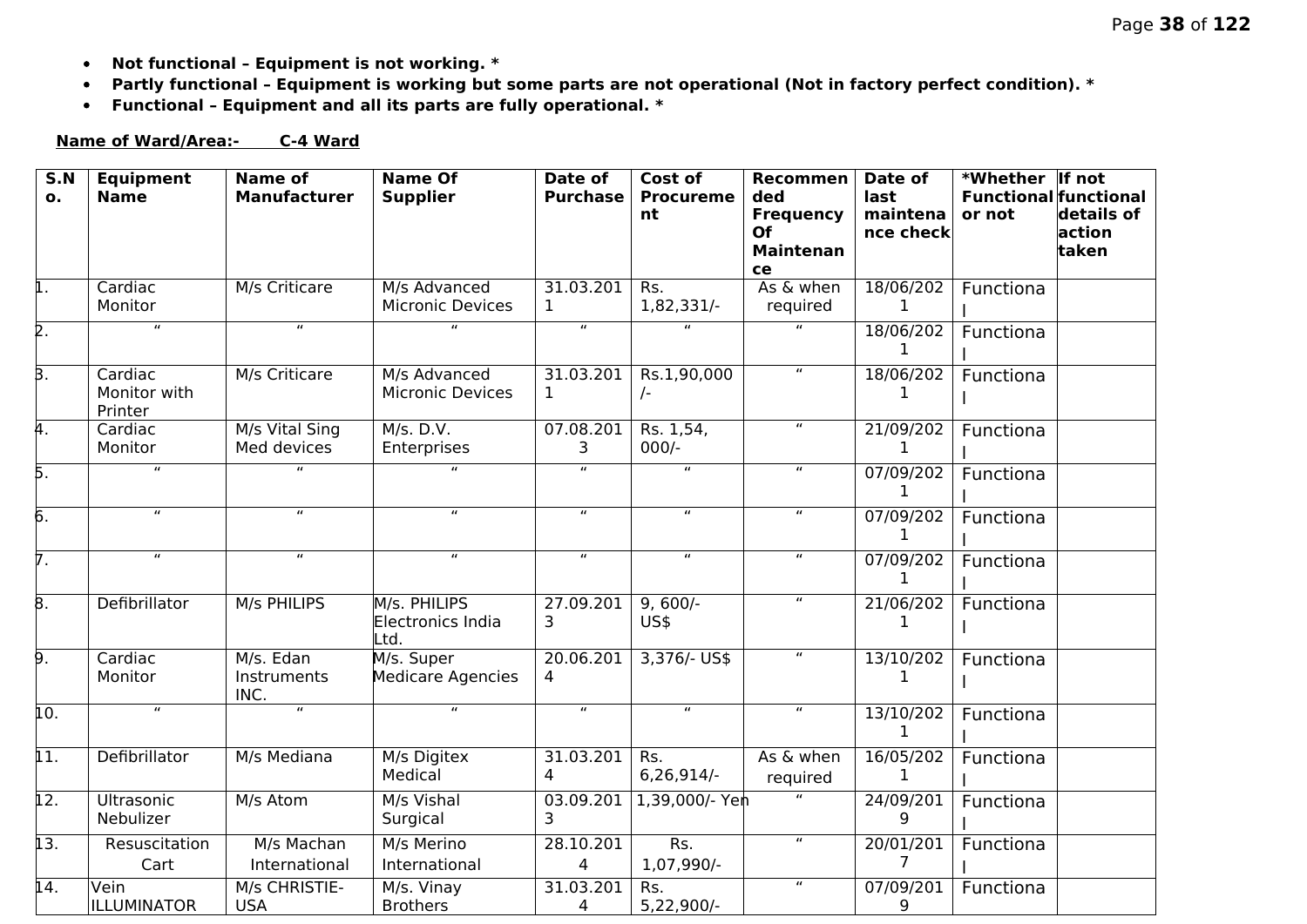- **Not functional – Equipment is not working. ***
- **Partly functional – Equipment is working but some parts are not operational (Not in factory perfect condition). ***
- **Functional – Equipment and all its parts are fully operational. ***

**Name of Ward/Area:- C-4 Ward**

| S.No. | Equipment Name | Name of Manufacturer | Name Of Supplier | Date of Purchase | Cost of Procurement | Recommended Frequency Of Maintenance | Date of last maintenance check | *Whether Functional or not | If not functional details of action taken |
|---|---|---|---|---|---|---|---|---|---|
| 1. | Cardiac Monitor | M/s Criticare | M/s Advanced Micronic Devices | 31.03.2011 | Rs. 1,82,331/- | As & when required | 18/06/2021 | Functional | |
| 2. | " | " | " | " | " | " | 18/06/2021 | Functional | |
| 3. | Cardiac Monitor with Printer | M/s Criticare | M/s Advanced Micronic Devices | 31.03.2011 | Rs.1,90,000/- | " | 18/06/2021 | Functional | |
| 4. | Cardiac Monitor | M/s Vital Sing Med devices | M/s. D.V. Enterprises | 07.08.2013 | Rs. 1,54, 000/- | " | 21/09/2021 | Functional | |
| 5. | " | " | " | " | " | " | 07/09/2021 | Functional | |
| 6. | " | " | " | " | " | " | 07/09/2021 | Functional | |
| 7. | " | " | " | " | " | " | 07/09/2021 | Functional | |
| 8. | Defibrillator | M/s PHILIPS | M/s. PHILIPS Electronics India Ltd. | 27.09.2013 | 9, 600/- US$ | " | 21/06/2021 | Functional | |
| 9. | Cardiac Monitor | M/s. Edan Instruments INC. | M/s. Super Medicare Agencies | 20.06.2014 | 3,376/- US$ | " | 13/10/2021 | Functional | |
| 10. | " | " | " | " | " | " | 13/10/2021 | Functional | |
| 11. | Defibrillator | M/s Mediana | M/s Digitex Medical | 31.03.2014 | Rs. 6,26,914/- | As & when required | 16/05/2021 | Functional | |
| 12. | Ultrasonic Nebulizer | M/s Atom | M/s Vishal Surgical | 03.09.2013 | 1,39,000/- Yen | " | 24/09/2019 | Functional | |
| 13. | Resuscitation Cart | M/s Machan International | M/s Merino International | 28.10.2014 | Rs. 1,07,990/- | " | 20/01/2017 | Functional | |
| 14. | Vein ILLUMINATOR | M/s CHRISTIE-USA | M/s. Vinay Brothers | 31.03.2014 | Rs. 5,22,900/- | " | 07/09/2019 | Functional | |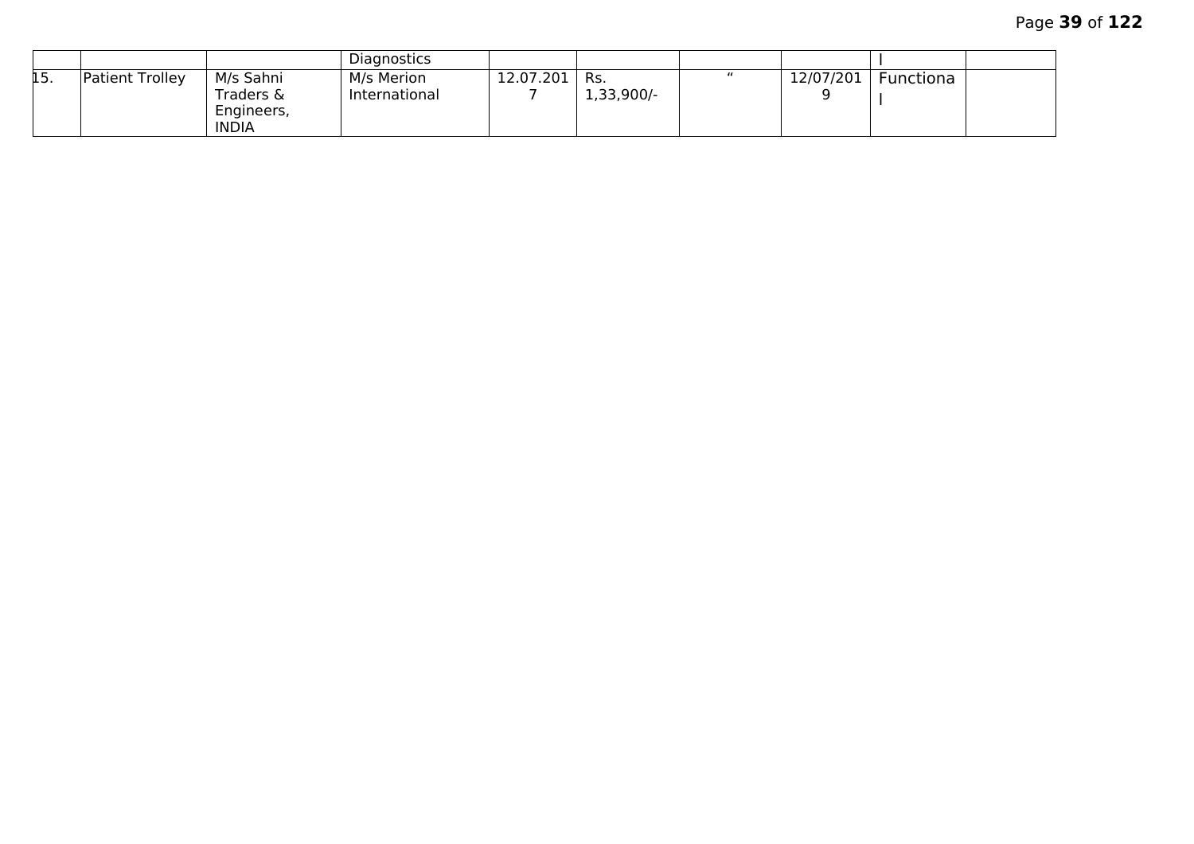| | | | | | | | | | |
|---|---|---|---|---|---|---|---|---|---|
| | | | Diagnostics | | | | | l | |
| 15. | Patient Trolley | M/s Sahni Traders & Engineers, INDIA | M/s Merion International | 12.07.2017 | Rs. 1,33,900/- | " | 12/07/2019 | Functional | |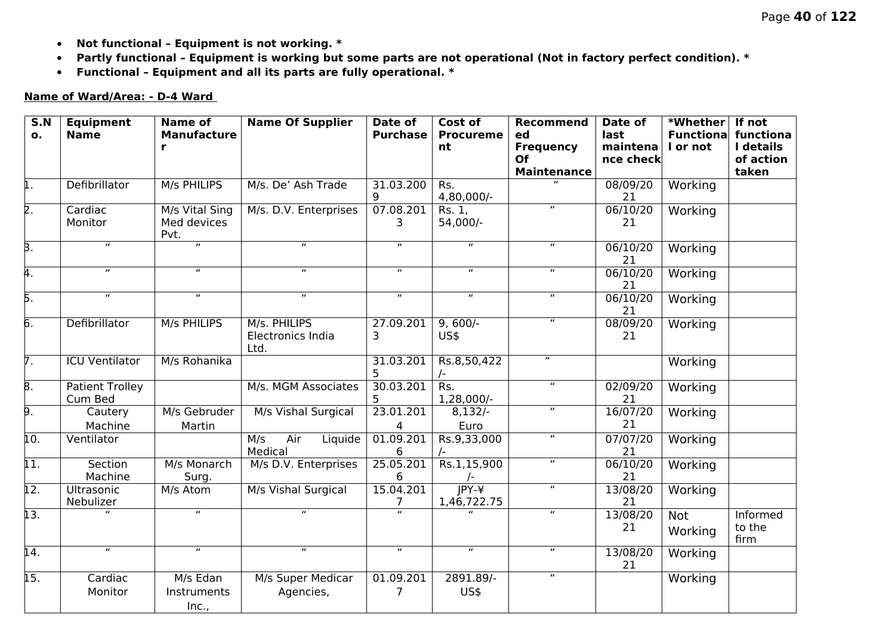- **Not functional – Equipment is not working. ***
- **Partly functional – Equipment is working but some parts are not operational (Not in factory perfect condition). ***
- **Functional – Equipment and all its parts are fully operational. ***

**Name of Ward/Area: - D-4 Ward**

| S.No. | Equipment Name | Name of Manufacturer | Name Of Supplier | Date of Purchase | Cost of Procurement | Recommended Frequency Of Maintenance | Date of last maintenance check | *Whether Functional or not | If not functional details of action taken |
|---|---|---|---|---|---|---|---|---|---|
| 1. | Defibrillator | M/s PHILIPS | M/s. De' Ash Trade | 31.03.2009 | Rs. 4,80,000/- | " | 08/09/2021 | Working | |
| 2. | Cardiac Monitor | M/s Vital Sing Med devices Pvt. | M/s. D.V. Enterprises | 07.08.2013 | Rs. 1, 54,000/- | " | 06/10/2021 | Working | |
| 3. | " | " | " | " | " | " | 06/10/2021 | Working | |
| 4. | " | " | " | " | " | " | 06/10/2021 | Working | |
| 5. | " | " | " | " | " | " | 06/10/2021 | Working | |
| 6. | Defibrillator | M/s PHILIPS | M/s. PHILIPS Electronics India Ltd. | 27.09.2013 | 9, 600/- US$ | " | 08/09/2021 | Working | |
| 7. | ICU Ventilator | M/s Rohanika | | 31.03.2015 | Rs.8,50,422/- | " | | Working | |
| 8. | Patient Trolley Cum Bed | | M/s. MGM Associates | 30.03.2015 | Rs. 1,28,000/- | " | 02/09/2021 | Working | |
| 9. | Cautery Machine | M/s Gebruder Martin | M/s Vishal Surgical | 23.01.2014 | 8,132/- Euro | " | 16/07/2021 | Working | |
| 10. | Ventilator | | M/s Air Liquide Medical | 01.09.2016 | Rs.9,33,000/- | " | 07/07/2021 | Working | |
| 11. | Section Machine | M/s Monarch Surg. | M/s D.V. Enterprises | 25.05.2016 | Rs.1,15,900/- | " | 06/10/2021 | Working | |
| 12. | Ultrasonic Nebulizer | M/s Atom | M/s Vishal Surgical | 15.04.2017 | JPY-¥ 1,46,722.75 | " | 13/08/2021 | Working | |
| 13. | " | " | " | " | " | " | 13/08/2021 | Not Working | Informed to the firm |
| 14. | " | " | " | " | " | " | 13/08/2021 | Working | |
| 15. | Cardiac Monitor | M/s Edan Instruments Inc., | M/s Super Medicar Agencies, | 01.09.2017 | 2891.89/- US$ | " | | Working | |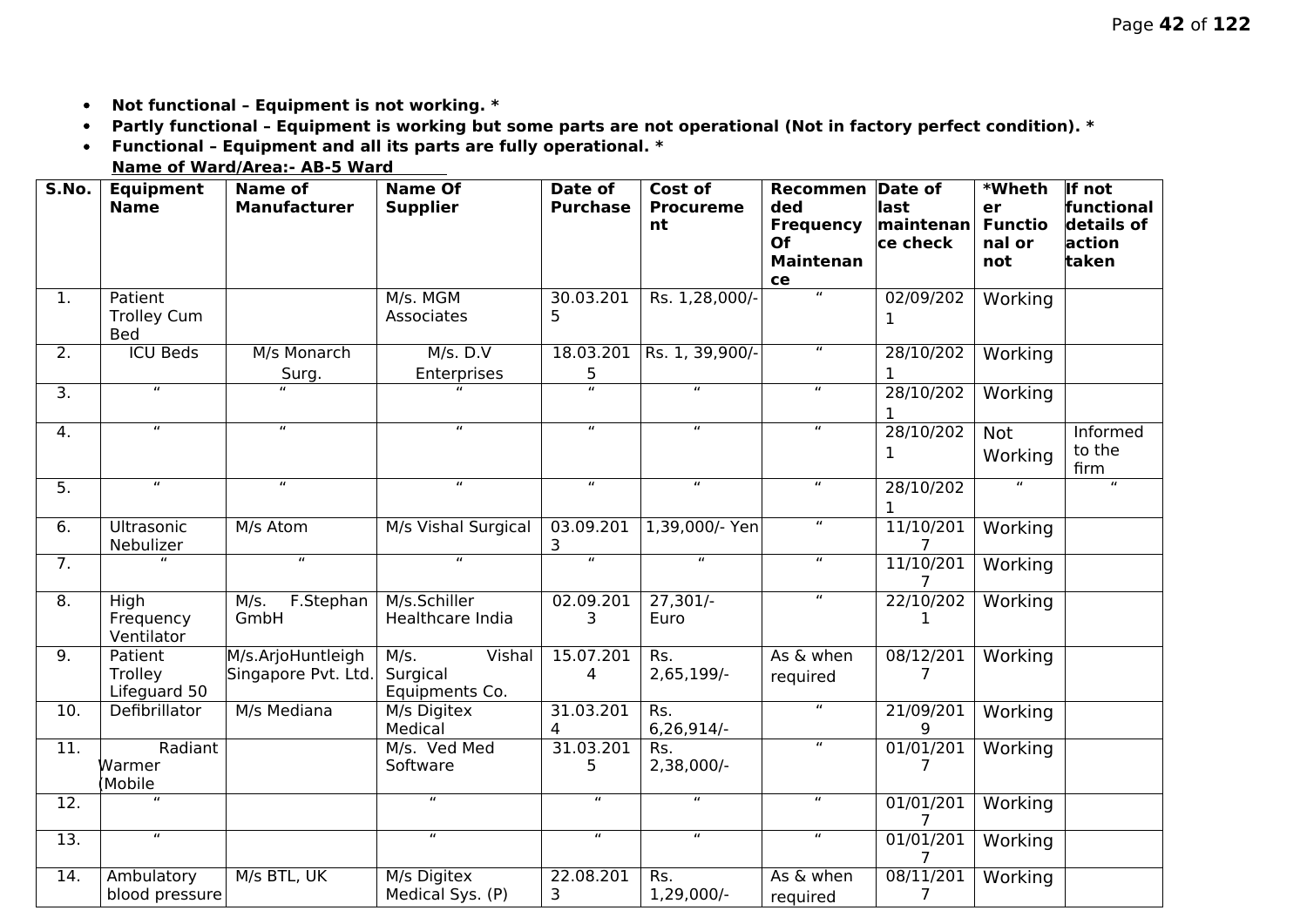- **Not functional – Equipment is not working. ***
- **Partly functional – Equipment is working but some parts are not operational (Not in factory perfect condition). ***
- **Functional – Equipment and all its parts are fully operational. ***

**Name of Ward/Area:- AB-5 Ward**

| S.No. | Equipment Name | Name of Manufacturer | Name Of Supplier | Date of Purchase | Cost of Procurement | Recommended Frequency Of Maintenance | Date of last maintenance check | *Whether Functional or not | If not functional details of action taken |
|---|---|---|---|---|---|---|---|---|---|
| 1. | Patient Trolley Cum Bed | | M/s. MGM Associates | 30.03.2015 | Rs. 1,28,000/- | " | 02/09/2021 | Working | |
| 2. | ICU Beds | M/s Monarch Surg. | M/s. D.V Enterprises | 18.03.2015 | Rs. 1, 39,900/- | " | 28/10/2021 | Working | |
| 3. | " | " | " | " | " | " | 28/10/2021 | Working | |
| 4. | " | " | " | " | " | " | 28/10/2021 | Not Working | Informed to the firm |
| 5. | " | " | " | " | " | " | 28/10/2021 | " | " |
| 6. | Ultrasonic Nebulizer | M/s Atom | M/s Vishal Surgical | 03.09.2013 | 1,39,000/- Yen | " | 11/10/2017 | Working | |
| 7. | " | " | " | " | " | " | 11/10/2017 | Working | |
| 8. | High Frequency Ventilator | M/s. F.Stephan GmbH | M/s.Schiller Healthcare India | 02.09.2013 | 27,301/- Euro | " | 22/10/2021 | Working | |
| 9. | Patient Trolley Lifeguard 50 | M/s.ArjoHuntleigh Singapore Pvt. Ltd. | M/s. Vishal Surgical Equipments Co. | 15.07.2014 | Rs. 2,65,199/- | As & when required | 08/12/2017 | Working | |
| 10. | Defibrillator | M/s Mediana | M/s Digitex Medical | 31.03.2014 | Rs. 6,26,914/- | " | 21/09/2019 | Working | |
| 11. | Radiant Warmer (Mobile | | M/s. Ved Med Software | 31.03.2015 | Rs. 2,38,000/- | " | 01/01/2017 | Working | |
| 12. | " | | " | " | " | " | 01/01/2017 | Working | |
| 13. | " | | " | " | " | " | 01/01/2017 | Working | |
| 14. | Ambulatory blood pressure | M/s BTL, UK | M/s Digitex Medical Sys. (P) | 22.08.2013 | Rs. 1,29,000/- | As & when required | 08/11/2017 | Working | |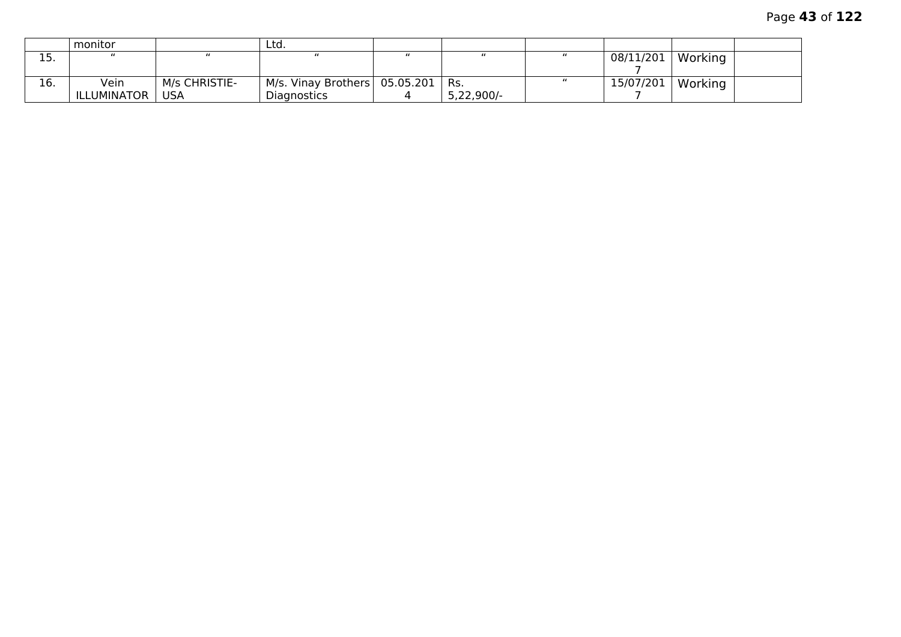| | | | | | | | | | |
|---|---|---|---|---|---|---|---|---|---|
| | monitor | | Ltd. | | | | | | |
| 15. | " | " | " | " | " | " | 08/11/2017 | Working | |
| 16. | Vein ILLUMINATOR | M/s CHRISTIE-USA | M/s. Vinay Brothers Diagnostics | 05.05.2014 | Rs. 5,22,900/- | " | 15/07/2017 | Working | |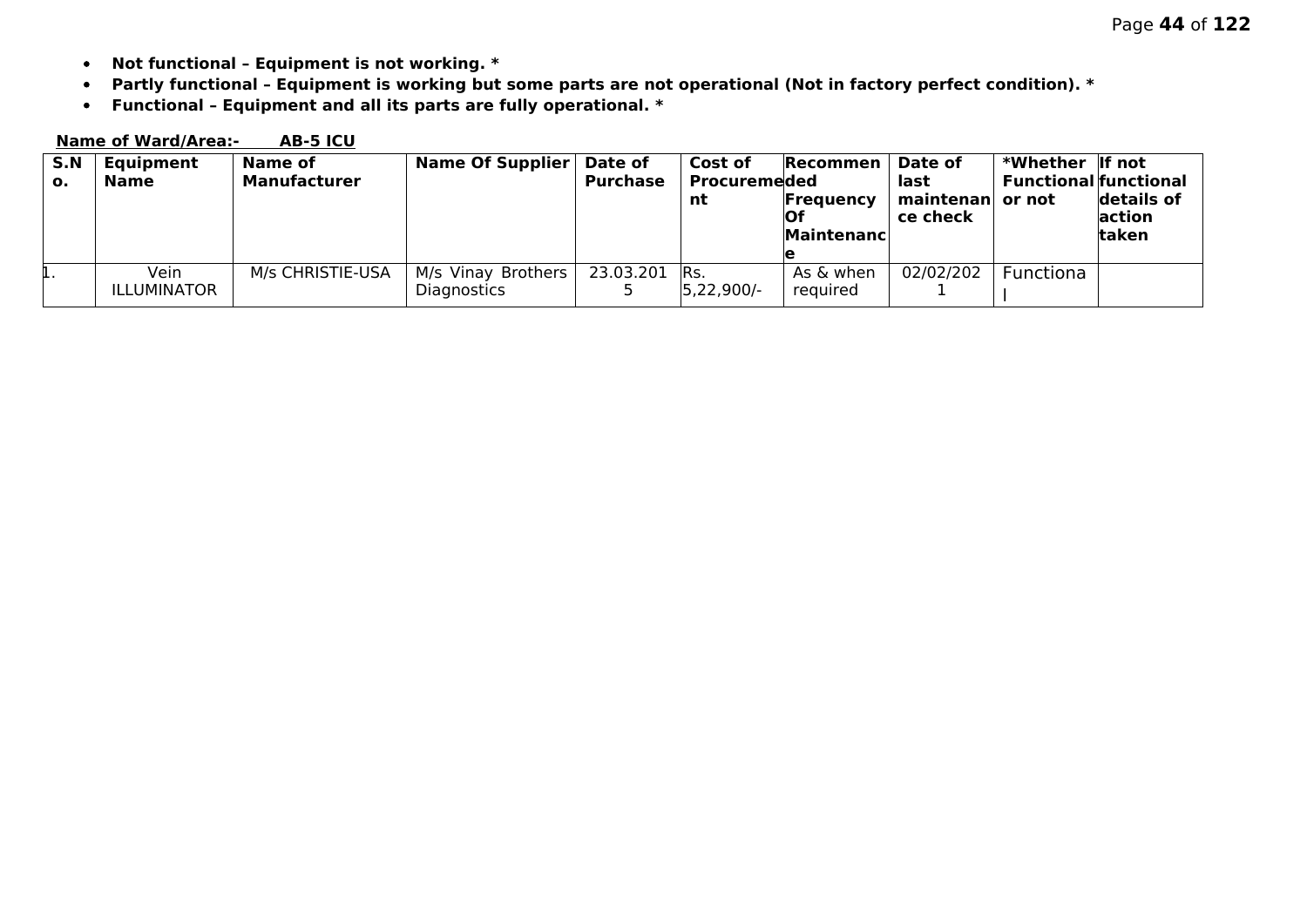- **Not functional – Equipment is not working. ***
- **Partly functional – Equipment is working but some parts are not operational (Not in factory perfect condition). ***
- **Functional – Equipment and all its parts are fully operational. ***

**Name of Ward/Area:- AB-5 ICU**

| S.No. | Equipment Name | Name of Manufacturer | Name Of Supplier | Date of Purchase | Cost of Procurement | Recommended Frequency Of Maintenance | Date of last maintenance check | *Whether Functional or not | If not functional details of action taken |
|---|---|---|---|---|---|---|---|---|---|
| 1. | Vein ILLUMINATOR | M/s CHRISTIE-USA | M/s Vinay Brothers Diagnostics | 23.03.2015 | Rs. 5,22,900/- | As & when required | 02/02/2021 | Functional | |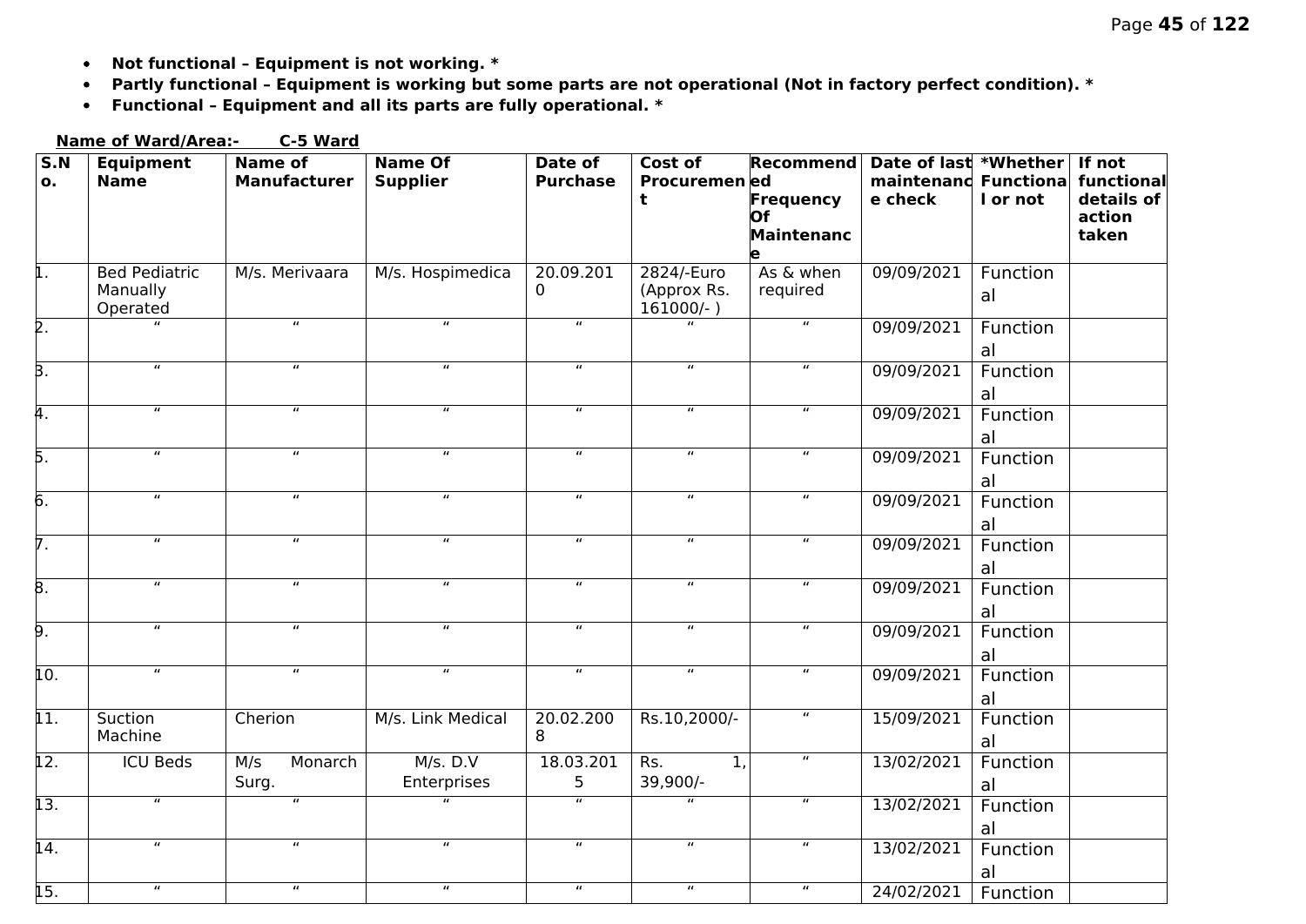- **Not functional – Equipment is not working. \***
- **Partly functional – Equipment is working but some parts are not operational (Not in factory perfect condition). \***
- **Functional – Equipment and all its parts are fully operational. \***

**Name of Ward/Area:- C-5 Ward**

| S.No. | Equipment Name | Name of Manufacturer | Name Of Supplier | Date of Purchase | Cost of Procurement | Recommended Frequency Of Maintenance | Date of last maintenance check | *Whether Functional or not | If not functional details of action taken |
|---|---|---|---|---|---|---|---|---|---|
| 1. | Bed Pediatric Manually Operated | M/s. Merivaara | M/s. Hospimedica | 20.09.2010 | 2824/-Euro (Approx Rs. 161000/- ) | As & when required | 09/09/2021 | Functional | |
| 2. | " | " | " | " | " | " | 09/09/2021 | Functional | |
| 3. | " | " | " | " | " | " | 09/09/2021 | Functional | |
| 4. | " | " | " | " | " | " | 09/09/2021 | Functional | |
| 5. | " | " | " | " | " | " | 09/09/2021 | Functional | |
| 6. | " | " | " | " | " | " | 09/09/2021 | Functional | |
| 7. | " | " | " | " | " | " | 09/09/2021 | Functional | |
| 8. | " | " | " | " | " | " | 09/09/2021 | Functional | |
| 9. | " | " | " | " | " | " | 09/09/2021 | Functional | |
| 10. | " | " | " | " | " | " | 09/09/2021 | Functional | |
| 11. | Suction Machine | Cherion | M/s. Link Medical | 20.02.2008 | Rs.10,2000/- | " | 15/09/2021 | Functional | |
| 12. | ICU Beds | M/s Monarch Surg. | M/s. D.V Enterprises | 18.03.2015 | Rs. 1, 39,900/- | " | 13/02/2021 | Functional | |
| 13. | " | " | " | " | " | " | 13/02/2021 | Functional | |
| 14. | " | " | " | " | " | " | 13/02/2021 | Functional | |
| 15. | " | " | " | " | " | " | 24/02/2021 | Function | |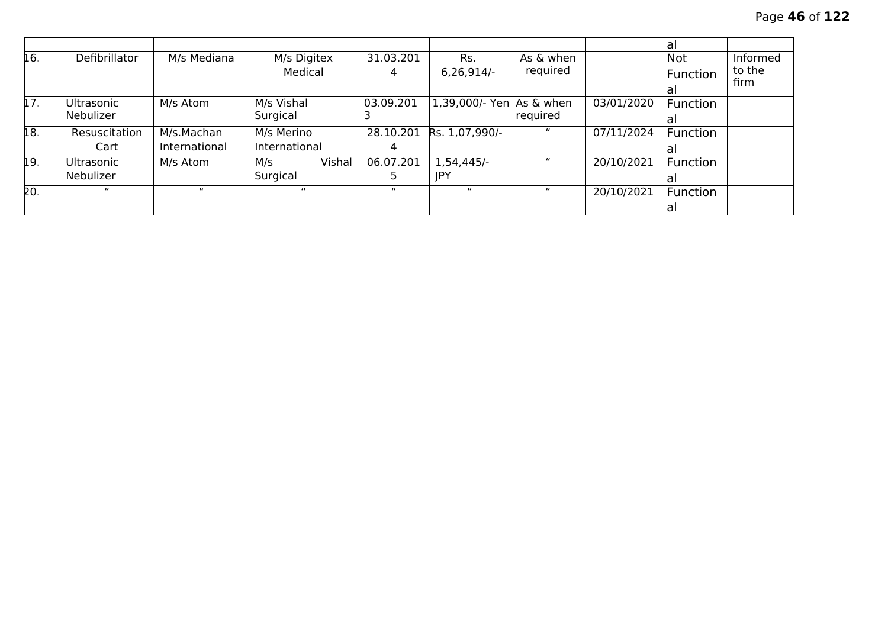| | | | | | | | | | |
|---|---|---|---|---|---|---|---|---|---|
| | | | | | | | | al | |
| 16. | Defibrillator | M/s Mediana | M/s Digitex Medical | 31.03.2014 | Rs. 6,26,914/- | As & when required | | Not Functional | Informed to the firm |
| 17. | Ultrasonic Nebulizer | M/s Atom | M/s Vishal Surgical | 03.09.2013 | 1,39,000/- Yen | As & when required | 03/01/2020 | Functional | |
| 18. | Resuscitation Cart | M/s.Machan International | M/s Merino International | 28.10.2014 | Rs. 1,07,990/- | " | 07/11/2024 | Functional | |
| 19. | Ultrasonic Nebulizer | M/s Atom | M/s Vishal Surgical | 06.07.2015 | 1,54,445/- JPY | " | 20/10/2021 | Functional | |
| 20. | " | " | " | " | " | " | 20/10/2021 | Functional | |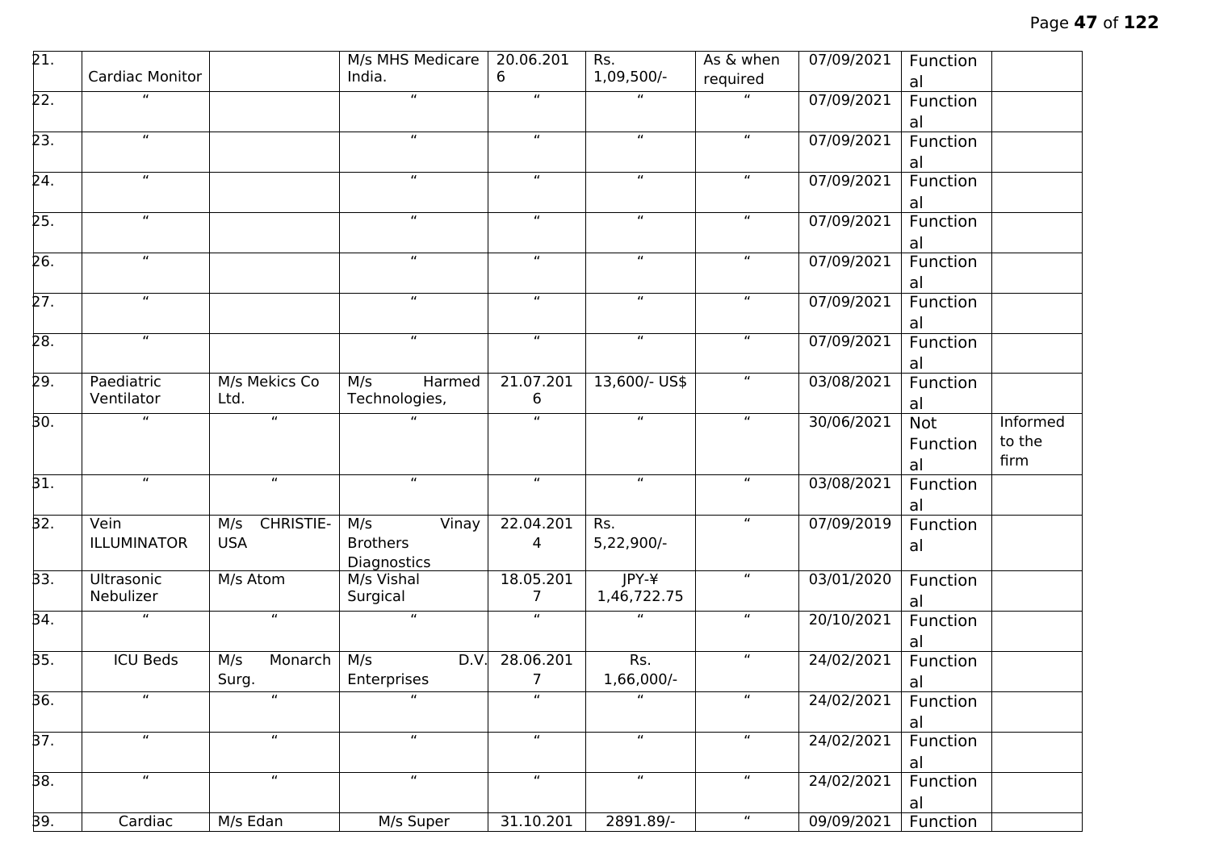| 21. | Cardiac Monitor | | M/s MHS Medicare India. | 20.06.2016 | Rs. 1,09,500/- | As & when required | 07/09/2021 | Functional | |
|---|---|---|---|---|---|---|---|---|---|
| 22. | " | | " | " | " | " | 07/09/2021 | Functional | |
| 23. | " | | " | " | " | " | 07/09/2021 | Functional | |
| 24. | " | | " | " | " | " | 07/09/2021 | Functional | |
| 25. | " | | " | " | " | " | 07/09/2021 | Functional | |
| 26. | " | | " | " | " | " | 07/09/2021 | Functional | |
| 27. | " | | " | " | " | " | 07/09/2021 | Functional | |
| 28. | " | | " | " | " | " | 07/09/2021 | Functional | |
| 29. | Paediatric Ventilator | M/s Mekics Co Ltd. | M/s Harmed Technologies, | 21.07.2016 | 13,600/- US$ | " | 03/08/2021 | Functional | |
| 30. | " | " | " | " | " | " | 30/06/2021 | Not Functional | Informed to the firm |
| 31. | " | " | " | " | " | " | 03/08/2021 | Functional | |
| 32. | Vein ILLUMINATOR | M/s CHRISTIE-USA | M/s Vinay Brothers Diagnostics | 22.04.2014 | Rs. 5,22,900/- | " | 07/09/2019 | Functional | |
| 33. | Ultrasonic Nebulizer | M/s Atom | M/s Vishal Surgical | 18.05.2017 | JPY-¥ 1,46,722.75 | " | 03/01/2020 | Functional | |
| 34. | " | " | " | " | " | " | 20/10/2021 | Functional | |
| 35. | ICU Beds | M/s Monarch Surg. | M/s D.V. Enterprises | 28.06.2017 | Rs. 1,66,000/- | " | 24/02/2021 | Functional | |
| 36. | " | " | " | " | " | " | 24/02/2021 | Functional | |
| 37. | " | " | " | " | " | " | 24/02/2021 | Functional | |
| 38. | " | " | " | " | " | " | 24/02/2021 | Functional | |
| 39. | Cardiac | M/s Edan | M/s Super | 31.10.201 | 2891.89/- | " | 09/09/2021 | Function | |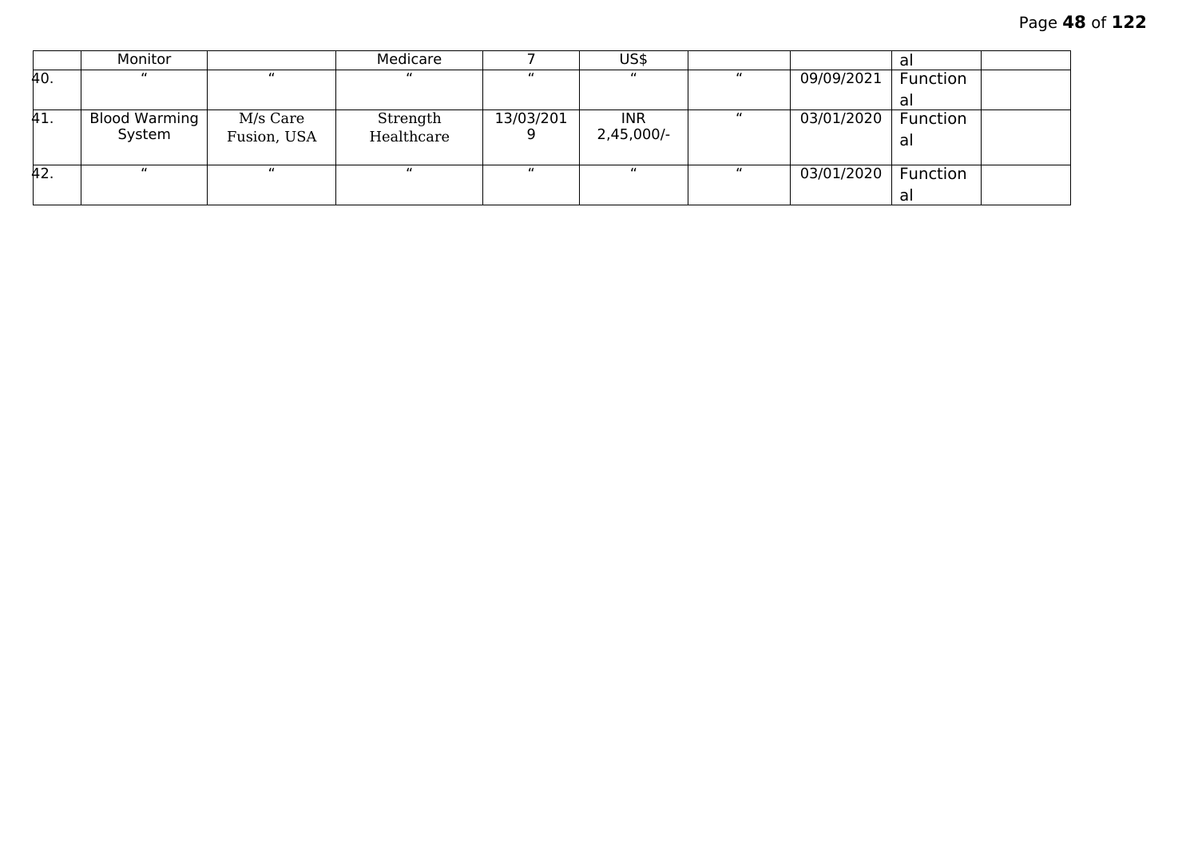|  | Monitor |  | Medicare | 7 | US$ |  |  | al |  |
|---|---|---|---|---|---|---|---|---|---|
| 40. | " | " | " | " | " | " | 09/09/2021 | Functional |  |
| 41. | Blood Warming System | M/s Care Fusion, USA | Strength Healthcare | 13/03/2019 | INR 2,45,000/- | " | 03/01/2020 | Functional |  |
| 42. | " | " | " | " | " | " | 03/01/2020 | Functional |  |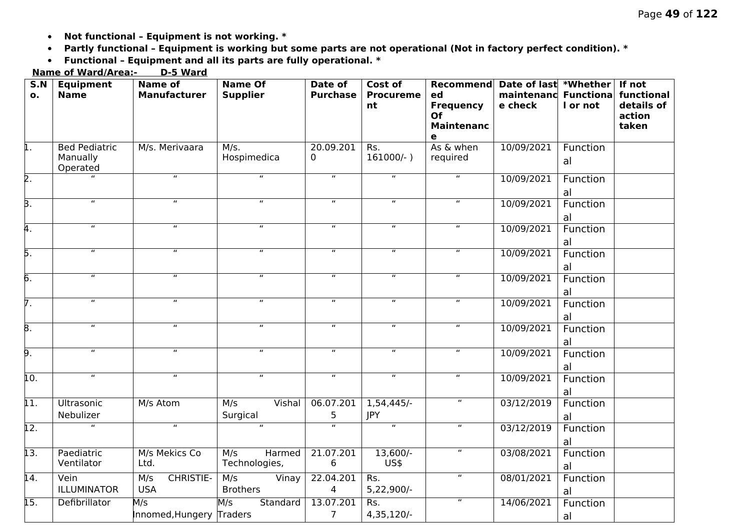- **Not functional – Equipment is not working. ***
- **Partly functional – Equipment is working but some parts are not operational (Not in factory perfect condition). ***
- **Functional – Equipment and all its parts are fully operational. ***

**Name of Ward/Area:- D-5 Ward**

| S.No. | Equipment Name | Name of Manufacturer | Name Of Supplier | Date of Purchase | Cost of Procurement | Recommended Frequency Of Maintenance | Date of last maintenance check | *Whether Functional or not | If not functional details of action taken |
|---|---|---|---|---|---|---|---|---|---|
| 1. | Bed Pediatric Manually Operated | M/s. Merivaara | M/s. Hospimedica | 20.09.2010 | Rs. 161000/- ) | As & when required | 10/09/2021 | Functional | |
| 2. | " | " | " | " | " | " | 10/09/2021 | Functional | |
| 3. | " | " | " | " | " | " | 10/09/2021 | Functional | |
| 4. | " | " | " | " | " | " | 10/09/2021 | Functional | |
| 5. | " | " | " | " | " | " | 10/09/2021 | Functional | |
| 6. | " | " | " | " | " | " | 10/09/2021 | Functional | |
| 7. | " | " | " | " | " | " | 10/09/2021 | Functional | |
| 8. | " | " | " | " | " | " | 10/09/2021 | Functional | |
| 9. | " | " | " | " | " | " | 10/09/2021 | Functional | |
| 10. | " | " | " | " | " | " | 10/09/2021 | Functional | |
| 11. | Ultrasonic Nebulizer | M/s Atom | M/s Vishal Surgical | 06.07.2015 | 1,54,445/- JPY | " | 03/12/2019 | Functional | |
| 12. | " | " | " | " | " | " | 03/12/2019 | Functional | |
| 13. | Paediatric Ventilator | M/s Mekics Co Ltd. | M/s Harmed Technologies, | 21.07.2016 | 13,600/- US$ | " | 03/08/2021 | Functional | |
| 14. | Vein ILLUMINATOR | M/s CHRISTIE-USA | M/s Vinay Brothers | 22.04.2014 | Rs. 5,22,900/- | " | 08/01/2021 | Functional | |
| 15. | Defibrillator | M/s Innomed,Hungery | M/s Standard Traders | 13.07.2017 | Rs. 4,35,120/- | " | 14/06/2021 | Functional | |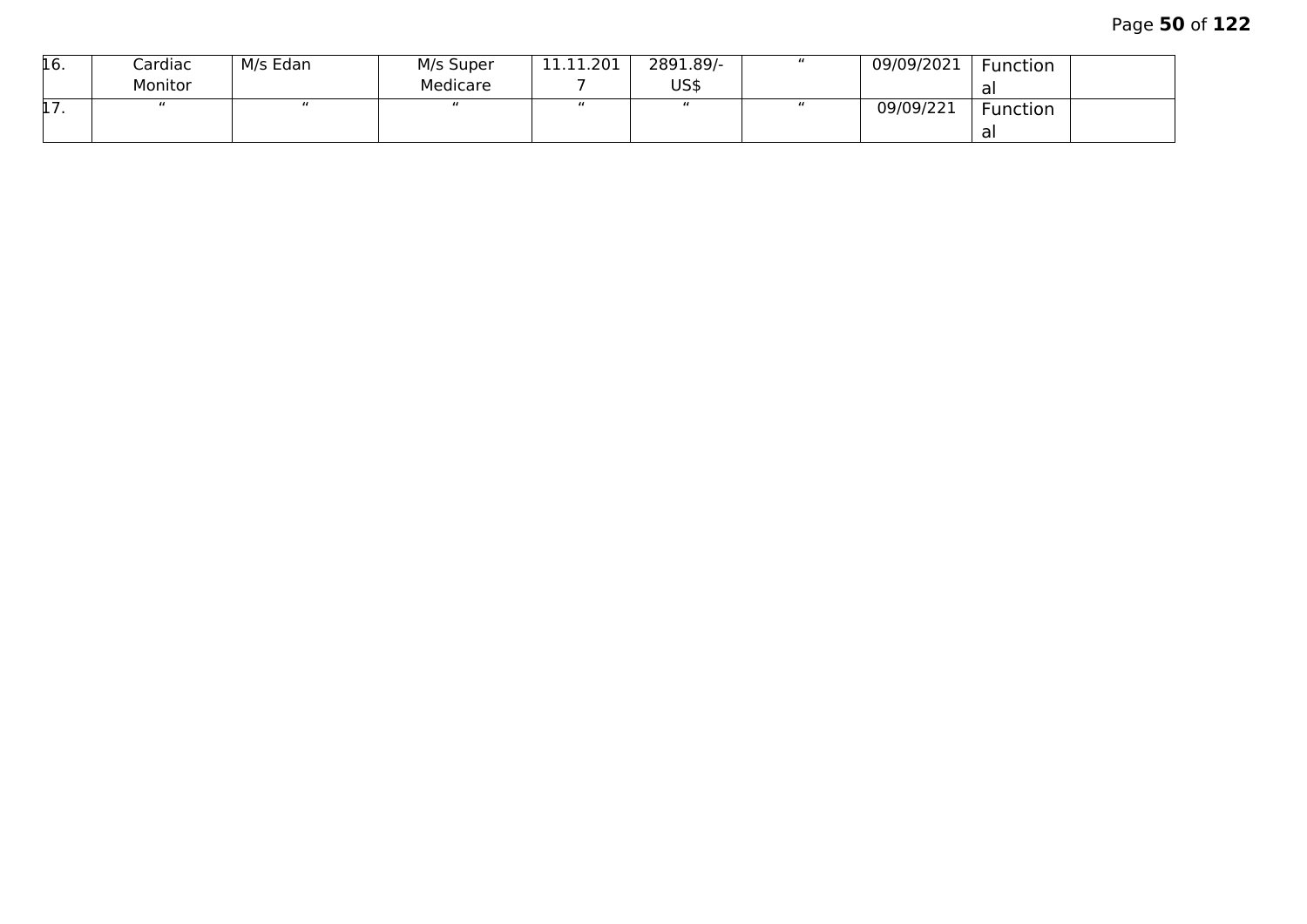| | | | | | | | | | |
|---|---|---|---|---|---|---|---|---|---|
| 16. | Cardiac Monitor | M/s Edan | M/s Super Medicare | 11.11.2017 | 2891.89/- US$ | " | 09/09/2021 | Functional | |
| 17. | " | " | " | " | " | " | 09/09/221 | Functional | |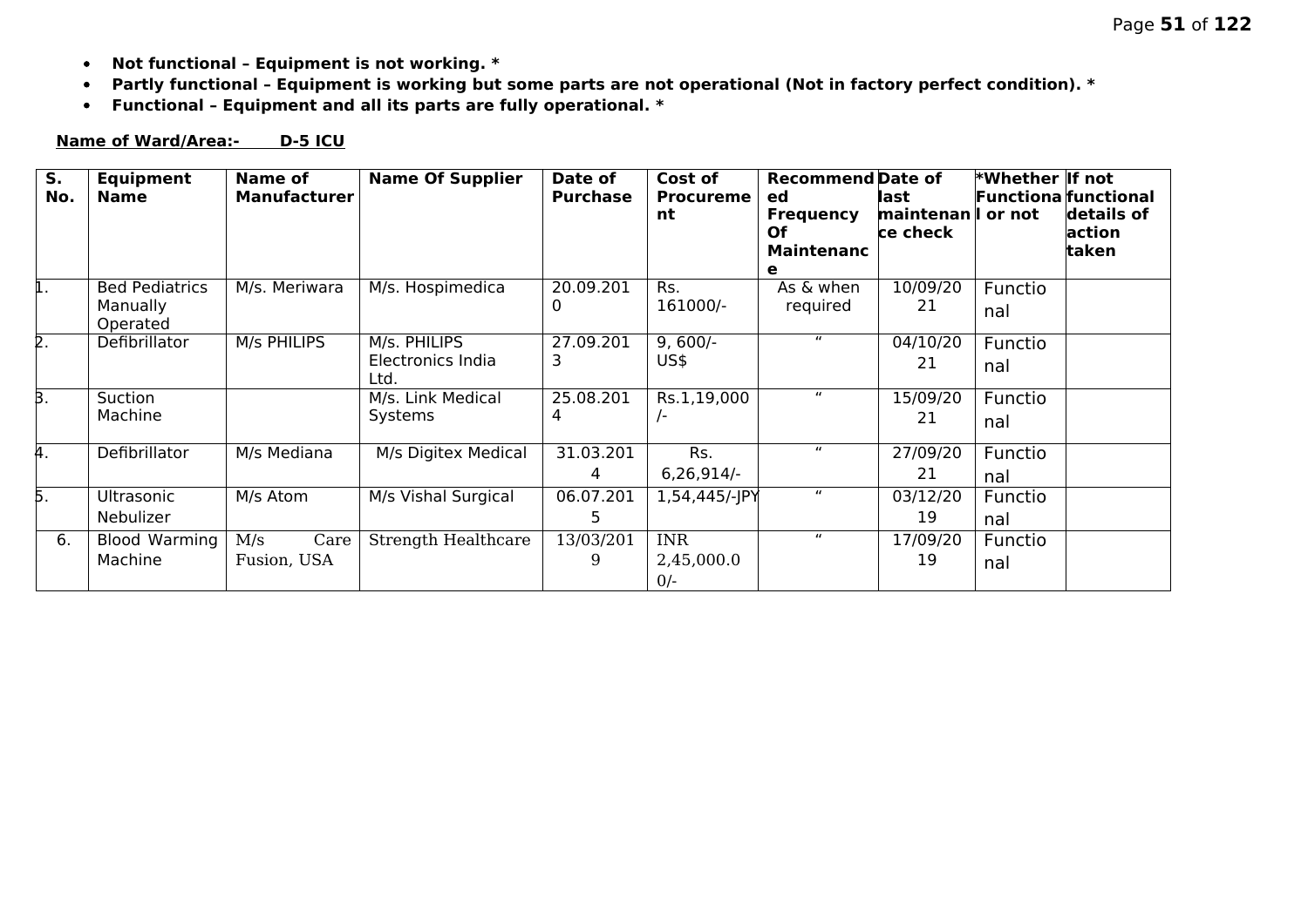- **Not functional – Equipment is not working. ***
- **Partly functional – Equipment is working but some parts are not operational (Not in factory perfect condition). ***
- **Functional – Equipment and all its parts are fully operational. ***

**Name of Ward/Area:- D-5 ICU**

| S. No. | Equipment Name | Name of Manufacturer | Name Of Supplier | Date of Purchase | Cost of Procurement | Recommended Frequency Of Maintenance | Date of last maintenance check | *Whether Functional or not | If not functional details of action taken |
|---|---|---|---|---|---|---|---|---|---|
| 1. | Bed Pediatrics Manually Operated | M/s. Meriwara | M/s. Hospimedica | 20.09.2010 | Rs. 161000/- | As & when required | 10/09/2021 | Functional | |
| 2. | Defibrillator | M/s PHILIPS | M/s. PHILIPS Electronics India Ltd. | 27.09.2013 | 9, 600/- US$ | " | 04/10/2021 | Functional | |
| 3. | Suction Machine | | M/s. Link Medical Systems | 25.08.2014 | Rs.1,19,000/- | " | 15/09/2021 | Functional | |
| 4. | Defibrillator | M/s Mediana | M/s Digitex Medical | 31.03.2014 | Rs. 6,26,914/- | " | 27/09/2021 | Functional | |
| 5. | Ultrasonic Nebulizer | M/s Atom | M/s Vishal Surgical | 06.07.2015 | 1,54,445/-JPY | " | 03/12/2019 | Functional | |
| 6. | Blood Warming Machine | M/s Care Fusion, USA | Strength Healthcare | 13/03/2019 | INR 2,45,000.00/- | " | 17/09/2019 | Functional | |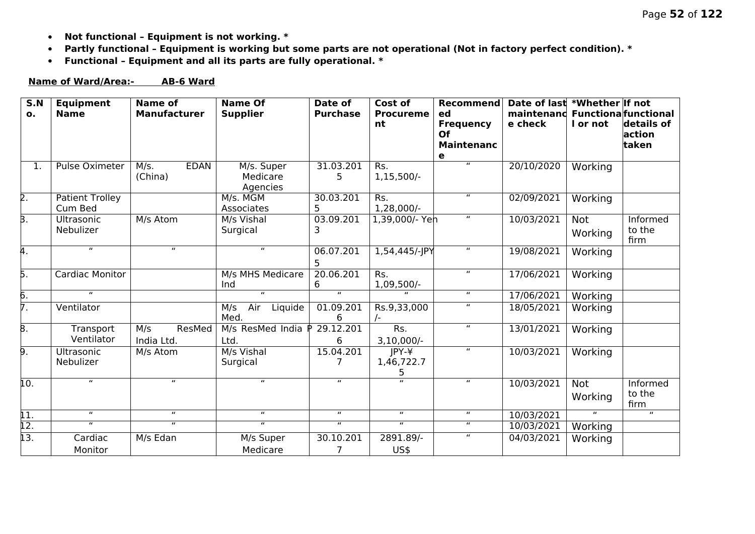- **Not functional – Equipment is not working. ***
- **Partly functional – Equipment is working but some parts are not operational (Not in factory perfect condition). ***
- **Functional – Equipment and all its parts are fully operational. ***

**Name of Ward/Area:- AB-6 Ward**

| S.No. | Equipment Name | Name of Manufacturer | Name Of Supplier | Date of Purchase | Cost of Procurement | Recommended Frequency Of Maintenance | Date of last maintenance check | *Whether Functional or not | If not functional details of action taken |
|---|---|---|---|---|---|---|---|---|---|
| 1. | Pulse Oximeter | M/s. EDAN (China) | M/s. Super Medicare Agencies | 31.03.2015 | Rs. 1,15,500/- | " | 20/10/2020 | Working | |
| 2. | Patient Trolley Cum Bed | | M/s. MGM Associates | 30.03.2015 | Rs. 1,28,000/- | " | 02/09/2021 | Working | |
| 3. | Ultrasonic Nebulizer | M/s Atom | M/s Vishal Surgical | 03.09.2013 | 1,39,000/- Yen | " | 10/03/2021 | Not Working | Informed to the firm |
| 4. | " | " | " | 06.07.2015 | 1,54,445/-JPY | " | 19/08/2021 | Working | |
| 5. | Cardiac Monitor | | M/s MHS Medicare Ind | 20.06.2016 | Rs. 1,09,500/- | " | 17/06/2021 | Working | |
| 6. | " | | " | " | " | " | 17/06/2021 | Working | |
| 7. | Ventilator | | M/s Air Liquide Med. | 01.09.2016 | Rs.9,33,000/- | " | 18/05/2021 | Working | |
| 8. | Transport Ventilator | M/s ResMed India Ltd. | M/s ResMed India P Ltd. | 29.12.2016 | Rs. 3,10,000/- | " | 13/01/2021 | Working | |
| 9. | Ultrasonic Nebulizer | M/s Atom | M/s Vishal Surgical | 15.04.2017 | JPY-¥ 1,46,722.75 | " | 10/03/2021 | Working | |
| 10. | " | " | " | " | " | " | 10/03/2021 | Not Working | Informed to the firm |
| 11. | " | " | " | " | " | " | 10/03/2021 | " | " |
| 12. | " | " | " | " | " | " | 10/03/2021 | Working | |
| 13. | Cardiac Monitor | M/s Edan | M/s Super Medicare | 30.10.2017 | 2891.89/- US$ | " | 04/03/2021 | Working | |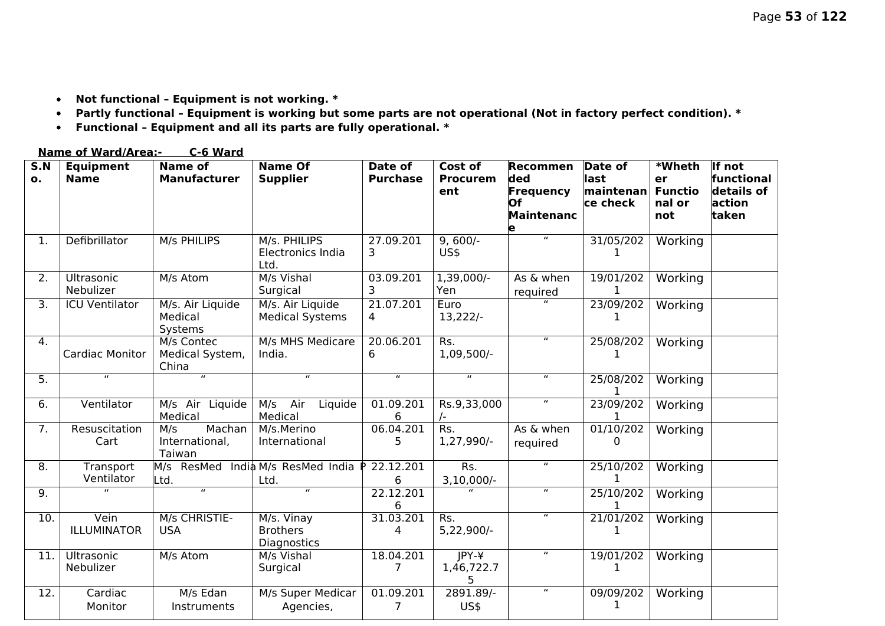- **Not functional – Equipment is not working. ***
- **Partly functional – Equipment is working but some parts are not operational (Not in factory perfect condition). ***
- **Functional – Equipment and all its parts are fully operational. ***

**Name of Ward/Area:- C-6 Ward**

| S.No. | Equipment Name | Name of Manufacturer | Name Of Supplier | Date of Purchase | Cost of Procurement | Recommended Frequency Of Maintenance | Date of last maintenance check | *Whether Functional or not | If not functional details of action taken |
|---|---|---|---|---|---|---|---|---|---|
| 1. | Defibrillator | M/s PHILIPS | M/s. PHILIPS Electronics India Ltd. | 27.09.2013 | 9, 600/- US$ | “ | 31/05/2021 | Working | |
| 2. | Ultrasonic Nebulizer | M/s Atom | M/s Vishal Surgical | 03.09.2013 | 1,39,000/- Yen | As & when required | 19/01/2021 | Working | |
| 3. | ICU Ventilator | M/s. Air Liquide Medical Systems | M/s. Air Liquide Medical Systems | 21.07.2014 | Euro 13,222/- | “ | 23/09/2021 | Working | |
| 4. | Cardiac Monitor | M/s Contec Medical System, China | M/s MHS Medicare India. | 20.06.2016 | Rs. 1,09,500/- | “ | 25/08/2021 | Working | |
| 5. | “ | “ | “ | “ | “ | “ | 25/08/2021 | Working | |
| 6. | Ventilator | M/s Air Liquide Medical | M/s Air Liquide Medical | 01.09.2016 | Rs.9,33,000/- | “ | 23/09/2021 | Working | |
| 7. | Resuscitation Cart | M/s Machan International, Taiwan | M/s.Merino International | 06.04.2015 | Rs. 1,27,990/- | As & when required | 01/10/2020 | Working | |
| 8. | Transport Ventilator | M/s ResMed India Ltd. | M/s ResMed India P Ltd. | 22.12.2016 | Rs. 3,10,000/- | “ | 25/10/2021 | Working | |
| 9. | “ | “ | “ | 22.12.2016 | “ | “ | 25/10/2021 | Working | |
| 10. | Vein ILLUMINATOR | M/s CHRISTIE-USA | M/s. Vinay Brothers Diagnostics | 31.03.2014 | Rs. 5,22,900/- | “ | 21/01/2021 | Working | |
| 11. | Ultrasonic Nebulizer | M/s Atom | M/s Vishal Surgical | 18.04.2017 | JPY-¥ 1,46,722.75 | “ | 19/01/2021 | Working | |
| 12. | Cardiac Monitor | M/s Edan Instruments | M/s Super Medicar Agencies, | 01.09.2017 | 2891.89/- US$ | “ | 09/09/2021 | Working | |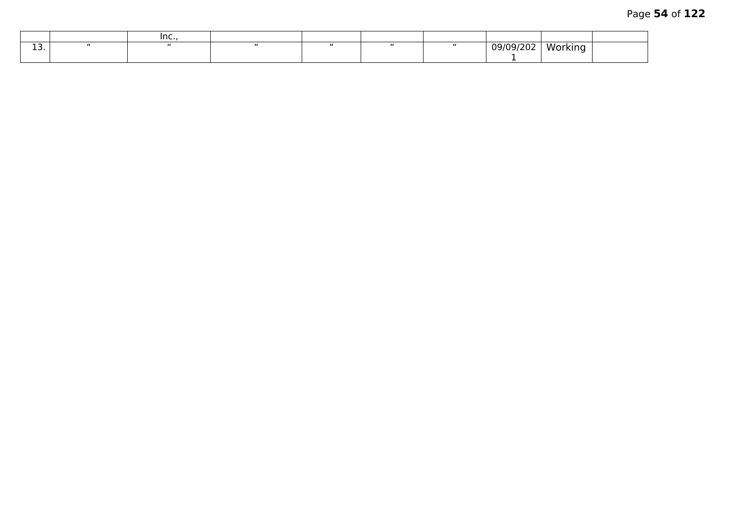| | | Inc., | | | | | | | |
|---|---|---|---|---|---|---|---|---|---|
| 13. | " | " | " | " | " | " | 09/09/2021 | Working | |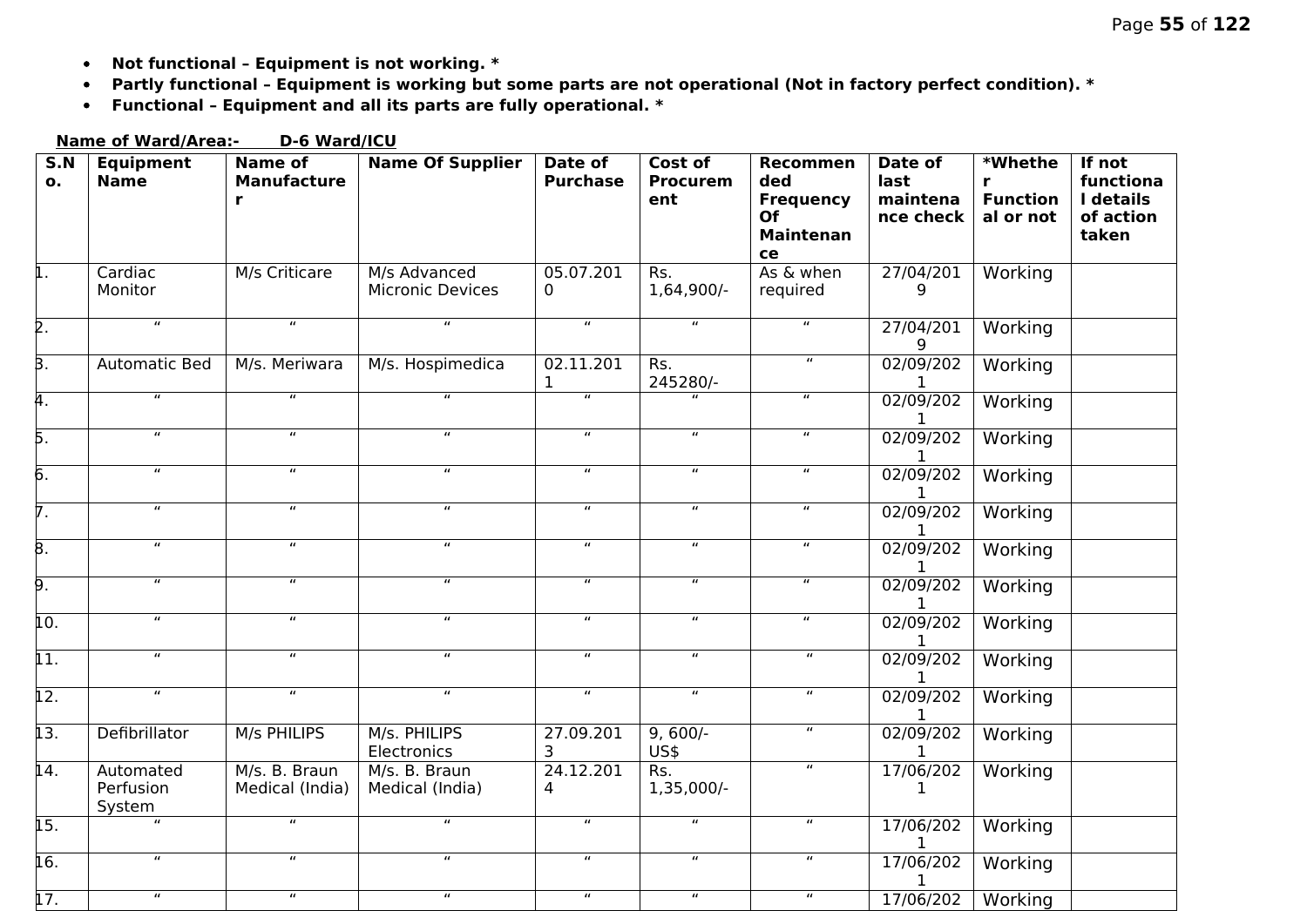- **Not functional – Equipment is not working. ***
- **Partly functional – Equipment is working but some parts are not operational (Not in factory perfect condition). ***
- **Functional – Equipment and all its parts are fully operational. ***

**Name of Ward/Area:- D-6 Ward/ICU**

| S.No. | Equipment Name | Name of Manufacturer | Name Of Supplier | Date of Purchase | Cost of Procurement | Recommended Frequency Of Maintenance | Date of last maintenance check | *Whether Functional or not | If not functional details of action taken |
|---|---|---|---|---|---|---|---|---|---|
| 1. | Cardiac Monitor | M/s Criticare | M/s Advanced Micronic Devices | 05.07.2010 | Rs. 1,64,900/- | As & when required | 27/04/2019 | Working | |
| 2. | " | " | " | " | " | " | 27/04/2019 | Working | |
| 3. | Automatic Bed | M/s. Meriwara | M/s. Hospimedica | 02.11.2011 | Rs. 245280/- | " | 02/09/2021 | Working | |
| 4. | " | " | " | " | " | " | 02/09/2021 | Working | |
| 5. | " | " | " | " | " | " | 02/09/2021 | Working | |
| 6. | " | " | " | " | " | " | 02/09/2021 | Working | |
| 7. | " | " | " | " | " | " | 02/09/2021 | Working | |
| 8. | " | " | " | " | " | " | 02/09/2021 | Working | |
| 9. | " | " | " | " | " | " | 02/09/2021 | Working | |
| 10. | " | " | " | " | " | " | 02/09/2021 | Working | |
| 11. | " | " | " | " | " | " | 02/09/2021 | Working | |
| 12. | " | " | " | " | " | " | 02/09/2021 | Working | |
| 13. | Defibrillator | M/s PHILIPS | M/s. PHILIPS Electronics | 27.09.2013 | 9, 600/- US$ | " | 02/09/2021 | Working | |
| 14. | Automated Perfusion System | M/s. B. Braun Medical (India) | M/s. B. Braun Medical (India) | 24.12.2014 | Rs. 1,35,000/- | " | 17/06/2021 | Working | |
| 15. | " | " | " | " | " | " | 17/06/2021 | Working | |
| 16. | " | " | " | " | " | " | 17/06/2021 | Working | |
| 17. | " | " | " | " | " | " | 17/06/202 | Working | |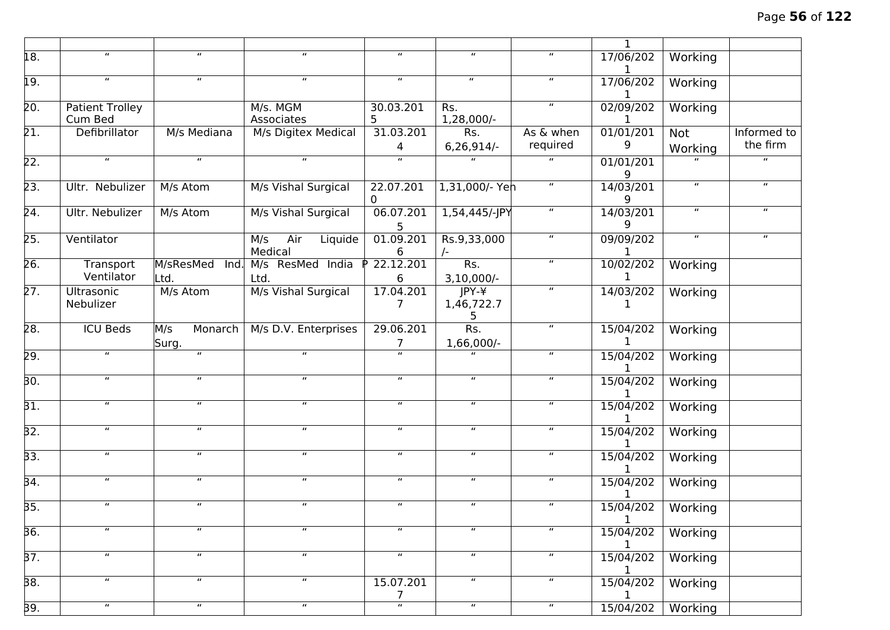| | | | | | | | | | |
|---|---|---|---|---|---|---|---|---|---|
| | | | | | | | 1 | | |
| 18. | " | " | " | " | " | " | 17/06/2021 | Working | |
| 19. | " | " | " | " | " | " | 17/06/2021 | Working | |
| 20. | Patient Trolley Cum Bed | | M/s. MGM Associates | 30.03.2015 | Rs. 1,28,000/- | " | 02/09/2021 | Working | |
| 21. | Defibrillator | M/s Mediana | M/s Digitex Medical | 31.03.2014 | Rs. 6,26,914/- | As & when required | 01/01/2019 | Not Working | Informed to the firm |
| 22. | " | " | " | " | " | " | 01/01/2019 | " | " |
| 23. | Ultr. Nebulizer | M/s Atom | M/s Vishal Surgical | 22.07.2010 | 1,31,000/- Yen | " | 14/03/2019 | " | " |
| 24. | Ultr. Nebulizer | M/s Atom | M/s Vishal Surgical | 06.07.2015 | 1,54,445/-JPY | " | 14/03/2019 | " | " |
| 25. | Ventilator | | M/s Air Liquide Medical | 01.09.2016 | Rs.9,33,000/- | " | 09/09/2021 | " | " |
| 26. | Transport Ventilator | M/sResMed Ind. Ltd. | M/s ResMed India P Ltd. | 22.12.2016 | Rs. 3,10,000/- | " | 10/02/2021 | Working | |
| 27. | Ultrasonic Nebulizer | M/s Atom | M/s Vishal Surgical | 17.04.2017 | JPY-¥ 1,46,722.75 | " | 14/03/2021 | Working | |
| 28. | ICU Beds | M/s Monarch Surg. | M/s D.V. Enterprises | 29.06.2017 | Rs. 1,66,000/- | " | 15/04/2021 | Working | |
| 29. | " | " | " | " | " | " | 15/04/2021 | Working | |
| 30. | " | " | " | " | " | " | 15/04/2021 | Working | |
| 31. | " | " | " | " | " | " | 15/04/2021 | Working | |
| 32. | " | " | " | " | " | " | 15/04/2021 | Working | |
| 33. | " | " | " | " | " | " | 15/04/2021 | Working | |
| 34. | " | " | " | " | " | " | 15/04/2021 | Working | |
| 35. | " | " | " | " | " | " | 15/04/2021 | Working | |
| 36. | " | " | " | " | " | " | 15/04/2021 | Working | |
| 37. | " | " | " | " | " | " | 15/04/2021 | Working | |
| 38. | " | " | " | 15.07.2017 | " | " | 15/04/2021 | Working | |
| 39. | " | " | " | " | " | " | 15/04/202 | Working | |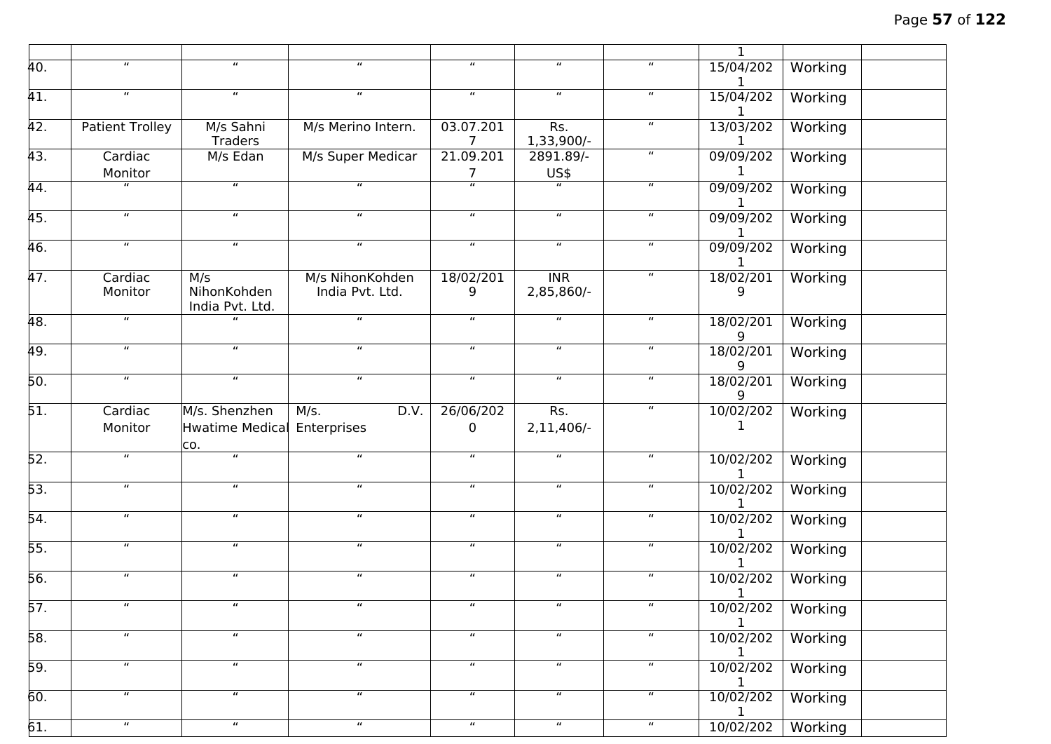| | | | | | | | 1 | | |
|---|---|---|---|---|---|---|---|---|---|
| 40. | " | " | " | " | " | " | 15/04/2021 | Working | |
| 41. | " | " | " | " | " | " | 15/04/2021 | Working | |
| 42. | Patient Trolley | M/s Sahni Traders | M/s Merino Intern. | 03.07.2017 | Rs. 1,33,900/- | " | 13/03/2021 | Working | |
| 43. | Cardiac Monitor | M/s Edan | M/s Super Medicar | 21.09.2017 | 2891.89/- US$ | " | 09/09/2021 | Working | |
| 44. | " | " | " | " | " | " | 09/09/2021 | Working | |
| 45. | " | " | " | " | " | " | 09/09/2021 | Working | |
| 46. | " | " | " | " | " | " | 09/09/2021 | Working | |
| 47. | Cardiac Monitor | M/s NihonKohden India Pvt. Ltd. | M/s NihonKohden India Pvt. Ltd. | 18/02/2019 | INR 2,85,860/- | " | 18/02/2019 | Working | |
| 48. | " | " | " | " | " | " | 18/02/2019 | Working | |
| 49. | " | " | " | " | " | " | 18/02/2019 | Working | |
| 50. | " | " | " | " | " | " | 18/02/2019 | Working | |
| 51. | Cardiac Monitor | M/s. Shenzhen Hwatime Medical co. | M/s. D.V. Enterprises | 26/06/2020 | Rs. 2,11,406/- | " | 10/02/2021 | Working | |
| 52. | " | " | " | " | " | " | 10/02/2021 | Working | |
| 53. | " | " | " | " | " | " | 10/02/2021 | Working | |
| 54. | " | " | " | " | " | " | 10/02/2021 | Working | |
| 55. | " | " | " | " | " | " | 10/02/2021 | Working | |
| 56. | " | " | " | " | " | " | 10/02/2021 | Working | |
| 57. | " | " | " | " | " | " | 10/02/2021 | Working | |
| 58. | " | " | " | " | " | " | 10/02/2021 | Working | |
| 59. | " | " | " | " | " | " | 10/02/2021 | Working | |
| 60. | " | " | " | " | " | " | 10/02/2021 | Working | |
| 61. | " | " | " | " | " | " | 10/02/202 | Working | |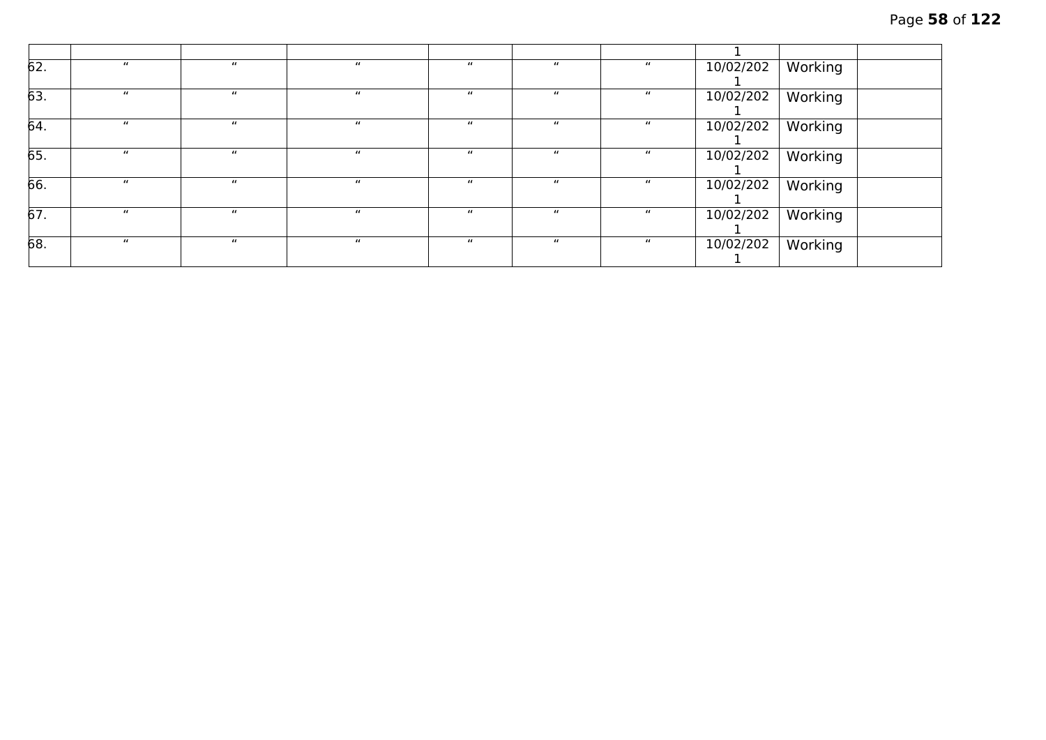| | | | | | | | | | |
|---|---|---|---|---|---|---|---|---|---|
| | | | | | | | 1 | | |
| 62. | " | " | " | " | " | " | 10/02/2021 | Working | |
| 63. | " | " | " | " | " | " | 10/02/2021 | Working | |
| 64. | " | " | " | " | " | " | 10/02/2021 | Working | |
| 65. | " | " | " | " | " | " | 10/02/2021 | Working | |
| 66. | " | " | " | " | " | " | 10/02/2021 | Working | |
| 67. | " | " | " | " | " | " | 10/02/2021 | Working | |
| 68. | " | " | " | " | " | " | 10/02/2021 | Working | |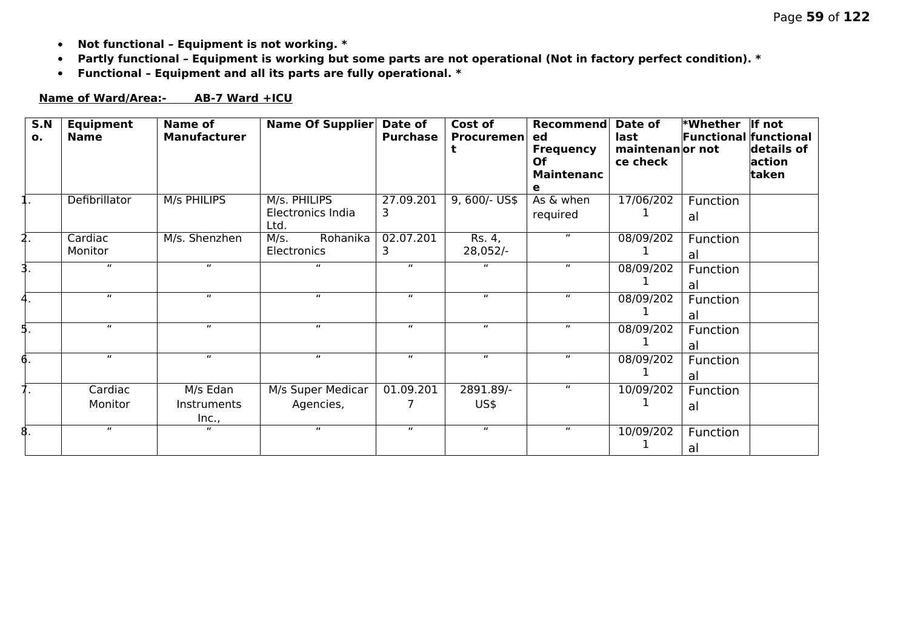- **Not functional – Equipment is not working. ***
- **Partly functional – Equipment is working but some parts are not operational (Not in factory perfect condition). ***
- **Functional – Equipment and all its parts are fully operational. ***

**Name of Ward/Area:- AB-7 Ward +ICU**

| S.No. | Equipment Name | Name of Manufacturer | Name Of Supplier | Date of Purchase | Cost of Procurement | Recommended Frequency Of Maintenance | Date of last maintenance check | *Whether Functional or not | If not functional details of action taken |
|---|---|---|---|---|---|---|---|---|---|
| 1. | Defibrillator | M/s PHILIPS | M/s. PHILIPS Electronics India Ltd. | 27.09.2013 | 9, 600/- US$ | As & when required | 17/06/2021 | Functional | |
| 2. | Cardiac Monitor | M/s. Shenzhen | M/s. Rohanika Electronics | 02.07.2013 | Rs. 4, 28,052/- | " | 08/09/2021 | Functional | |
| 3. | " | " | " | " | " | " | 08/09/2021 | Functional | |
| 4. | " | " | " | " | " | " | 08/09/2021 | Functional | |
| 5. | " | " | " | " | " | " | 08/09/2021 | Functional | |
| 6. | " | " | " | " | " | " | 08/09/2021 | Functional | |
| 7. | Cardiac Monitor | M/s Edan Instruments Inc., | M/s Super Medicar Agencies, | 01.09.2017 | 2891.89/- US$ | " | 10/09/2021 | Functional | |
| 8. | " | " | " | " | " | " | 10/09/2021 | Functional | |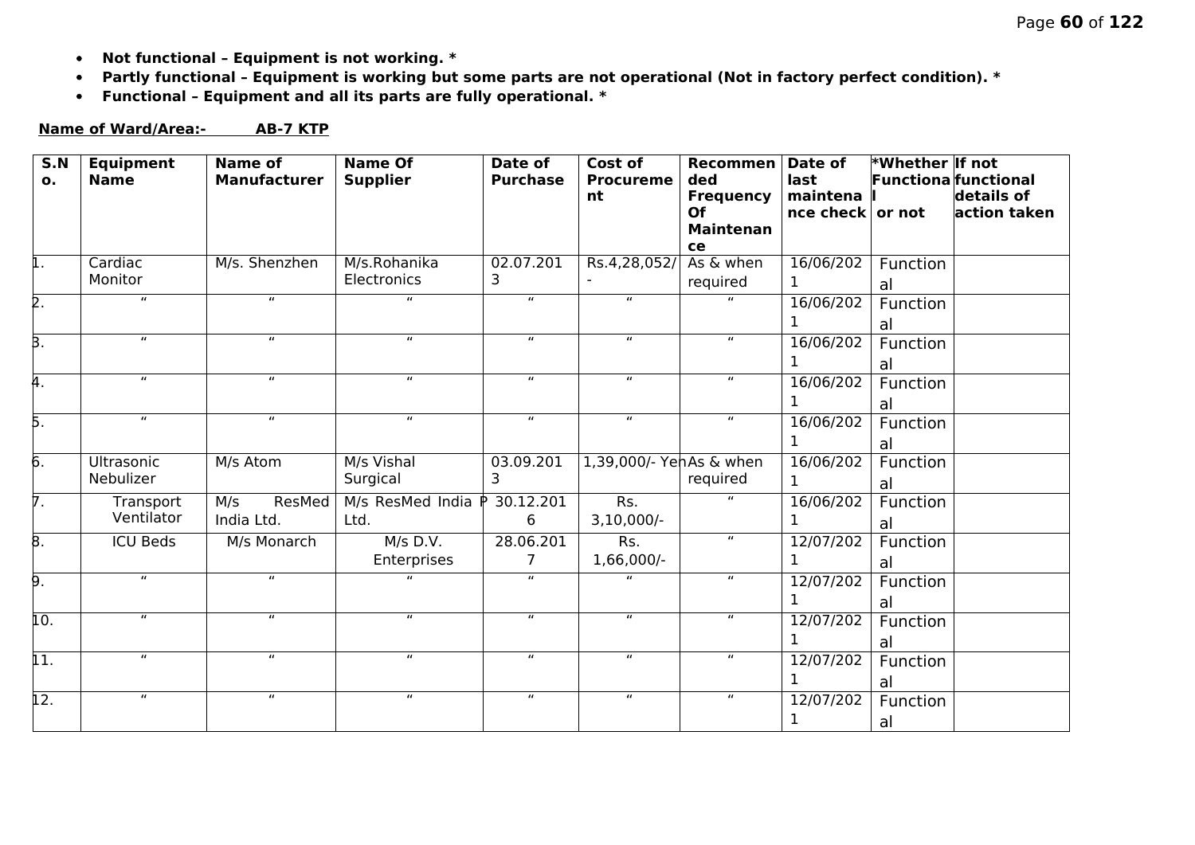- **Not functional – Equipment is not working. ***
- **Partly functional – Equipment is working but some parts are not operational (Not in factory perfect condition). ***
- **Functional – Equipment and all its parts are fully operational. ***

**Name of Ward/Area:- AB-7 KTP**

| S.No. | Equipment Name | Name of Manufacturer | Name Of Supplier | Date of Purchase | Cost of Procurement | Recommended Frequency Of Maintenance | Date of last maintenance check | *Whether Functional or not | If not functional details of action taken |
|---|---|---|---|---|---|---|---|---|---|
| 1. | Cardiac Monitor | M/s. Shenzhen | M/s.Rohanika Electronics | 02.07.2013 | Rs.4,28,052/- | As & when required | 16/06/2021 | Functional | |
| 2. | " | " | " | " | " | " | 16/06/2021 | Functional | |
| 3. | " | " | " | " | " | " | 16/06/2021 | Functional | |
| 4. | " | " | " | " | " | " | 16/06/2021 | Functional | |
| 5. | " | " | " | " | " | " | 16/06/2021 | Functional | |
| 6. | Ultrasonic Nebulizer | M/s Atom | M/s Vishal Surgical | 03.09.2013 | 1,39,000/- Yen | As & when required | 16/06/2021 | Functional | |
| 7. | Transport Ventilator | M/s ResMed India Ltd. | M/s ResMed India P Ltd. | 30.12.2016 | Rs. 3,10,000/- | " | 16/06/2021 | Functional | |
| 8. | ICU Beds | M/s Monarch | M/s D.V. Enterprises | 28.06.2017 | Rs. 1,66,000/- | " | 12/07/2021 | Functional | |
| 9. | " | " | " | " | " | " | 12/07/2021 | Functional | |
| 10. | " | " | " | " | " | " | 12/07/2021 | Functional | |
| 11. | " | " | " | " | " | " | 12/07/2021 | Functional | |
| 12. | " | " | " | " | " | " | 12/07/2021 | Functional | |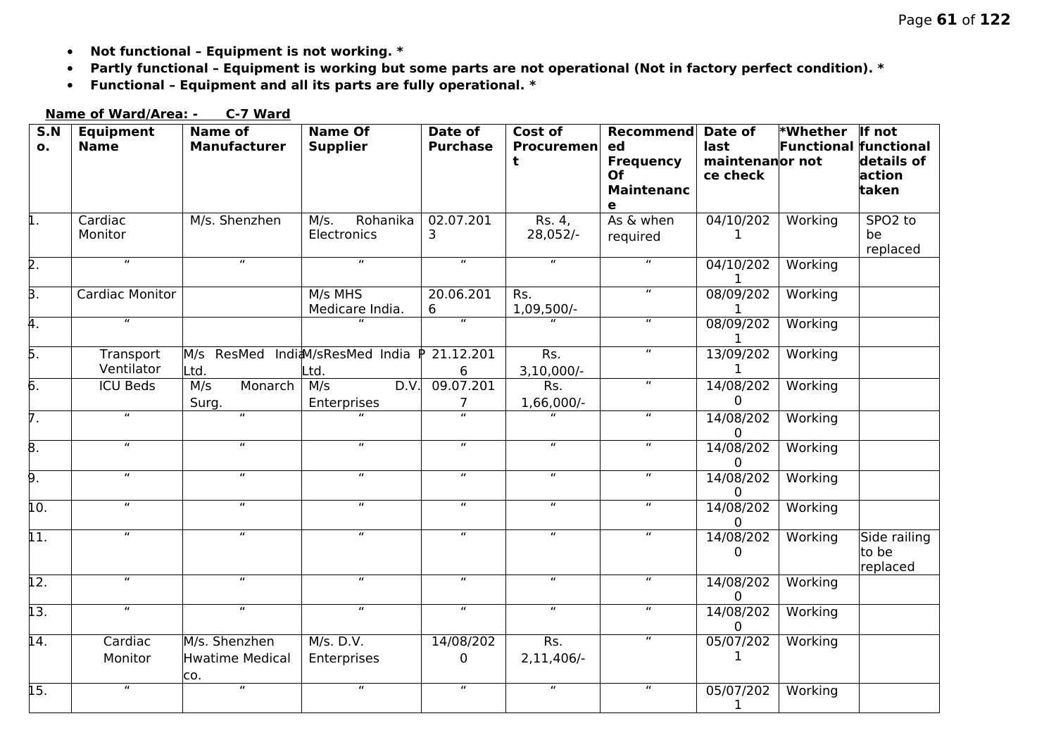- **Not functional – Equipment is not working. ***
- **Partly functional – Equipment is working but some parts are not operational (Not in factory perfect condition). ***
- **Functional – Equipment and all its parts are fully operational. ***

**Name of Ward/Area: - C-7 Ward**

| S.No. | Equipment Name | Name of Manufacturer | Name Of Supplier | Date of Purchase | Cost of Procurement | Recommended Frequency Of Maintenance | Date of last maintenance check | *Whether Functional or not | If not functional details of action taken |
|---|---|---|---|---|---|---|---|---|---|
| 1. | Cardiac Monitor | M/s. Shenzhen | M/s. Rohanika Electronics | 02.07.2013 | Rs. 4, 28,052/- | As & when required | 04/10/2021 | Working | SPO2 to be replaced |
| 2. | " | " | " | " | " | " | 04/10/2021 | Working | |
| 3. | Cardiac Monitor | | M/s MHS Medicare India. | 20.06.2016 | Rs. 1,09,500/- | " | 08/09/2021 | Working | |
| 4. | " | | " | " | " | " | 08/09/2021 | Working | |
| 5. | Transport Ventilator | M/s ResMed India Ltd. | M/sResMed India P Ltd. | 21.12.2016 | Rs. 3,10,000/- | " | 13/09/2021 | Working | |
| 6. | ICU Beds | M/s Monarch Surg. | M/s D.V. Enterprises | 09.07.2017 | Rs. 1,66,000/- | " | 14/08/2020 | Working | |
| 7. | " | " | " | " | " | " | 14/08/2020 | Working | |
| 8. | " | " | " | " | " | " | 14/08/2020 | Working | |
| 9. | " | " | " | " | " | " | 14/08/2020 | Working | |
| 10. | " | " | " | " | " | " | 14/08/2020 | Working | |
| 11. | " | " | " | " | " | " | 14/08/2020 | Working | Side railing to be replaced |
| 12. | " | " | " | " | " | " | 14/08/2020 | Working | |
| 13. | " | " | " | " | " | " | 14/08/2020 | Working | |
| 14. | Cardiac Monitor | M/s. Shenzhen Hwatime Medical co. | M/s. D.V. Enterprises | 14/08/2020 | Rs. 2,11,406/- | " | 05/07/2021 | Working | |
| 15. | " | " | " | " | " | " | 05/07/2021 | Working | |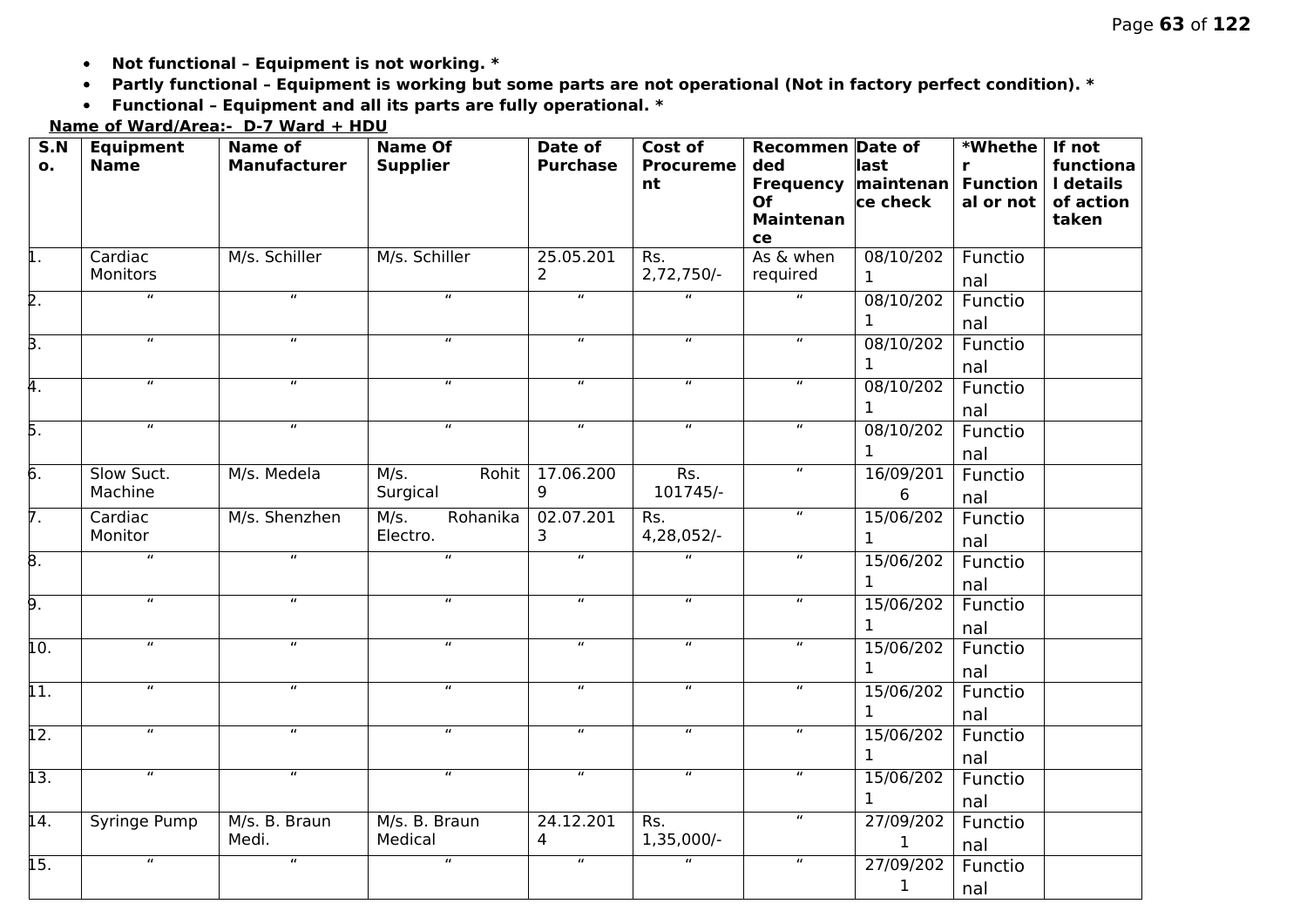- **Not functional – Equipment is not working. ***
- **Partly functional – Equipment is working but some parts are not operational (Not in factory perfect condition). ***
- **Functional – Equipment and all its parts are fully operational. ***

**Name of Ward/Area:- D-7 Ward + HDU**

| S.No. | Equipment Name | Name of Manufacturer | Name Of Supplier | Date of Purchase | Cost of Procurement | Recommended Frequency Of Maintenance | Date of last maintenance check | *Whether Functional or not | If not functional details of action taken |
|---|---|---|---|---|---|---|---|---|---|
| 1. | Cardiac Monitors | M/s. Schiller | M/s. Schiller | 25.05.2012 | Rs. 2,72,750/- | As & when required | 08/10/2021 | Functional | |
| 2. | " | " | " | " | " | " | 08/10/2021 | Functional | |
| 3. | " | " | " | " | " | " | 08/10/2021 | Functional | |
| 4. | " | " | " | " | " | " | 08/10/2021 | Functional | |
| 5. | " | " | " | " | " | " | 08/10/2021 | Functional | |
| 6. | Slow Suct. Machine | M/s. Medela | M/s. Rohit Surgical | 17.06.2009 | Rs. 101745/- | " | 16/09/2016 | Functional | |
| 7. | Cardiac Monitor | M/s. Shenzhen | M/s. Rohanika Electro. | 02.07.2013 | Rs. 4,28,052/- | " | 15/06/2021 | Functional | |
| 8. | " | " | " | " | " | " | 15/06/2021 | Functional | |
| 9. | " | " | " | " | " | " | 15/06/2021 | Functional | |
| 10. | " | " | " | " | " | " | 15/06/2021 | Functional | |
| 11. | " | " | " | " | " | " | 15/06/2021 | Functional | |
| 12. | " | " | " | " | " | " | 15/06/2021 | Functional | |
| 13. | " | " | " | " | " | " | 15/06/2021 | Functional | |
| 14. | Syringe Pump | M/s. B. Braun Medi. | M/s. B. Braun Medical | 24.12.2014 | Rs. 1,35,000/- | " | 27/09/2021 | Functional | |
| 15. | " | " | " | " | " | " | 27/09/2021 | Functional | |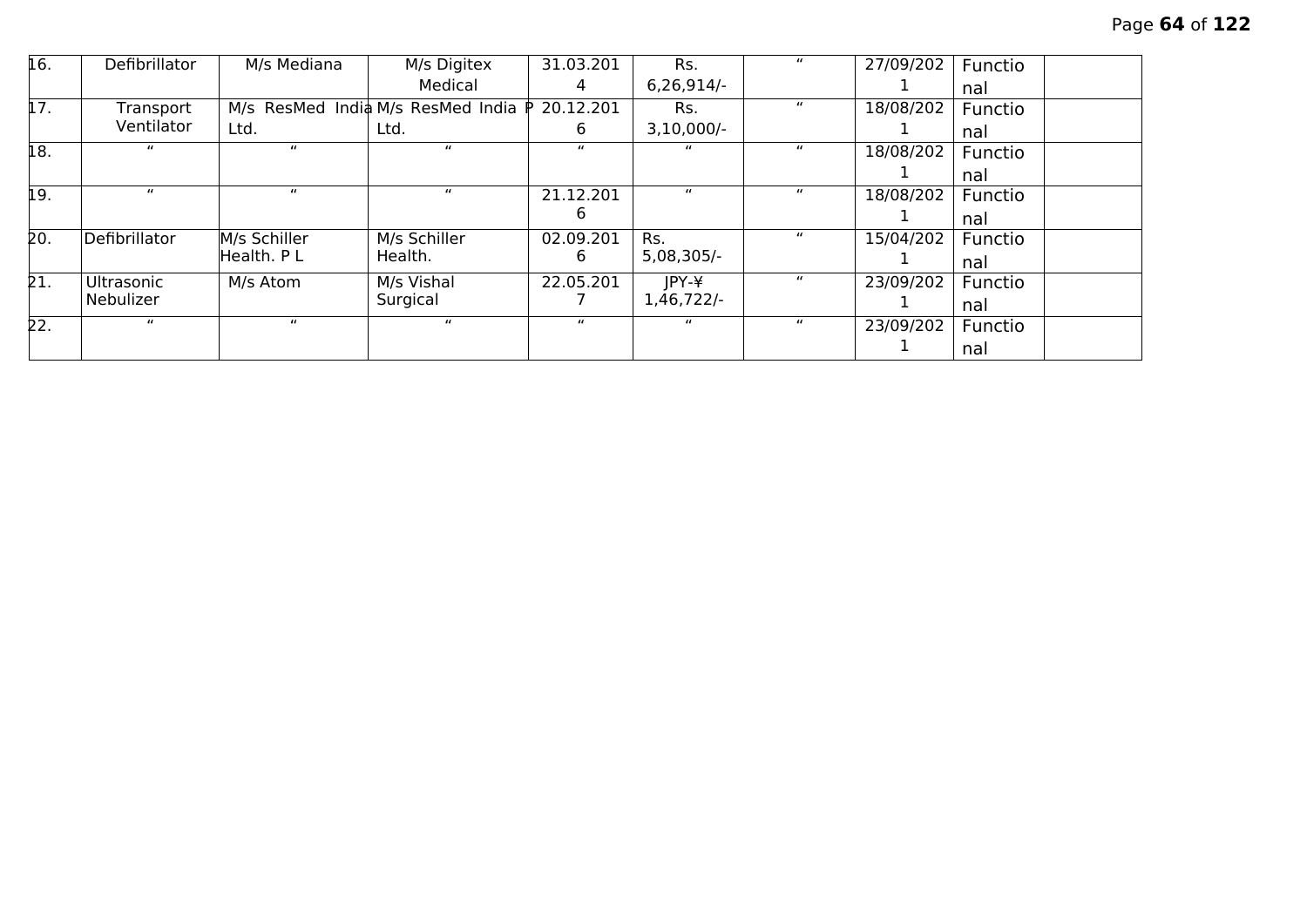| 16. | Defibrillator | M/s Mediana | M/s Digitex Medical | 31.03.2014 | Rs. 6,26,914/- | " | 27/09/2021 | Functional | |
|---|---|---|---|---|---|---|---|---|---|
| 17. | Transport Ventilator | M/s ResMed India Ltd. | M/s ResMed India P Ltd. | 20.12.2016 | Rs. 3,10,000/- | " | 18/08/2021 | Functional | |
| 18. | " | " | " | " | " | " | 18/08/2021 | Functional | |
| 19. | " | " | " | 21.12.2016 | " | " | 18/08/2021 | Functional | |
| 20. | Defibrillator | M/s Schiller Health. P L | M/s Schiller Health. | 02.09.2016 | Rs. 5,08,305/- | " | 15/04/2021 | Functional | |
| 21. | Ultrasonic Nebulizer | M/s Atom | M/s Vishal Surgical | 22.05.2017 | JPY-¥ 1,46,722/- | " | 23/09/2021 | Functional | |
| 22. | " | " | " | " | " | " | 23/09/2021 | Functional | |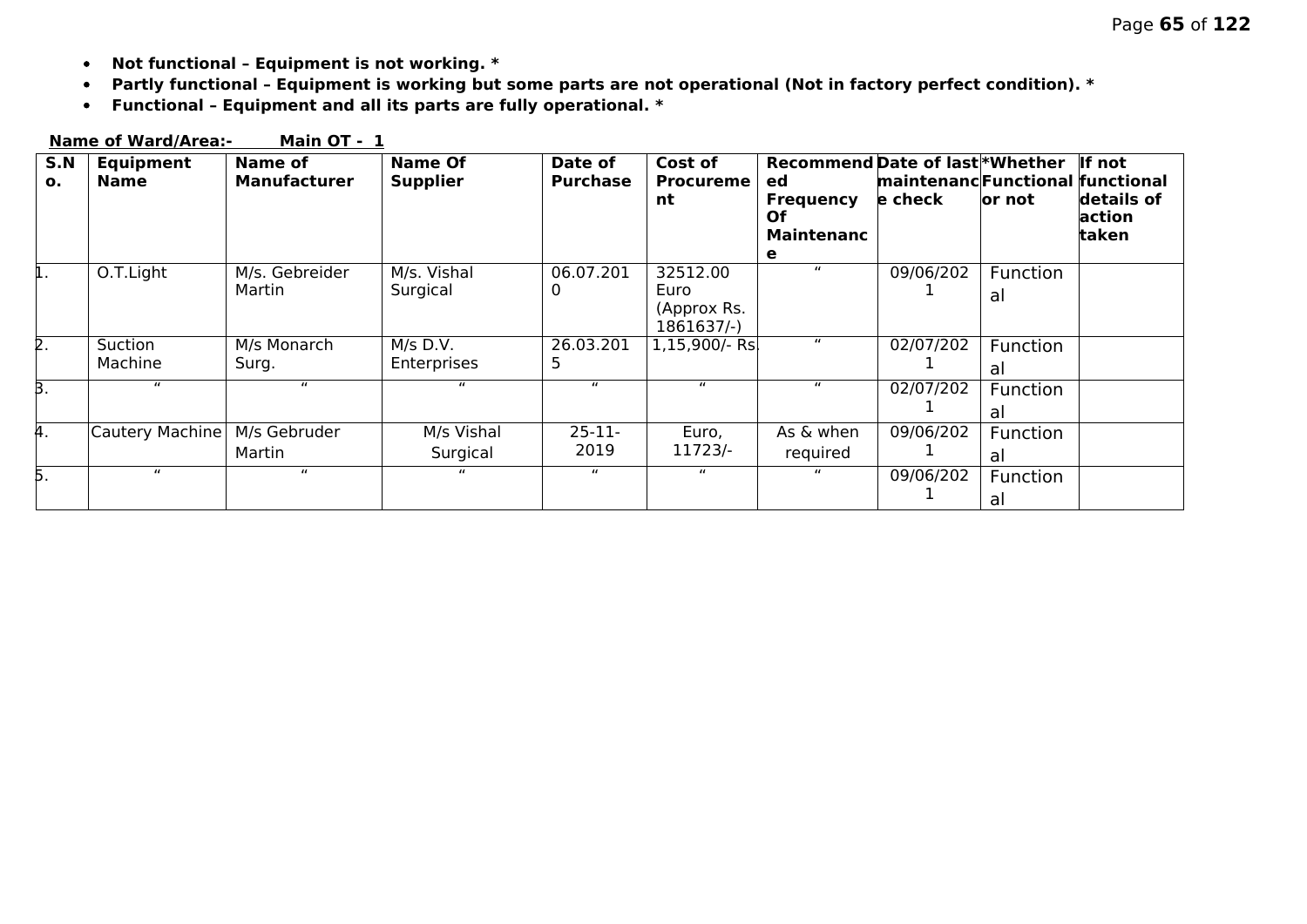- **Not functional – Equipment is not working. ***
- **Partly functional – Equipment is working but some parts are not operational (Not in factory perfect condition). ***
- **Functional – Equipment and all its parts are fully operational. ***

**Name of Ward/Area:-        Main OT - 1**

| S.No. | Equipment Name | Name of Manufacturer | Name Of Supplier | Date of Purchase | Cost of Procurement | Recommended Frequency Of Maintenance | Date of last maintenance check | *Whether Functional or not | If not functional details of action taken |
|---|---|---|---|---|---|---|---|---|---|
| 1. | O.T.Light | M/s. Gebreider Martin | M/s. Vishal Surgical | 06.07.2010 | 32512.00 Euro (Approx Rs. 1861637/-) | " | 09/06/2021 | Functional | |
| 2. | Suction Machine | M/s Monarch Surg. | M/s D.V. Enterprises | 26.03.2015 | 1,15,900/- Rs. | " | 02/07/2021 | Functional | |
| 3. | " | " | " | " | " | " | 02/07/2021 | Functional | |
| 4. | Cautery Machine | M/s Gebruder Martin | M/s Vishal Surgical | 25-11-2019 | Euro, 11723/- | As & when required | 09/06/2021 | Functional | |
| 5. | " | " | " | " | " | " | 09/06/2021 | Functional | |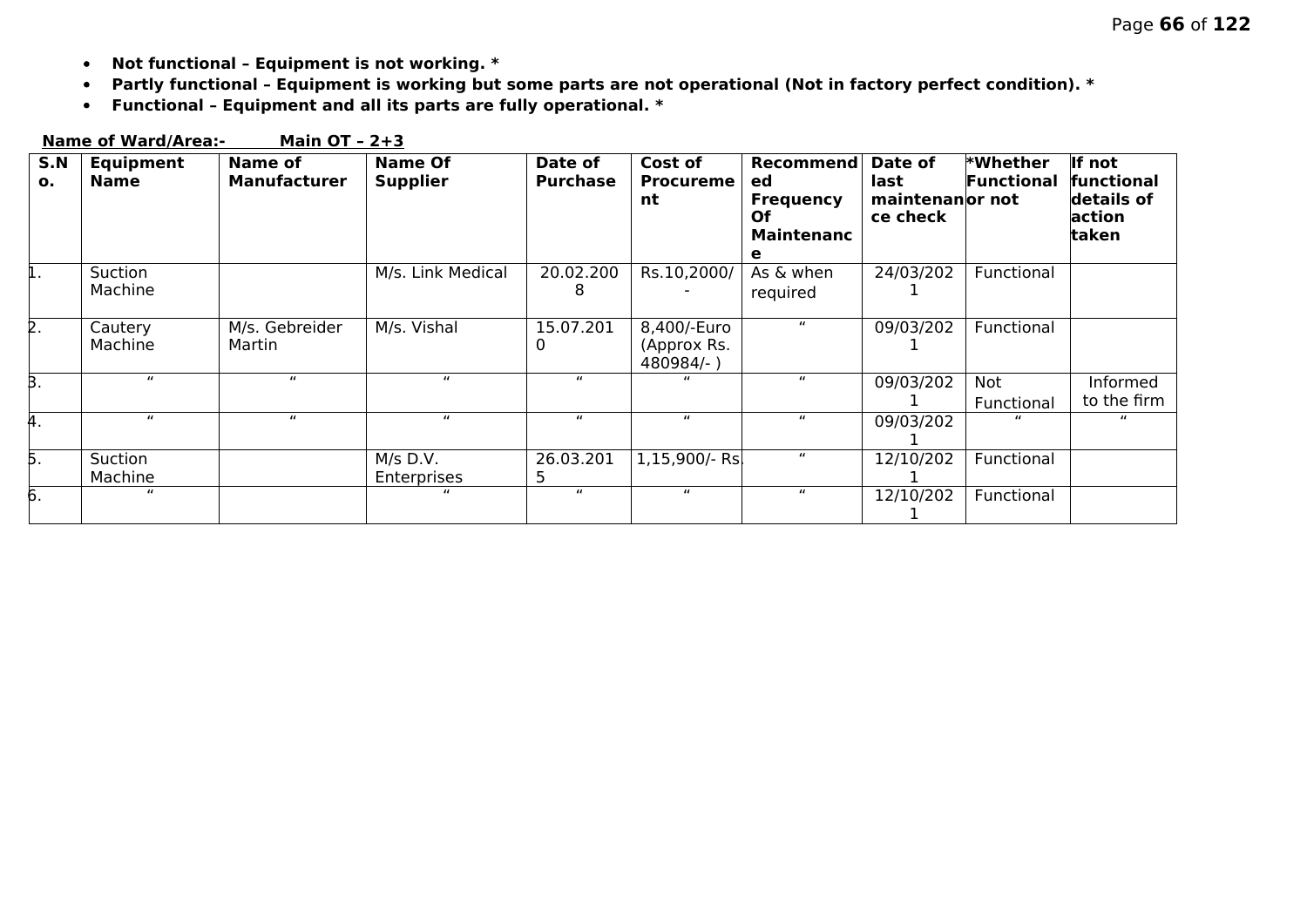- **Not functional – Equipment is not working. ***
- **Partly functional – Equipment is working but some parts are not operational (Not in factory perfect condition). ***
- **Functional – Equipment and all its parts are fully operational. ***

**Name of Ward/Area:- Main OT – 2+3**

| S.No. | Equipment Name | Name of Manufacturer | Name Of Supplier | Date of Purchase | Cost of Procurement | Recommended Frequency Of Maintenance | Date of last maintenance check | *Whether Functional or not | If not functional details of action taken |
|---|---|---|---|---|---|---|---|---|---|
| 1. | Suction Machine | | M/s. Link Medical | 20.02.2008 | Rs.10,2000/- | As & when required | 24/03/2021 | Functional | |
| 2. | Cautery Machine | M/s. Gebreider Martin | M/s. Vishal | 15.07.2010 | 8,400/-Euro (Approx Rs. 480984/- ) | " | 09/03/2021 | Functional | |
| 3. | " | " | " | " | " | " | 09/03/2021 | Not Functional | Informed to the firm |
| 4. | " | " | " | " | " | " | 09/03/2021 | " | " |
| 5. | Suction Machine | | M/s D.V. Enterprises | 26.03.2015 | 1,15,900/- Rs. | " | 12/10/2021 | Functional | |
| 6. | " | | " | " | " | " | 12/10/2021 | Functional | |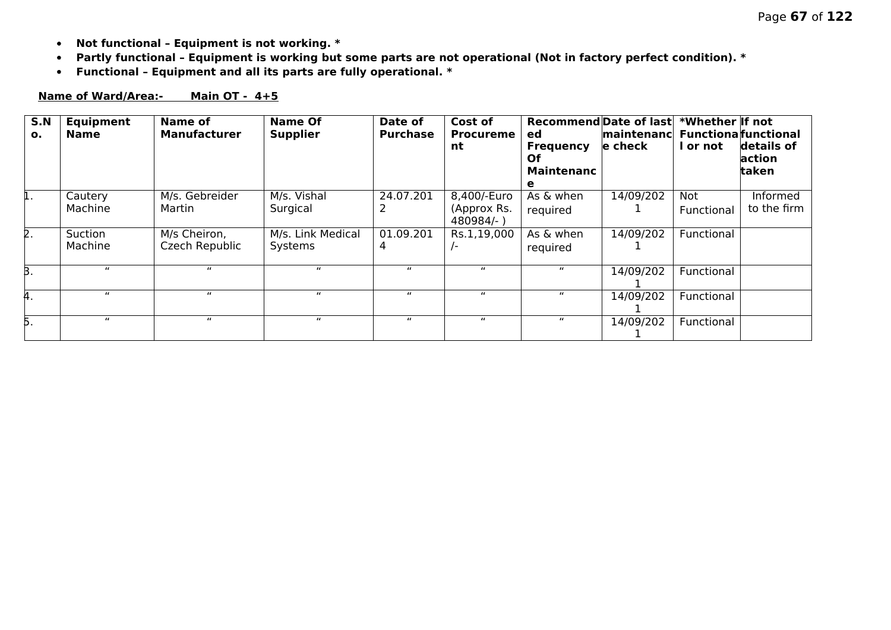- **Not functional – Equipment is not working. ***
- **Partly functional – Equipment is working but some parts are not operational (Not in factory perfect condition). ***
- **Functional – Equipment and all its parts are fully operational. ***

**Name of Ward/Area:-        Main OT - 4+5**

| S.No. | Equipment Name | Name of Manufacturer | Name Of Supplier | Date of Purchase | Cost of Procurement | Recommended Frequency Of Maintenance | Date of last maintenance check | *Whether Functional or not | If not functional details of action taken |
|---|---|---|---|---|---|---|---|---|---|
| 1. | Cautery Machine | M/s. Gebreider Martin | M/s. Vishal Surgical | 24.07.2012 | 8,400/-Euro (Approx Rs. 480984/- ) | As & when required | 14/09/2021 | Not Functional | Informed to the firm |
| 2. | Suction Machine | M/s Cheiron, Czech Republic | M/s. Link Medical Systems | 01.09.2014 | Rs.1,19,000/- | As & when required | 14/09/2021 | Functional | |
| 3. | " | " | " | " | " | " | 14/09/2021 | Functional | |
| 4. | " | " | " | " | " | " | 14/09/2021 | Functional | |
| 5. | " | " | " | " | " | " | 14/09/2021 | Functional | |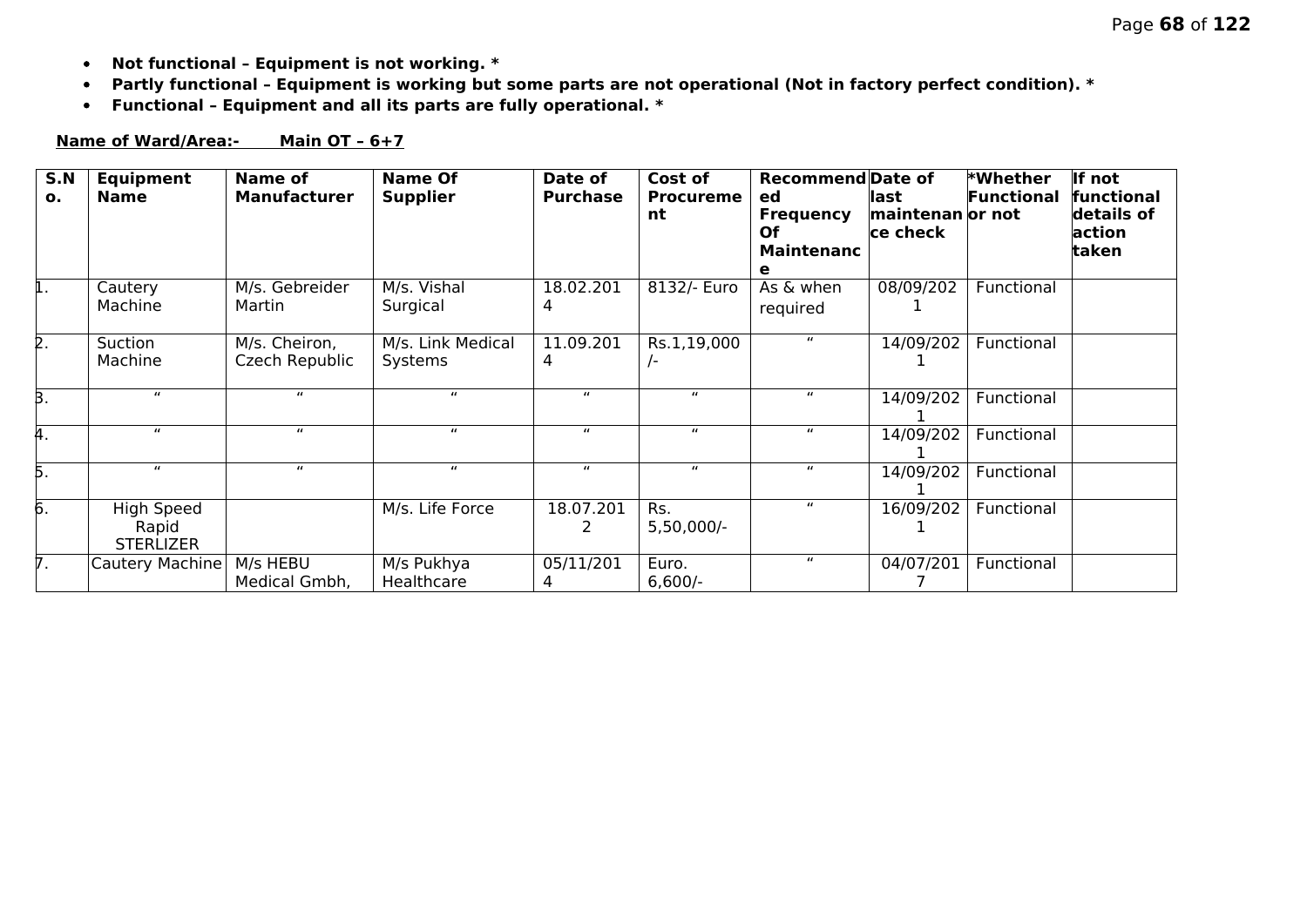- **Not functional – Equipment is not working. ***
- **Partly functional – Equipment is working but some parts are not operational (Not in factory perfect condition). ***
- **Functional – Equipment and all its parts are fully operational. ***

**Name of Ward/Area:-  Main OT – 6+7**

| S.No. | Equipment Name | Name of Manufacturer | Name Of Supplier | Date of Purchase | Cost of Procurement | Recommended Frequency Of Maintenance | Date of last maintenance check | *Whether Functional or not | If not functional details of action taken |
|---|---|---|---|---|---|---|---|---|---|
| 1. | Cautery Machine | M/s. Gebreider Martin | M/s. Vishal Surgical | 18.02.2014 | 8132/- Euro | As & when required | 08/09/2021 | Functional | |
| 2. | Suction Machine | M/s. Cheiron, Czech Republic | M/s. Link Medical Systems | 11.09.2014 | Rs.1,19,000/- | " | 14/09/2021 | Functional | |
| 3. | " | " | " | " | " | " | 14/09/2021 | Functional | |
| 4. | " | " | " | " | " | " | 14/09/2021 | Functional | |
| 5. | " | " | " | " | " | " | 14/09/2021 | Functional | |
| 6. | High Speed Rapid STERLIZER | | M/s. Life Force | 18.07.2012 | Rs. 5,50,000/- | " | 16/09/2021 | Functional | |
| 7. | Cautery Machine | M/s HEBU Medical Gmbh, | M/s Pukhya Healthcare | 05/11/2014 | Euro. 6,600/- | " | 04/07/2017 | Functional | |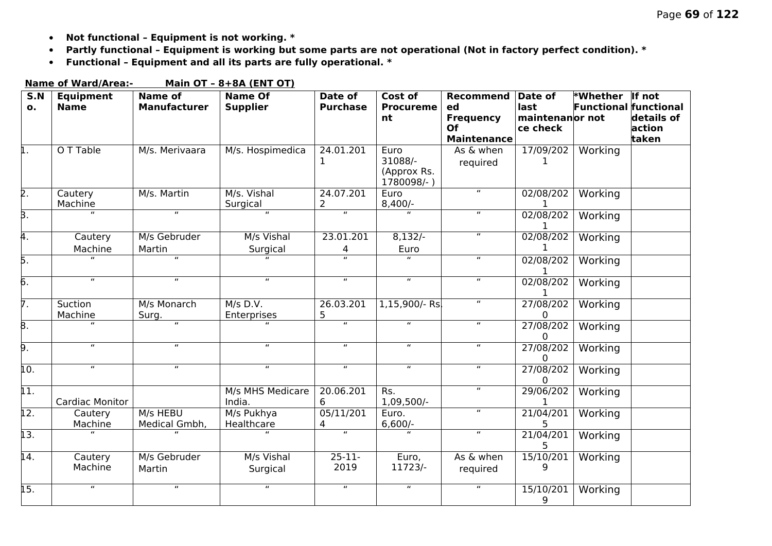- **Not functional – Equipment is not working. ***
- **Partly functional – Equipment is working but some parts are not operational (Not in factory perfect condition). ***
- **Functional – Equipment and all its parts are fully operational. ***

**Name of Ward/Area:- Main OT – 8+8A (ENT OT)**

| S.No. | Equipment Name | Name of Manufacturer | Name Of Supplier | Date of Purchase | Cost of Procurement | Recommended Frequency Of Maintenance | Date of last maintenance check | *Whether Functional or not | If not functional details of action taken |
|---|---|---|---|---|---|---|---|---|---|
| 1. | O T Table | M/s. Merivaara | M/s. Hospimedica | 24.01.2011 | Euro 31088/- (Approx Rs. 1780098/- ) | As & when required | 17/09/2021 | Working | |
| 2. | Cautery Machine | M/s. Martin | M/s. Vishal Surgical | 24.07.2012 | Euro 8,400/- | " | 02/08/2021 | Working | |
| 3. | " | " | " | " | " | " | 02/08/2021 | Working | |
| 4. | Cautery Machine | M/s Gebruder Martin | M/s Vishal Surgical | 23.01.2014 | 8,132/- Euro | " | 02/08/2021 | Working | |
| 5. | " | " | " | " | " | " | 02/08/2021 | Working | |
| 6. | " | " | " | " | " | " | 02/08/2021 | Working | |
| 7. | Suction Machine | M/s Monarch Surg. | M/s D.V. Enterprises | 26.03.2015 | 1,15,900/- Rs. | " | 27/08/2020 | Working | |
| 8. | " | " | " | " | " | " | 27/08/2020 | Working | |
| 9. | " | " | " | " | " | " | 27/08/2020 | Working | |
| 10. | " | " | " | " | " | " | 27/08/2020 | Working | |
| 11. | Cardiac Monitor | | M/s MHS Medicare India. | 20.06.2016 | Rs. 1,09,500/- | " | 29/06/2021 | Working | |
| 12. | Cautery Machine | M/s HEBU Medical Gmbh, | M/s Pukhya Healthcare | 05/11/2014 | Euro. 6,600/- | " | 21/04/2015 | Working | |
| 13. | " | " | " | " | " | " | 21/04/2015 | Working | |
| 14. | Cautery Machine | M/s Gebruder Martin | M/s Vishal Surgical | 25-11-2019 | Euro, 11723/- | As & when required | 15/10/2019 | Working | |
| 15. | " | " | " | " | " | " | 15/10/2019 | Working | |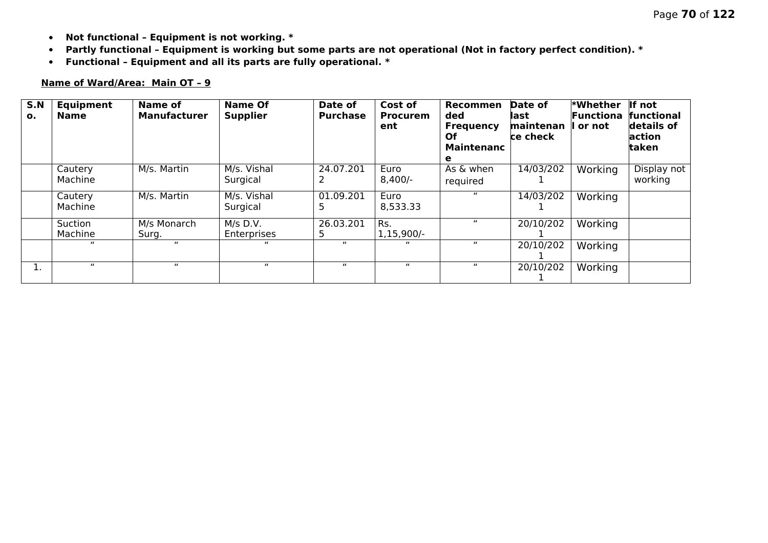- **Not functional – Equipment is not working. ***
- **Partly functional – Equipment is working but some parts are not operational (Not in factory perfect condition). ***
- **Functional – Equipment and all its parts are fully operational. ***

**Name of Ward/Area: Main OT – 9**

| S.No. | Equipment Name | Name of Manufacturer | Name Of Supplier | Date of Purchase | Cost of Procurement | Recommended Frequency Of Maintenance | Date of last maintenance check | *Whether Functional or not | If not functional details of action taken |
|---|---|---|---|---|---|---|---|---|---|
| | Cautery Machine | M/s. Martin | M/s. Vishal Surgical | 24.07.2012 | Euro 8,400/- | As & when required | 14/03/2021 | Working | Display not working |
| | Cautery Machine | M/s. Martin | M/s. Vishal Surgical | 01.09.2015 | Euro 8,533.33 | " | 14/03/2021 | Working | |
| | Suction Machine | M/s Monarch Surg. | M/s D.V. Enterprises | 26.03.2015 | Rs. 1,15,900/- | " | 20/10/2021 | Working | |
| | " | " | " | " | " | " | 20/10/2021 | Working | |
| 1. | " | " | " | " | " | " | 20/10/2021 | Working | |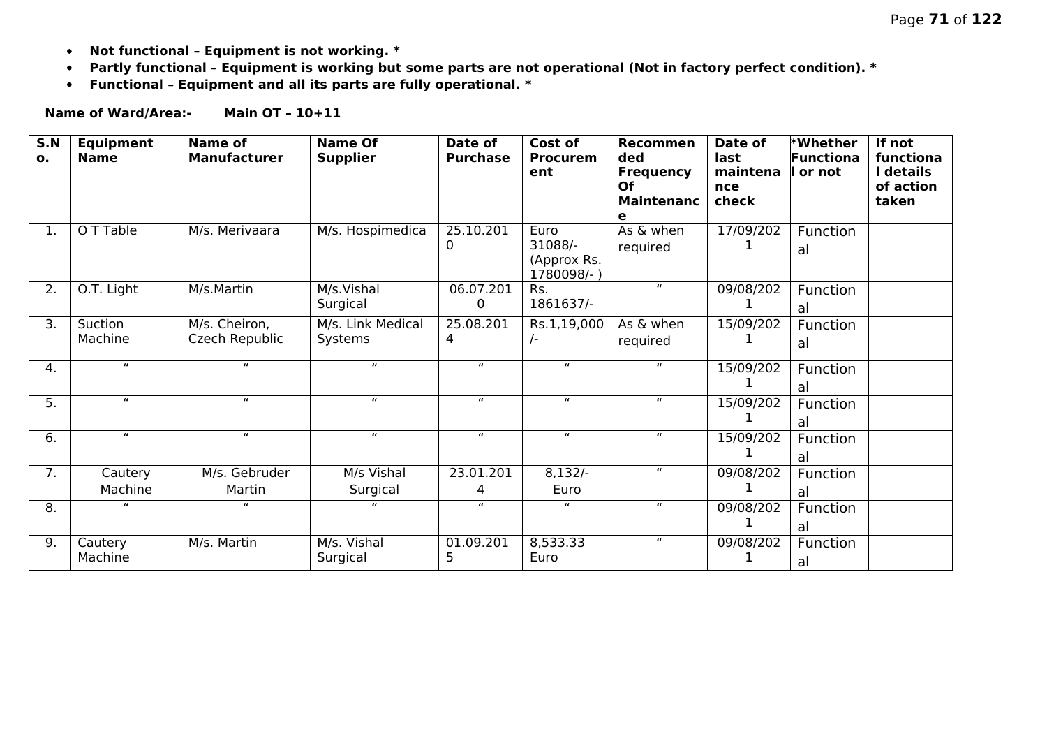- **Not functional – Equipment is not working. ***
- **Partly functional – Equipment is working but some parts are not operational (Not in factory perfect condition). ***
- **Functional – Equipment and all its parts are fully operational. ***

**Name of Ward/Area:- Main OT – 10+11**

| S.No. | Equipment Name | Name of Manufacturer | Name Of Supplier | Date of Purchase | Cost of Procurement | Recommended Frequency Of Maintenance | Date of last maintenance check | *Whether Functional or not | If not functional details of action taken |
|---|---|---|---|---|---|---|---|---|---|
| 1. | O T Table | M/s. Merivaara | M/s. Hospimedica | 25.10.2010 | Euro 31088/- (Approx Rs. 1780098/- ) | As & when required | 17/09/2021 | Functional | |
| 2. | O.T. Light | M/s.Martin | M/s.Vishal Surgical | 06.07.2010 | Rs. 1861637/- | " | 09/08/2021 | Functional | |
| 3. | Suction Machine | M/s. Cheiron, Czech Republic | M/s. Link Medical Systems | 25.08.2014 | Rs.1,19,000/- | As & when required | 15/09/2021 | Functional | |
| 4. | " | " | " | " | " | " | 15/09/2021 | Functional | |
| 5. | " | " | " | " | " | " | 15/09/2021 | Functional | |
| 6. | " | " | " | " | " | " | 15/09/2021 | Functional | |
| 7. | Cautery Machine | M/s. Gebruder Martin | M/s Vishal Surgical | 23.01.2014 | 8,132/- Euro | " | 09/08/2021 | Functional | |
| 8. | " | " | " | " | " | " | 09/08/2021 | Functional | |
| 9. | Cautery Machine | M/s. Martin | M/s. Vishal Surgical | 01.09.2015 | 8,533.33 Euro | " | 09/08/2021 | Functional | |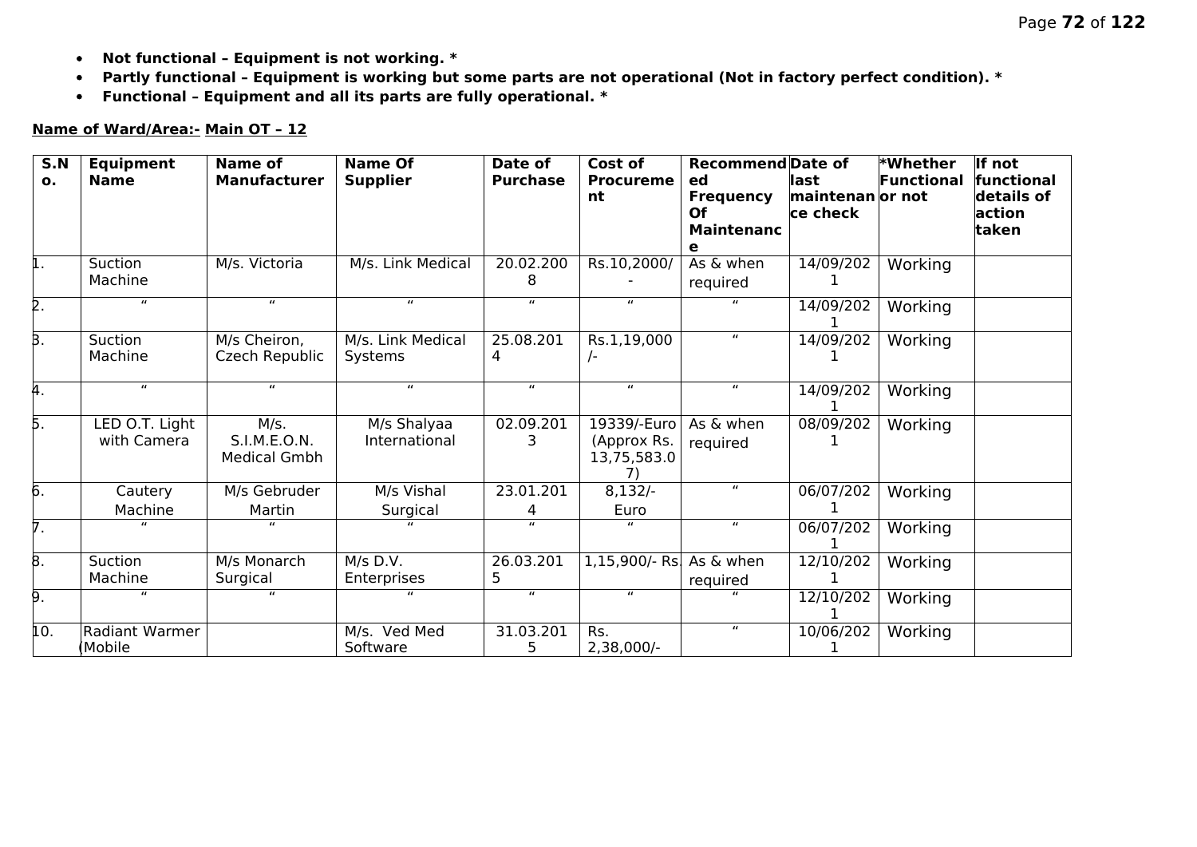- **Not functional – Equipment is not working. ***
- **Partly functional – Equipment is working but some parts are not operational (Not in factory perfect condition). ***
- **Functional – Equipment and all its parts are fully operational. ***

**Name of Ward/Area:- Main OT – 12**

| S.No. | Equipment Name | Name of Manufacturer | Name Of Supplier | Date of Purchase | Cost of Procurement | Recommended Frequency Of Maintenance | Date of last maintenance check | *Whether Functional or not | If not functional details of action taken |
|---|---|---|---|---|---|---|---|---|---|
| 1. | Suction Machine | M/s. Victoria | M/s. Link Medical | 20.02.2008 | Rs.10,2000/- | As & when required | 14/09/2021 | Working | |
| 2. | " | " | " | " | " | " | 14/09/2021 | Working | |
| 3. | Suction Machine | M/s Cheiron, Czech Republic | M/s. Link Medical Systems | 25.08.2014 | Rs.1,19,000/- | " | 14/09/2021 | Working | |
| 4. | " | " | " | " | " | " | 14/09/2021 | Working | |
| 5. | LED O.T. Light with Camera | M/s. S.I.M.E.O.N. Medical Gmbh | M/s Shalyaa International | 02.09.2013 | 19339/-Euro (Approx Rs. 13,75,583.07) | As & when required | 08/09/2021 | Working | |
| 6. | Cautery Machine | M/s Gebruder Martin | M/s Vishal Surgical | 23.01.2014 | 8,132/- Euro | " | 06/07/2021 | Working | |
| 7. | " | " | " | " | " | " | 06/07/2021 | Working | |
| 8. | Suction Machine | M/s Monarch Surgical | M/s D.V. Enterprises | 26.03.2015 | 1,15,900/- Rs. | As & when required | 12/10/2021 | Working | |
| 9. | " | " | " | " | " | " | 12/10/2021 | Working | |
| 10. | Radiant Warmer (Mobile | | M/s. Ved Med Software | 31.03.2015 | Rs. 2,38,000/- | " | 10/06/2021 | Working | |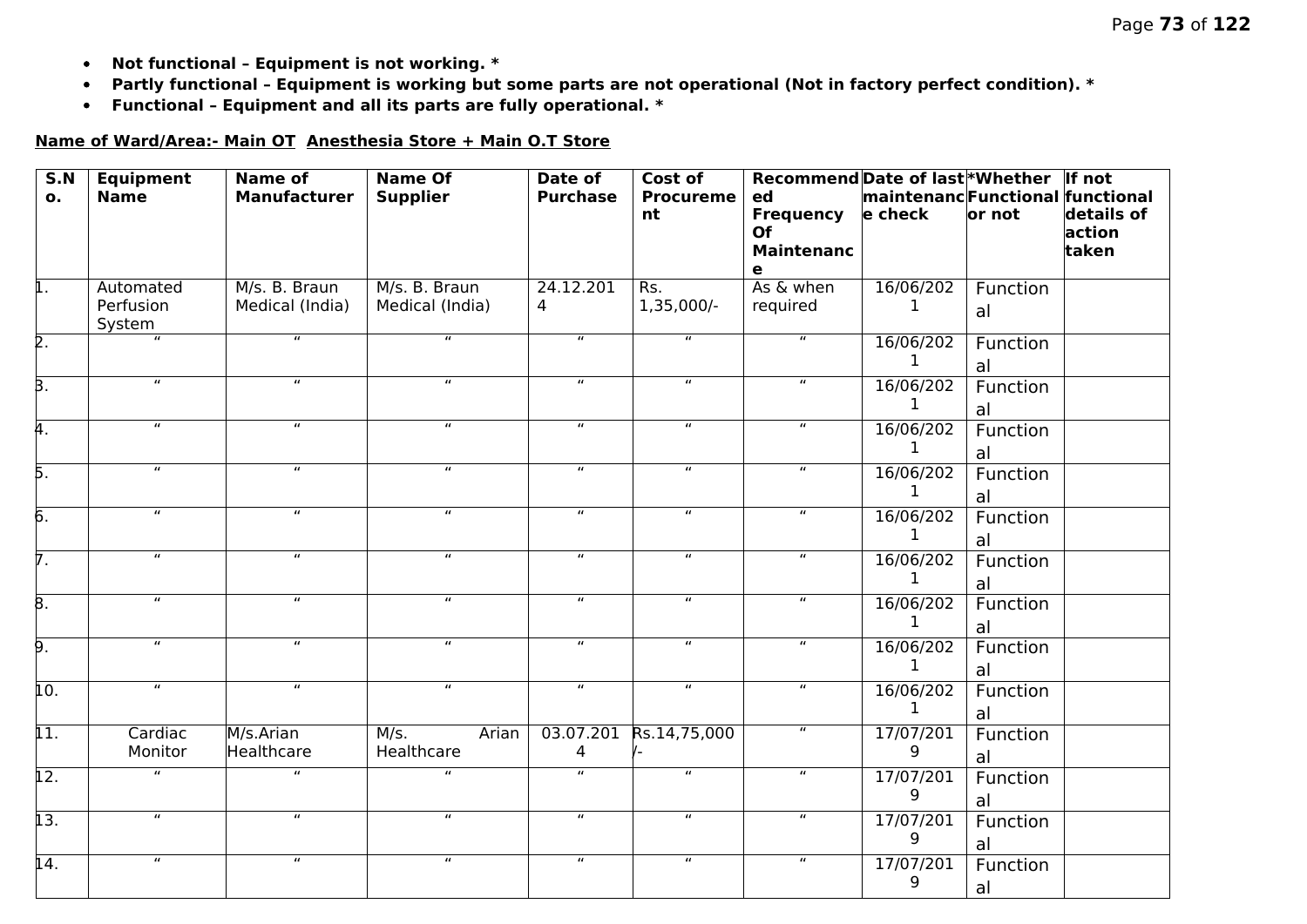- **Not functional – Equipment is not working. ***
- **Partly functional – Equipment is working but some parts are not operational (Not in factory perfect condition). ***
- **Functional – Equipment and all its parts are fully operational. ***

**Name of Ward/Area:- Main OT Anesthesia Store + Main O.T Store**

| S.No. | Equipment Name | Name of Manufacturer | Name Of Supplier | Date of Purchase | Cost of Procurement | Recommended Frequency Of Maintenance | Date of last maintenance check | *Whether Functional or not | If not functional details of action taken |
|---|---|---|---|---|---|---|---|---|---|
| 1. | Automated Perfusion System | M/s. B. Braun Medical (India) | M/s. B. Braun Medical (India) | 24.12.2014 | Rs. 1,35,000/- | As & when required | 16/06/2021 | Functional | |
| 2. | " | " | " | " | " | " | 16/06/2021 | Functional | |
| 3. | " | " | " | " | " | " | 16/06/2021 | Functional | |
| 4. | " | " | " | " | " | " | 16/06/2021 | Functional | |
| 5. | " | " | " | " | " | " | 16/06/2021 | Functional | |
| 6. | " | " | " | " | " | " | 16/06/2021 | Functional | |
| 7. | " | " | " | " | " | " | 16/06/2021 | Functional | |
| 8. | " | " | " | " | " | " | 16/06/2021 | Functional | |
| 9. | " | " | " | " | " | " | 16/06/2021 | Functional | |
| 10. | " | " | " | " | " | " | 16/06/2021 | Functional | |
| 11. | Cardiac Monitor | M/s.Arian Healthcare | M/s. Arian Healthcare | 03.07.2014 | Rs.14,75,000/- | " | 17/07/2019 | Functional | |
| 12. | " | " | " | " | " | " | 17/07/2019 | Functional | |
| 13. | " | " | " | " | " | " | 17/07/2019 | Functional | |
| 14. | " | " | " | " | " | " | 17/07/2019 | Functional | |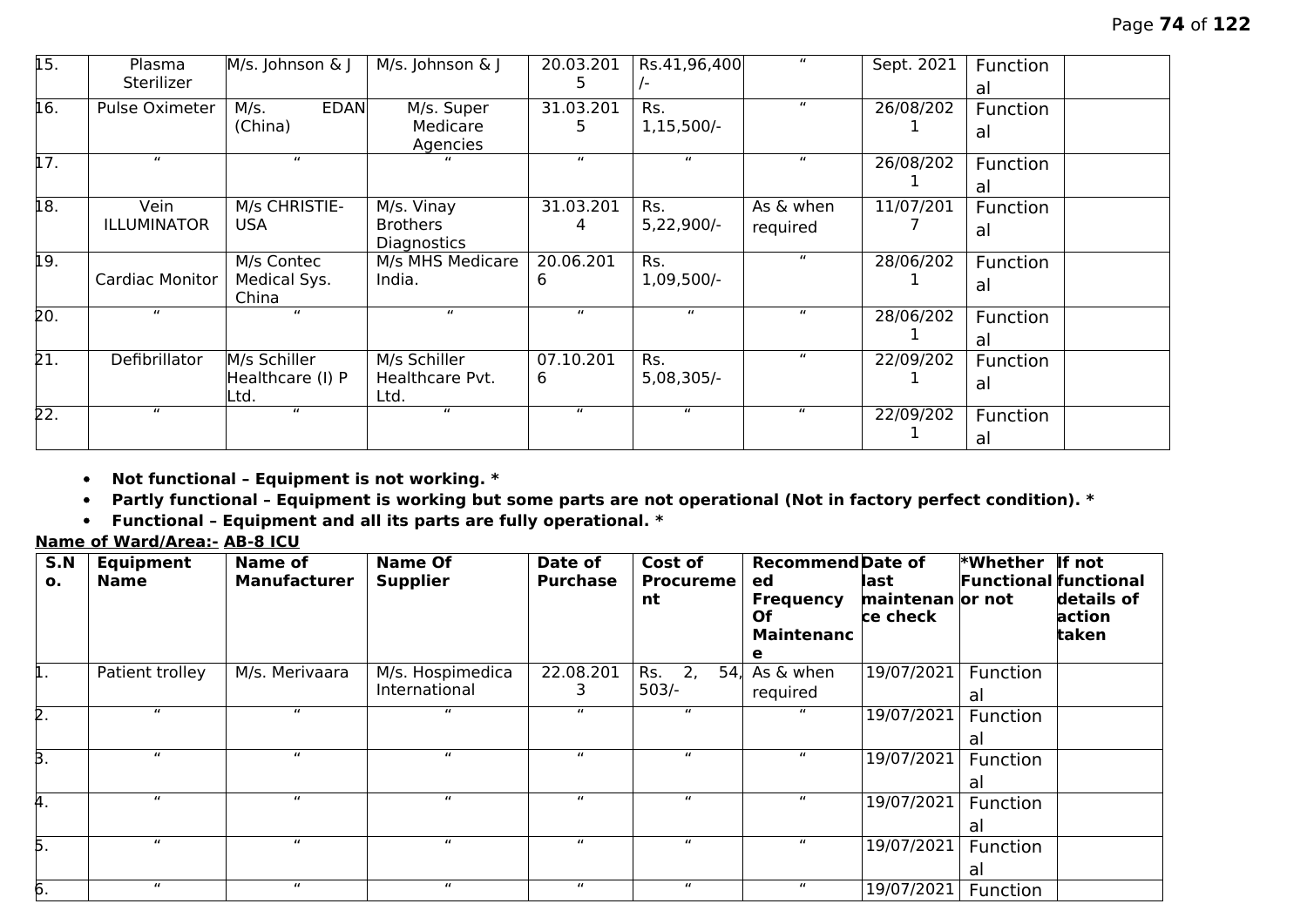| 15. | Plasma Sterilizer | M/s. Johnson & J | M/s. Johnson & J | 20.03.2015 | Rs.41,96,400/- | " | Sept. 2021 | Functional | |
|---|---|---|---|---|---|---|---|---|---|
| 16. | Pulse Oximeter | M/s. EDAN (China) | M/s. Super Medicare Agencies | 31.03.2015 | Rs. 1,15,500/- | " | 26/08/2021 | Functional | |
| 17. | " | " | " | " | " | " | 26/08/2021 | Functional | |
| 18. | Vein ILLUMINATOR | M/s CHRISTIE-USA | M/s. Vinay Brothers Diagnostics | 31.03.2014 | Rs. 5,22,900/- | As & when required | 11/07/2017 | Functional | |
| 19. | Cardiac Monitor | M/s Contec Medical Sys. China | M/s MHS Medicare India. | 20.06.2016 | Rs. 1,09,500/- | " | 28/06/2021 | Functional | |
| 20. | " | " | " | " | " | " | 28/06/2021 | Functional | |
| 21. | Defibrillator | M/s Schiller Healthcare (I) P Ltd. | M/s Schiller Healthcare Pvt. Ltd. | 07.10.2016 | Rs. 5,08,305/- | " | 22/09/2021 | Functional | |
| 22. | " | " | " | " | " | " | 22/09/2021 | Functional | |

- **Not functional – Equipment is not working. ***
- **Partly functional – Equipment is working but some parts are not operational (Not in factory perfect condition). ***
- **Functional – Equipment and all its parts are fully operational. ***

**Name of Ward/Area:- AB-8 ICU**

| S.No. | Equipment Name | Name of Manufacturer | Name Of Supplier | Date of Purchase | Cost of Procurement | Recommended Frequency Of Maintenance | Date of last maintenance check | *Whether Functional or not | If not functional details of action taken |
|---|---|---|---|---|---|---|---|---|---|
| 1. | Patient trolley | M/s. Merivaara | M/s. Hospimedica International | 22.08.2013 | Rs. 2, 54, 503/- | As & when required | 19/07/2021 | Functional | |
| 2. | " | " | " | " | " | " | 19/07/2021 | Functional | |
| 3. | " | " | " | " | " | " | 19/07/2021 | Functional | |
| 4. | " | " | " | " | " | " | 19/07/2021 | Functional | |
| 5. | " | " | " | " | " | " | 19/07/2021 | Functional | |
| 6. | " | " | " | " | " | " | 19/07/2021 | Function | |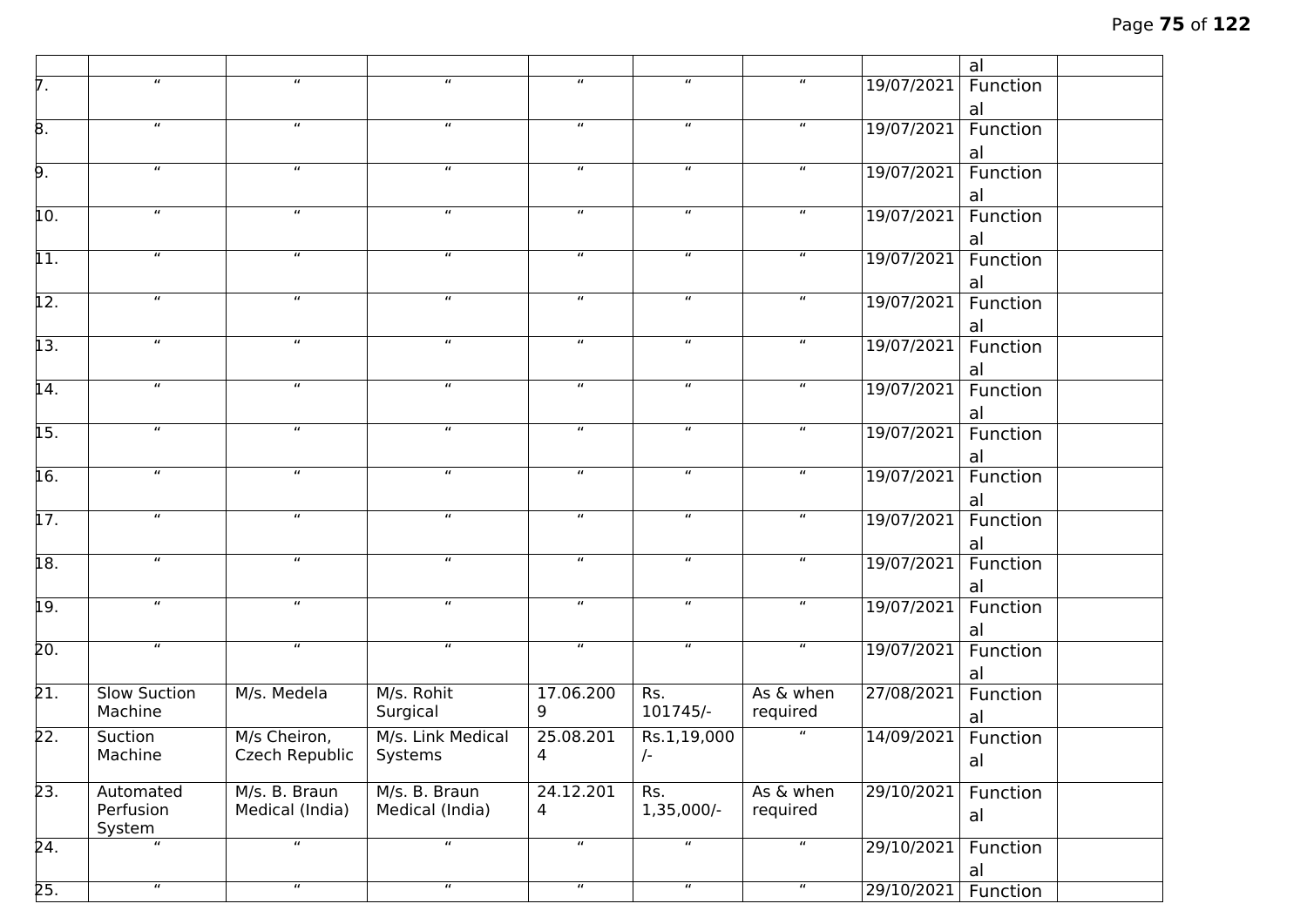| | | | | | | | | al | |
|---|---|---|---|---|---|---|---|---|---|
| 7. | " | " | " | " | " | " | 19/07/2021 | Functional | |
| 8. | " | " | " | " | " | " | 19/07/2021 | Functional | |
| 9. | " | " | " | " | " | " | 19/07/2021 | Functional | |
| 10. | " | " | " | " | " | " | 19/07/2021 | Functional | |
| 11. | " | " | " | " | " | " | 19/07/2021 | Functional | |
| 12. | " | " | " | " | " | " | 19/07/2021 | Functional | |
| 13. | " | " | " | " | " | " | 19/07/2021 | Functional | |
| 14. | " | " | " | " | " | " | 19/07/2021 | Functional | |
| 15. | " | " | " | " | " | " | 19/07/2021 | Functional | |
| 16. | " | " | " | " | " | " | 19/07/2021 | Functional | |
| 17. | " | " | " | " | " | " | 19/07/2021 | Functional | |
| 18. | " | " | " | " | " | " | 19/07/2021 | Functional | |
| 19. | " | " | " | " | " | " | 19/07/2021 | Functional | |
| 20. | " | " | " | " | " | " | 19/07/2021 | Functional | |
| 21. | Slow Suction Machine | M/s. Medela | M/s. Rohit Surgical | 17.06.2009 | Rs. 101745/- | As & when required | 27/08/2021 | Functional | |
| 22. | Suction Machine | M/s Cheiron, Czech Republic | M/s. Link Medical Systems | 25.08.2014 | Rs.1,19,000/- | " | 14/09/2021 | Functional | |
| 23. | Automated Perfusion System | M/s. B. Braun Medical (India) | M/s. B. Braun Medical (India) | 24.12.2014 | Rs. 1,35,000/- | As & when required | 29/10/2021 | Functional | |
| 24. | " | " | " | " | " | " | 29/10/2021 | Functional | |
| 25. | " | " | " | " | " | " | 29/10/2021 | Function | |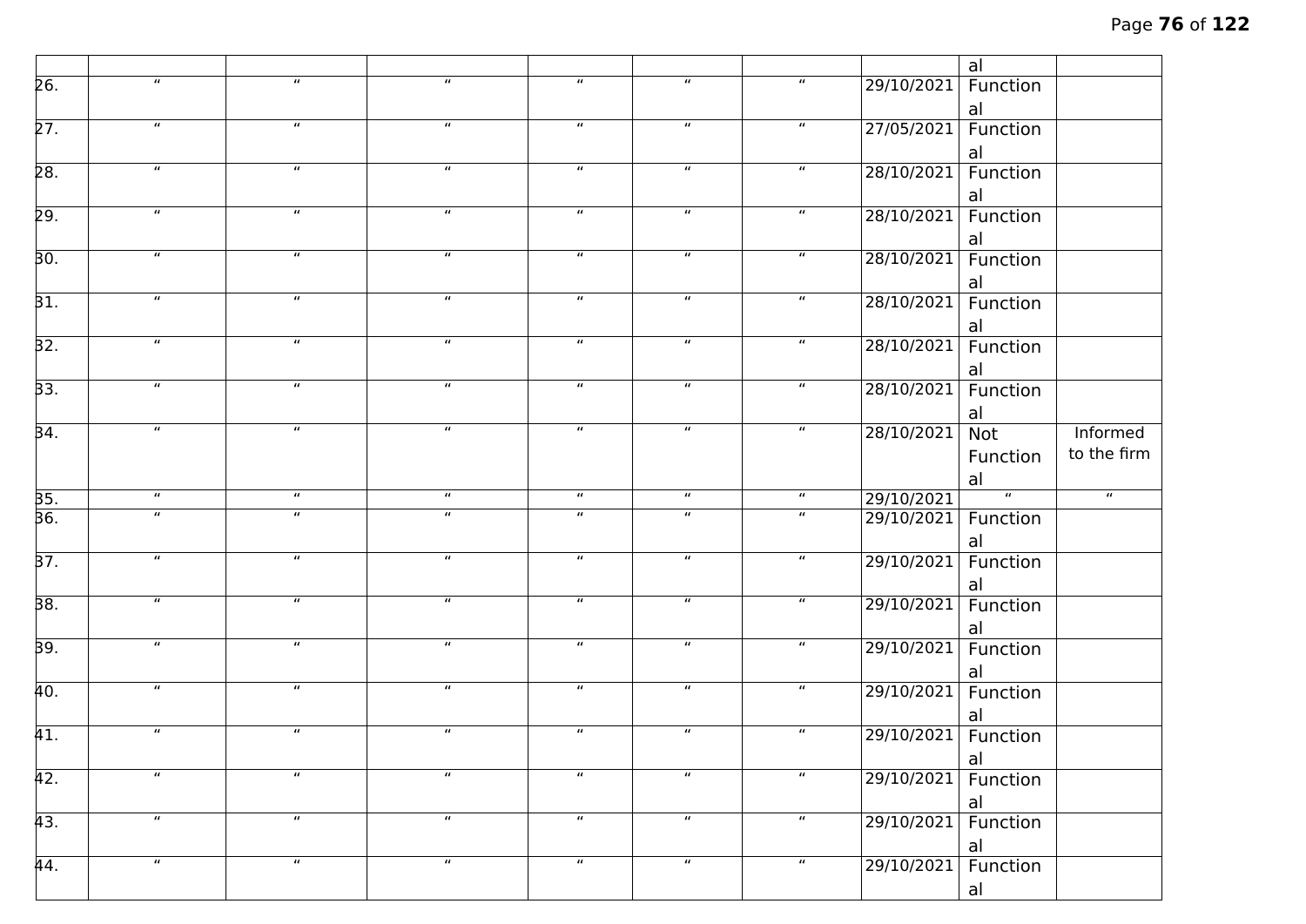| | | | | | | | | | |
|---|---|---|---|---|---|---|---|---|---|
| | | | | | | | | al | |
| 26. | " | " | " | " | " | " | 29/10/2021 | Functional | |
| 27. | " | " | " | " | " | " | 27/05/2021 | Functional | |
| 28. | " | " | " | " | " | " | 28/10/2021 | Functional | |
| 29. | " | " | " | " | " | " | 28/10/2021 | Functional | |
| 30. | " | " | " | " | " | " | 28/10/2021 | Functional | |
| 31. | " | " | " | " | " | " | 28/10/2021 | Functional | |
| 32. | " | " | " | " | " | " | 28/10/2021 | Functional | |
| 33. | " | " | " | " | " | " | 28/10/2021 | Functional | |
| 34. | " | " | " | " | " | " | 28/10/2021 | Not Functional | Informed to the firm |
| 35. | " | " | " | " | " | " | 29/10/2021 | " | " |
| 36. | " | " | " | " | " | " | 29/10/2021 | Functional | |
| 37. | " | " | " | " | " | " | 29/10/2021 | Functional | |
| 38. | " | " | " | " | " | " | 29/10/2021 | Functional | |
| 39. | " | " | " | " | " | " | 29/10/2021 | Functional | |
| 40. | " | " | " | " | " | " | 29/10/2021 | Functional | |
| 41. | " | " | " | " | " | " | 29/10/2021 | Functional | |
| 42. | " | " | " | " | " | " | 29/10/2021 | Functional | |
| 43. | " | " | " | " | " | " | 29/10/2021 | Functional | |
| 44. | " | " | " | " | " | " | 29/10/2021 | Functional | |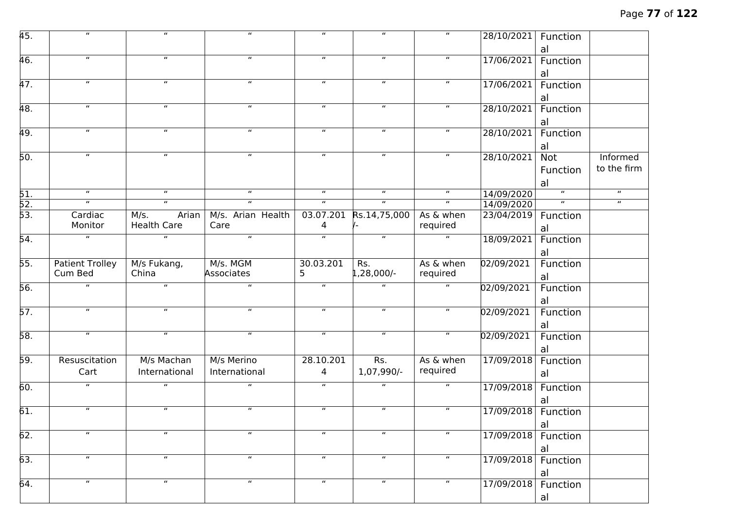| | | | | | | | | | |
|---|---|---|---|---|---|---|---|---|---|
| 45. | " | " | " | " | " | " | 28/10/2021 | Functional | |
| 46. | " | " | " | " | " | " | 17/06/2021 | Functional | |
| 47. | " | " | " | " | " | " | 17/06/2021 | Functional | |
| 48. | " | " | " | " | " | " | 28/10/2021 | Functional | |
| 49. | " | " | " | " | " | " | 28/10/2021 | Functional | |
| 50. | " | " | " | " | " | " | 28/10/2021 | Not Functional | Informed to the firm |
| 51. | " | " | " | " | " | " | 14/09/2020 | " | " |
| 52. | " | " | " | " | " | " | 14/09/2020 | " | " |
| 53. | Cardiac Monitor | M/s. Arian Health Care | M/s. Arian Health Care | 03.07.2014 | Rs.14,75,000/- | As & when required | 23/04/2019 | Functional | |
| 54. | " | " | " | " | " | " | 18/09/2021 | Functional | |
| 55. | Patient Trolley Cum Bed | M/s Fukang, China | M/s. MGM Associates | 30.03.2015 | Rs. 1,28,000/- | As & when required | 02/09/2021 | Functional | |
| 56. | " | " | " | " | " | " | 02/09/2021 | Functional | |
| 57. | " | " | " | " | " | " | 02/09/2021 | Functional | |
| 58. | " | " | " | " | " | " | 02/09/2021 | Functional | |
| 59. | Resuscitation Cart | M/s Machan International | M/s Merino International | 28.10.2014 | Rs. 1,07,990/- | As & when required | 17/09/2018 | Functional | |
| 60. | " | " | " | " | " | " | 17/09/2018 | Functional | |
| 61. | " | " | " | " | " | " | 17/09/2018 | Functional | |
| 62. | " | " | " | " | " | " | 17/09/2018 | Functional | |
| 63. | " | " | " | " | " | " | 17/09/2018 | Functional | |
| 64. | " | " | " | " | " | " | 17/09/2018 | Functional | |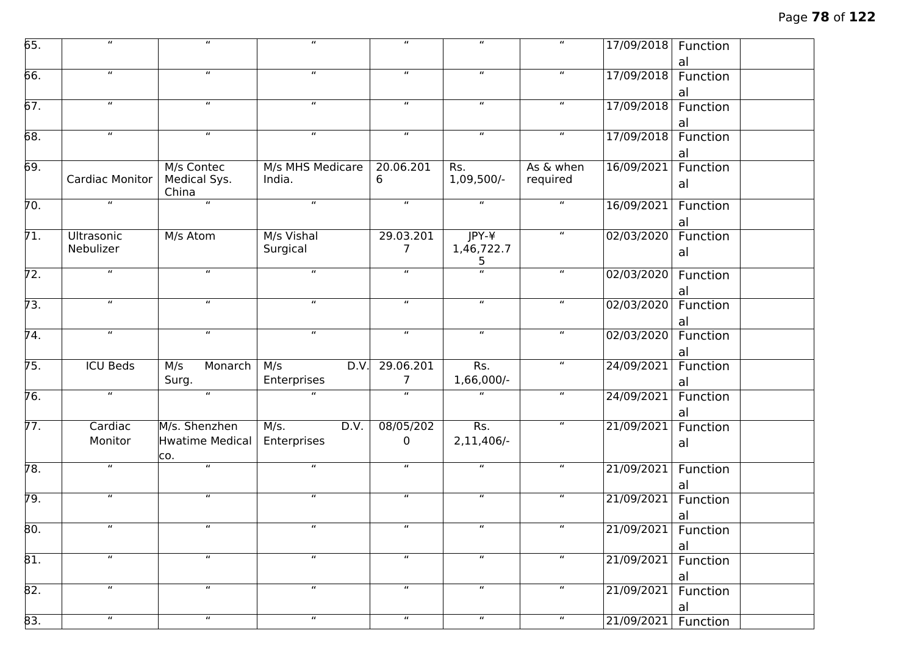| 65. | " | " | " | " | " | " | 17/09/2018 | Functional | |
|---|---|---|---|---|---|---|---|---|---|
| 66. | " | " | " | " | " | " | 17/09/2018 | Functional | |
| 67. | " | " | " | " | " | " | 17/09/2018 | Functional | |
| 68. | " | " | " | " | " | " | 17/09/2018 | Functional | |
| 69. | Cardiac Monitor | M/s Contec Medical Sys. China | M/s MHS Medicare India. | 20.06.2016 | Rs. 1,09,500/- | As & when required | 16/09/2021 | Functional | |
| 70. | " | " | " | " | " | " | 16/09/2021 | Functional | |
| 71. | Ultrasonic Nebulizer | M/s Atom | M/s Vishal Surgical | 29.03.2017 | JPY-¥ 1,46,722.75 | " | 02/03/2020 | Functional | |
| 72. | " | " | " | " | " | " | 02/03/2020 | Functional | |
| 73. | " | " | " | " | " | " | 02/03/2020 | Functional | |
| 74. | " | " | " | " | " | " | 02/03/2020 | Functional | |
| 75. | ICU Beds | M/s Monarch Surg. | M/s D.V. Enterprises | 29.06.2017 | Rs. 1,66,000/- | " | 24/09/2021 | Functional | |
| 76. | " | " | " | " | " | " | 24/09/2021 | Functional | |
| 77. | Cardiac Monitor | M/s. Shenzhen Hwatime Medical co. | M/s. D.V. Enterprises | 08/05/2020 | Rs. 2,11,406/- | " | 21/09/2021 | Functional | |
| 78. | " | " | " | " | " | " | 21/09/2021 | Functional | |
| 79. | " | " | " | " | " | " | 21/09/2021 | Functional | |
| 80. | " | " | " | " | " | " | 21/09/2021 | Functional | |
| 81. | " | " | " | " | " | " | 21/09/2021 | Functional | |
| 82. | " | " | " | " | " | " | 21/09/2021 | Functional | |
| 83. | " | " | " | " | " | " | 21/09/2021 | Function | |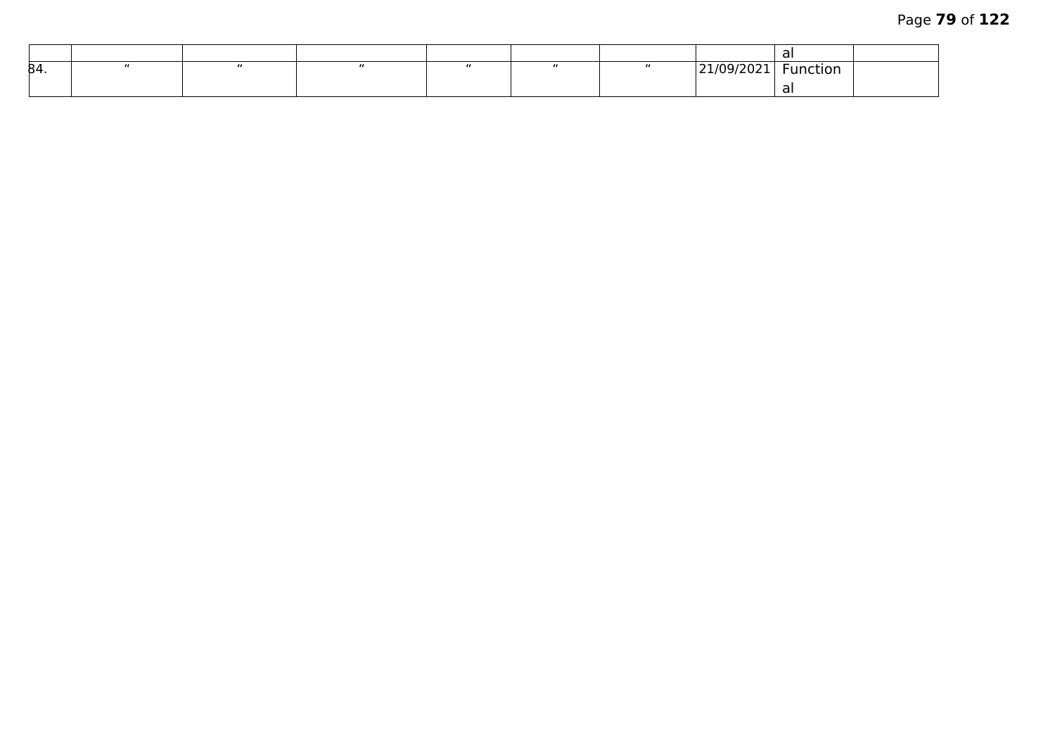| | | | | | | | | | |
|---|---|---|---|---|---|---|---|---|---|
| | | | | | | | | al | |
| 84. | " | " | " | " | " | " | 21/09/2021 | Functional | |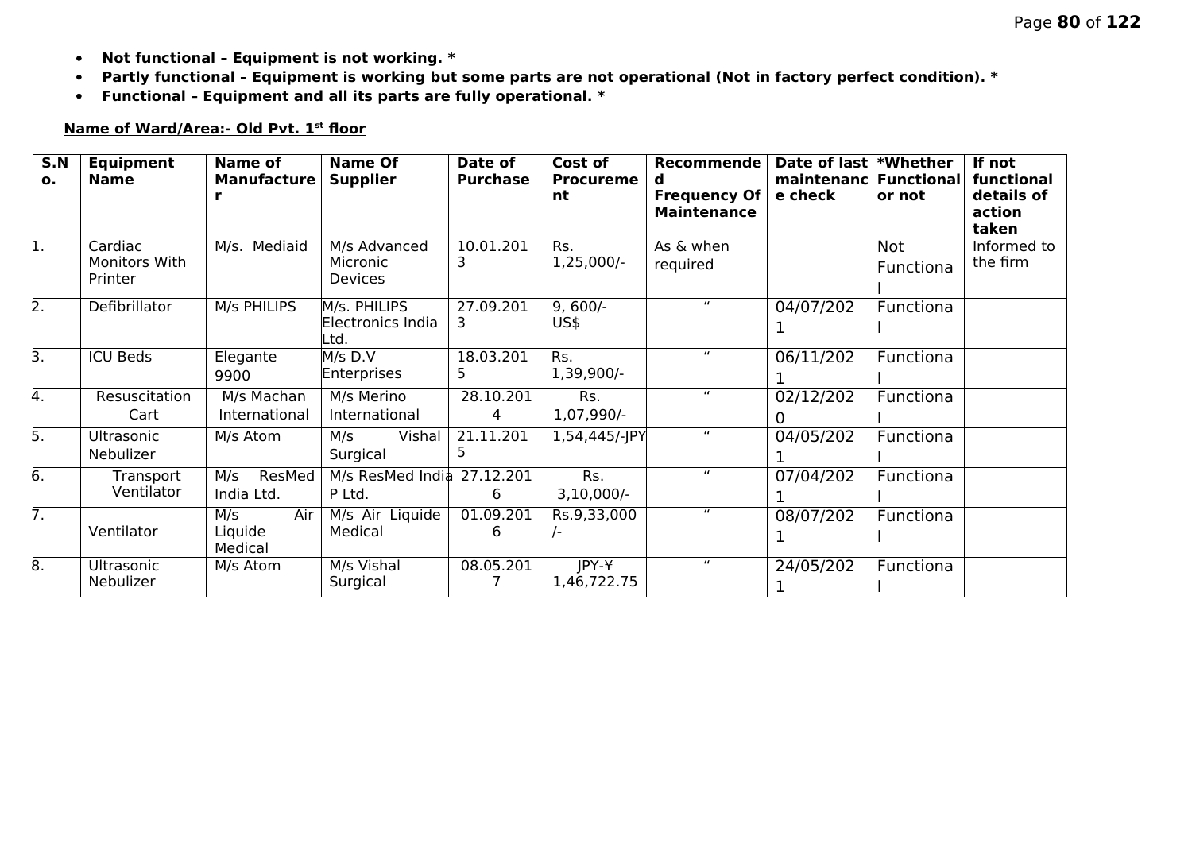- **Not functional – Equipment is not working. ***
- **Partly functional – Equipment is working but some parts are not operational (Not in factory perfect condition). ***
- **Functional – Equipment and all its parts are fully operational. ***

**Name of Ward/Area:- Old Pvt. 1st floor**

| S.No. | Equipment Name | Name of Manufacturer | Name Of Supplier | Date of Purchase | Cost of Procurement | Recommended Frequency Of Maintenance | Date of last maintenance check | *Whether Functional or not | If not functional details of action taken |
|---|---|---|---|---|---|---|---|---|---|
| 1. | Cardiac Monitors With Printer | M/s. Mediaid | M/s Advanced Micronic Devices | 10.01.2013 | Rs. 1,25,000/- | As & when required | | Not Functional | Informed to the firm |
| 2. | Defibrillator | M/s PHILIPS | M/s. PHILIPS Electronics India Ltd. | 27.09.2013 | 9, 600/- US$ | " | 04/07/2021 | Functional | |
| 3. | ICU Beds | Elegante 9900 | M/s D.V Enterprises | 18.03.2015 | Rs. 1,39,900/- | " | 06/11/2021 | Functional | |
| 4. | Resuscitation Cart | M/s Machan International | M/s Merino International | 28.10.2014 | Rs. 1,07,990/- | " | 02/12/2020 | Functional | |
| 5. | Ultrasonic Nebulizer | M/s Atom | M/s Vishal Surgical | 21.11.2015 | 1,54,445/-JPY | " | 04/05/2021 | Functional | |
| 6. | Transport Ventilator | M/s ResMed India Ltd. | M/s ResMed India P Ltd. | 27.12.2016 | Rs. 3,10,000/- | " | 07/04/2021 | Functional | |
| 7. | Ventilator | M/s Air Liquide Medical | M/s Air Liquide Medical | 01.09.2016 | Rs.9,33,000/- | " | 08/07/2021 | Functional | |
| 8. | Ultrasonic Nebulizer | M/s Atom | M/s Vishal Surgical | 08.05.2017 | JPY-¥ 1,46,722.75 | " | 24/05/2021 | Functional | |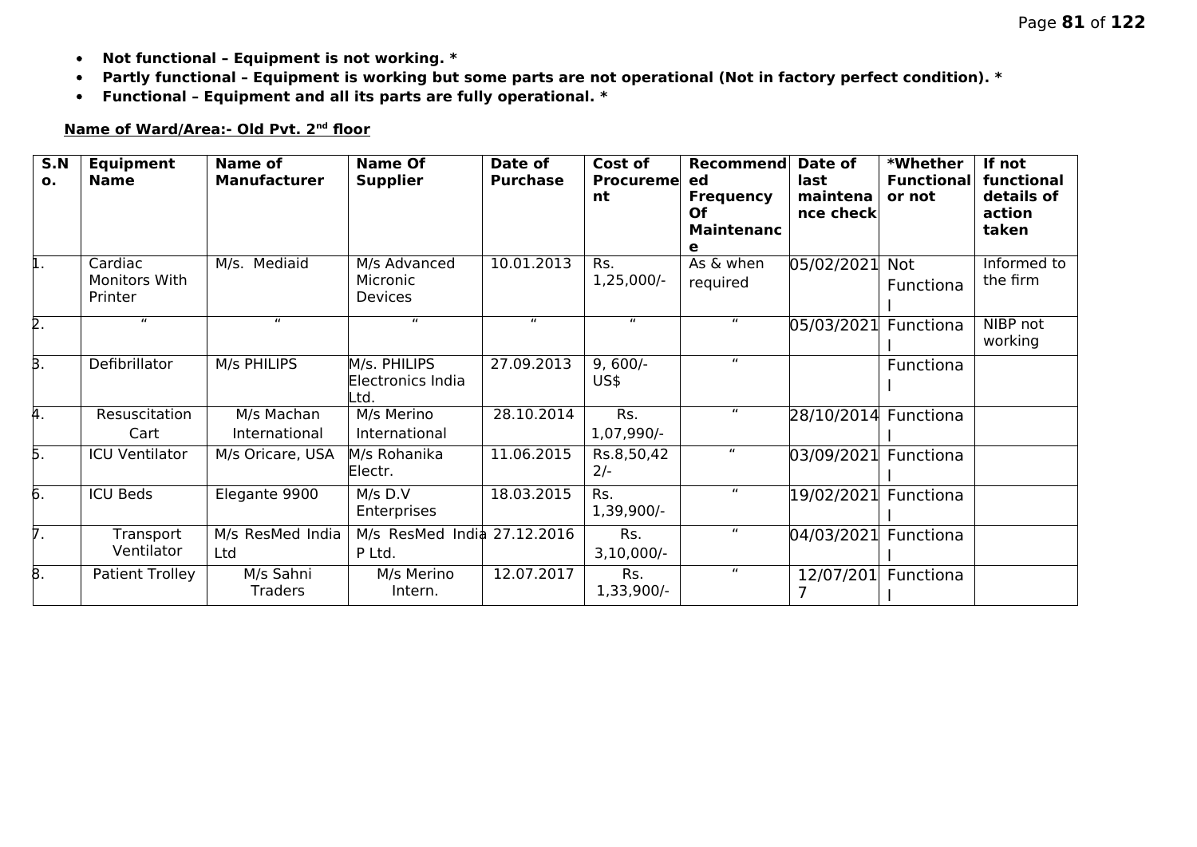- **Not functional – Equipment is not working. ***
- **Partly functional – Equipment is working but some parts are not operational (Not in factory perfect condition). ***
- **Functional – Equipment and all its parts are fully operational. ***

**Name of Ward/Area:- Old Pvt. 2nd floor**

| S.No. | Equipment Name | Name of Manufacturer | Name Of Supplier | Date of Purchase | Cost of Procurement | Recommended Frequency Of Maintenance | Date of last maintenance check | *Whether Functional or not | If not functional details of action taken |
|---|---|---|---|---|---|---|---|---|---|
| 1. | Cardiac Monitors With Printer | M/s. Mediaid | M/s Advanced Micronic Devices | 10.01.2013 | Rs. 1,25,000/- | As & when required | 05/02/2021 | Not Functional | Informed to the firm |
| 2. | " | " | " | " | " | " | 05/03/2021 | Functional | NIBP not working |
| 3. | Defibrillator | M/s PHILIPS | M/s. PHILIPS Electronics India Ltd. | 27.09.2013 | 9, 600/- US$ | " | | Functional | |
| 4. | Resuscitation Cart | M/s Machan International | M/s Merino International | 28.10.2014 | Rs. 1,07,990/- | " | 28/10/2014 | Functional | |
| 5. | ICU Ventilator | M/s Oricare, USA | M/s Rohanika Electr. | 11.06.2015 | Rs.8,50,422/- | " | 03/09/2021 | Functional | |
| 6. | ICU Beds | Elegante 9900 | M/s D.V Enterprises | 18.03.2015 | Rs. 1,39,900/- | " | 19/02/2021 | Functional | |
| 7. | Transport Ventilator | M/s ResMed India Ltd | M/s ResMed India P Ltd. | 27.12.2016 | Rs. 3,10,000/- | " | 04/03/2021 | Functional | |
| 8. | Patient Trolley | M/s Sahni Traders | M/s Merino Intern. | 12.07.2017 | Rs. 1,33,900/- | " | 12/07/2017 | Functional | |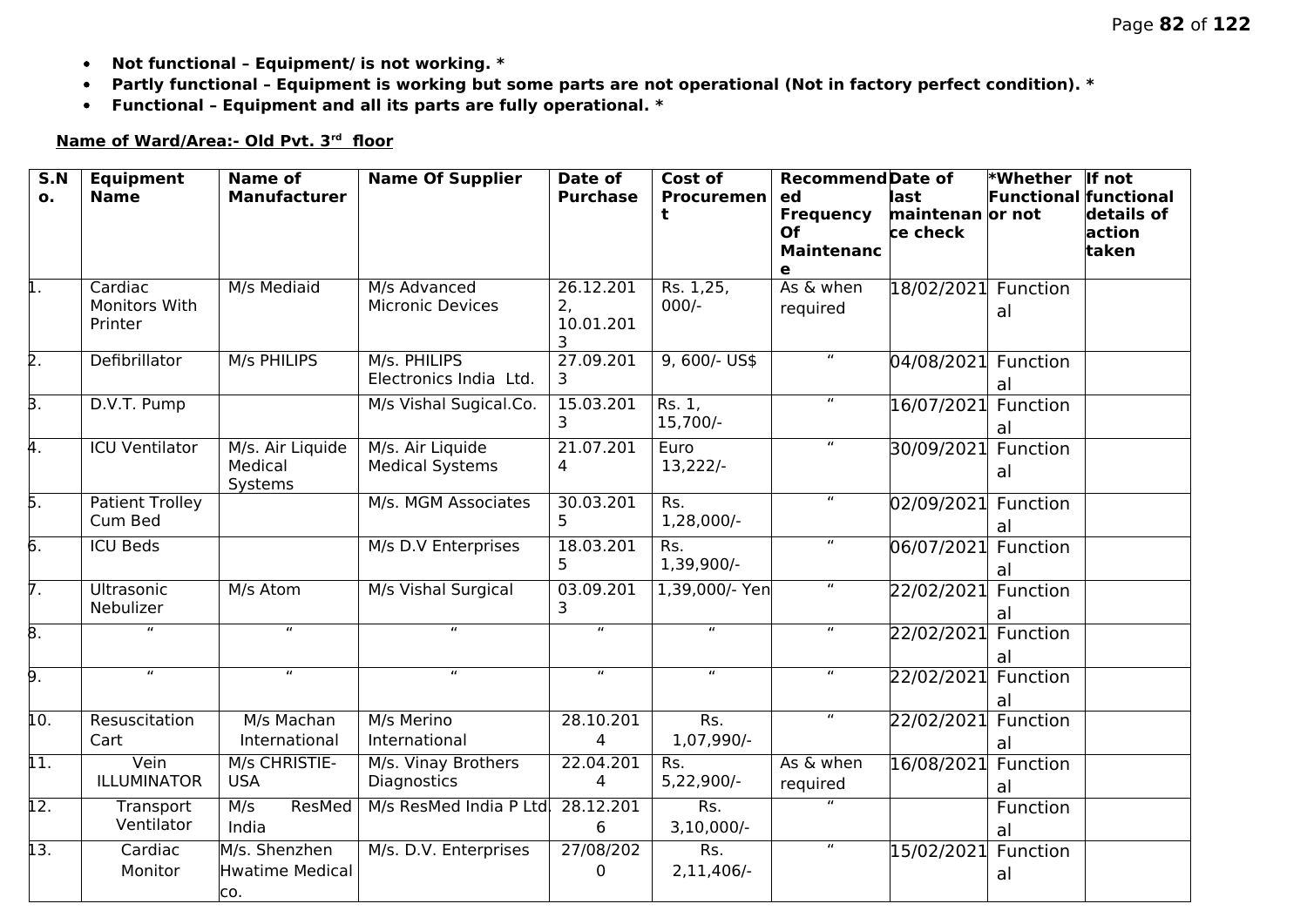- **Not functional – Equipment/ is not working. ***
- **Partly functional – Equipment is working but some parts are not operational (Not in factory perfect condition). ***
- **Functional – Equipment and all its parts are fully operational. ***

**Name of Ward/Area:- Old Pvt. 3rd floor**

| S.No. | Equipment Name | Name of Manufacturer | Name Of Supplier | Date of Purchase | Cost of Procurement | Recommended Frequency Of Maintenance | Date of last maintenance check | *Whether Functional or not | If not functional details of action taken |
|---|---|---|---|---|---|---|---|---|---|
| 1. | Cardiac Monitors With Printer | M/s Mediaid | M/s Advanced Micronic Devices | 26.12.2012, 10.01.2013 | Rs. 1,25, 000/- | As & when required | 18/02/2021 | Functional | |
| 2. | Defibrillator | M/s PHILIPS | M/s. PHILIPS Electronics India Ltd. | 27.09.2013 | 9, 600/- US$ | " | 04/08/2021 | Functional | |
| 3. | D.V.T. Pump | | M/s Vishal Sugical.Co. | 15.03.2013 | Rs. 1, 15,700/- | " | 16/07/2021 | Functional | |
| 4. | ICU Ventilator | M/s. Air Liquide Medical Systems | M/s. Air Liquide Medical Systems | 21.07.2014 | Euro 13,222/- | " | 30/09/2021 | Functional | |
| 5. | Patient Trolley Cum Bed | | M/s. MGM Associates | 30.03.2015 | Rs. 1,28,000/- | " | 02/09/2021 | Functional | |
| 6. | ICU Beds | | M/s D.V Enterprises | 18.03.2015 | Rs. 1,39,900/- | " | 06/07/2021 | Functional | |
| 7. | Ultrasonic Nebulizer | M/s Atom | M/s Vishal Surgical | 03.09.2013 | 1,39,000/- Yen | " | 22/02/2021 | Functional | |
| 8. | " | " | " | " | " | " | 22/02/2021 | Functional | |
| 9. | " | " | " | " | " | " | 22/02/2021 | Functional | |
| 10. | Resuscitation Cart | M/s Machan International | M/s Merino International | 28.10.2014 | Rs. 1,07,990/- | " | 22/02/2021 | Functional | |
| 11. | Vein ILLUMINATOR | M/s CHRISTIE-USA | M/s. Vinay Brothers Diagnostics | 22.04.2014 | Rs. 5,22,900/- | As & when required | 16/08/2021 | Functional | |
| 12. | Transport Ventilator | M/s ResMed India | M/s ResMed India P Ltd. | 28.12.2016 | Rs. 3,10,000/- | " | | Functional | |
| 13. | Cardiac Monitor | M/s. Shenzhen Hwatime Medical co. | M/s. D.V. Enterprises | 27/08/2020 | Rs. 2,11,406/- | " | 15/02/2021 | Functional | |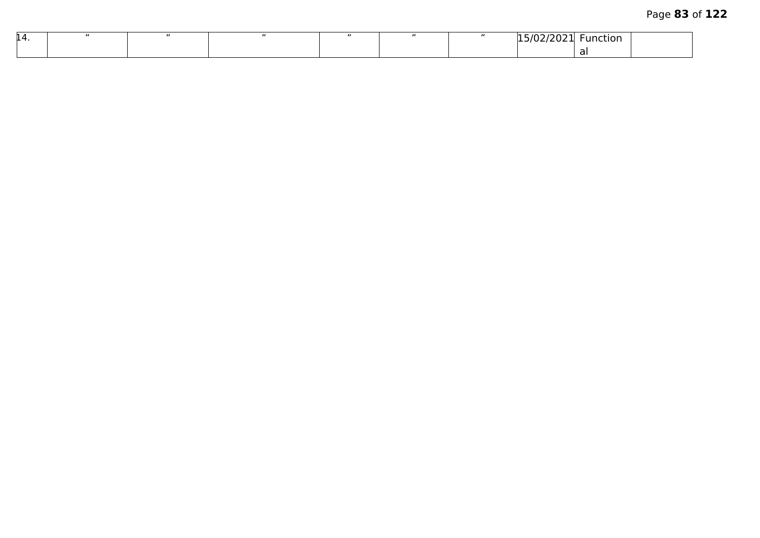| | | | | | | | | | |
|---|---|---|---|---|---|---|---|---|---|
| 14. | " | " | " | " | " | " | 15/02/2021 | Functional | |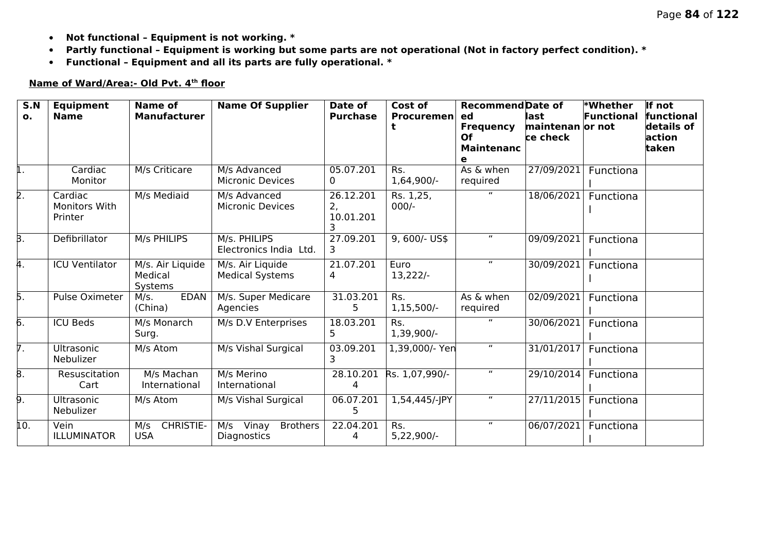- **Not functional – Equipment is not working. ***
- **Partly functional – Equipment is working but some parts are not operational (Not in factory perfect condition). ***
- **Functional – Equipment and all its parts are fully operational. ***

**Name of Ward/Area:- Old Pvt. 4th floor**

| S.No. | Equipment Name | Name of Manufacturer | Name Of Supplier | Date of Purchase | Cost of Procurement | Recommended Frequency Of Maintenance | Date of last maintenance check | *Whether Functional or not | If not functional details of action taken |
|---|---|---|---|---|---|---|---|---|---|
| 1. | Cardiac Monitor | M/s Criticare | M/s Advanced Micronic Devices | 05.07.2010 | Rs. 1,64,900/- | As & when required | 27/09/2021 | Functional | |
| 2. | Cardiac Monitors With Printer | M/s Mediaid | M/s Advanced Micronic Devices | 26.12.2012, 10.01.2013 | Rs. 1,25, 000/- | " | 18/06/2021 | Functional | |
| 3. | Defibrillator | M/s PHILIPS | M/s. PHILIPS Electronics India Ltd. | 27.09.2013 | 9, 600/- US$ | " | 09/09/2021 | Functional | |
| 4. | ICU Ventilator | M/s. Air Liquide Medical Systems | M/s. Air Liquide Medical Systems | 21.07.2014 | Euro 13,222/- | " | 30/09/2021 | Functional | |
| 5. | Pulse Oximeter | M/s. EDAN (China) | M/s. Super Medicare Agencies | 31.03.2015 | Rs. 1,15,500/- | As & when required | 02/09/2021 | Functional | |
| 6. | ICU Beds | M/s Monarch Surg. | M/s D.V Enterprises | 18.03.2015 | Rs. 1,39,900/- | " | 30/06/2021 | Functional | |
| 7. | Ultrasonic Nebulizer | M/s Atom | M/s Vishal Surgical | 03.09.2013 | 1,39,000/- Yen | " | 31/01/2017 | Functional | |
| 8. | Resuscitation Cart | M/s Machan International | M/s Merino International | 28.10.2014 | Rs. 1,07,990/- | " | 29/10/2014 | Functional | |
| 9. | Ultrasonic Nebulizer | M/s Atom | M/s Vishal Surgical | 06.07.2015 | 1,54,445/-JPY | " | 27/11/2015 | Functional | |
| 10. | Vein ILLUMINATOR | M/s CHRISTIE-USA | M/s Vinay Brothers Diagnostics | 22.04.2014 | Rs. 5,22,900/- | " | 06/07/2021 | Functional | |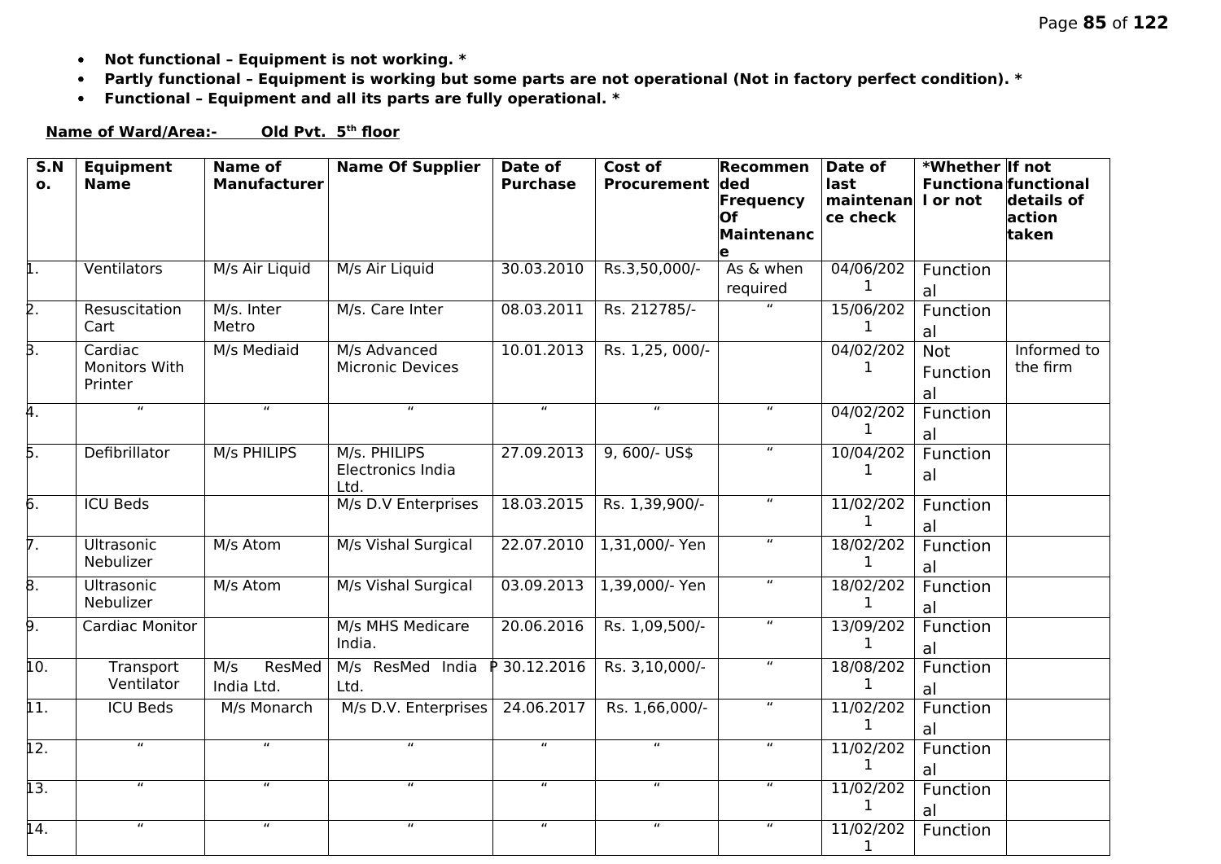- **Not functional – Equipment is not working. ***
- **Partly functional – Equipment is working but some parts are not operational (Not in factory perfect condition). ***
- **Functional – Equipment and all its parts are fully operational. ***

**Name of Ward/Area:- Old Pvt. 5th floor**

| S.No. | Equipment Name | Name of Manufacturer | Name Of Supplier | Date of Purchase | Cost of Procurement | Recommended Frequency Of Maintenance | Date of last maintenance check | *Whether Functional or not | If not functional details of action taken |
|---|---|---|---|---|---|---|---|---|---|
| 1. | Ventilators | M/s Air Liquid | M/s Air Liquid | 30.03.2010 | Rs.3,50,000/- | As & when required | 04/06/2021 | Functional | |
| 2. | Resuscitation Cart | M/s. Inter Metro | M/s. Care Inter | 08.03.2011 | Rs. 212785/- | " | 15/06/2021 | Functional | |
| 3. | Cardiac Monitors With Printer | M/s Mediaid | M/s Advanced Micronic Devices | 10.01.2013 | Rs. 1,25, 000/- | | 04/02/2021 | Not Functional | Informed to the firm |
| 4. | " | " | " | " | " | " | 04/02/2021 | Functional | |
| 5. | Defibrillator | M/s PHILIPS | M/s. PHILIPS Electronics India Ltd. | 27.09.2013 | 9, 600/- US$ | " | 10/04/2021 | Functional | |
| 6. | ICU Beds | | M/s D.V Enterprises | 18.03.2015 | Rs. 1,39,900/- | " | 11/02/2021 | Functional | |
| 7. | Ultrasonic Nebulizer | M/s Atom | M/s Vishal Surgical | 22.07.2010 | 1,31,000/- Yen | " | 18/02/2021 | Functional | |
| 8. | Ultrasonic Nebulizer | M/s Atom | M/s Vishal Surgical | 03.09.2013 | 1,39,000/- Yen | " | 18/02/2021 | Functional | |
| 9. | Cardiac Monitor | | M/s MHS Medicare India. | 20.06.2016 | Rs. 1,09,500/- | " | 13/09/2021 | Functional | |
| 10. | Transport Ventilator | M/s ResMed India Ltd. | M/s ResMed India P Ltd. | 30.12.2016 | Rs. 3,10,000/- | " | 18/08/2021 | Functional | |
| 11. | ICU Beds | M/s Monarch | M/s D.V. Enterprises | 24.06.2017 | Rs. 1,66,000/- | " | 11/02/2021 | Functional | |
| 12. | " | " | " | " | " | " | 11/02/2021 | Functional | |
| 13. | " | " | " | " | " | " | 11/02/2021 | Functional | |
| 14. | " | " | " | " | " | " | 11/02/2021 | Function | |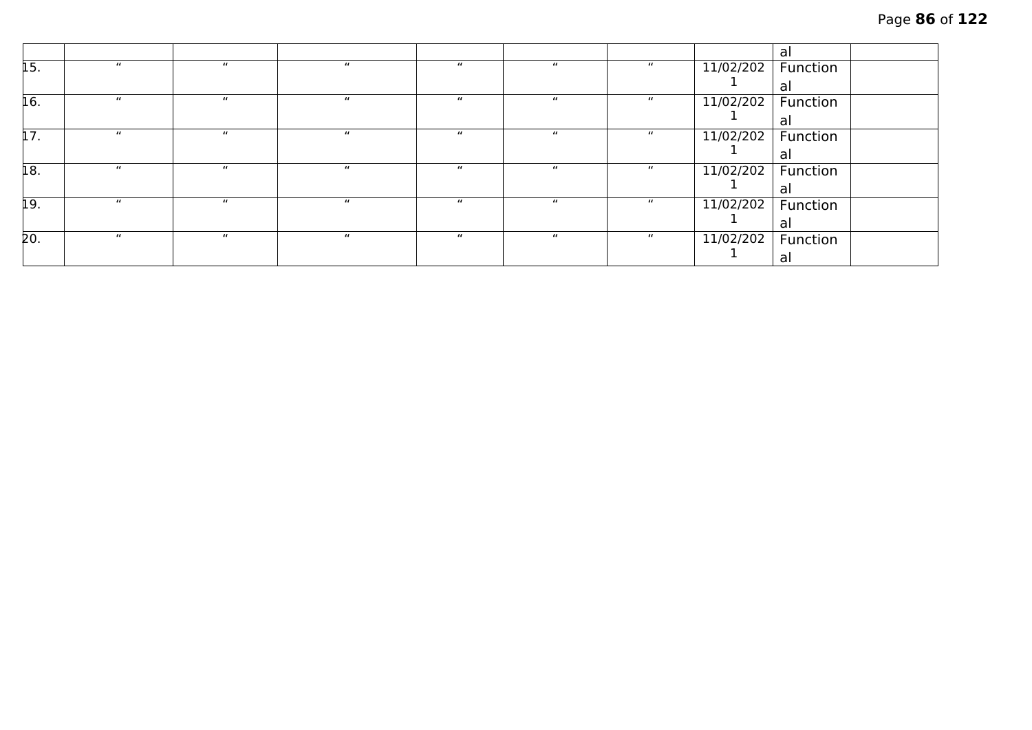| | | | | | | | | | |
|---|---|---|---|---|---|---|---|---|---|
| | | | | | | | | al | |
| 15. | " | " | " | " | " | " | 11/02/2021 | Functional | |
| 16. | " | " | " | " | " | " | 11/02/2021 | Functional | |
| 17. | " | " | " | " | " | " | 11/02/2021 | Functional | |
| 18. | " | " | " | " | " | " | 11/02/2021 | Functional | |
| 19. | " | " | " | " | " | " | 11/02/2021 | Functional | |
| 20. | " | " | " | " | " | " | 11/02/2021 | Functional | |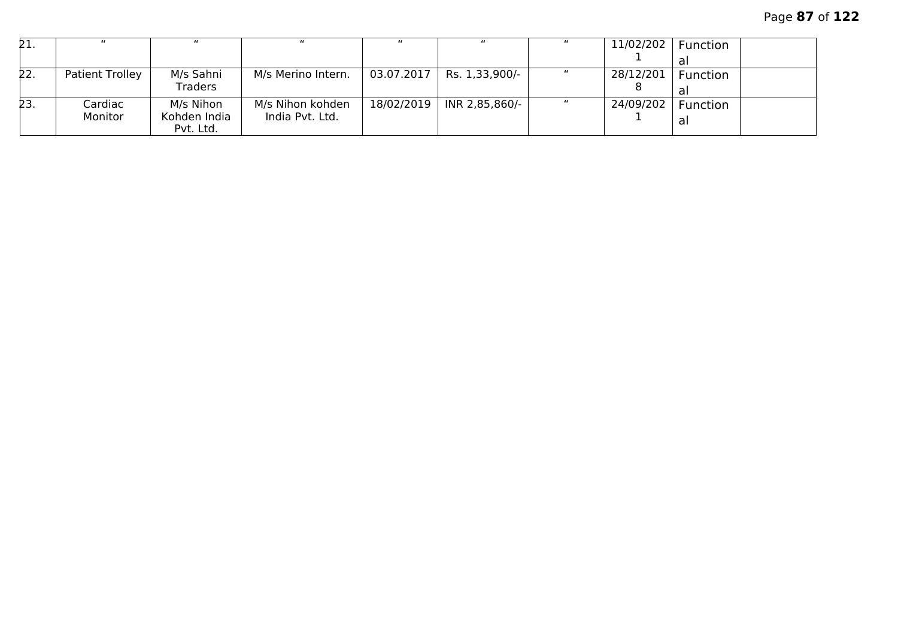| 21. | " | " | " | " | " | " | 11/02/2021 | Functional | |
|---|---|---|---|---|---|---|---|---|---|
| 22. | Patient Trolley | M/s Sahni Traders | M/s Merino Intern. | 03.07.2017 | Rs. 1,33,900/- | " | 28/12/2018 | Functional | |
| 23. | Cardiac Monitor | M/s Nihon Kohden India Pvt. Ltd. | M/s Nihon kohden India Pvt. Ltd. | 18/02/2019 | INR 2,85,860/- | " | 24/09/2021 | Functional | |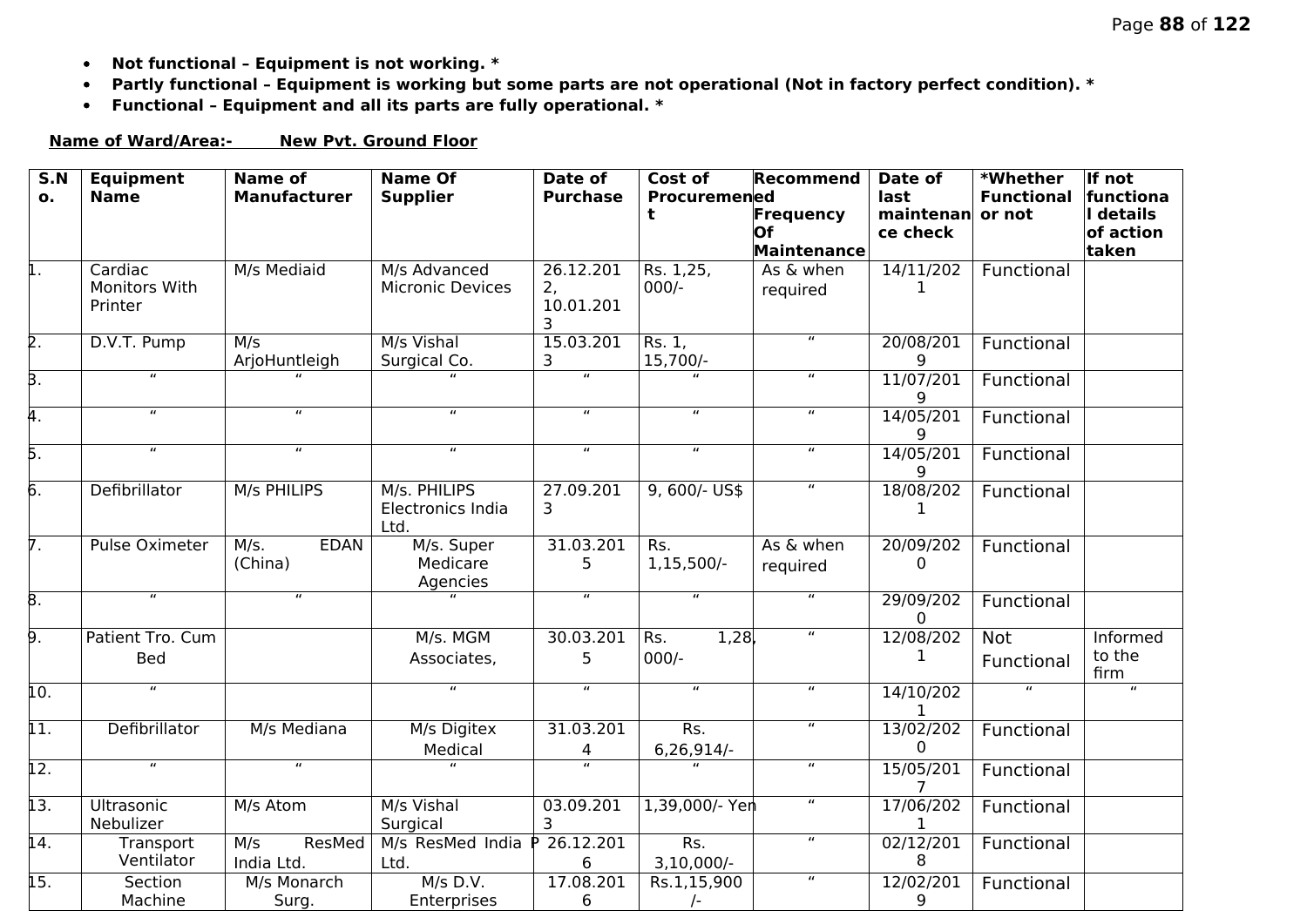- **Not functional – Equipment is not working. ***
- **Partly functional – Equipment is working but some parts are not operational (Not in factory perfect condition). ***
- **Functional – Equipment and all its parts are fully operational. ***

**Name of Ward/Area:- New Pvt. Ground Floor**

| S.No. | Equipment Name | Name of Manufacturer | Name Of Supplier | Date of Purchase | Cost of Procurement | Recommended Frequency Of Maintenance | Date of last maintenance check | *Whether Functional or not | If not functional details of action taken |
|---|---|---|---|---|---|---|---|---|---|
| 1. | Cardiac Monitors With Printer | M/s Mediaid | M/s Advanced Micronic Devices | 26.12.2012, 10.01.2013 | Rs. 1,25, 000/- | As & when required | 14/11/2021 | Functional | |
| 2. | D.V.T. Pump | M/s ArjoHuntleigh | M/s Vishal Surgical Co. | 15.03.2013 | Rs. 1, 15,700/- | " | 20/08/2019 | Functional | |
| 3. | " | " | " | " | " | " | 11/07/2019 | Functional | |
| 4. | " | " | " | " | " | " | 14/05/2019 | Functional | |
| 5. | " | " | " | " | " | " | 14/05/2019 | Functional | |
| 6. | Defibrillator | M/s PHILIPS | M/s. PHILIPS Electronics India Ltd. | 27.09.2013 | 9, 600/- US$ | " | 18/08/2021 | Functional | |
| 7. | Pulse Oximeter | M/s. EDAN (China) | M/s. Super Medicare Agencies | 31.03.2015 | Rs. 1,15,500/- | As & when required | 20/09/2020 | Functional | |
| 8. | " | " | " | " | " | " | 29/09/2020 | Functional | |
| 9. | Patient Tro. Cum Bed | | M/s. MGM Associates, | 30.03.2015 | Rs. 1,28, 000/- | " | 12/08/2021 | Not Functional | Informed to the firm |
| 10. | " | | " | " | " | " | 14/10/2021 | " | " |
| 11. | Defibrillator | M/s Mediana | M/s Digitex Medical | 31.03.2014 | Rs. 6,26,914/- | " | 13/02/2020 | Functional | |
| 12. | " | " | " | " | " | " | 15/05/2017 | Functional | |
| 13. | Ultrasonic Nebulizer | M/s Atom | M/s Vishal Surgical | 03.09.2013 | 1,39,000/- Yen | " | 17/06/2021 | Functional | |
| 14. | Transport Ventilator | M/s ResMed India Ltd. | M/s ResMed India P Ltd. | 26.12.2016 | Rs. 3,10,000/- | " | 02/12/2018 | Functional | |
| 15. | Section Machine | M/s Monarch Surg. | M/s D.V. Enterprises | 17.08.2016 | Rs.1,15,900/- | " | 12/02/2019 | Functional | |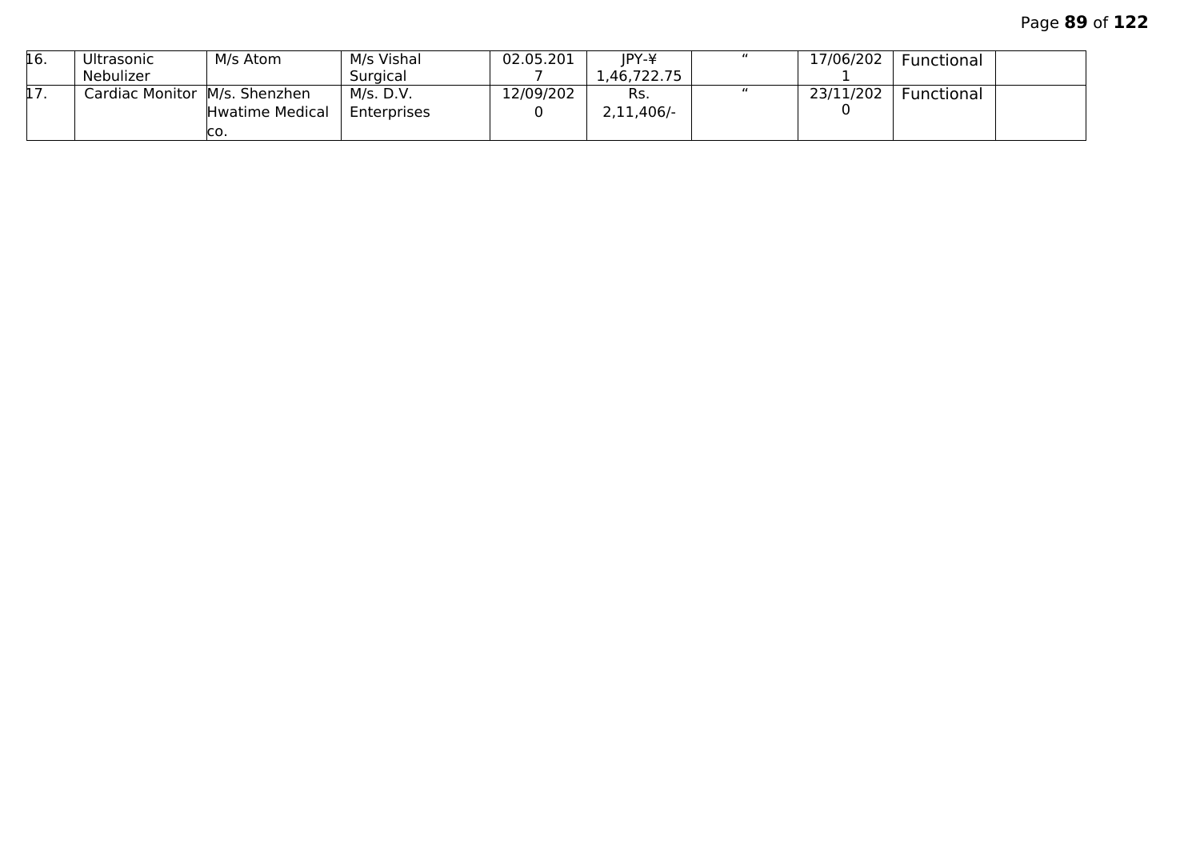| | | | | | | | | | |
|---|---|---|---|---|---|---|---|---|---|
| 16. | Ultrasonic Nebulizer | M/s Atom | M/s Vishal Surgical | 02.05.2017 | JPY-¥ 1,46,722.75 | " | 17/06/2021 | Functional | |
| 17. | Cardiac Monitor | M/s. Shenzhen Hwatime Medical co. | M/s. D.V. Enterprises | 12/09/2020 | Rs. 2,11,406/- | " | 23/11/2020 | Functional | |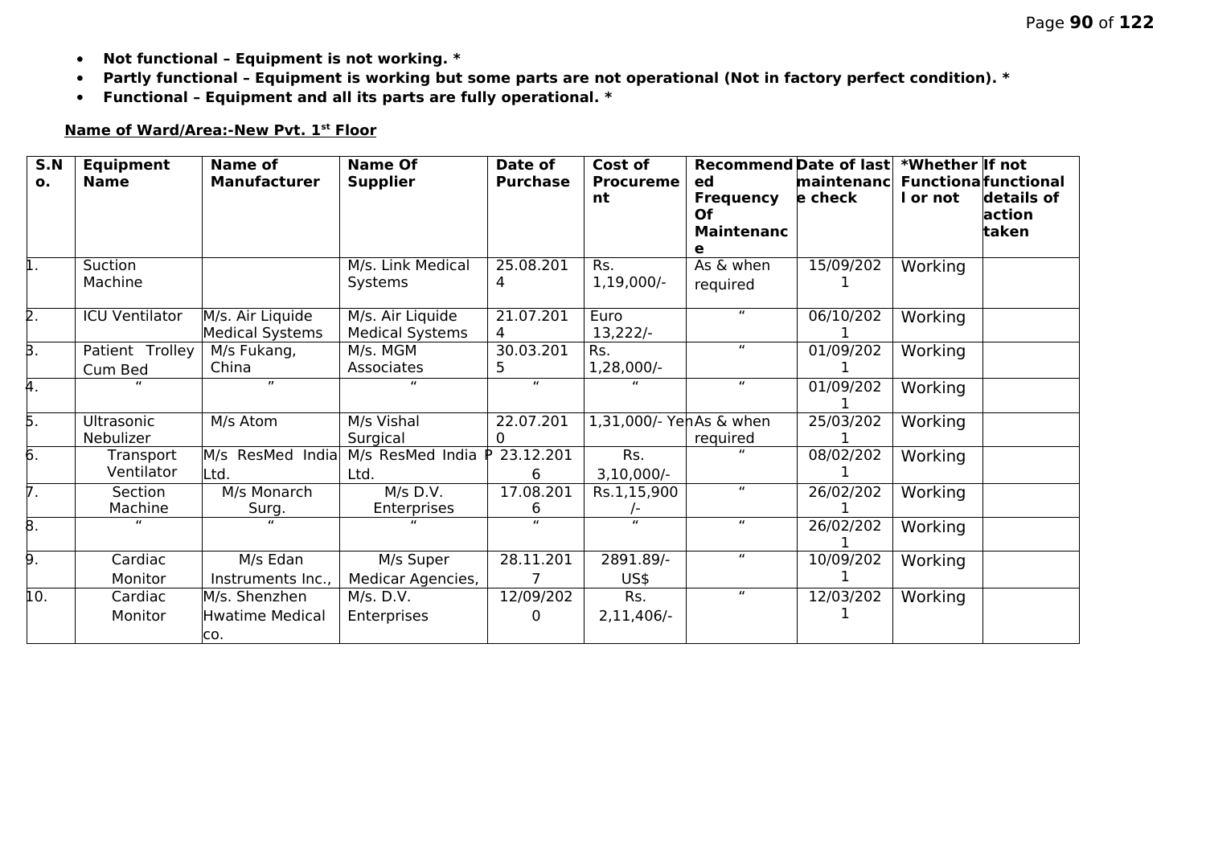- **Not functional – Equipment is not working. ***
- **Partly functional – Equipment is working but some parts are not operational (Not in factory perfect condition). ***
- **Functional – Equipment and all its parts are fully operational. ***

**Name of Ward/Area:-New Pvt. 1st Floor**

| S.No. | Equipment Name | Name of Manufacturer | Name Of Supplier | Date of Purchase | Cost of Procurement | Recommended Frequency Of Maintenance | Date of last maintenance check | *Whether Functional or not | If not functional details of action taken |
|---|---|---|---|---|---|---|---|---|---|
| 1. | Suction Machine | | M/s. Link Medical Systems | 25.08.2014 | Rs. 1,19,000/- | As & when required | 15/09/2021 | Working | |
| 2. | ICU Ventilator | M/s. Air Liquide Medical Systems | M/s. Air Liquide Medical Systems | 21.07.2014 | Euro 13,222/- | " | 06/10/2021 | Working | |
| 3. | Patient Trolley Cum Bed | M/s Fukang, China | M/s. MGM Associates | 30.03.2015 | Rs. 1,28,000/- | " | 01/09/2021 | Working | |
| 4. | " | " | " | " | " | " | 01/09/2021 | Working | |
| 5. | Ultrasonic Nebulizer | M/s Atom | M/s Vishal Surgical | 22.07.2010 | 1,31,000/- Yen | As & when required | 25/03/2021 | Working | |
| 6. | Transport Ventilator | M/s ResMed India Ltd. | M/s ResMed India P Ltd. | 23.12.2016 | Rs. 3,10,000/- | " | 08/02/2021 | Working | |
| 7. | Section Machine | M/s Monarch Surg. | M/s D.V. Enterprises | 17.08.2016 | Rs.1,15,900/- | " | 26/02/2021 | Working | |
| 8. | " | " | " | " | " | " | 26/02/2021 | Working | |
| 9. | Cardiac Monitor | M/s Edan Instruments Inc., | M/s Super Medicar Agencies, | 28.11.2017 | 2891.89/- US$ | " | 10/09/2021 | Working | |
| 10. | Cardiac Monitor | M/s. Shenzhen Hwatime Medical co. | M/s. D.V. Enterprises | 12/09/2020 | Rs. 2,11,406/- | " | 12/03/2021 | Working | |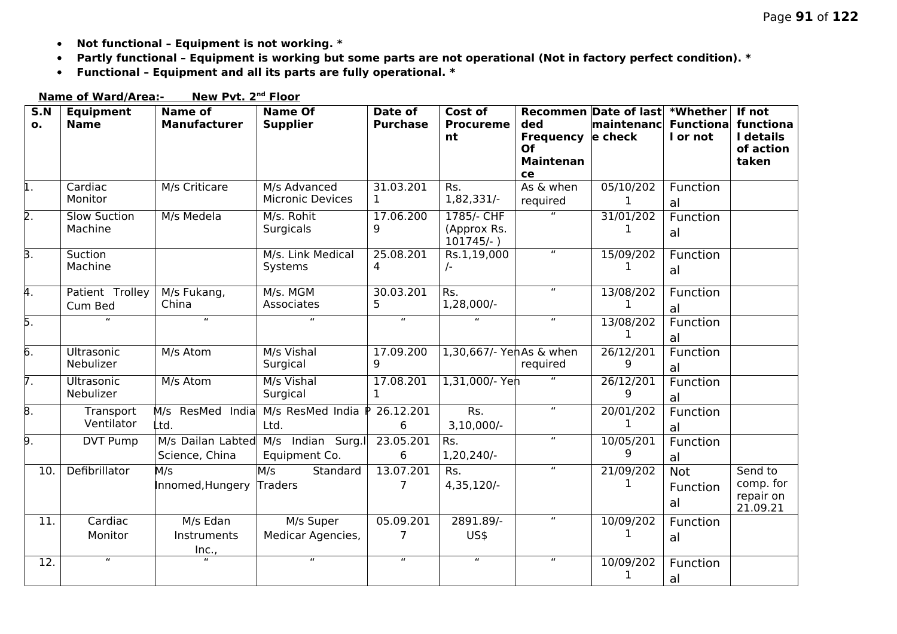- **Not functional – Equipment is not working. ***
- **Partly functional – Equipment is working but some parts are not operational (Not in factory perfect condition). ***
- **Functional – Equipment and all its parts are fully operational. ***

**Name of Ward/Area:- New Pvt. 2nd Floor**

| S.No. | Equipment Name | Name of Manufacturer | Name Of Supplier | Date of Purchase | Cost of Procurement | Recommended Frequency Of Maintenance | Date of last maintenance check | *Whether Functional or not | If not functional details of action taken |
|---|---|---|---|---|---|---|---|---|---|
| 1. | Cardiac Monitor | M/s Criticare | M/s Advanced Micronic Devices | 31.03.2011 | Rs. 1,82,331/- | As & when required | 05/10/2021 | Functional | |
| 2. | Slow Suction Machine | M/s Medela | M/s. Rohit Surgicals | 17.06.2009 | 1785/- CHF (Approx Rs. 101745/- ) | " | 31/01/2021 | Functional | |
| 3. | Suction Machine | | M/s. Link Medical Systems | 25.08.2014 | Rs.1,19,000/- | " | 15/09/2021 | Functional | |
| 4. | Patient Trolley Cum Bed | M/s Fukang, China | M/s. MGM Associates | 30.03.2015 | Rs. 1,28,000/- | " | 13/08/2021 | Functional | |
| 5. | " | " | " | " | " | " | 13/08/2021 | Functional | |
| 6. | Ultrasonic Nebulizer | M/s Atom | M/s Vishal Surgical | 17.09.2009 | 1,30,667/- Yen | As & when required | 26/12/2019 | Functional | |
| 7. | Ultrasonic Nebulizer | M/s Atom | M/s Vishal Surgical | 17.08.2011 | 1,31,000/- Yen | " | 26/12/2019 | Functional | |
| 8. | Transport Ventilator | M/s ResMed India Ltd. | M/s ResMed India P Ltd. | 26.12.2016 | Rs. 3,10,000/- | " | 20/01/2021 | Functional | |
| 9. | DVT Pump | M/s Dailan Labted Science, China | M/s Indian Surg.I Equipment Co. | 23.05.2016 | Rs. 1,20,240/- | " | 10/05/2019 | Functional | |
| 10. | Defibrillator | M/s Innomed,Hungery | M/s Standard Traders | 13.07.2017 | Rs. 4,35,120/- | " | 21/09/2021 | Not Functional | Send to comp. for repair on 21.09.21 |
| 11. | Cardiac Monitor | M/s Edan Instruments Inc., | M/s Super Medicar Agencies, | 05.09.2017 | 2891.89/- US$ | " | 10/09/2021 | Functional | |
| 12. | " | " | " | " | " | " | 10/09/2021 | Functional | |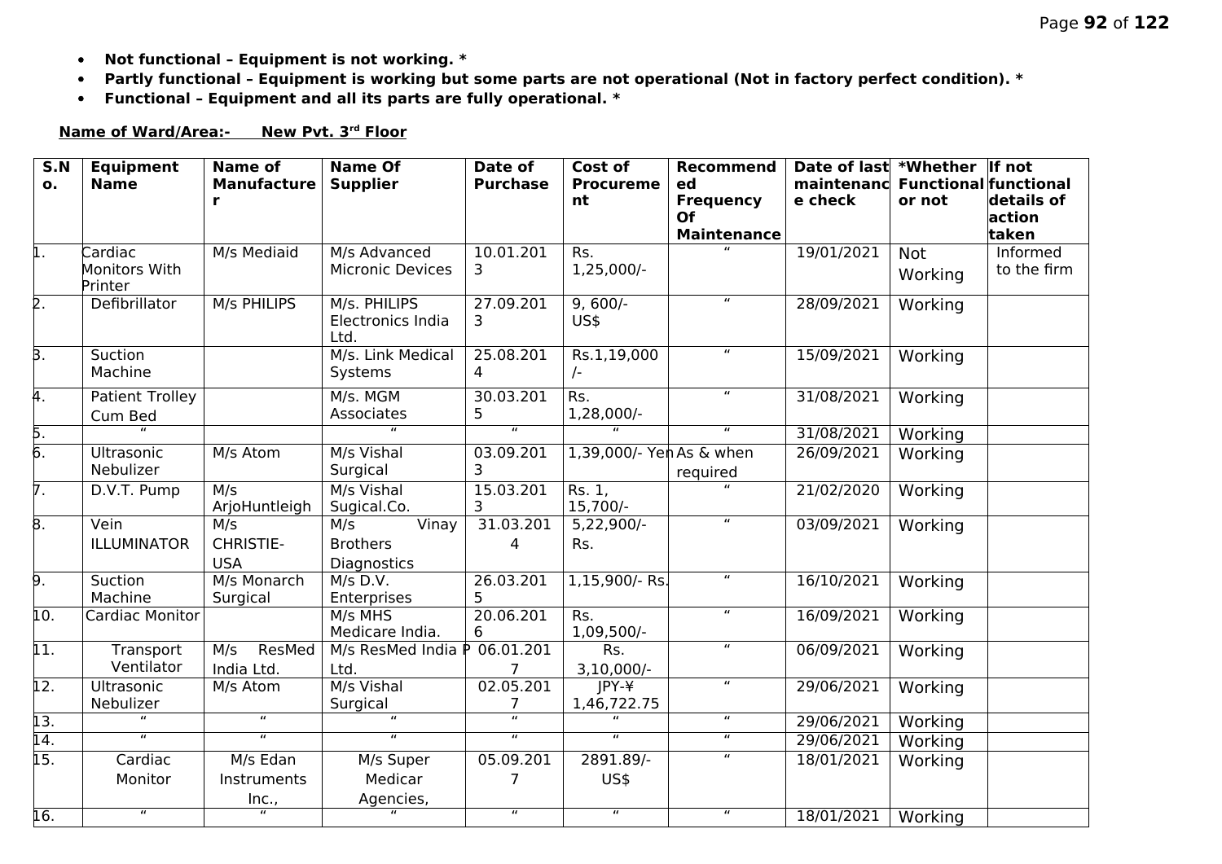- **Not functional – Equipment is not working. ***
- **Partly functional – Equipment is working but some parts are not operational (Not in factory perfect condition). ***
- **Functional – Equipment and all its parts are fully operational. ***

**Name of Ward/Area:- New Pvt. 3rd Floor**

| S.No. | Equipment Name | Name of Manufacturer | Name Of Supplier | Date of Purchase | Cost of Procurement | Recommended Frequency Of Maintenance | Date of last maintenance check | *Whether Functional or not | If not functional details of action taken |
|---|---|---|---|---|---|---|---|---|---|
| 1. | Cardiac Monitors With Printer | M/s Mediaid | M/s Advanced Micronic Devices | 10.01.2013 | Rs. 1,25,000/- | " | 19/01/2021 | Not Working | Informed to the firm |
| 2. | Defibrillator | M/s PHILIPS | M/s. PHILIPS Electronics India Ltd. | 27.09.2013 | 9, 600/- US$ | " | 28/09/2021 | Working | |
| 3. | Suction Machine | | M/s. Link Medical Systems | 25.08.2014 | Rs.1,19,000/- | " | 15/09/2021 | Working | |
| 4. | Patient Trolley Cum Bed | | M/s. MGM Associates | 30.03.2015 | Rs. 1,28,000/- | " | 31/08/2021 | Working | |
| 5. | " | | " | " | " | " | 31/08/2021 | Working | |
| 6. | Ultrasonic Nebulizer | M/s Atom | M/s Vishal Surgical | 03.09.2013 | 1,39,000/- Yen | As & when required | 26/09/2021 | Working | |
| 7. | D.V.T. Pump | M/s ArjoHuntleigh | M/s Vishal Sugical.Co. | 15.03.2013 | Rs. 1, 15,700/- | " | 21/02/2020 | Working | |
| 8. | Vein ILLUMINATOR | M/s CHRISTIE-USA | M/s Vinay Brothers Diagnostics | 31.03.2014 | 5,22,900/- Rs. | " | 03/09/2021 | Working | |
| 9. | Suction Machine | M/s Monarch Surgical | M/s D.V. Enterprises | 26.03.2015 | 1,15,900/- Rs. | " | 16/10/2021 | Working | |
| 10. | Cardiac Monitor | | M/s MHS Medicare India. | 20.06.2016 | Rs. 1,09,500/- | " | 16/09/2021 | Working | |
| 11. | Transport Ventilator | M/s ResMed India Ltd. | M/s ResMed India P Ltd. | 06.01.2017 | Rs. 3,10,000/- | " | 06/09/2021 | Working | |
| 12. | Ultrasonic Nebulizer | M/s Atom | M/s Vishal Surgical | 02.05.2017 | JPY-¥ 1,46,722.75 | " | 29/06/2021 | Working | |
| 13. | " | " | " | " | " | " | 29/06/2021 | Working | |
| 14. | " | " | " | " | " | " | 29/06/2021 | Working | |
| 15. | Cardiac Monitor | M/s Edan Instruments Inc., | M/s Super Medicar Agencies, | 05.09.2017 | 2891.89/- US$ | " | 18/01/2021 | Working | |
| 16. | " | " | " | " | " | " | 18/01/2021 | Working | |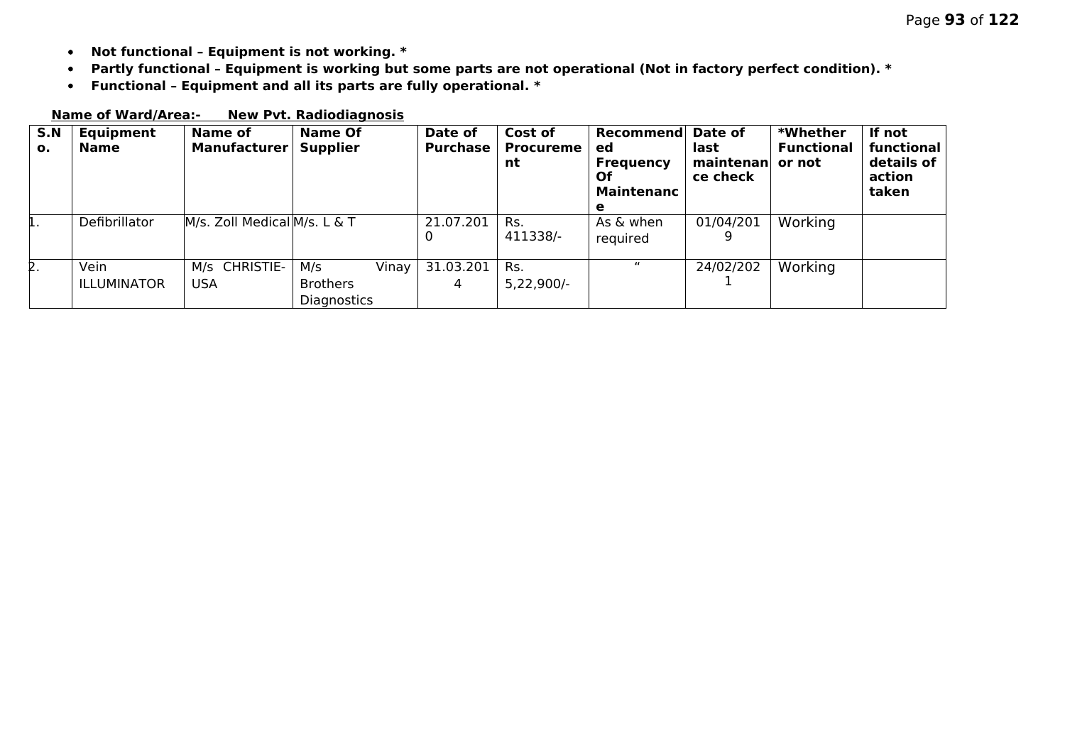- **Not functional – Equipment is not working. ***
- **Partly functional – Equipment is working but some parts are not operational (Not in factory perfect condition). ***
- **Functional – Equipment and all its parts are fully operational. ***

**Name of Ward/Area:- New Pvt. Radiodiagnosis**

| S.No. | Equipment Name | Name of Manufacturer | Name Of Supplier | Date of Purchase | Cost of Procurement | Recommended Frequency Of Maintenance | Date of last maintenance check | *Whether Functional or not | If not functional details of action taken |
|---|---|---|---|---|---|---|---|---|---|
| 1. | Defibrillator | M/s. Zoll Medical | M/s. L & T | 21.07.2010 | Rs. 411338/- | As & when required | 01/04/2019 | Working | |
| 2. | Vein ILLUMINATOR | M/s CHRISTIE-USA | M/s Vinay Brothers Diagnostics | 31.03.2014 | Rs. 5,22,900/- | " | 24/02/2021 | Working | |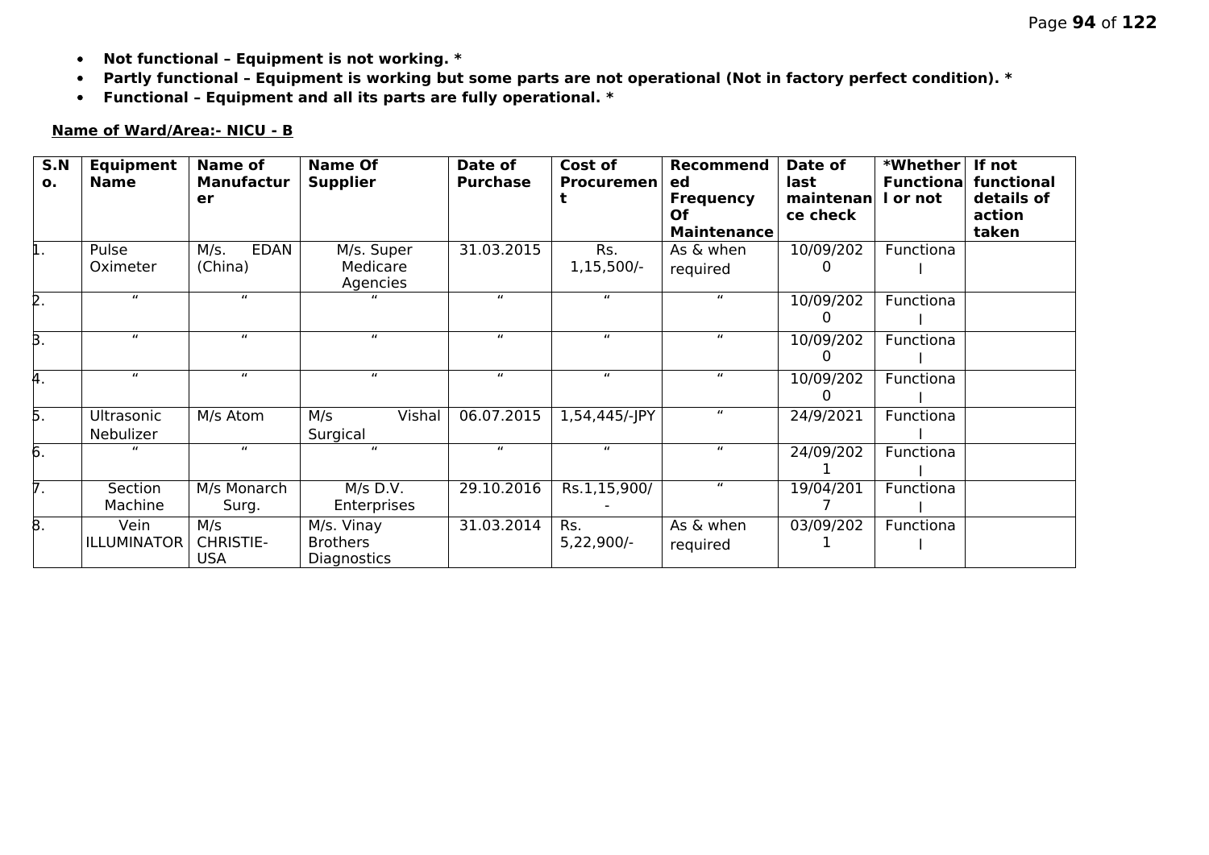- **Not functional – Equipment is not working. ***
- **Partly functional – Equipment is working but some parts are not operational (Not in factory perfect condition). ***
- **Functional – Equipment and all its parts are fully operational. ***

**Name of Ward/Area:- NICU - B**

| S.No. | Equipment Name | Name of Manufacturer | Name Of Supplier | Date of Purchase | Cost of Procurement | Recommended Frequency Of Maintenance | Date of last maintenance check | *Whether Functional or not | If not functional details of action taken |
|---|---|---|---|---|---|---|---|---|---|
| 1. | Pulse Oximeter | M/s. EDAN (China) | M/s. Super Medicare Agencies | 31.03.2015 | Rs. 1,15,500/- | As & when required | 10/09/2020 | Functional | |
| 2. | " | " | " | " | " | " | 10/09/2020 | Functional | |
| 3. | " | " | " | " | " | " | 10/09/2020 | Functional | |
| 4. | " | " | " | " | " | " | 10/09/2020 | Functional | |
| 5. | Ultrasonic Nebulizer | M/s Atom | M/s Vishal Surgical | 06.07.2015 | 1,54,445/-JPY | " | 24/9/2021 | Functional | |
| 6. | " | " | " | " | " | " | 24/09/2021 | Functional | |
| 7. | Section Machine | M/s Monarch Surg. | M/s D.V. Enterprises | 29.10.2016 | Rs.1,15,900/- | " | 19/04/2017 | Functional | |
| 8. | Vein ILLUMINATOR | M/s CHRISTIE-USA | M/s. Vinay Brothers Diagnostics | 31.03.2014 | Rs. 5,22,900/- | As & when required | 03/09/2021 | Functional | |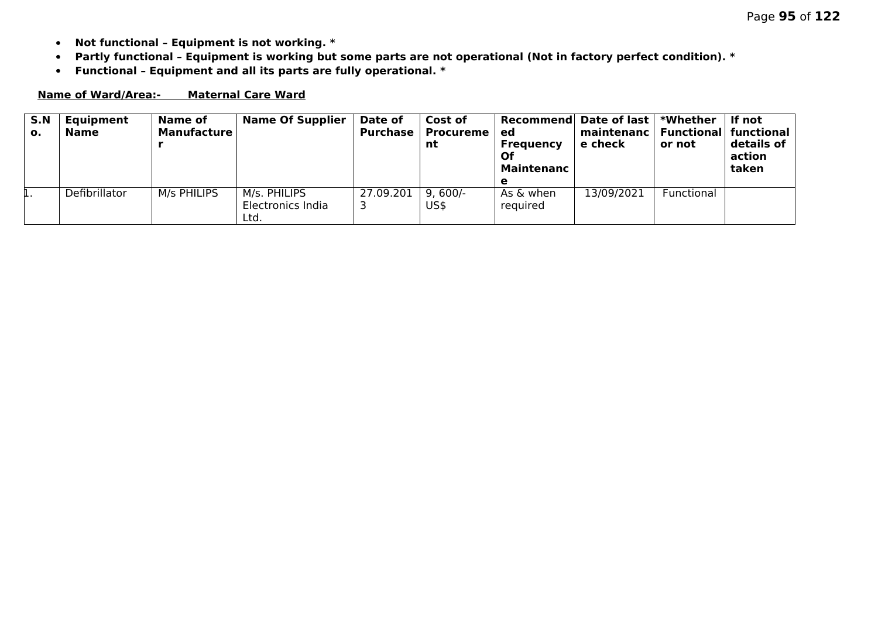- **Not functional – Equipment is not working. ***
- **Partly functional – Equipment is working but some parts are not operational (Not in factory perfect condition). ***
- **Functional – Equipment and all its parts are fully operational. ***

**Name of Ward/Area:- Maternal Care Ward**

| S.No. | Equipment Name | Name of Manufacturer | Name Of Supplier | Date of Purchase | Cost of Procurement | Recommended Frequency Of Maintenance | Date of last maintenance check | *Whether Functional or not | If not functional details of action taken |
|---|---|---|---|---|---|---|---|---|---|
| 1. | Defibrillator | M/s PHILIPS | M/s. PHILIPS Electronics India Ltd. | 27.09.2013 | 9, 600/- US$ | As & when required | 13/09/2021 | Functional | |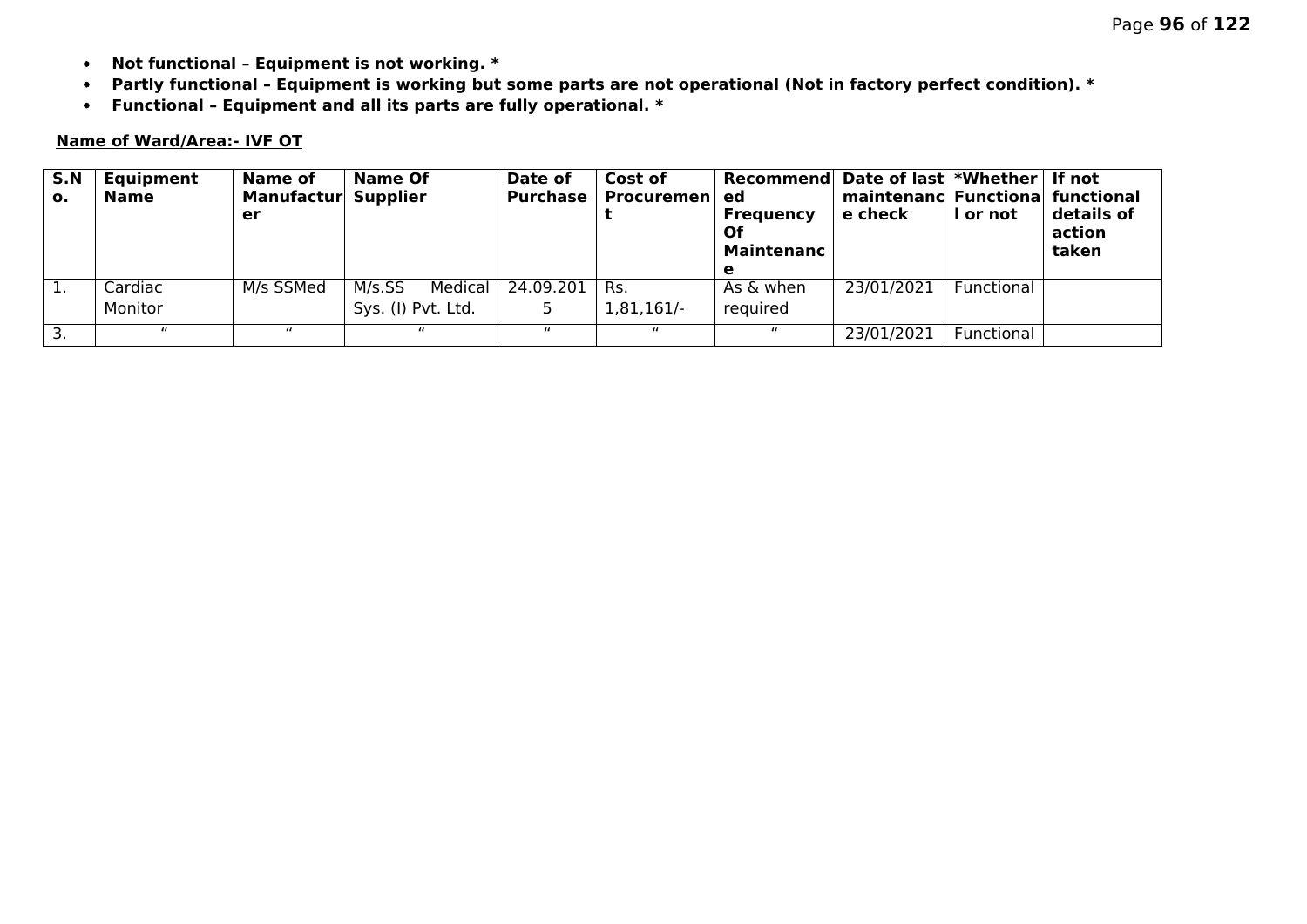- **Not functional – Equipment is not working. ***
- **Partly functional – Equipment is working but some parts are not operational (Not in factory perfect condition). ***
- **Functional – Equipment and all its parts are fully operational. ***

**Name of Ward/Area:- IVF OT**

| S.No. | Equipment Name | Name of Manufacturer | Name Of Supplier | Date of Purchase | Cost of Procurement | Recommended Frequency Of Maintenance | Date of last maintenance check | *Whether Functional or not | If not functional details of action taken |
|---|---|---|---|---|---|---|---|---|---|
| 1. | Cardiac Monitor | M/s SSMed | M/s.SS Medical Sys. (I) Pvt. Ltd. | 24.09.2015 | Rs. 1,81,161/- | As & when required | 23/01/2021 | Functional | |
| 3. | " | " | " | " | " | " | 23/01/2021 | Functional | |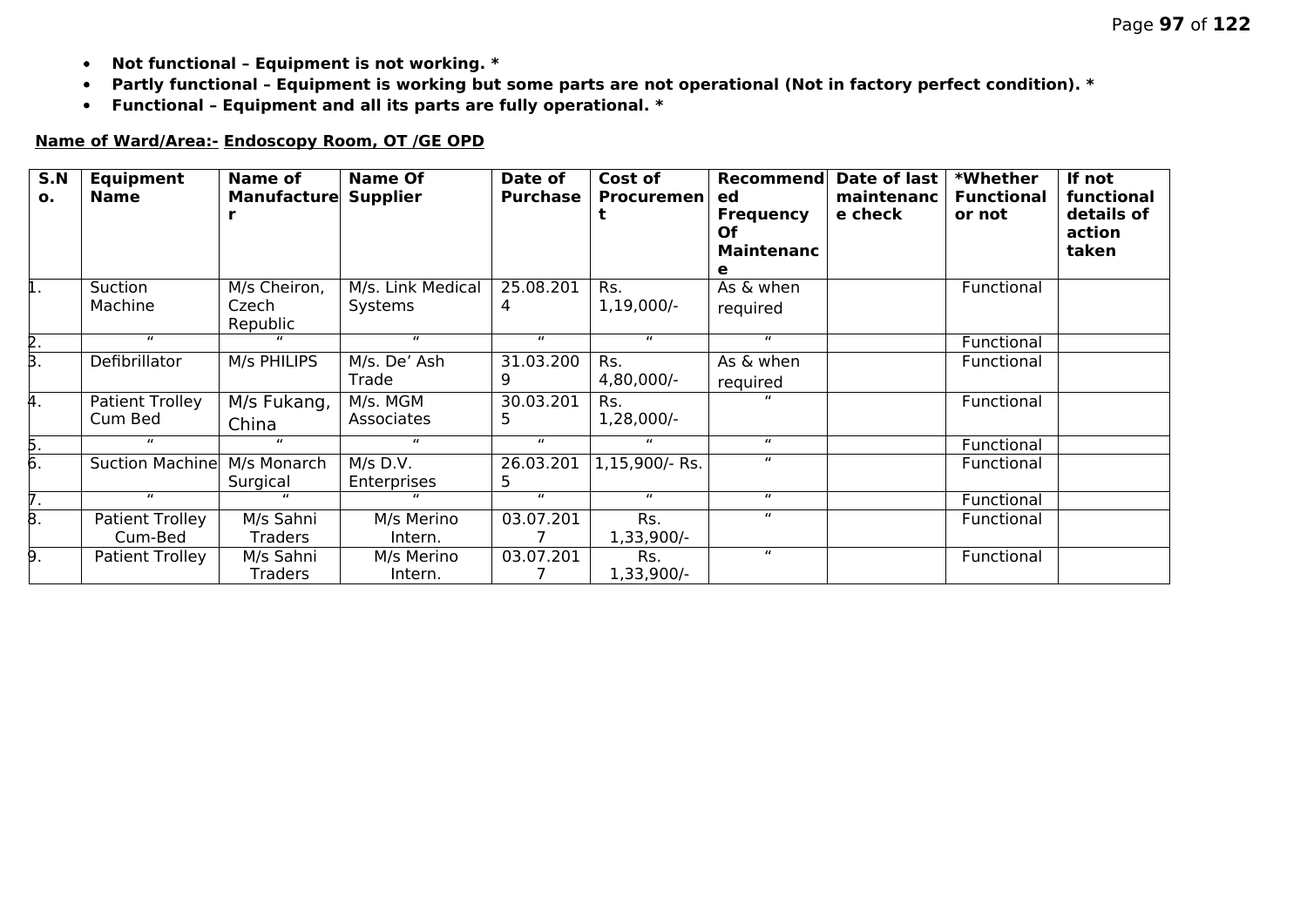- **Not functional – Equipment is not working. ***
- **Partly functional – Equipment is working but some parts are not operational (Not in factory perfect condition). ***
- **Functional – Equipment and all its parts are fully operational. ***

**Name of Ward/Area:- Endoscopy Room, OT /GE OPD**

| S.No. | Equipment Name | Name of Manufacturer | Name Of Supplier | Date of Purchase | Cost of Procurement | Recommended Frequency Of Maintenance | Date of last maintenance check | *Whether Functional or not | If not functional details of action taken |
|---|---|---|---|---|---|---|---|---|---|
| 1. | Suction Machine | M/s Cheiron, Czech Republic | M/s. Link Medical Systems | 25.08.2014 | Rs. 1,19,000/- | As & when required | | Functional | |
| 2. | " | " | " | " | " | " | | Functional | |
| 3. | Defibrillator | M/s PHILIPS | M/s. De' Ash Trade | 31.03.2009 | Rs. 4,80,000/- | As & when required | | Functional | |
| 4. | Patient Trolley Cum Bed | M/s Fukang, China | M/s. MGM Associates | 30.03.2015 | Rs. 1,28,000/- | " | | Functional | |
| 5. | " | " | " | " | " | " | | Functional | |
| 6. | Suction Machine | M/s Monarch Surgical | M/s D.V. Enterprises | 26.03.2015 | 1,15,900/- Rs. | " | | Functional | |
| 7. | " | " | " | " | " | " | | Functional | |
| 8. | Patient Trolley Cum-Bed | M/s Sahni Traders | M/s Merino Intern. | 03.07.2017 | Rs. 1,33,900/- | " | | Functional | |
| 9. | Patient Trolley | M/s Sahni Traders | M/s Merino Intern. | 03.07.2017 | Rs. 1,33,900/- | " | | Functional | |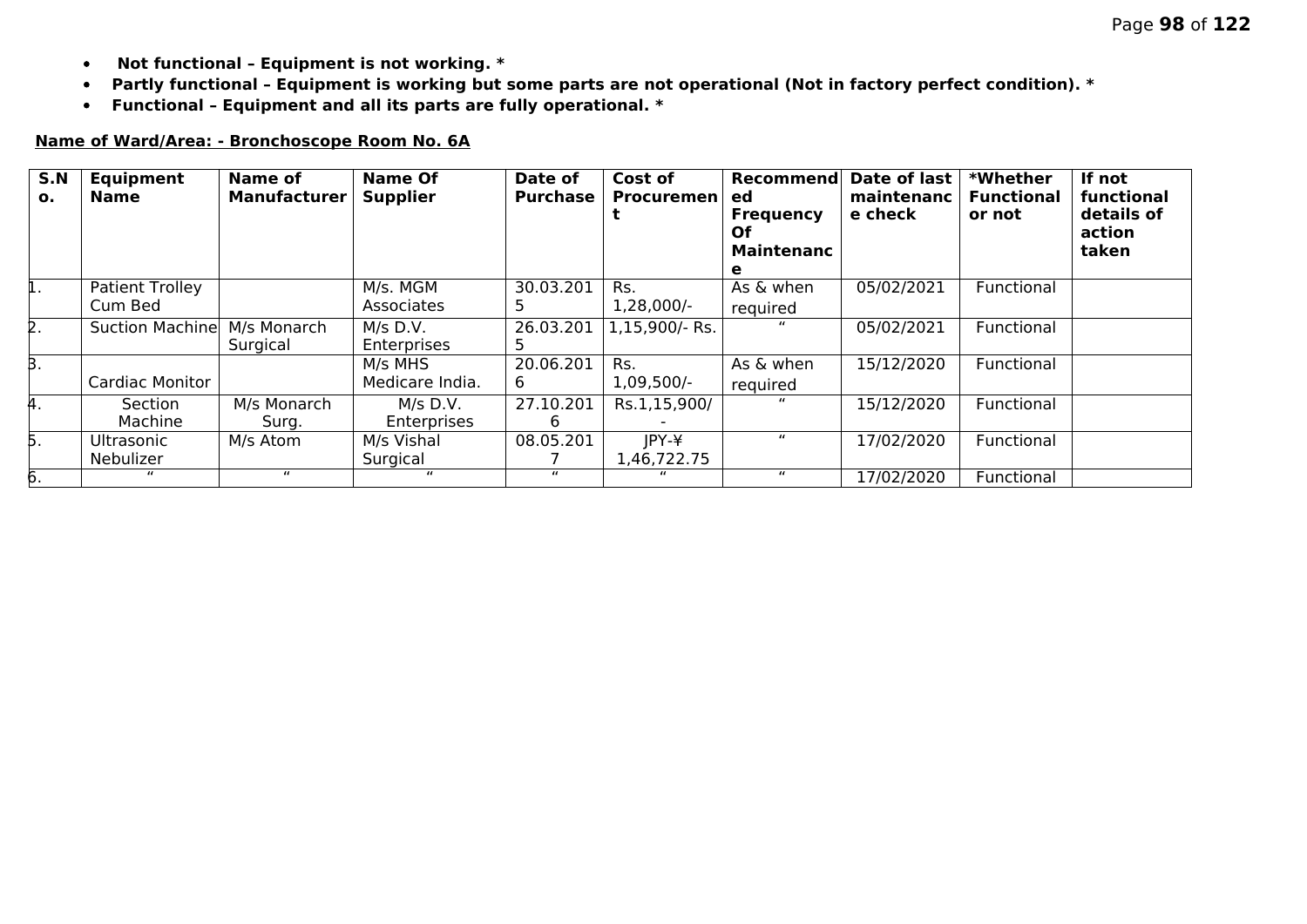- **Not functional – Equipment is not working. ***
- **Partly functional – Equipment is working but some parts are not operational (Not in factory perfect condition). ***
- **Functional – Equipment and all its parts are fully operational. ***

**Name of Ward/Area: - Bronchoscope Room No. 6A**

| S.No. | Equipment Name | Name of Manufacturer | Name Of Supplier | Date of Purchase | Cost of Procurement | Recommended Frequency Of Maintenance | Date of last maintenance check | *Whether Functional or not | If not functional details of action taken |
|---|---|---|---|---|---|---|---|---|---|
| 1. | Patient Trolley Cum Bed | | M/s. MGM Associates | 30.03.2015 | Rs. 1,28,000/- | As & when required | 05/02/2021 | Functional | |
| 2. | Suction Machine | M/s Monarch Surgical | M/s D.V. Enterprises | 26.03.2015 | 1,15,900/- Rs. | " | 05/02/2021 | Functional | |
| 3. | Cardiac Monitor | | M/s MHS Medicare India. | 20.06.2016 | Rs. 1,09,500/- | As & when required | 15/12/2020 | Functional | |
| 4. | Section Machine | M/s Monarch Surg. | M/s D.V. Enterprises | 27.10.2016 | Rs.1,15,900/- | " | 15/12/2020 | Functional | |
| 5. | Ultrasonic Nebulizer | M/s Atom | M/s Vishal Surgical | 08.05.2017 | JPY-¥ 1,46,722.75 | " | 17/02/2020 | Functional | |
| 6. | " | " | " | " | " | " | 17/02/2020 | Functional | |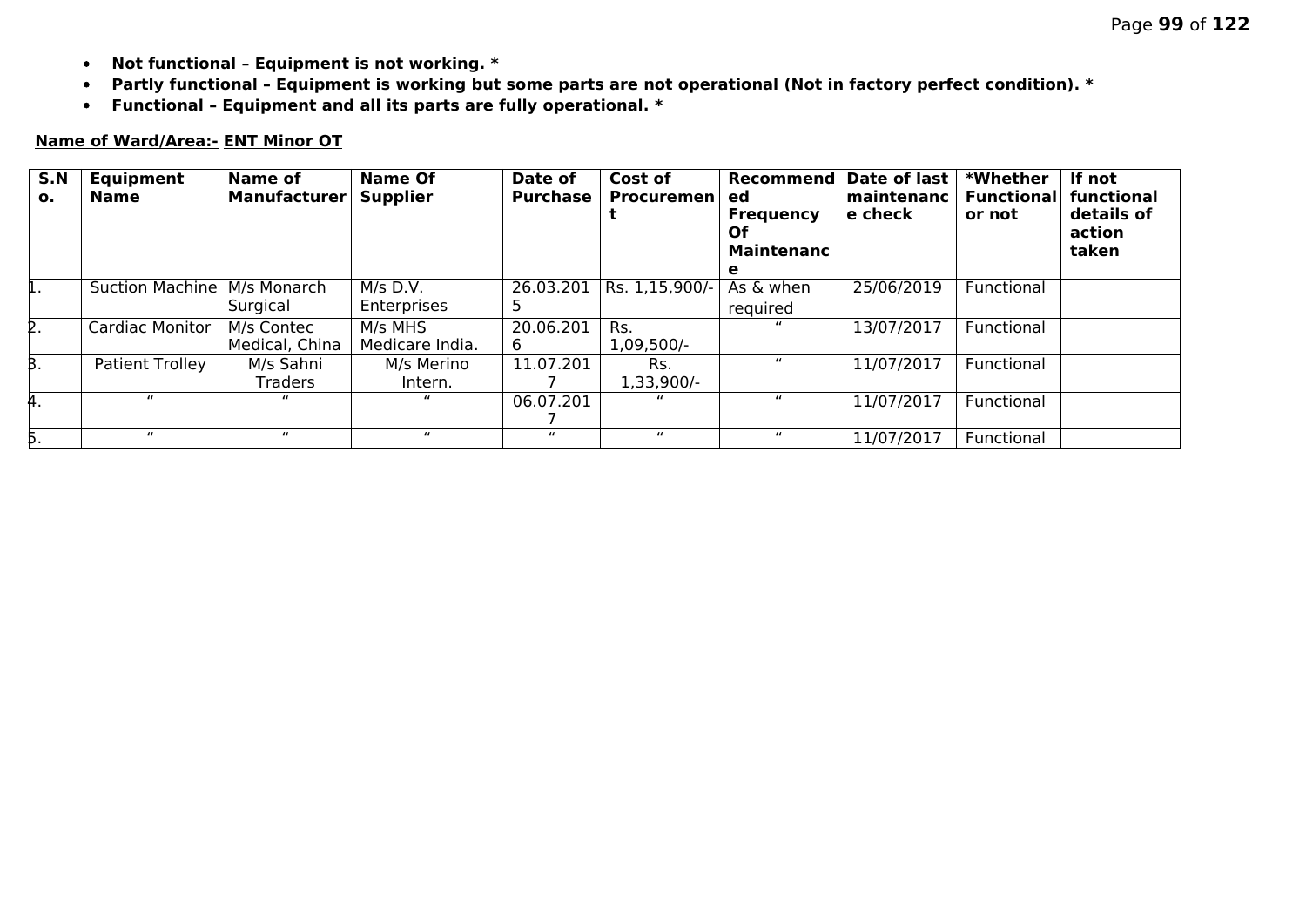- **Not functional – Equipment is not working. ***
- **Partly functional – Equipment is working but some parts are not operational (Not in factory perfect condition). ***
- **Functional – Equipment and all its parts are fully operational. ***

**Name of Ward/Area:- ENT Minor OT**

| S.No. | Equipment Name | Name of Manufacturer | Name Of Supplier | Date of Purchase | Cost of Procurement | Recommended Frequency Of Maintenance | Date of last maintenance check | *Whether Functional or not | If not functional details of action taken |
|---|---|---|---|---|---|---|---|---|---|
| 1. | Suction Machine | M/s Monarch Surgical | M/s D.V. Enterprises | 26.03.2015 | Rs. 1,15,900/- | As & when required | 25/06/2019 | Functional | |
| 2. | Cardiac Monitor | M/s Contec Medical, China | M/s MHS Medicare India. | 20.06.2016 | Rs. 1,09,500/- | " | 13/07/2017 | Functional | |
| 3. | Patient Trolley | M/s Sahni Traders | M/s Merino Intern. | 11.07.2017 | Rs. 1,33,900/- | " | 11/07/2017 | Functional | |
| 4. | " | " | " | 06.07.2017 | " | " | 11/07/2017 | Functional | |
| 5. | " | " | " | " | " | " | 11/07/2017 | Functional | |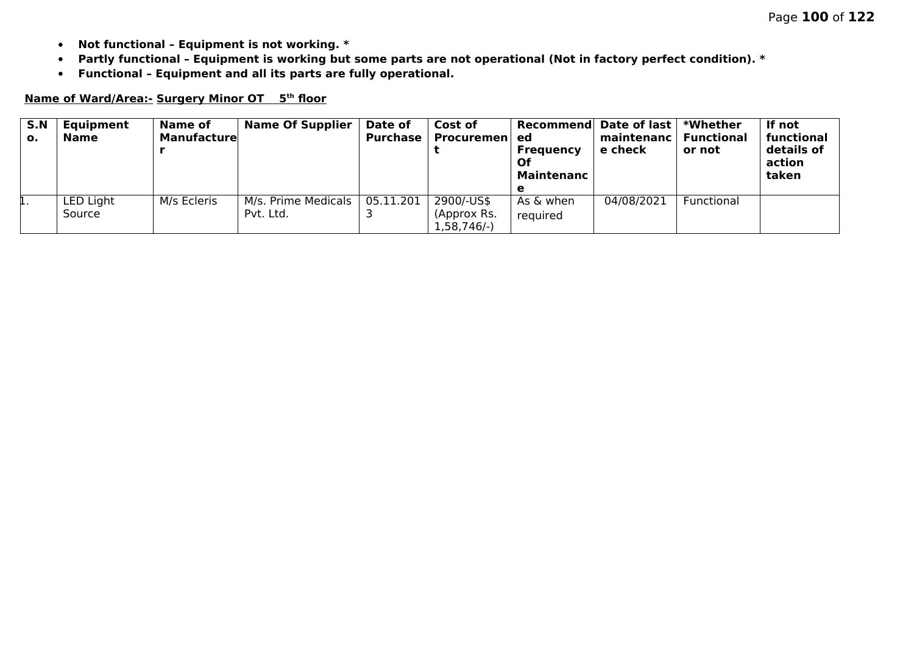- **Not functional – Equipment is not working. ***
- **Partly functional – Equipment is working but some parts are not operational (Not in factory perfect condition). ***
- **Functional – Equipment and all its parts are fully operational.**

**Name of Ward/Area:- Surgery Minor OT 5th floor**

| S.No. | Equipment Name | Name of Manufacturer | Name Of Supplier | Date of Purchase | Cost of Procurement | Recommended Frequency Of Maintenance | Date of last maintenance check | *Whether Functional or not | If not functional details of action taken |
|---|---|---|---|---|---|---|---|---|---|
| 1. | LED Light Source | M/s Ecleris | M/s. Prime Medicals Pvt. Ltd. | 05.11.2013 | 2900/-US$ (Approx Rs. 1,58,746/-) | As & when required | 04/08/2021 | Functional | |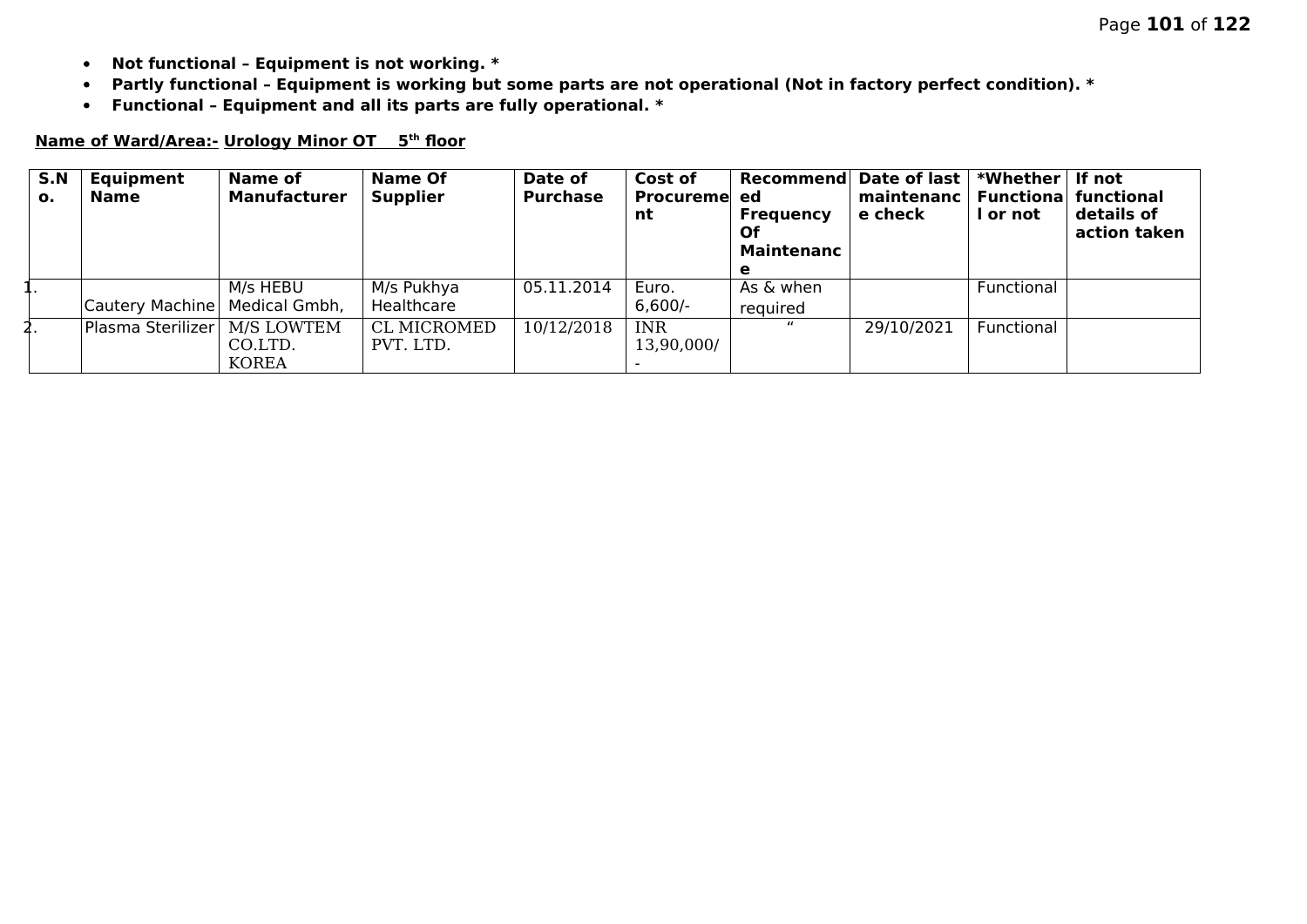- **Not functional – Equipment is not working. ***
- **Partly functional – Equipment is working but some parts are not operational (Not in factory perfect condition). ***
- **Functional – Equipment and all its parts are fully operational. ***

**Name of Ward/Area:- Urology Minor OT 5th floor**

| S.No. | Equipment Name | Name of Manufacturer | Name Of Supplier | Date of Purchase | Cost of Procurement | Recommended Frequency Of Maintenance | Date of last maintenance check | *Whether Functional or not | If not functional details of action taken |
|---|---|---|---|---|---|---|---|---|---|
| 1. | Cautery Machine | M/s HEBU Medical Gmbh, | M/s Pukhya Healthcare | 05.11.2014 | Euro. 6,600/- | As & when required | | Functional | |
| 2. | Plasma Sterilizer | M/S LOWTEM CO.LTD. KOREA | CL MICROMED PVT. LTD. | 10/12/2018 | INR 13,90,000/- | " | 29/10/2021 | Functional | |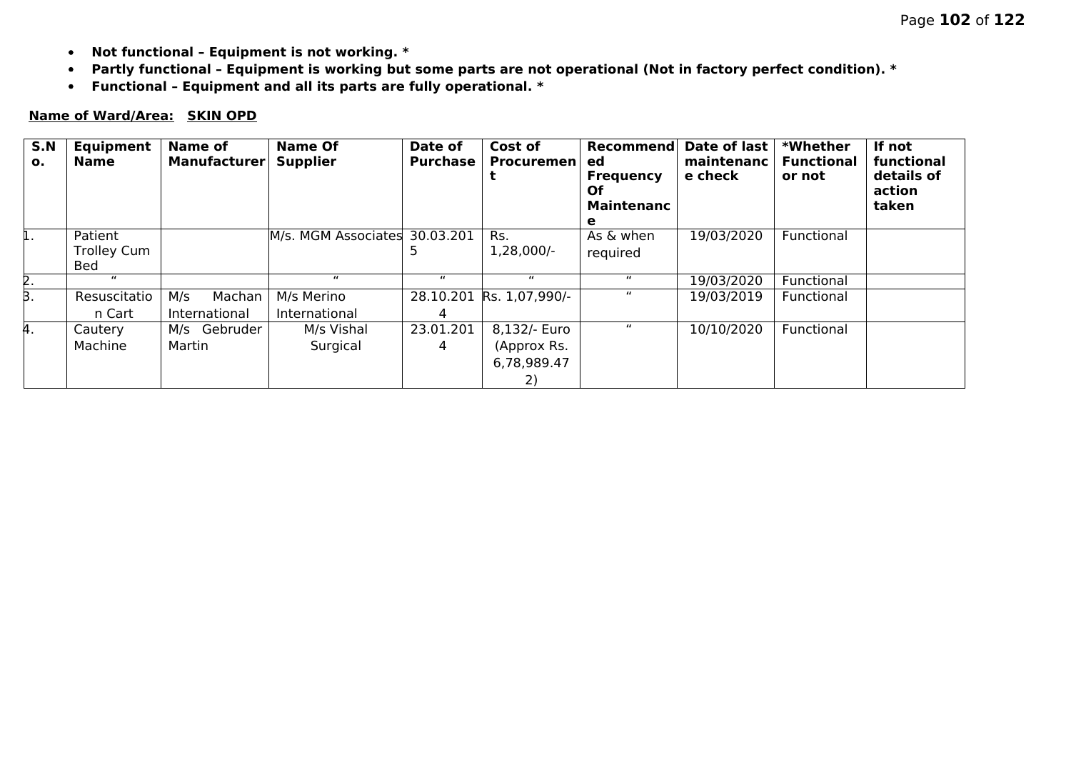- **Not functional – Equipment is not working. ***
- **Partly functional – Equipment is working but some parts are not operational (Not in factory perfect condition). ***
- **Functional – Equipment and all its parts are fully operational. ***

**Name of Ward/Area: SKIN OPD**

| S.No. | Equipment Name | Name of Manufacturer | Name Of Supplier | Date of Purchase | Cost of Procurement | Recommended Frequency Of Maintenance | Date of last maintenance check | *Whether Functional or not | If not functional details of action taken |
|---|---|---|---|---|---|---|---|---|---|
| 1. | Patient Trolley Cum Bed | | M/s. MGM Associates | 30.03.2015 | Rs. 1,28,000/- | As & when required | 19/03/2020 | Functional | |
| 2. | " | | " | " | " | " | 19/03/2020 | Functional | |
| 3. | Resuscitation Cart | M/s Machan International | M/s Merino International | 28.10.2014 | Rs. 1,07,990/- | " | 19/03/2019 | Functional | |
| 4. | Cautery Machine | M/s Gebruder Martin | M/s Vishal Surgical | 23.01.2014 | 8,132/- Euro (Approx Rs. 6,78,989.472) | " | 10/10/2020 | Functional | |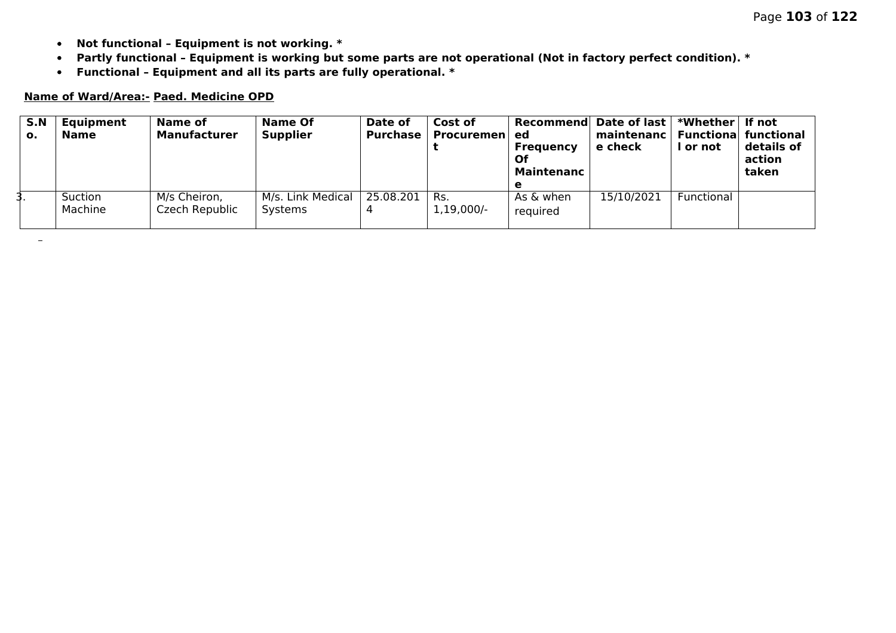- **Not functional – Equipment is not working. ***
- **Partly functional – Equipment is working but some parts are not operational (Not in factory perfect condition). ***
- **Functional – Equipment and all its parts are fully operational. ***

**Name of Ward/Area:- Paed. Medicine OPD**

| S.No. | Equipment Name | Name of Manufacturer | Name Of Supplier | Date of Purchase | Cost of Procurement | Recommended Frequency Of Maintenance | Date of last maintenance check | *Whether Functional or not | If not functional details of action taken |
|---|---|---|---|---|---|---|---|---|---|
| 3. | Suction Machine | M/s Cheiron, Czech Republic | M/s. Link Medical Systems | 25.08.2014 | Rs. 1,19,000/- | As & when required | 15/10/2021 | Functional | |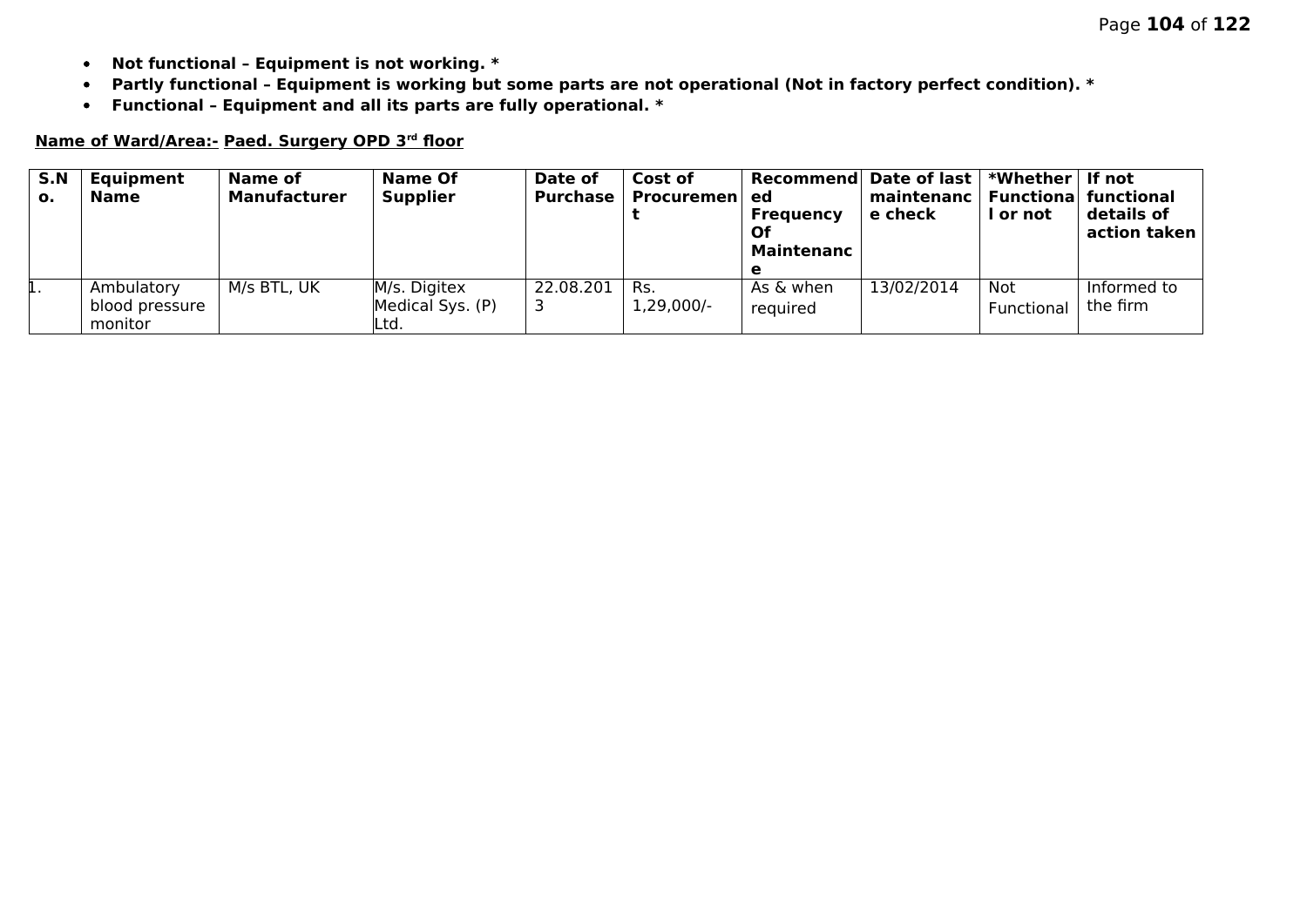- **Not functional – Equipment is not working. ***
- **Partly functional – Equipment is working but some parts are not operational (Not in factory perfect condition). ***
- **Functional – Equipment and all its parts are fully operational. ***

**Name of Ward/Area:- Paed. Surgery OPD 3rd floor**

| S.No. | Equipment Name | Name of Manufacturer | Name Of Supplier | Date of Purchase | Cost of Procurement | Recommended Frequency Of Maintenance | Date of last maintenance check | *Whether Functional or not | If not functional details of action taken |
|---|---|---|---|---|---|---|---|---|---|
| 1. | Ambulatory blood pressure monitor | M/s BTL, UK | M/s. Digitex Medical Sys. (P) Ltd. | 22.08.2013 | Rs. 1,29,000/- | As & when required | 13/02/2014 | Not Functional | Informed to the firm |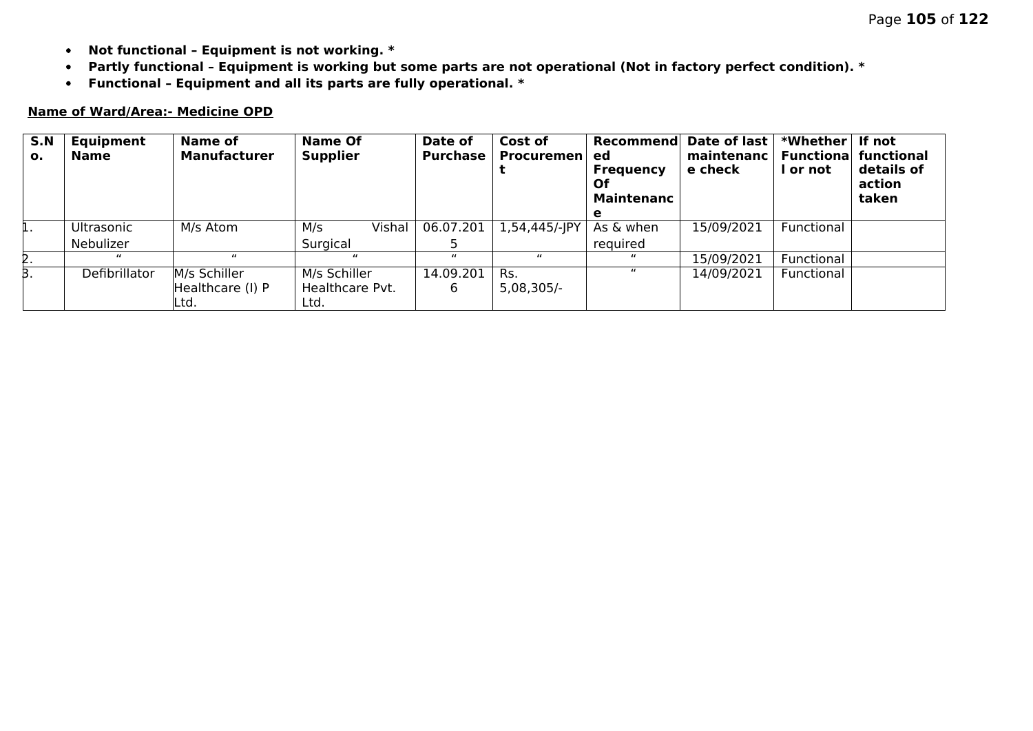- **Not functional – Equipment is not working. ***
- **Partly functional – Equipment is working but some parts are not operational (Not in factory perfect condition). ***
- **Functional – Equipment and all its parts are fully operational. ***

**Name of Ward/Area:- Medicine OPD**

| S.No. | Equipment Name | Name of Manufacturer | Name Of Supplier | Date of Purchase | Cost of Procurement | Recommended Frequency Of Maintenance | Date of last maintenance check | *Whether Functional or not | If not functional details of action taken |
|---|---|---|---|---|---|---|---|---|---|
| 1. | Ultrasonic Nebulizer | M/s Atom | M/s Vishal Surgical | 06.07.2015 | 1,54,445/-JPY | As & when required | 15/09/2021 | Functional | |
| 2. | " | " | " | " | " | " | 15/09/2021 | Functional | |
| 3. | Defibrillator | M/s Schiller Healthcare (I) P Ltd. | M/s Schiller Healthcare Pvt. Ltd. | 14.09.2016 | Rs. 5,08,305/- | " | 14/09/2021 | Functional | |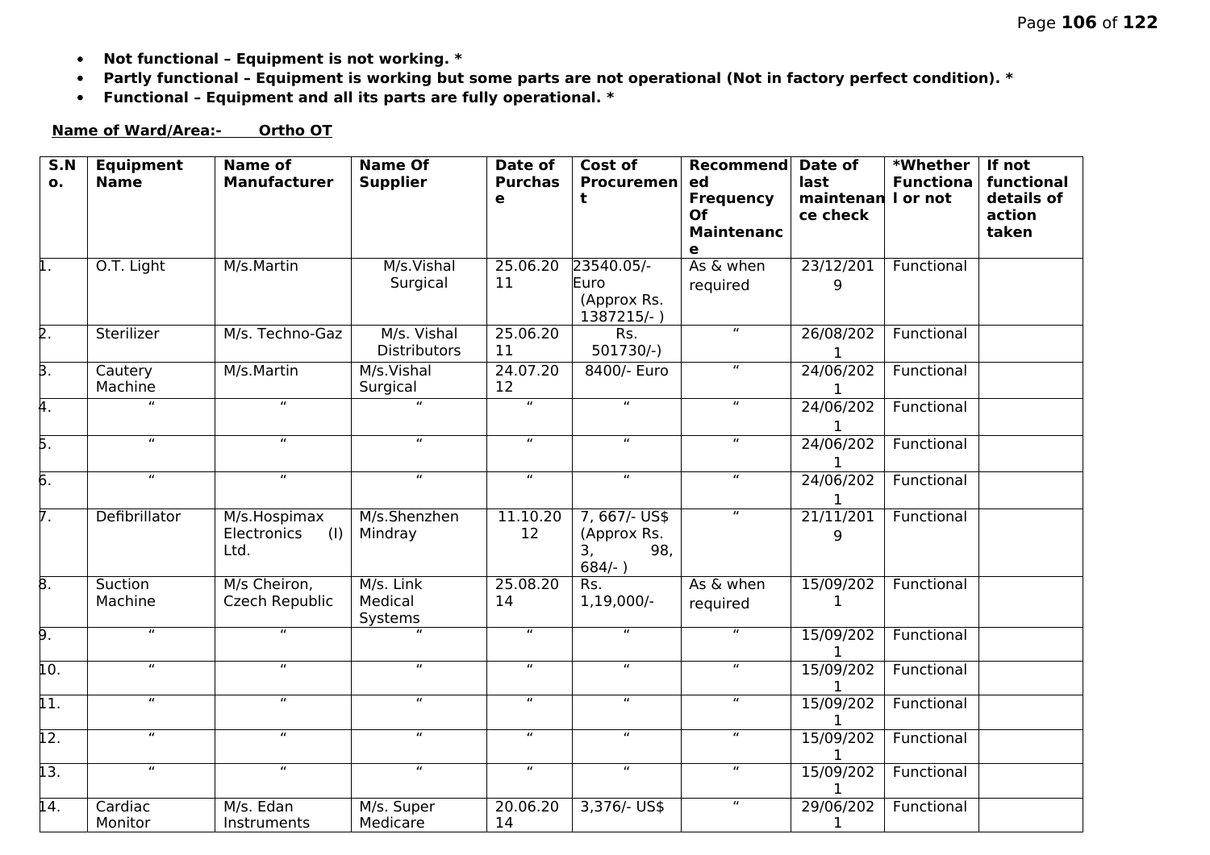- **Not functional – Equipment is not working. ***
- **Partly functional – Equipment is working but some parts are not operational (Not in factory perfect condition). ***
- **Functional – Equipment and all its parts are fully operational. ***

**Name of Ward/Area:- Ortho OT**

| S.No. | Equipment Name | Name of Manufacturer | Name Of Supplier | Date of Purchase | Cost of Procurement | Recommended Frequency Of Maintenance | Date of last maintenance check | *Whether Functional or not | If not functional details of action taken |
|---|---|---|---|---|---|---|---|---|---|
| 1. | O.T. Light | M/s.Martin | M/s.Vishal Surgical | 25.06.2011 | 23540.05/- Euro (Approx Rs. 1387215/- ) | As & when required | 23/12/2019 | Functional | |
| 2. | Sterilizer | M/s. Techno-Gaz | M/s. Vishal Distributors | 25.06.2011 | Rs. 501730/-) | " | 26/08/2021 | Functional | |
| 3. | Cautery Machine | M/s.Martin | M/s.Vishal Surgical | 24.07.2012 | 8400/- Euro | " | 24/06/2021 | Functional | |
| 4. | " | " | " | " | " | " | 24/06/2021 | Functional | |
| 5. | " | " | " | " | " | " | 24/06/2021 | Functional | |
| 6. | " | " | " | " | " | " | 24/06/2021 | Functional | |
| 7. | Defibrillator | M/s.Hospimax Electronics (I) Ltd. | M/s.Shenzhen Mindray | 11.10.2012 | 7, 667/- US$ (Approx Rs. 3, 98, 684/- ) | " | 21/11/2019 | Functional | |
| 8. | Suction Machine | M/s Cheiron, Czech Republic | M/s. Link Medical Systems | 25.08.2014 | Rs. 1,19,000/- | As & when required | 15/09/2021 | Functional | |
| 9. | " | " | " | " | " | " | 15/09/2021 | Functional | |
| 10. | " | " | " | " | " | " | 15/09/2021 | Functional | |
| 11. | " | " | " | " | " | " | 15/09/2021 | Functional | |
| 12. | " | " | " | " | " | " | 15/09/2021 | Functional | |
| 13. | " | " | " | " | " | " | 15/09/2021 | Functional | |
| 14. | Cardiac Monitor | M/s. Edan Instruments | M/s. Super Medicare | 20.06.2014 | 3,376/- US$ | " | 29/06/2021 | Functional | |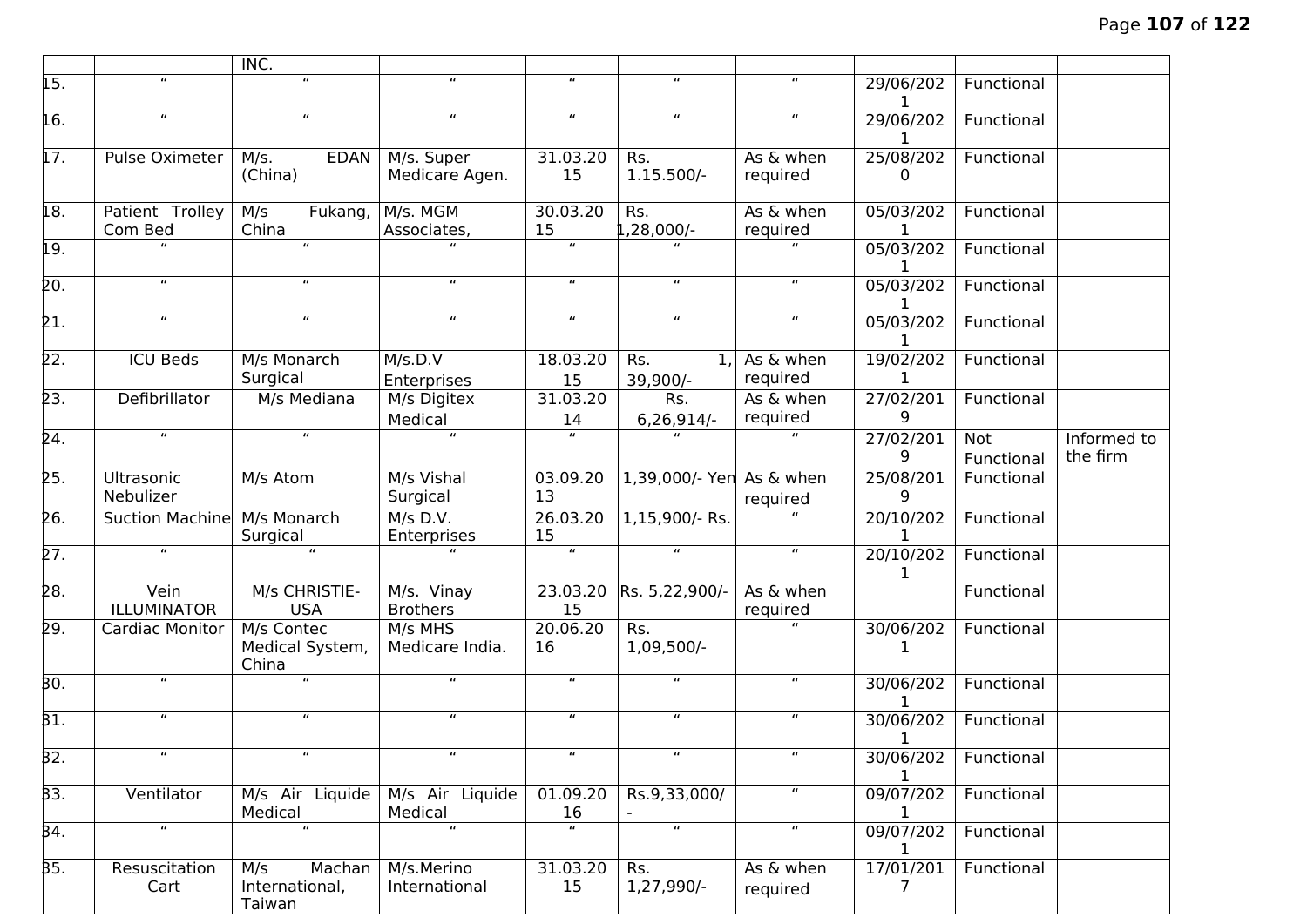| | | INC. | | | | | | | |
|---|---|---|---|---|---|---|---|---|---|
| 15. | " | " | " | " | " | " | 29/06/2021 | Functional | |
| 16. | " | " | " | " | " | " | 29/06/2021 | Functional | |
| 17. | Pulse Oximeter | M/s. EDAN (China) | M/s. Super Medicare Agen. | 31.03.2015 | Rs. 1.15.500/- | As & when required | 25/08/2020 | Functional | |
| 18. | Patient Trolley Com Bed | M/s Fukang, China | M/s. MGM Associates, | 30.03.2015 | Rs. 1,28,000/- | As & when required | 05/03/2021 | Functional | |
| 19. | " | " | " | " | " | " | 05/03/2021 | Functional | |
| 20. | " | " | " | " | " | " | 05/03/2021 | Functional | |
| 21. | " | " | " | " | " | " | 05/03/2021 | Functional | |
| 22. | ICU Beds | M/s Monarch Surgical | M/s.D.V Enterprises | 18.03.2015 | Rs. 1, 39,900/- | As & when required | 19/02/2021 | Functional | |
| 23. | Defibrillator | M/s Mediana | M/s Digitex Medical | 31.03.2014 | Rs. 6,26,914/- | As & when required | 27/02/2019 | Functional | |
| 24. | " | " | " | " | " | " | 27/02/2019 | Not Functional | Informed to the firm |
| 25. | Ultrasonic Nebulizer | M/s Atom | M/s Vishal Surgical | 03.09.2013 | 1,39,000/- Yen | As & when required | 25/08/2019 | Functional | |
| 26. | Suction Machine | M/s Monarch Surgical | M/s D.V. Enterprises | 26.03.2015 | 1,15,900/- Rs. | " | 20/10/2021 | Functional | |
| 27. | " | " | " | " | " | " | 20/10/2021 | Functional | |
| 28. | Vein ILLUMINATOR | M/s CHRISTIE-USA | M/s. Vinay Brothers | 23.03.2015 | Rs. 5,22,900/- | As & when required | | Functional | |
| 29. | Cardiac Monitor | M/s Contec Medical System, China | M/s MHS Medicare India. | 20.06.2016 | Rs. 1,09,500/- | " | 30/06/2021 | Functional | |
| 30. | " | " | " | " | " | " | 30/06/2021 | Functional | |
| 31. | " | " | " | " | " | " | 30/06/2021 | Functional | |
| 32. | " | " | " | " | " | " | 30/06/2021 | Functional | |
| 33. | Ventilator | M/s Air Liquide Medical | M/s Air Liquide Medical | 01.09.2016 | Rs.9,33,000/- | " | 09/07/2021 | Functional | |
| 34. | " | " | " | " | " | " | 09/07/2021 | Functional | |
| 35. | Resuscitation Cart | M/s Machan International, Taiwan | M/s.Merino International | 31.03.2015 | Rs. 1,27,990/- | As & when required | 17/01/2017 | Functional | |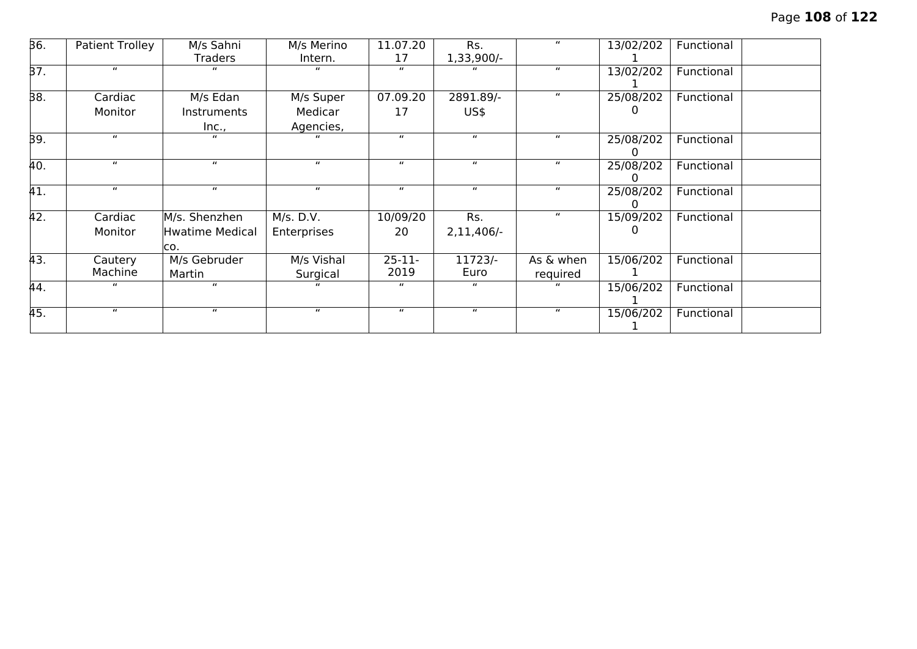| 36. | Patient Trolley | M/s Sahni Traders | M/s Merino Intern. | 11.07.2017 | Rs. 1,33,900/- | " | 13/02/2021 | Functional | |
|---|---|---|---|---|---|---|---|---|---|
| 37. | " | " | " | " | " | " | 13/02/2021 | Functional | |
| 38. | Cardiac Monitor | M/s Edan Instruments Inc., | M/s Super Medicar Agencies, | 07.09.2017 | 2891.89/- US$ | " | 25/08/2020 | Functional | |
| 39. | " | " | " | " | " | " | 25/08/2020 | Functional | |
| 40. | " | " | " | " | " | " | 25/08/2020 | Functional | |
| 41. | " | " | " | " | " | " | 25/08/2020 | Functional | |
| 42. | Cardiac Monitor | M/s. Shenzhen Hwatime Medical co. | M/s. D.V. Enterprises | 10/09/2020 | Rs. 2,11,406/- | " | 15/09/2020 | Functional | |
| 43. | Cautery Machine | M/s Gebruder Martin | M/s Vishal Surgical | 25-11-2019 | 11723/- Euro | As & when required | 15/06/2021 | Functional | |
| 44. | " | " | " | " | " | " | 15/06/2021 | Functional | |
| 45. | " | " | " | " | " | " | 15/06/2021 | Functional | |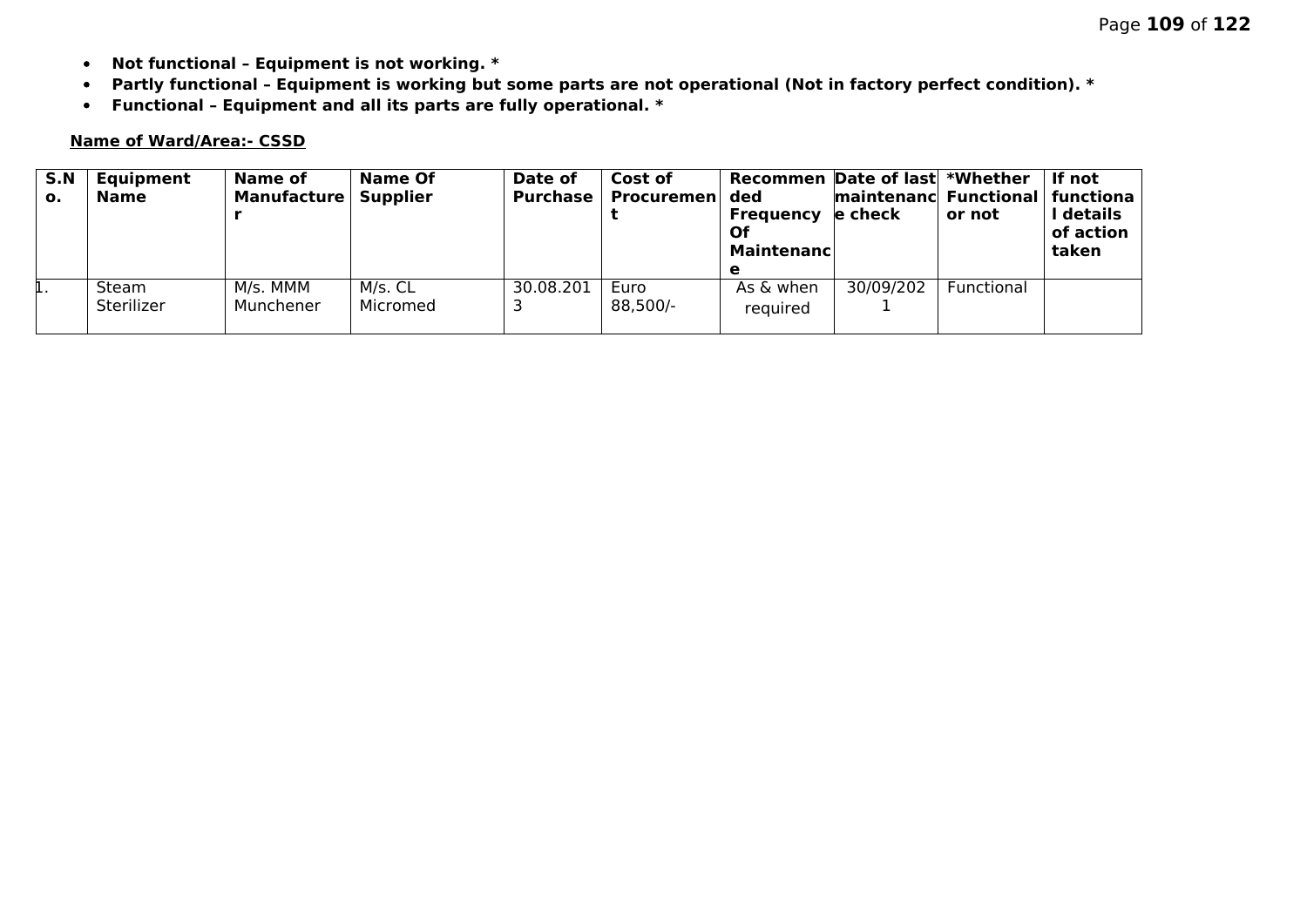- **Not functional – Equipment is not working. ***
- **Partly functional – Equipment is working but some parts are not operational (Not in factory perfect condition). ***
- **Functional – Equipment and all its parts are fully operational. ***

**Name of Ward/Area:- CSSD**

| S.No. | Equipment Name | Name of Manufacturer | Name Of Supplier | Date of Purchase | Cost of Procurement | Recommended Frequency Of Maintenance | Date of last maintenance check | *Whether Functional or not | If not functional details of action taken |
|---|---|---|---|---|---|---|---|---|---|
| 1. | Steam Sterilizer | M/s. MMM Munchener | M/s. CL Micromed | 30.08.2013 | Euro 88,500/- | As & when required | 30/09/2021 | Functional | |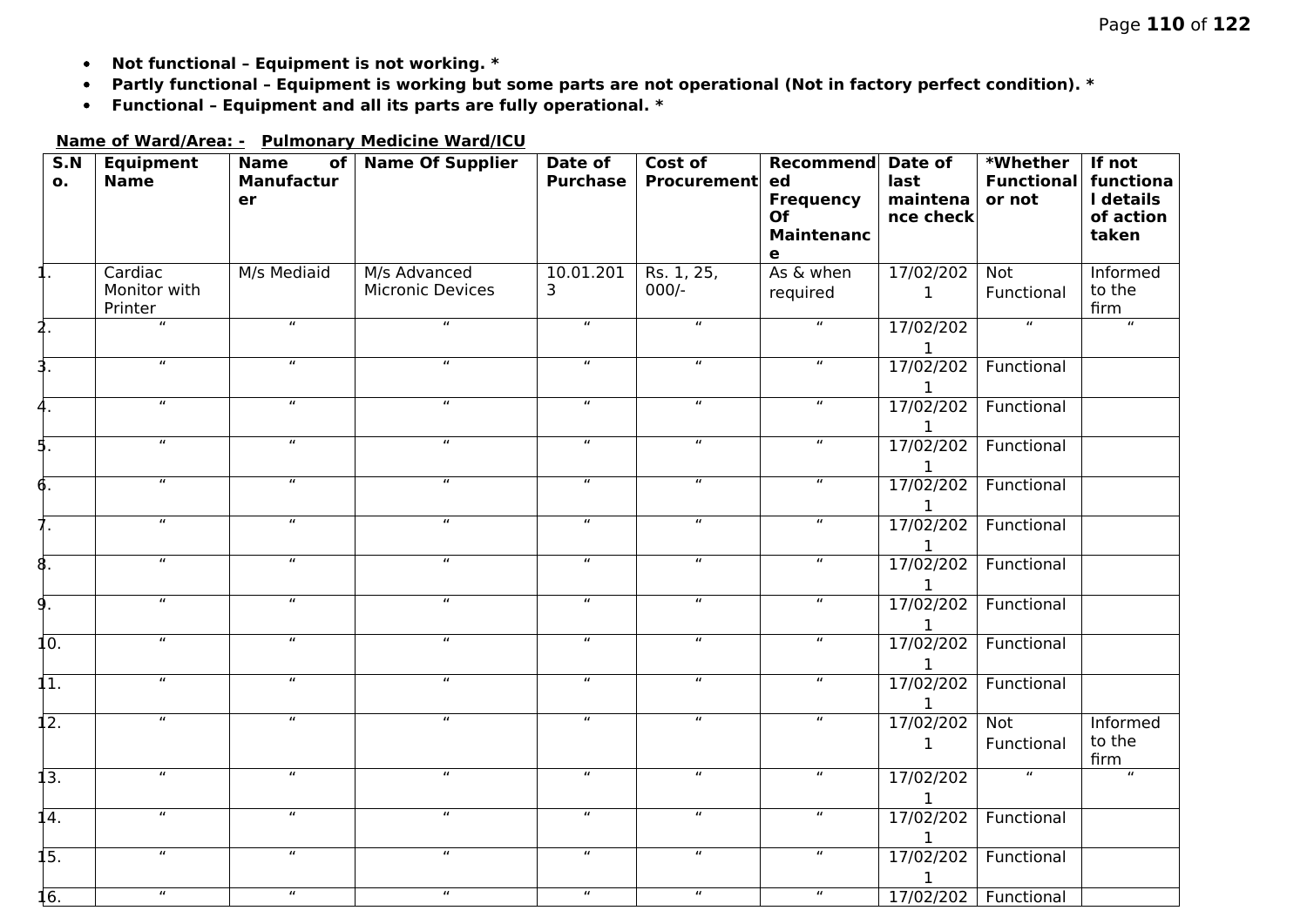- **Not functional – Equipment is not working. ***
- **Partly functional – Equipment is working but some parts are not operational (Not in factory perfect condition). ***
- **Functional – Equipment and all its parts are fully operational. ***

**Name of Ward/Area: - Pulmonary Medicine Ward/ICU**

| S.No. | Equipment Name | Name of Manufacturer | Name Of Supplier | Date of Purchase | Cost of Procurement | Recommended Frequency Of Maintenance | Date of last maintenance check | *Whether Functional or not | If not functional details of action taken |
|---|---|---|---|---|---|---|---|---|---|
| 1. | Cardiac Monitor with Printer | M/s Mediaid | M/s Advanced Micronic Devices | 10.01.2013 | Rs. 1, 25, 000/- | As & when required | 17/02/2021 | Not Functional | Informed to the firm |
| 2. | " | " | " | " | " | " | 17/02/2021 | " | " |
| 3. | " | " | " | " | " | " | 17/02/2021 | Functional | |
| 4. | " | " | " | " | " | " | 17/02/2021 | Functional | |
| 5. | " | " | " | " | " | " | 17/02/2021 | Functional | |
| 6. | " | " | " | " | " | " | 17/02/2021 | Functional | |
| 7. | " | " | " | " | " | " | 17/02/2021 | Functional | |
| 8. | " | " | " | " | " | " | 17/02/2021 | Functional | |
| 9. | " | " | " | " | " | " | 17/02/2021 | Functional | |
| 10. | " | " | " | " | " | " | 17/02/2021 | Functional | |
| 11. | " | " | " | " | " | " | 17/02/2021 | Functional | |
| 12. | " | " | " | " | " | " | 17/02/2021 | Not Functional | Informed to the firm |
| 13. | " | " | " | " | " | " | 17/02/2021 | " | " |
| 14. | " | " | " | " | " | " | 17/02/2021 | Functional | |
| 15. | " | " | " | " | " | " | 17/02/2021 | Functional | |
| 16. | " | " | " | " | " | " | 17/02/202 | Functional | |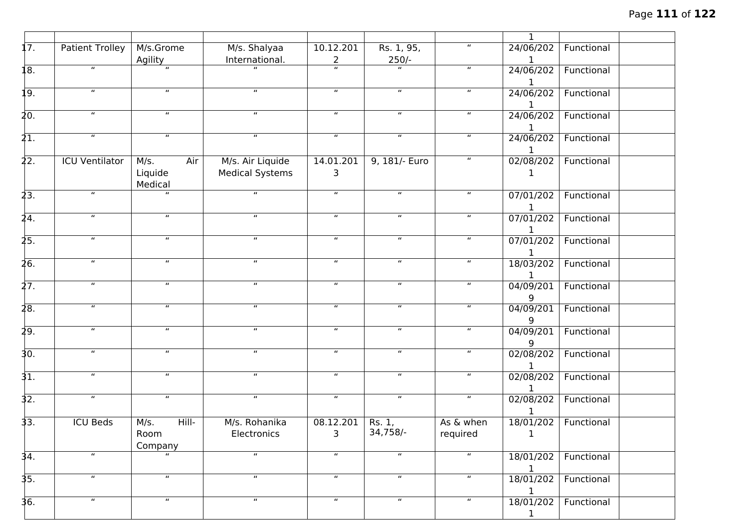| | | | | | | | 1 | | |
|---|---|---|---|---|---|---|---|---|---|
| 17. | Patient Trolley | M/s.Grome Agility | M/s. Shalyaa International. | 10.12.2012 | Rs. 1, 95, 250/- | " | 24/06/2021 | Functional | |
| 18. | " | " | " | " | " | " | 24/06/2021 | Functional | |
| 19. | " | " | " | " | " | " | 24/06/2021 | Functional | |
| 20. | " | " | " | " | " | " | 24/06/2021 | Functional | |
| 21. | " | " | " | " | " | " | 24/06/2021 | Functional | |
| 22. | ICU Ventilator | M/s. Air Liquide Medical | M/s. Air Liquide Medical Systems | 14.01.2013 | 9, 181/- Euro | " | 02/08/2021 | Functional | |
| 23. | " | " | " | " | " | " | 07/01/2021 | Functional | |
| 24. | " | " | " | " | " | " | 07/01/2021 | Functional | |
| 25. | " | " | " | " | " | " | 07/01/2021 | Functional | |
| 26. | " | " | " | " | " | " | 18/03/2021 | Functional | |
| 27. | " | " | " | " | " | " | 04/09/2019 | Functional | |
| 28. | " | " | " | " | " | " | 04/09/2019 | Functional | |
| 29. | " | " | " | " | " | " | 04/09/2019 | Functional | |
| 30. | " | " | " | " | " | " | 02/08/2021 | Functional | |
| 31. | " | " | " | " | " | " | 02/08/2021 | Functional | |
| 32. | " | " | " | " | " | " | 02/08/2021 | Functional | |
| 33. | ICU Beds | M/s. Hill-Room Company | M/s. Rohanika Electronics | 08.12.2013 | Rs. 1, 34,758/- | As & when required | 18/01/2021 | Functional | |
| 34. | " | " | " | " | " | " | 18/01/2021 | Functional | |
| 35. | " | " | " | " | " | " | 18/01/2021 | Functional | |
| 36. | " | " | " | " | " | " | 18/01/2021 | Functional | |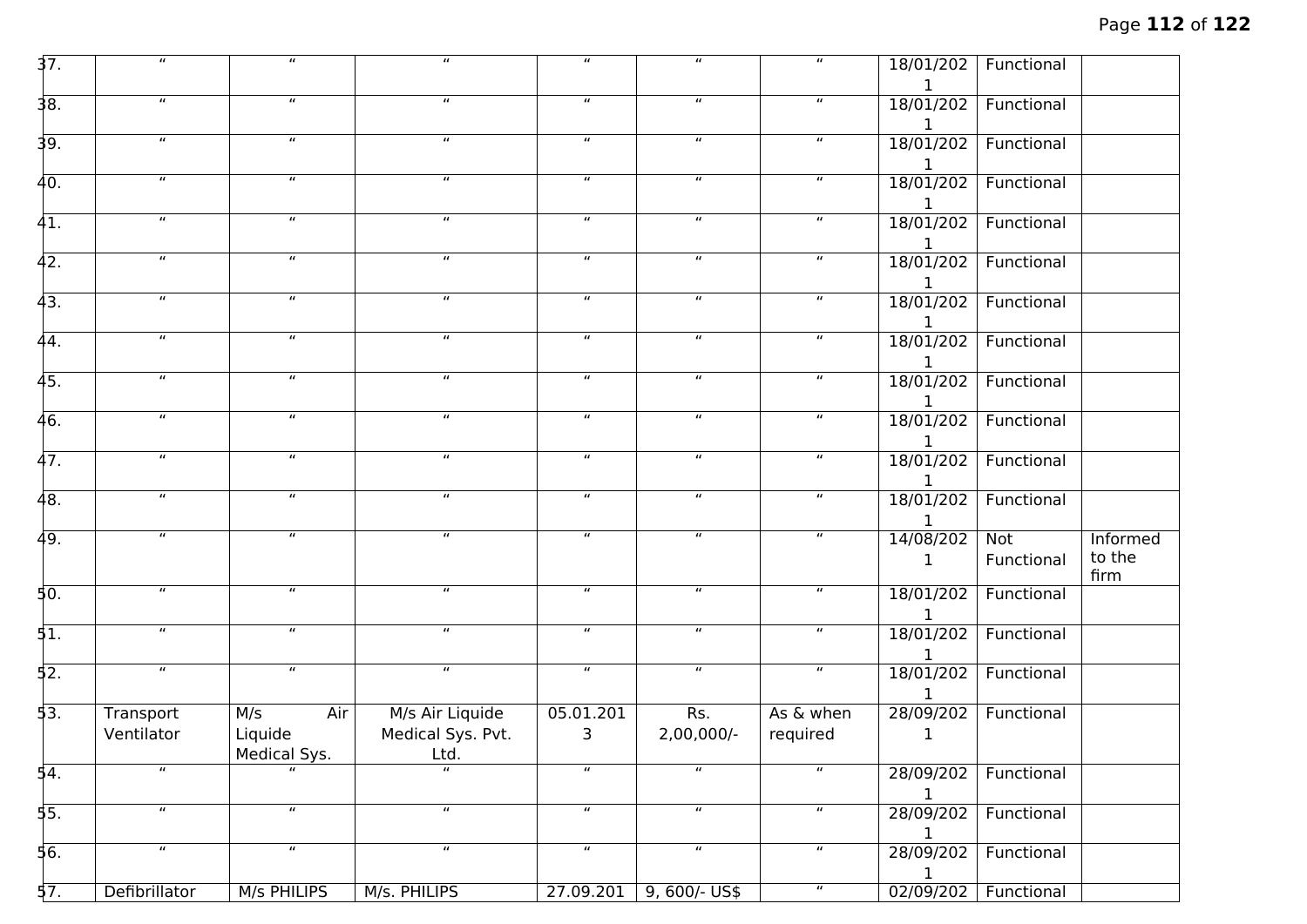| 37. | " | " | " | " | " | " | 18/01/2021 | Functional | |
|---|---|---|---|---|---|---|---|---|---|
| 38. | " | " | " | " | " | " | 18/01/2021 | Functional | |
| 39. | " | " | " | " | " | " | 18/01/2021 | Functional | |
| 40. | " | " | " | " | " | " | 18/01/2021 | Functional | |
| 41. | " | " | " | " | " | " | 18/01/2021 | Functional | |
| 42. | " | " | " | " | " | " | 18/01/2021 | Functional | |
| 43. | " | " | " | " | " | " | 18/01/2021 | Functional | |
| 44. | " | " | " | " | " | " | 18/01/2021 | Functional | |
| 45. | " | " | " | " | " | " | 18/01/2021 | Functional | |
| 46. | " | " | " | " | " | " | 18/01/2021 | Functional | |
| 47. | " | " | " | " | " | " | 18/01/2021 | Functional | |
| 48. | " | " | " | " | " | " | 18/01/2021 | Functional | |
| 49. | " | " | " | " | " | " | 14/08/2021 | Not Functional | Informed to the firm |
| 50. | " | " | " | " | " | " | 18/01/2021 | Functional | |
| 51. | " | " | " | " | " | " | 18/01/2021 | Functional | |
| 52. | " | " | " | " | " | " | 18/01/2021 | Functional | |
| 53. | Transport Ventilator | M/s Air Liquide Medical Sys. | M/s Air Liquide Medical Sys. Pvt. Ltd. | 05.01.2013 | Rs. 2,00,000/- | As & when required | 28/09/2021 | Functional | |
| 54. | " | " | " | " | " | " | 28/09/2021 | Functional | |
| 55. | " | " | " | " | " | " | 28/09/2021 | Functional | |
| 56. | " | " | " | " | " | " | 28/09/2021 | Functional | |
| 57. | Defibrillator | M/s PHILIPS | M/s. PHILIPS | 27.09.201 | 9, 600/- US$ | " | 02/09/202 | Functional | |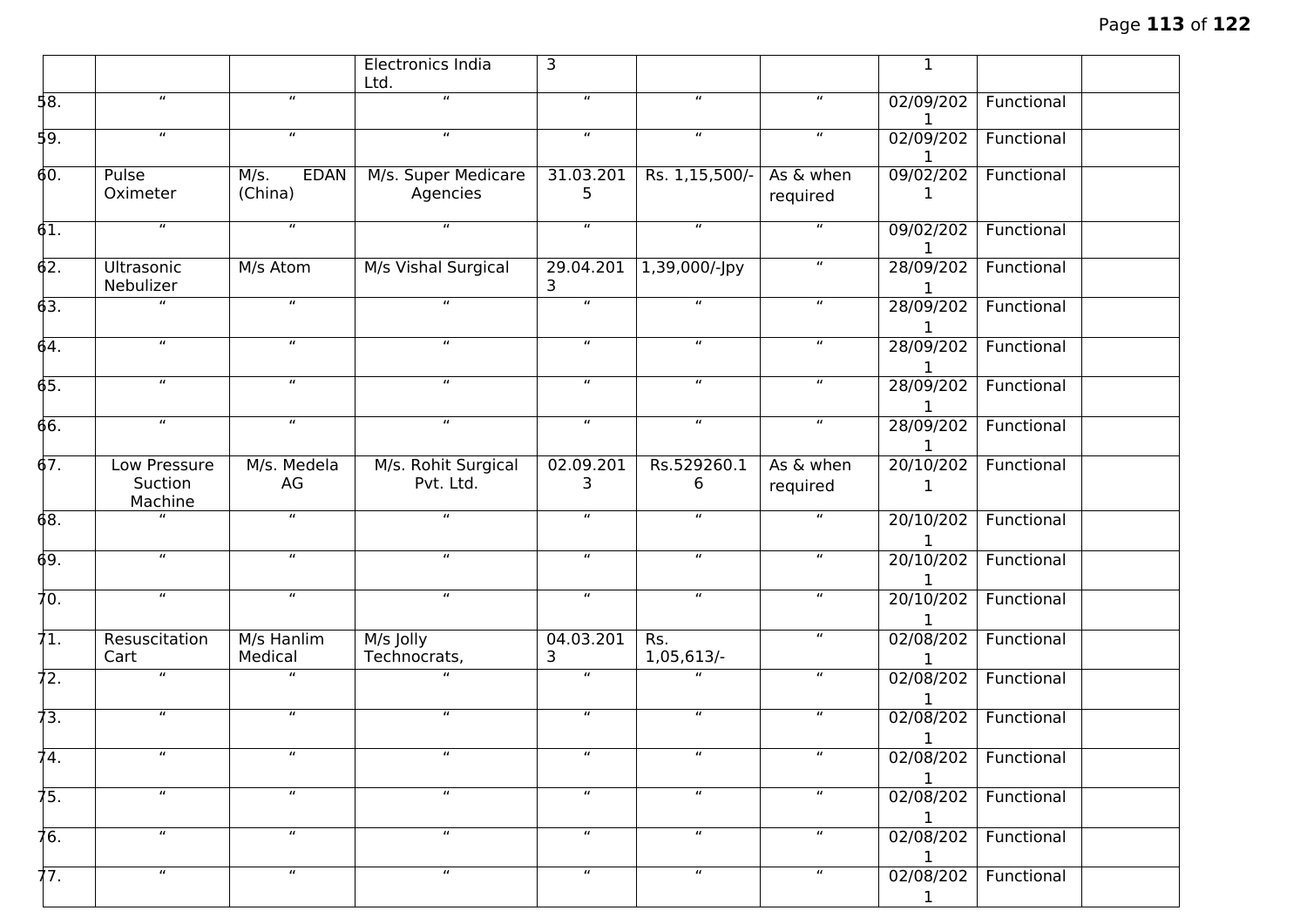| | | | | | | | | | |
|---|---|---|---|---|---|---|---|---|---|
| | | | Electronics India Ltd. | 3 | | | 1 | | |
| 58. | " | " | " | " | " | " | 02/09/2021 | Functional | |
| 59. | " | " | " | " | " | " | 02/09/2021 | Functional | |
| 60. | Pulse Oximeter | M/s. EDAN (China) | M/s. Super Medicare Agencies | 31.03.2015 | Rs. 1,15,500/- | As & when required | 09/02/2021 | Functional | |
| 61. | " | " | " | " | " | " | 09/02/2021 | Functional | |
| 62. | Ultrasonic Nebulizer | M/s Atom | M/s Vishal Surgical | 29.04.2013 | 1,39,000/-Jpy | " | 28/09/2021 | Functional | |
| 63. | " | " | " | " | " | " | 28/09/2021 | Functional | |
| 64. | " | " | " | " | " | " | 28/09/2021 | Functional | |
| 65. | " | " | " | " | " | " | 28/09/2021 | Functional | |
| 66. | " | " | " | " | " | " | 28/09/2021 | Functional | |
| 67. | Low Pressure Suction Machine | M/s. Medela AG | M/s. Rohit Surgical Pvt. Ltd. | 02.09.2013 | Rs.529260.16 | As & when required | 20/10/2021 | Functional | |
| 68. | " | " | " | " | " | " | 20/10/2021 | Functional | |
| 69. | " | " | " | " | " | " | 20/10/2021 | Functional | |
| 70. | " | " | " | " | " | " | 20/10/2021 | Functional | |
| 71. | Resuscitation Cart | M/s Hanlim Medical | M/s Jolly Technocrats, | 04.03.2013 | Rs. 1,05,613/- | " | 02/08/2021 | Functional | |
| 72. | " | " | " | " | " | " | 02/08/2021 | Functional | |
| 73. | " | " | " | " | " | " | 02/08/2021 | Functional | |
| 74. | " | " | " | " | " | " | 02/08/2021 | Functional | |
| 75. | " | " | " | " | " | " | 02/08/2021 | Functional | |
| 76. | " | " | " | " | " | " | 02/08/2021 | Functional | |
| 77. | " | " | " | " | " | " | 02/08/2021 | Functional | |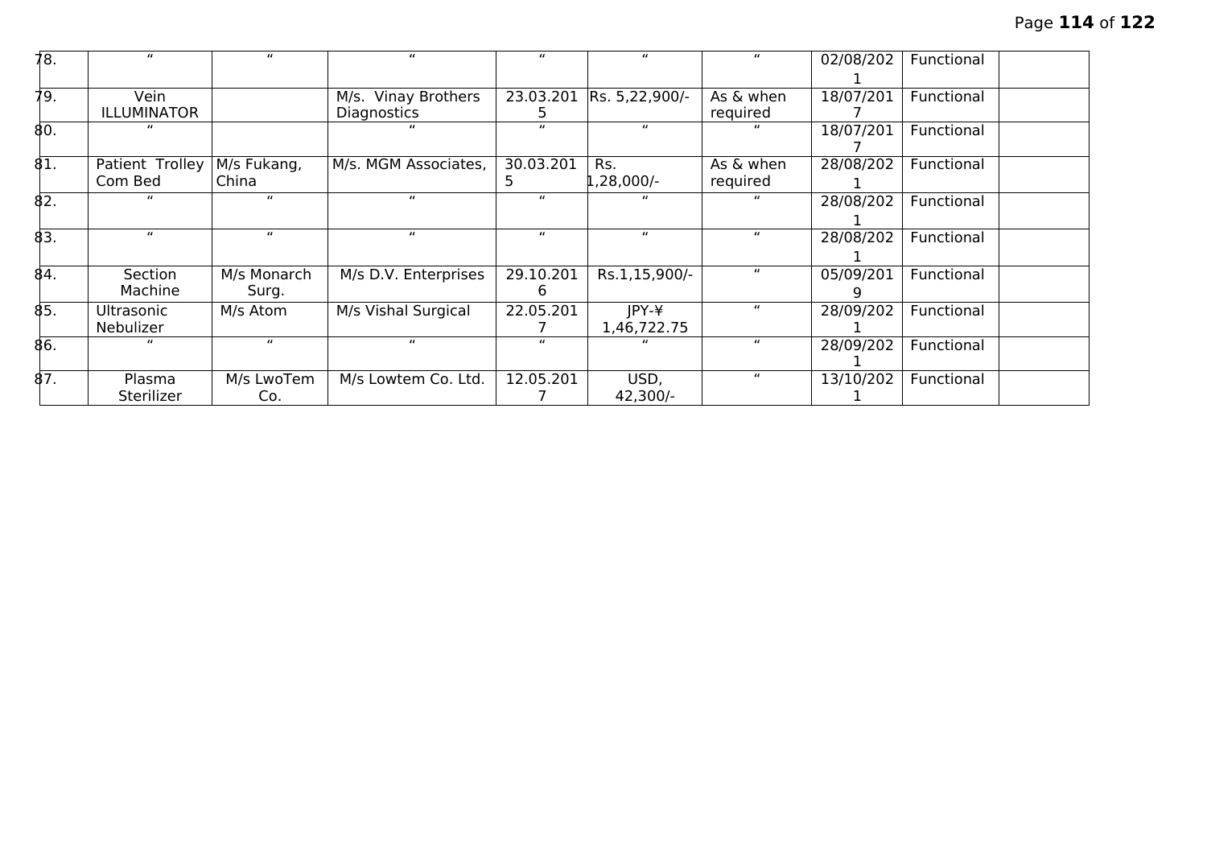| 78. | " | " | " | " | " | " | 02/08/2021 | Functional | |
|---|---|---|---|---|---|---|---|---|---|
| 79. | Vein ILLUMINATOR | | M/s. Vinay Brothers Diagnostics | 23.03.2015 | Rs. 5,22,900/- | As & when required | 18/07/2017 | Functional | |
| 80. | " | | " | " | " | " | 18/07/2017 | Functional | |
| 81. | Patient Trolley Com Bed | M/s Fukang, China | M/s. MGM Associates, | 30.03.2015 | Rs. 1,28,000/- | As & when required | 28/08/2021 | Functional | |
| 82. | " | " | " | " | " | " | 28/08/2021 | Functional | |
| 83. | " | " | " | " | " | " | 28/08/2021 | Functional | |
| 84. | Section Machine | M/s Monarch Surg. | M/s D.V. Enterprises | 29.10.2016 | Rs.1,15,900/- | " | 05/09/2019 | Functional | |
| 85. | Ultrasonic Nebulizer | M/s Atom | M/s Vishal Surgical | 22.05.2017 | JPY-¥ 1,46,722.75 | " | 28/09/2021 | Functional | |
| 86. | " | " | " | " | " | " | 28/09/2021 | Functional | |
| 87. | Plasma Sterilizer | M/s LwoTem Co. | M/s Lowtem Co. Ltd. | 12.05.2017 | USD, 42,300/- | " | 13/10/2021 | Functional | |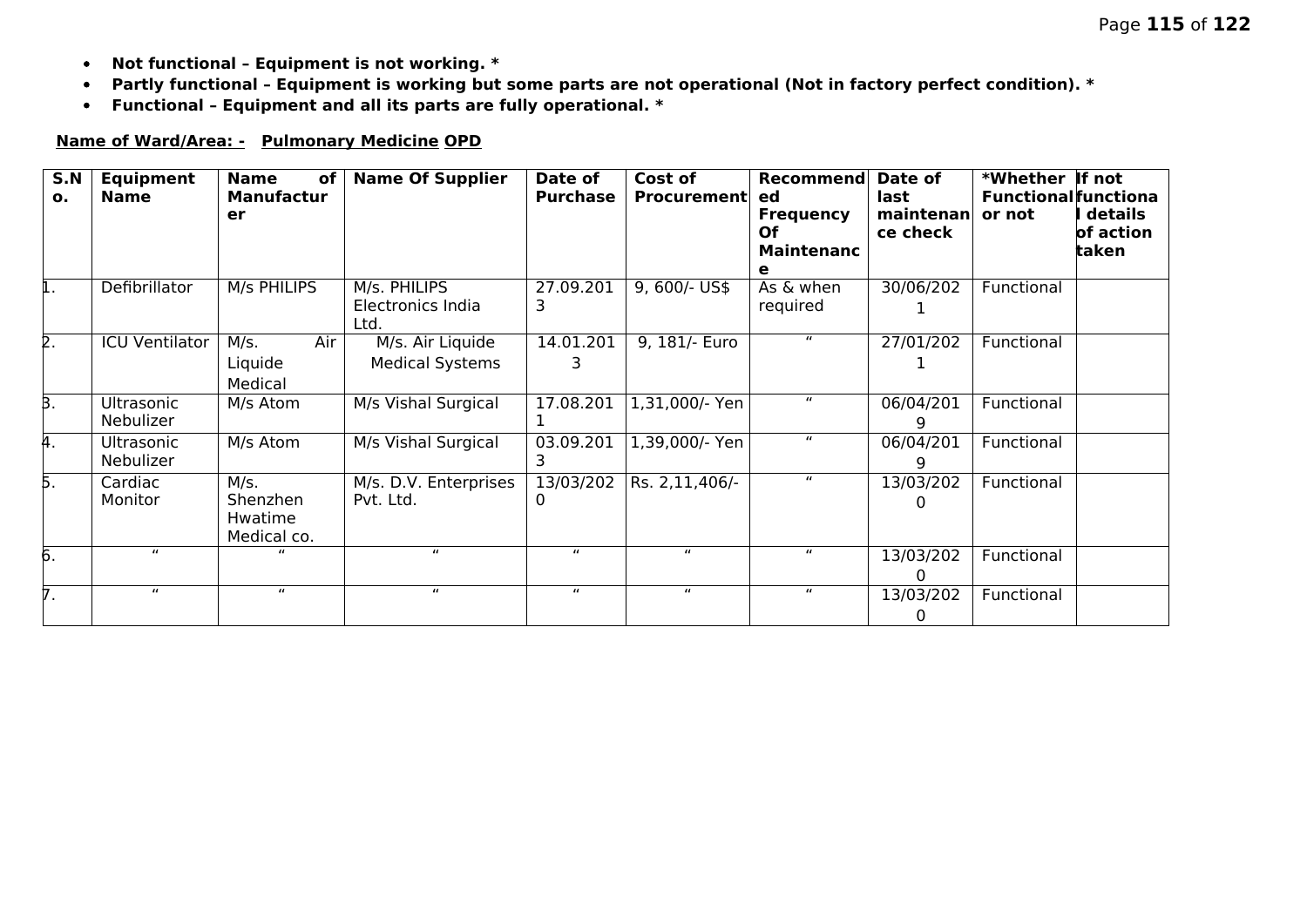- **Not functional – Equipment is not working. ***
- **Partly functional – Equipment is working but some parts are not operational (Not in factory perfect condition). ***
- **Functional – Equipment and all its parts are fully operational. ***

**Name of Ward/Area: - Pulmonary Medicine OPD**

| S.No. | Equipment Name | Name of Manufacturer | Name Of Supplier | Date of Purchase | Cost of Procurement | Recommended Frequency Of Maintenance | Date of last maintenance check | *Whether Functional or not | If not functional details of action taken |
|---|---|---|---|---|---|---|---|---|---|
| 1. | Defibrillator | M/s PHILIPS | M/s. PHILIPS Electronics India Ltd. | 27.09.2013 | 9, 600/- US$ | As & when required | 30/06/2021 | Functional | |
| 2. | ICU Ventilator | M/s. Air Liquide Medical | M/s. Air Liquide Medical Systems | 14.01.2013 | 9, 181/- Euro | " | 27/01/2021 | Functional | |
| 3. | Ultrasonic Nebulizer | M/s Atom | M/s Vishal Surgical | 17.08.2011 | 1,31,000/- Yen | " | 06/04/2019 | Functional | |
| 4. | Ultrasonic Nebulizer | M/s Atom | M/s Vishal Surgical | 03.09.2013 | 1,39,000/- Yen | " | 06/04/2019 | Functional | |
| 5. | Cardiac Monitor | M/s. Shenzhen Hwatime Medical co. | M/s. D.V. Enterprises Pvt. Ltd. | 13/03/2020 | Rs. 2,11,406/- | " | 13/03/2020 | Functional | |
| 6. | " | " | " | " | " | " | 13/03/2020 | Functional | |
| 7. | " | " | " | " | " | " | 13/03/2020 | Functional | |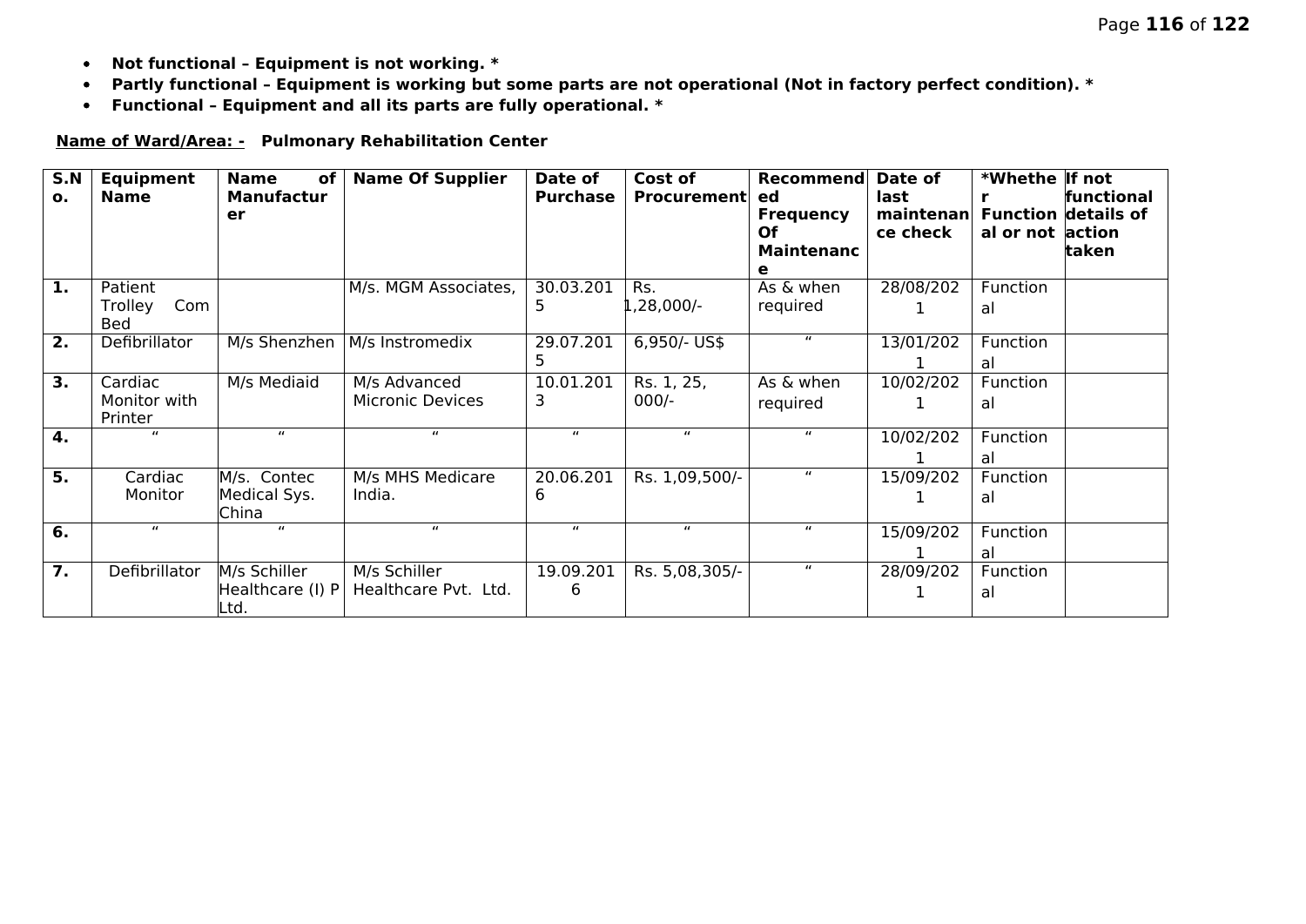- **Not functional – Equipment is not working. ***
- **Partly functional – Equipment is working but some parts are not operational (Not in factory perfect condition). ***
- **Functional – Equipment and all its parts are fully operational. ***

**<u>Name of Ward/Area: -</u> Pulmonary Rehabilitation Center**

| S.No. | Equipment Name | Name of Manufacturer | Name Of Supplier | Date of Purchase | Cost of Procurement | Recommended Frequency Of Maintenance | Date of last maintenance check | *Whether Functional or not | If not functional details of action taken |
|---|---|---|---|---|---|---|---|---|---|
| **1.** | Patient Trolley Com Bed | | M/s. MGM Associates, | 30.03.2015 | Rs. 1,28,000/- | As & when required | 28/08/2021 | Functional | |
| **2.** | Defibrillator | M/s Shenzhen | M/s Instromedix | 29.07.2015 | 6,950/- US$ | " | 13/01/2021 | Functional | |
| **3.** | Cardiac Monitor with Printer | M/s Mediaid | M/s Advanced Micronic Devices | 10.01.2013 | Rs. 1, 25, 000/- | As & when required | 10/02/2021 | Functional | |
| **4.** | " | " | " | " | " | " | 10/02/2021 | Functional | |
| **5.** | Cardiac Monitor | M/s. Contec Medical Sys. China | M/s MHS Medicare India. | 20.06.2016 | Rs. 1,09,500/- | " | 15/09/2021 | Functional | |
| **6.** | " | " | " | " | " | " | 15/09/2021 | Functional | |
| **7.** | Defibrillator | M/s Schiller Healthcare (I) P Ltd. | M/s Schiller Healthcare Pvt. Ltd. | 19.09.2016 | Rs. 5,08,305/- | " | 28/09/2021 | Functional | |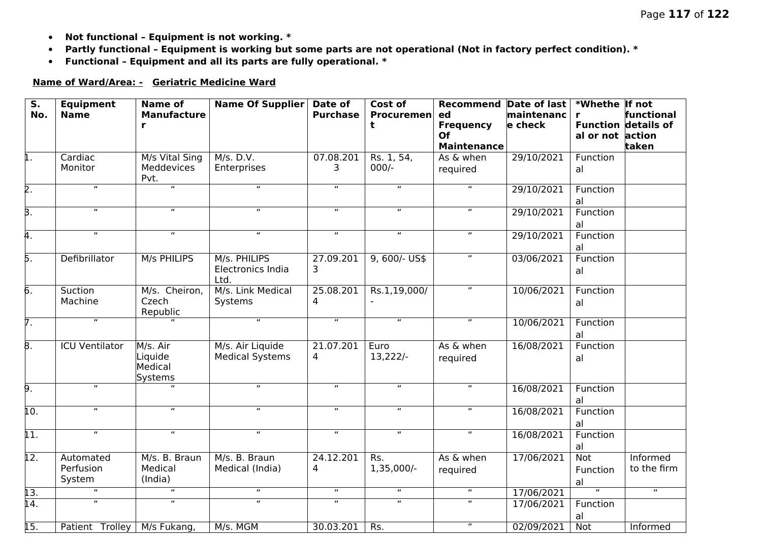- **Not functional – Equipment is not working. ***
- **Partly functional – Equipment is working but some parts are not operational (Not in factory perfect condition). ***
- **Functional – Equipment and all its parts are fully operational. ***

**Name of Ward/Area: - Geriatric Medicine Ward**

| S. No. | Equipment Name | Name of Manufacturer | Name Of Supplier | Date of Purchase | Cost of Procurement | Recommended Frequency Of Maintenance | Date of last maintenance check | *Whether Functional or not | If not functional details of action taken |
|---|---|---|---|---|---|---|---|---|---|
| 1. | Cardiac Monitor | M/s Vital Sing Meddevices Pvt. | M/s. D.V. Enterprises | 07.08.2013 | Rs. 1, 54, 000/- | As & when required | 29/10/2021 | Functional | |
| 2. | " | " | " | " | " | " | 29/10/2021 | Functional | |
| 3. | " | " | " | " | " | " | 29/10/2021 | Functional | |
| 4. | " | " | " | " | " | " | 29/10/2021 | Functional | |
| 5. | Defibrillator | M/s PHILIPS | M/s. PHILIPS Electronics India Ltd. | 27.09.2013 | 9, 600/- US$ | " | 03/06/2021 | Functional | |
| 6. | Suction Machine | M/s. Cheiron, Czech Republic | M/s. Link Medical Systems | 25.08.2014 | Rs.1,19,000/- | " | 10/06/2021 | Functional | |
| 7. | " | " | " | " | " | " | 10/06/2021 | Functional | |
| 8. | ICU Ventilator | M/s. Air Liquide Medical Systems | M/s. Air Liquide Medical Systems | 21.07.2014 | Euro 13,222/- | As & when required | 16/08/2021 | Functional | |
| 9. | " | " | " | " | " | " | 16/08/2021 | Functional | |
| 10. | " | " | " | " | " | " | 16/08/2021 | Functional | |
| 11. | " | " | " | " | " | " | 16/08/2021 | Functional | |
| 12. | Automated Perfusion System | M/s. B. Braun Medical (India) | M/s. B. Braun Medical (India) | 24.12.2014 | Rs. 1,35,000/- | As & when required | 17/06/2021 | Not Functional | Informed to the firm |
| 13. | " | " | " | " | " | " | 17/06/2021 | " | " |
| 14. | " | " | " | " | " | " | 17/06/2021 | Functional | |
| 15. | Patient Trolley | M/s Fukang, | M/s. MGM | 30.03.201 | Rs. | " | 02/09/2021 | Not | Informed |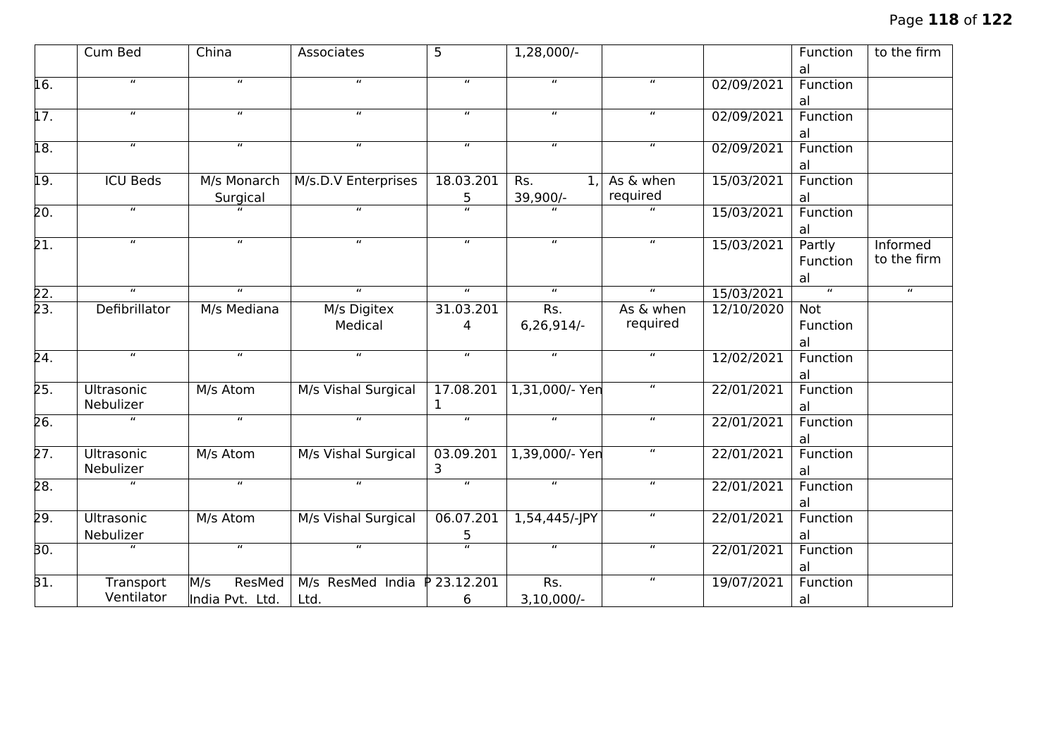|  | Cum Bed | China | Associates | 5 | 1,28,000/- |  |  | Functional | to the firm |
|---|---|---|---|---|---|---|---|---|---|
| 16. | " | " | " | " | " | " | 02/09/2021 | Functional |  |
| 17. | " | " | " | " | " | " | 02/09/2021 | Functional |  |
| 18. | " | " | " | " | " | " | 02/09/2021 | Functional |  |
| 19. | ICU Beds | M/s Monarch Surgical | M/s.D.V Enterprises | 18.03.2015 | Rs. 1, 39,900/- | As & when required | 15/03/2021 | Functional |  |
| 20. | " | " | " | " | " | " | 15/03/2021 | Functional |  |
| 21. | " | " | " | " | " | " | 15/03/2021 | Partly Functional | Informed to the firm |
| 22. | " | " | " | " | " | " | 15/03/2021 | " | " |
| 23. | Defibrillator | M/s Mediana | M/s Digitex Medical | 31.03.2014 | Rs. 6,26,914/- | As & when required | 12/10/2020 | Not Functional |  |
| 24. | " | " | " | " | " | " | 12/02/2021 | Functional |  |
| 25. | Ultrasonic Nebulizer | M/s Atom | M/s Vishal Surgical | 17.08.2011 | 1,31,000/- Yen | " | 22/01/2021 | Functional |  |
| 26. | " | " | " | " | " | " | 22/01/2021 | Functional |  |
| 27. | Ultrasonic Nebulizer | M/s Atom | M/s Vishal Surgical | 03.09.2013 | 1,39,000/- Yen | " | 22/01/2021 | Functional |  |
| 28. | " | " | " | " | " | " | 22/01/2021 | Functional |  |
| 29. | Ultrasonic Nebulizer | M/s Atom | M/s Vishal Surgical | 06.07.2015 | 1,54,445/-JPY | " | 22/01/2021 | Functional |  |
| 30. | " | " | " | " | " | " | 22/01/2021 | Functional |  |
| 31. | Transport Ventilator | M/s ResMed India Pvt. Ltd. | M/s ResMed India P Ltd. | 23.12.2016 | Rs. 3,10,000/- | " | 19/07/2021 | Functional |  |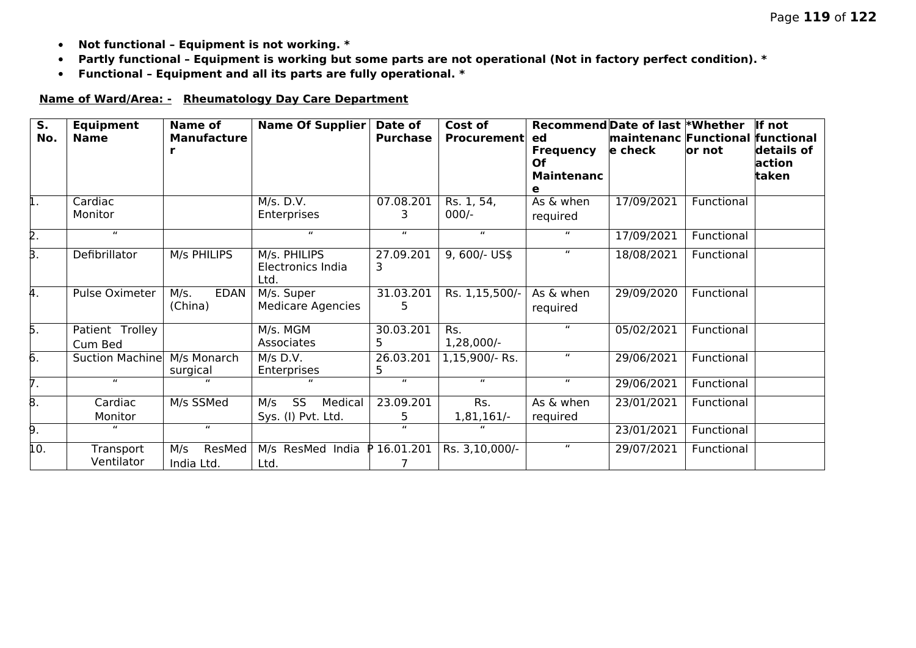- **Not functional – Equipment is not working. ***
- **Partly functional – Equipment is working but some parts are not operational (Not in factory perfect condition). ***
- **Functional – Equipment and all its parts are fully operational. ***

**Name of Ward/Area: -  Rheumatology Day Care Department**

| S. No. | Equipment Name | Name of Manufacturer | Name Of Supplier | Date of Purchase | Cost of Procurement | Recommended Frequency Of Maintenance | Date of last maintenance check | *Whether Functional or not | If not functional details of action taken |
|---|---|---|---|---|---|---|---|---|---|
| 1. | Cardiac Monitor | | M/s. D.V. Enterprises | 07.08.2013 | Rs. 1, 54, 000/- | As & when required | 17/09/2021 | Functional | |
| 2. | " | | " | " | " | " | 17/09/2021 | Functional | |
| 3. | Defibrillator | M/s PHILIPS | M/s. PHILIPS Electronics India Ltd. | 27.09.2013 | 9, 600/- US$ | " | 18/08/2021 | Functional | |
| 4. | Pulse Oximeter | M/s. EDAN (China) | M/s. Super Medicare Agencies | 31.03.2015 | Rs. 1,15,500/- | As & when required | 29/09/2020 | Functional | |
| 5. | Patient Trolley Cum Bed | | M/s. MGM Associates | 30.03.2015 | Rs. 1,28,000/- | " | 05/02/2021 | Functional | |
| 6. | Suction Machine | M/s Monarch surgical | M/s D.V. Enterprises | 26.03.2015 | 1,15,900/- Rs. | " | 29/06/2021 | Functional | |
| 7. | " | " | " | " | " | " | 29/06/2021 | Functional | |
| 8. | Cardiac Monitor | M/s SSMed | M/s SS Medical Sys. (I) Pvt. Ltd. | 23.09.2015 | Rs. 1,81,161/- | As & when required | 23/01/2021 | Functional | |
| 9. | " | " | | " | " | | 23/01/2021 | Functional | |
| 10. | Transport Ventilator | M/s ResMed India Ltd. | M/s ResMed India P Ltd. | 16.01.2017 | Rs. 3,10,000/- | " | 29/07/2021 | Functional | |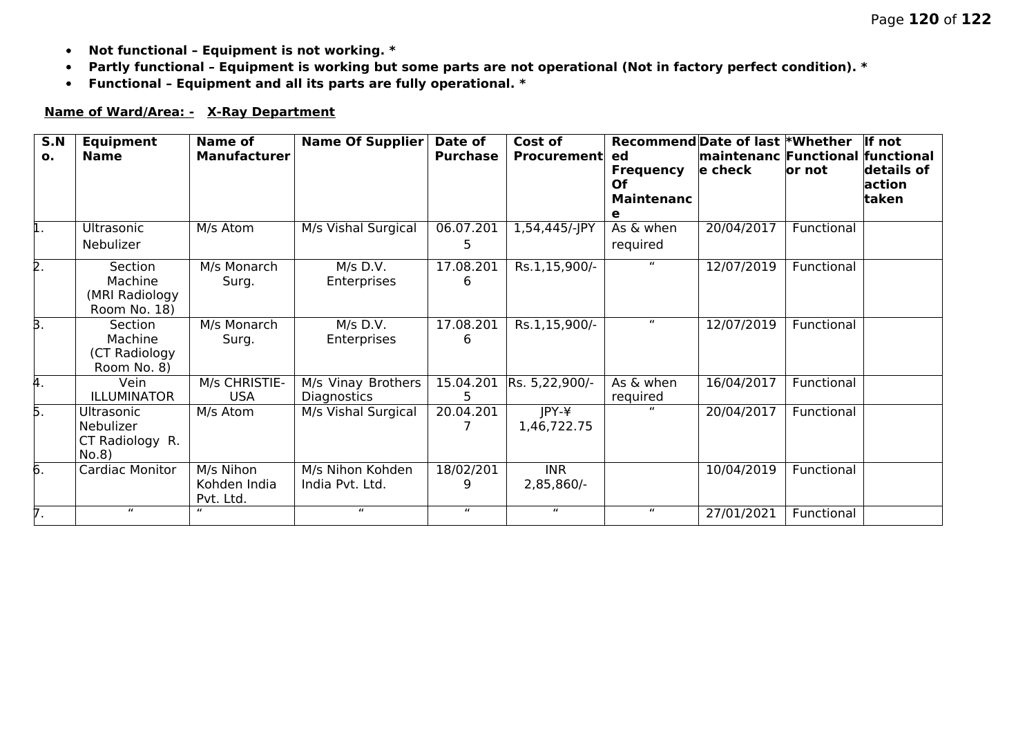- **Not functional – Equipment is not working. ***
- **Partly functional – Equipment is working but some parts are not operational (Not in factory perfect condition). ***
- **Functional – Equipment and all its parts are fully operational. ***

**Name of Ward/Area: - X-Ray Department**

| S.No. | Equipment Name | Name of Manufacturer | Name Of Supplier | Date of Purchase | Cost of Procurement | Recommended Frequency Of Maintenance | Date of last maintenance check | *Whether Functional or not | If not functional details of action taken |
|---|---|---|---|---|---|---|---|---|---|
| 1. | Ultrasonic Nebulizer | M/s Atom | M/s Vishal Surgical | 06.07.2015 | 1,54,445/-JPY | As & when required | 20/04/2017 | Functional | |
| 2. | Section Machine (MRI Radiology Room No. 18) | M/s Monarch Surg. | M/s D.V. Enterprises | 17.08.2016 | Rs.1,15,900/- | " | 12/07/2019 | Functional | |
| 3. | Section Machine (CT Radiology Room No. 8) | M/s Monarch Surg. | M/s D.V. Enterprises | 17.08.2016 | Rs.1,15,900/- | " | 12/07/2019 | Functional | |
| 4. | Vein ILLUMINATOR | M/s CHRISTIE-USA | M/s Vinay Brothers Diagnostics | 15.04.2015 | Rs. 5,22,900/- | As & when required | 16/04/2017 | Functional | |
| 5. | Ultrasonic Nebulizer CT Radiology R. No.8) | M/s Atom | M/s Vishal Surgical | 20.04.2017 | JPY-¥ 1,46,722.75 | " | 20/04/2017 | Functional | |
| 6. | Cardiac Monitor | M/s Nihon Kohden India Pvt. Ltd. | M/s Nihon Kohden India Pvt. Ltd. | 18/02/2019 | INR 2,85,860/- | | 10/04/2019 | Functional | |
| 7. | " | " | " | " | " | " | 27/01/2021 | Functional | |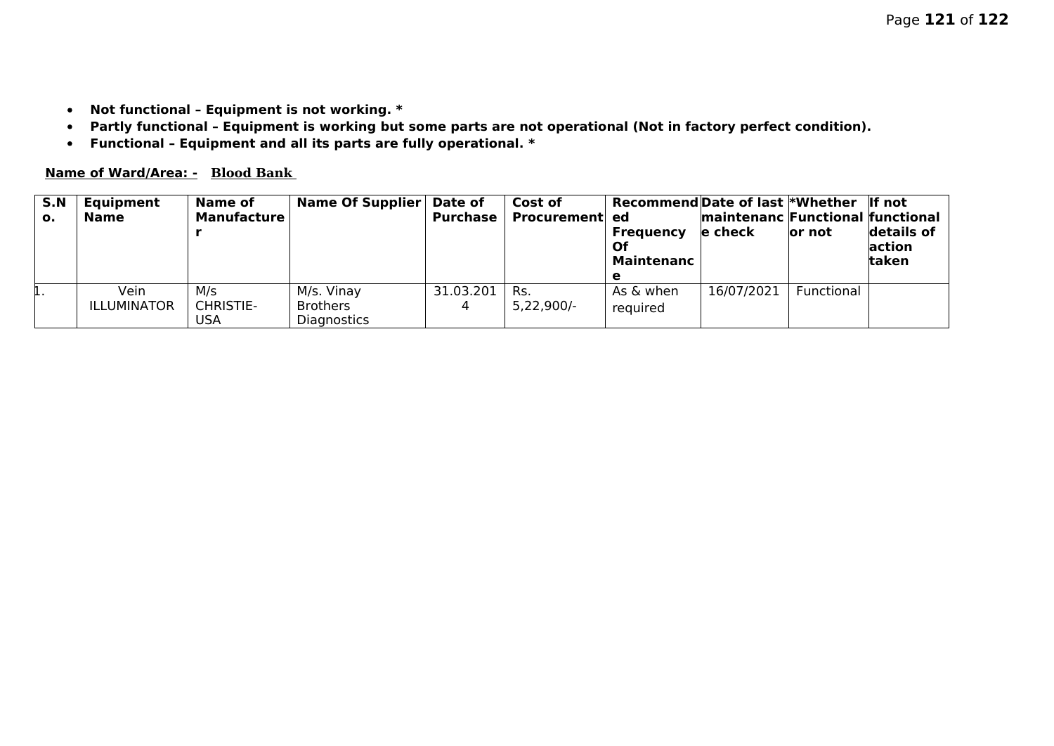- **Not functional – Equipment is not working. ***
- **Partly functional – Equipment is working but some parts are not operational (Not in factory perfect condition).**
- **Functional – Equipment and all its parts are fully operational. ***

**Name of Ward/Area: - Blood Bank**

| S.No. | Equipment Name | Name of Manufacturer | Name Of Supplier | Date of Purchase | Cost of Procurement | Recommended Frequency Of Maintenance | Date of last maintenance check | *Whether Functional or not | If not functional details of action taken |
|---|---|---|---|---|---|---|---|---|---|
| 1. | Vein ILLUMINATOR | M/s CHRISTIE-USA | M/s. Vinay Brothers Diagnostics | 31.03.2014 | Rs. 5,22,900/- | As & when required | 16/07/2021 | Functional | |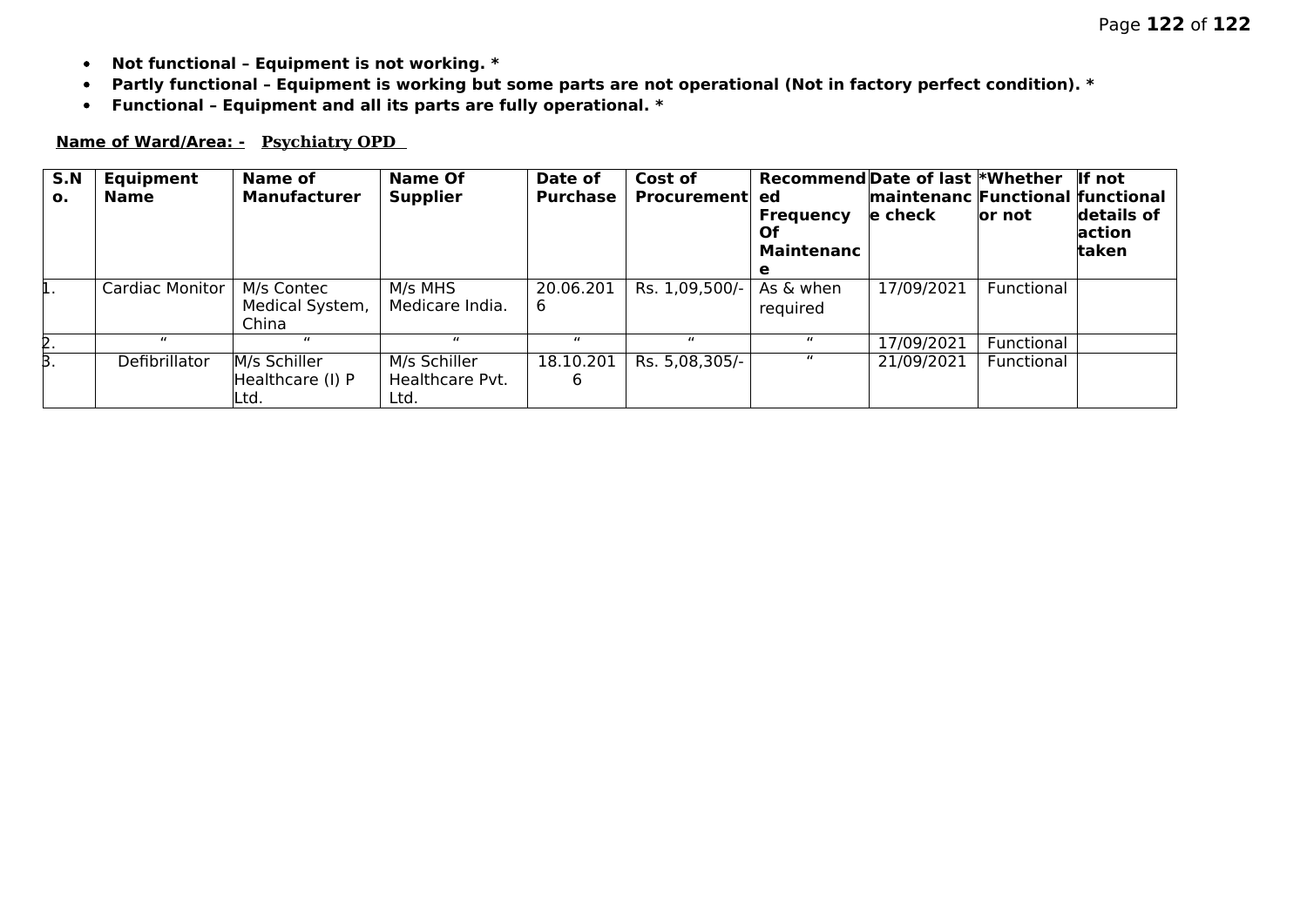- **Not functional – Equipment is not working. ***
- **Partly functional – Equipment is working but some parts are not operational (Not in factory perfect condition). ***
- **Functional – Equipment and all its parts are fully operational. ***

**Name of Ward/Area: - Psychiatry OPD**

| S.No. | Equipment Name | Name of Manufacturer | Name Of Supplier | Date of Purchase | Cost of Procurement | Recommended Frequency Of Maintenance | Date of last maintenance check | *Whether Functional or not | If not functional details of action taken |
|---|---|---|---|---|---|---|---|---|---|
| 1. | Cardiac Monitor | M/s Contec Medical System, China | M/s MHS Medicare India. | 20.06.2016 | Rs. 1,09,500/- | As & when required | 17/09/2021 | Functional | |
| 2. | " | " | " | " | " | " | 17/09/2021 | Functional | |
| 3. | Defibrillator | M/s Schiller Healthcare (I) P Ltd. | M/s Schiller Healthcare Pvt. Ltd. | 18.10.2016 | Rs. 5,08,305/- | " | 21/09/2021 | Functional | |